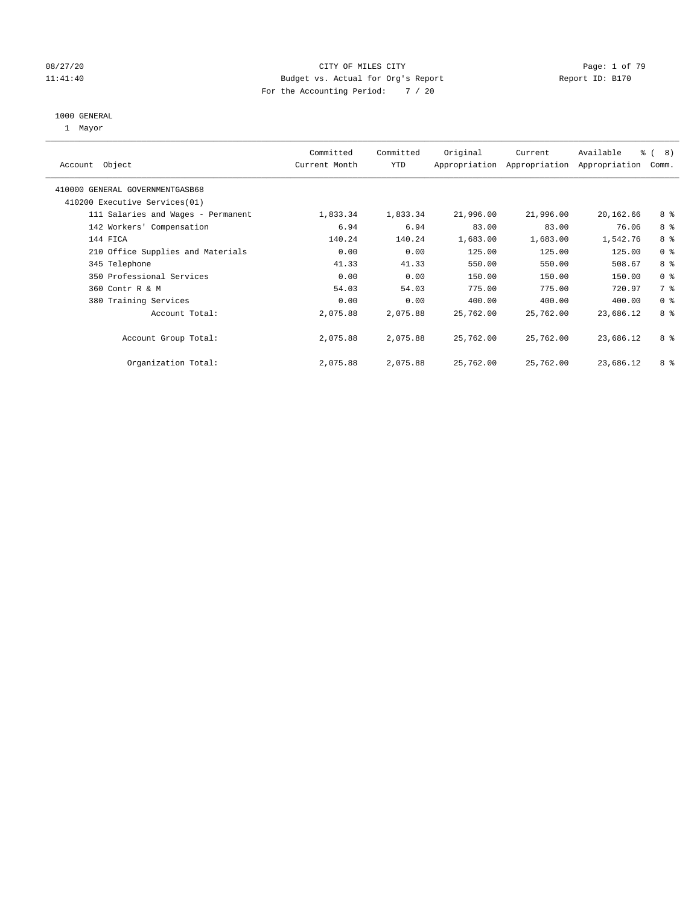CITY OF MILES CITY
Budget vs. Actual for Org's Report
For the Accounting Period: 7 / 20

08/27/20
11:41:40

Report ID: B170

1000 GENERAL
1 Mayor

| Account Object | Committed Current Month | Committed YTD | Original Appropriation | Current Appropriation | Available Appropriation | % ( 8) Comm. |
|---|---|---|---|---|---|---|
| 410000 GENERAL GOVERNMENTGASB68 | | | | | | |
| 410200 Executive Services(01) | | | | | | |
| 111 Salaries and Wages - Permanent | 1,833.34 | 1,833.34 | 21,996.00 | 21,996.00 | 20,162.66 | 8 % |
| 142 Workers' Compensation | 6.94 | 6.94 | 83.00 | 83.00 | 76.06 | 8 % |
| 144 FICA | 140.24 | 140.24 | 1,683.00 | 1,683.00 | 1,542.76 | 8 % |
| 210 Office Supplies and Materials | 0.00 | 0.00 | 125.00 | 125.00 | 125.00 | 0 % |
| 345 Telephone | 41.33 | 41.33 | 550.00 | 550.00 | 508.67 | 8 % |
| 350 Professional Services | 0.00 | 0.00 | 150.00 | 150.00 | 150.00 | 0 % |
| 360 Contr R & M | 54.03 | 54.03 | 775.00 | 775.00 | 720.97 | 7 % |
| 380 Training Services | 0.00 | 0.00 | 400.00 | 400.00 | 400.00 | 0 % |
| Account Total: | 2,075.88 | 2,075.88 | 25,762.00 | 25,762.00 | 23,686.12 | 8 % |
| Account Group Total: | 2,075.88 | 2,075.88 | 25,762.00 | 25,762.00 | 23,686.12 | 8 % |
| Organization Total: | 2,075.88 | 2,075.88 | 25,762.00 | 25,762.00 | 23,686.12 | 8 % |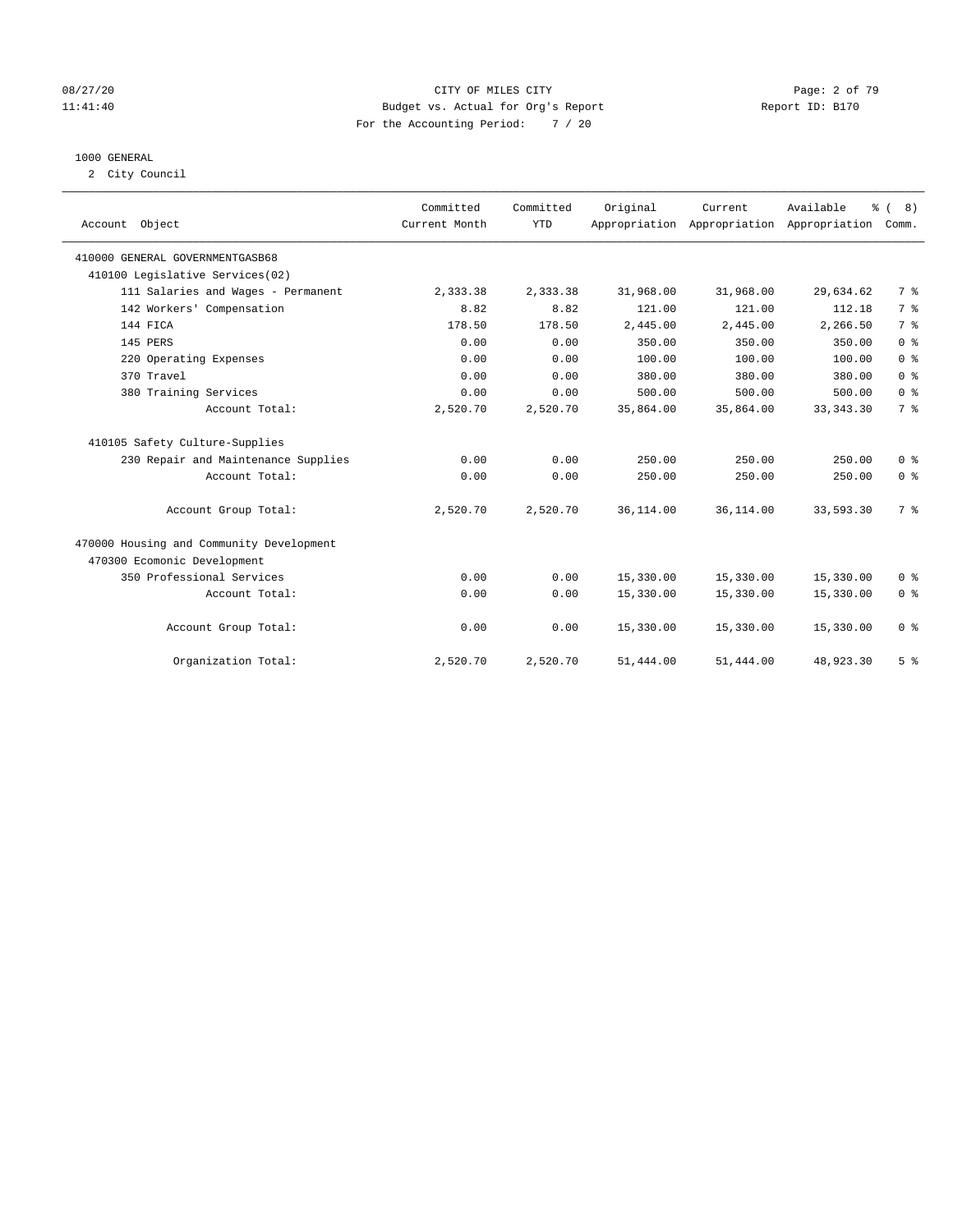CITY OF MILES CITY

Budget vs. Actual for Org's Report

For the Accounting Period: 7 / 20

08/27/20 11:41:40 — Report ID: B170

## 1000 GENERAL

2 City Council

| Account Object | Committed Current Month | Committed YTD | Original Appropriation | Current Appropriation | Available Appropriation | % ( 8) Comm. |
|---|---|---|---|---|---|---|
| 410000 GENERAL GOVERNMENTGASB68 | | | | | | |
| 410100 Legislative Services(02) | | | | | | |
| 111 Salaries and Wages - Permanent | 2,333.38 | 2,333.38 | 31,968.00 | 31,968.00 | 29,634.62 | 7 % |
| 142 Workers' Compensation | 8.82 | 8.82 | 121.00 | 121.00 | 112.18 | 7 % |
| 144 FICA | 178.50 | 178.50 | 2,445.00 | 2,445.00 | 2,266.50 | 7 % |
| 145 PERS | 0.00 | 0.00 | 350.00 | 350.00 | 350.00 | 0 % |
| 220 Operating Expenses | 0.00 | 0.00 | 100.00 | 100.00 | 100.00 | 0 % |
| 370 Travel | 0.00 | 0.00 | 380.00 | 380.00 | 380.00 | 0 % |
| 380 Training Services | 0.00 | 0.00 | 500.00 | 500.00 | 500.00 | 0 % |
| Account Total: | 2,520.70 | 2,520.70 | 35,864.00 | 35,864.00 | 33,343.30 | 7 % |
| 410105 Safety Culture-Supplies | | | | | | |
| 230 Repair and Maintenance Supplies | 0.00 | 0.00 | 250.00 | 250.00 | 250.00 | 0 % |
| Account Total: | 0.00 | 0.00 | 250.00 | 250.00 | 250.00 | 0 % |
| Account Group Total: | 2,520.70 | 2,520.70 | 36,114.00 | 36,114.00 | 33,593.30 | 7 % |
| 470000 Housing and Community Development | | | | | | |
| 470300 Ecomonic Development | | | | | | |
| 350 Professional Services | 0.00 | 0.00 | 15,330.00 | 15,330.00 | 15,330.00 | 0 % |
| Account Total: | 0.00 | 0.00 | 15,330.00 | 15,330.00 | 15,330.00 | 0 % |
| Account Group Total: | 0.00 | 0.00 | 15,330.00 | 15,330.00 | 15,330.00 | 0 % |
| Organization Total: | 2,520.70 | 2,520.70 | 51,444.00 | 51,444.00 | 48,923.30 | 5 % |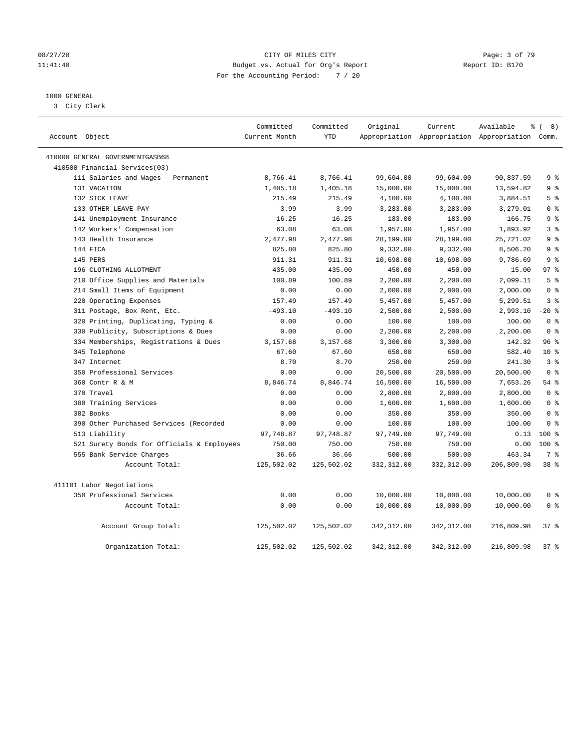08/27/20 CITY OF MILES CITY
11:41:40 Budget vs. Actual for Org's Report Report ID: B170
For the Accounting Period: 7 / 20

1000 GENERAL
3 City Clerk

| Account Object | Committed Current Month | Committed YTD | Original Appropriation | Current Appropriation | Available Appropriation | % ( 8) Comm. |
|---|---|---|---|---|---|---|
| 410000 GENERAL GOVERNMENTGASB68 | | | | | | |
| 410500 Financial Services(03) | | | | | | |
| 111 Salaries and Wages - Permanent | 8,766.41 | 8,766.41 | 99,604.00 | 99,604.00 | 90,837.59 | 9 % |
| 131 VACATION | 1,405.18 | 1,405.18 | 15,000.00 | 15,000.00 | 13,594.82 | 9 % |
| 132 SICK LEAVE | 215.49 | 215.49 | 4,100.00 | 4,100.00 | 3,884.51 | 5 % |
| 133 OTHER LEAVE PAY | 3.99 | 3.99 | 3,283.00 | 3,283.00 | 3,279.01 | 0 % |
| 141 Unemployment Insurance | 16.25 | 16.25 | 183.00 | 183.00 | 166.75 | 9 % |
| 142 Workers' Compensation | 63.08 | 63.08 | 1,957.00 | 1,957.00 | 1,893.92 | 3 % |
| 143 Health Insurance | 2,477.98 | 2,477.98 | 28,199.00 | 28,199.00 | 25,721.02 | 9 % |
| 144 FICA | 825.80 | 825.80 | 9,332.00 | 9,332.00 | 8,506.20 | 9 % |
| 145 PERS | 911.31 | 911.31 | 10,698.00 | 10,698.00 | 9,786.69 | 9 % |
| 196 CLOTHING ALLOTMENT | 435.00 | 435.00 | 450.00 | 450.00 | 15.00 | 97 % |
| 210 Office Supplies and Materials | 100.89 | 100.89 | 2,200.00 | 2,200.00 | 2,099.11 | 5 % |
| 214 Small Items of Equipment | 0.00 | 0.00 | 2,000.00 | 2,000.00 | 2,000.00 | 0 % |
| 220 Operating Expenses | 157.49 | 157.49 | 5,457.00 | 5,457.00 | 5,299.51 | 3 % |
| 311 Postage, Box Rent, Etc. | -493.10 | -493.10 | 2,500.00 | 2,500.00 | 2,993.10 | -20 % |
| 320 Printing, Duplicating, Typing & | 0.00 | 0.00 | 100.00 | 100.00 | 100.00 | 0 % |
| 330 Publicity, Subscriptions & Dues | 0.00 | 0.00 | 2,200.00 | 2,200.00 | 2,200.00 | 0 % |
| 334 Memberships, Registrations & Dues | 3,157.68 | 3,157.68 | 3,300.00 | 3,300.00 | 142.32 | 96 % |
| 345 Telephone | 67.60 | 67.60 | 650.00 | 650.00 | 582.40 | 10 % |
| 347 Internet | 8.70 | 8.70 | 250.00 | 250.00 | 241.30 | 3 % |
| 350 Professional Services | 0.00 | 0.00 | 20,500.00 | 20,500.00 | 20,500.00 | 0 % |
| 360 Contr R & M | 8,846.74 | 8,846.74 | 16,500.00 | 16,500.00 | 7,653.26 | 54 % |
| 370 Travel | 0.00 | 0.00 | 2,800.00 | 2,800.00 | 2,800.00 | 0 % |
| 380 Training Services | 0.00 | 0.00 | 1,600.00 | 1,600.00 | 1,600.00 | 0 % |
| 382 Books | 0.00 | 0.00 | 350.00 | 350.00 | 350.00 | 0 % |
| 390 Other Purchased Services (Recorded | 0.00 | 0.00 | 100.00 | 100.00 | 100.00 | 0 % |
| 513 Liability | 97,748.87 | 97,748.87 | 97,749.00 | 97,749.00 | 0.13 | 100 % |
| 521 Surety Bonds for Officials & Employees | 750.00 | 750.00 | 750.00 | 750.00 | 0.00 | 100 % |
| 555 Bank Service Charges | 36.66 | 36.66 | 500.00 | 500.00 | 463.34 | 7 % |
| Account Total: | 125,502.02 | 125,502.02 | 332,312.00 | 332,312.00 | 206,809.98 | 38 % |
| 411101 Labor Negotiations | | | | | | |
| 350 Professional Services | 0.00 | 0.00 | 10,000.00 | 10,000.00 | 10,000.00 | 0 % |
| Account Total: | 0.00 | 0.00 | 10,000.00 | 10,000.00 | 10,000.00 | 0 % |
| Account Group Total: | 125,502.02 | 125,502.02 | 342,312.00 | 342,312.00 | 216,809.98 | 37 % |
| Organization Total: | 125,502.02 | 125,502.02 | 342,312.00 | 342,312.00 | 216,809.98 | 37 % |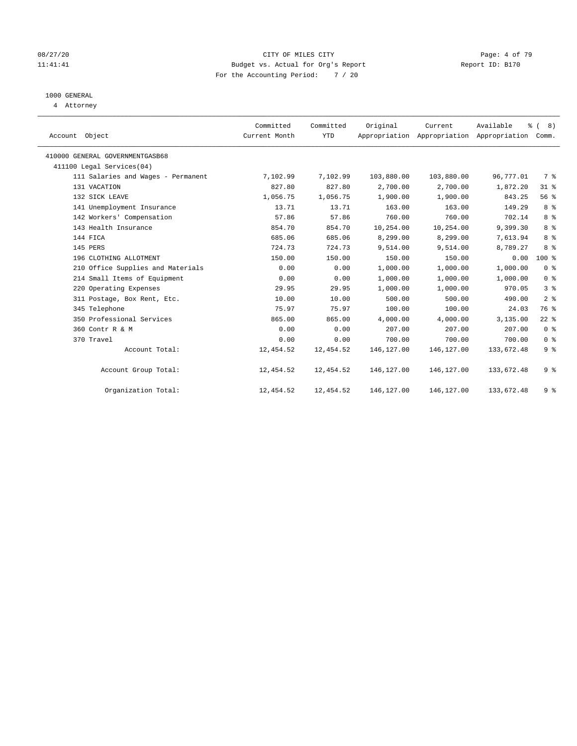CITY OF MILES CITY
Budget vs. Actual for Org's Report
For the Accounting Period: 7 / 20

08/27/20
11:41:41

Report ID: B170

## 1000 GENERAL

4 Attorney

| Account Object | Committed Current Month | Committed YTD | Original Appropriation | Current Appropriation | Available Appropriation | % ( 8) Comm. |
|---|---|---|---|---|---|---|
| 410000 GENERAL GOVERNMENTGASB68 | | | | | | |
| 411100 Legal Services(04) | | | | | | |
| 111 Salaries and Wages - Permanent | 7,102.99 | 7,102.99 | 103,880.00 | 103,880.00 | 96,777.01 | 7 % |
| 131 VACATION | 827.80 | 827.80 | 2,700.00 | 2,700.00 | 1,872.20 | 31 % |
| 132 SICK LEAVE | 1,056.75 | 1,056.75 | 1,900.00 | 1,900.00 | 843.25 | 56 % |
| 141 Unemployment Insurance | 13.71 | 13.71 | 163.00 | 163.00 | 149.29 | 8 % |
| 142 Workers' Compensation | 57.86 | 57.86 | 760.00 | 760.00 | 702.14 | 8 % |
| 143 Health Insurance | 854.70 | 854.70 | 10,254.00 | 10,254.00 | 9,399.30 | 8 % |
| 144 FICA | 685.06 | 685.06 | 8,299.00 | 8,299.00 | 7,613.94 | 8 % |
| 145 PERS | 724.73 | 724.73 | 9,514.00 | 9,514.00 | 8,789.27 | 8 % |
| 196 CLOTHING ALLOTMENT | 150.00 | 150.00 | 150.00 | 150.00 | 0.00 | 100 % |
| 210 Office Supplies and Materials | 0.00 | 0.00 | 1,000.00 | 1,000.00 | 1,000.00 | 0 % |
| 214 Small Items of Equipment | 0.00 | 0.00 | 1,000.00 | 1,000.00 | 1,000.00 | 0 % |
| 220 Operating Expenses | 29.95 | 29.95 | 1,000.00 | 1,000.00 | 970.05 | 3 % |
| 311 Postage, Box Rent, Etc. | 10.00 | 10.00 | 500.00 | 500.00 | 490.00 | 2 % |
| 345 Telephone | 75.97 | 75.97 | 100.00 | 100.00 | 24.03 | 76 % |
| 350 Professional Services | 865.00 | 865.00 | 4,000.00 | 4,000.00 | 3,135.00 | 22 % |
| 360 Contr R & M | 0.00 | 0.00 | 207.00 | 207.00 | 207.00 | 0 % |
| 370 Travel | 0.00 | 0.00 | 700.00 | 700.00 | 700.00 | 0 % |
| Account Total: | 12,454.52 | 12,454.52 | 146,127.00 | 146,127.00 | 133,672.48 | 9 % |
| Account Group Total: | 12,454.52 | 12,454.52 | 146,127.00 | 146,127.00 | 133,672.48 | 9 % |
| Organization Total: | 12,454.52 | 12,454.52 | 146,127.00 | 146,127.00 | 133,672.48 | 9 % |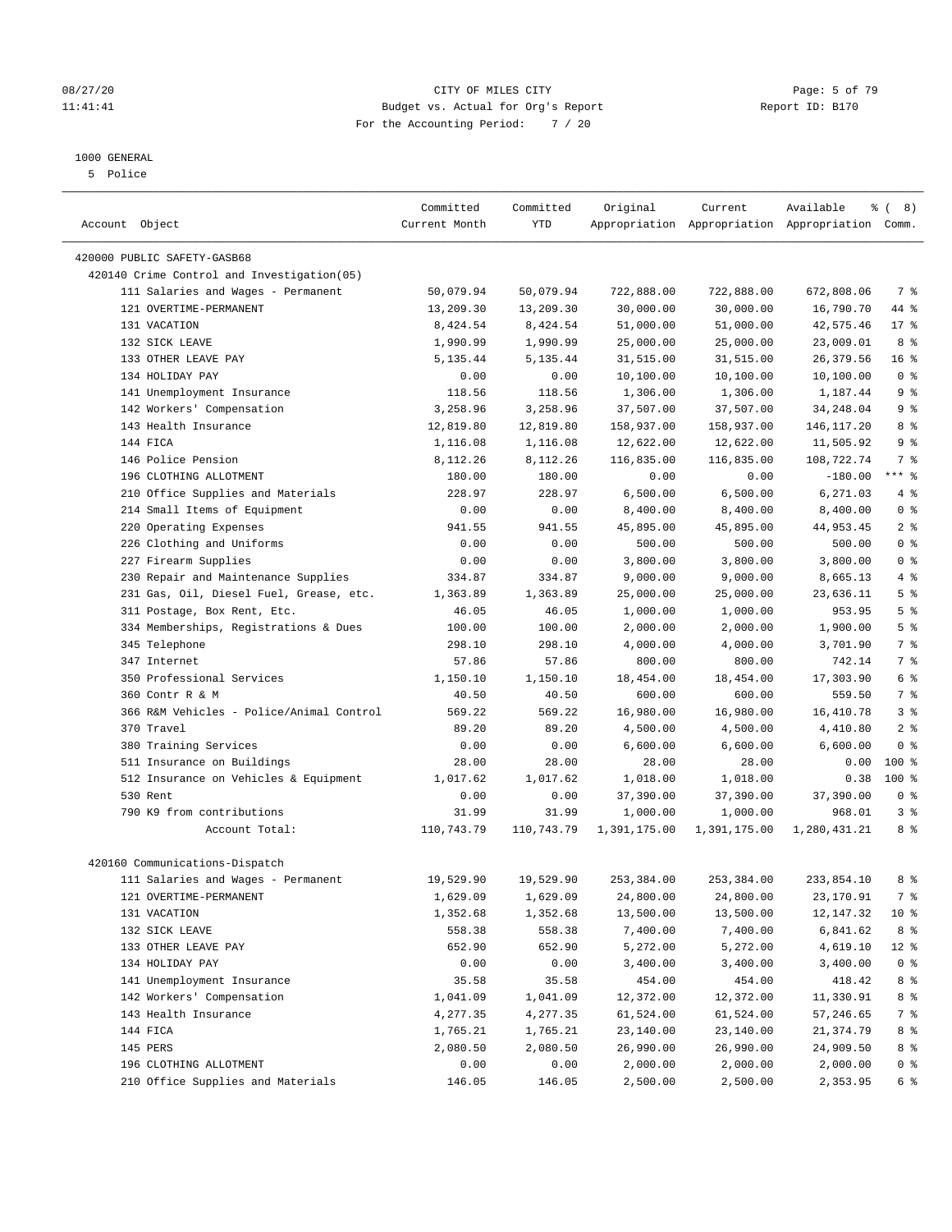CITY OF MILES CITY
Budget vs. Actual for Org's Report
For the Accounting Period: 7 / 20

08/27/20
11:41:41

Report ID: B170

1000 GENERAL
5 Police

| Account Object | Committed Current Month | Committed YTD | Original Appropriation | Current Appropriation | Available Appropriation | % ( 8) Comm. |
|---|---|---|---|---|---|---|
| 420000 PUBLIC SAFETY-GASB68 | | | | | | |
| 420140 Crime Control and Investigation(05) | | | | | | |
| 111 Salaries and Wages - Permanent | 50,079.94 | 50,079.94 | 722,888.00 | 722,888.00 | 672,808.06 | 7 % |
| 121 OVERTIME-PERMANENT | 13,209.30 | 13,209.30 | 30,000.00 | 30,000.00 | 16,790.70 | 44 % |
| 131 VACATION | 8,424.54 | 8,424.54 | 51,000.00 | 51,000.00 | 42,575.46 | 17 % |
| 132 SICK LEAVE | 1,990.99 | 1,990.99 | 25,000.00 | 25,000.00 | 23,009.01 | 8 % |
| 133 OTHER LEAVE PAY | 5,135.44 | 5,135.44 | 31,515.00 | 31,515.00 | 26,379.56 | 16 % |
| 134 HOLIDAY PAY | 0.00 | 0.00 | 10,100.00 | 10,100.00 | 10,100.00 | 0 % |
| 141 Unemployment Insurance | 118.56 | 118.56 | 1,306.00 | 1,306.00 | 1,187.44 | 9 % |
| 142 Workers' Compensation | 3,258.96 | 3,258.96 | 37,507.00 | 37,507.00 | 34,248.04 | 9 % |
| 143 Health Insurance | 12,819.80 | 12,819.80 | 158,937.00 | 158,937.00 | 146,117.20 | 8 % |
| 144 FICA | 1,116.08 | 1,116.08 | 12,622.00 | 12,622.00 | 11,505.92 | 9 % |
| 146 Police Pension | 8,112.26 | 8,112.26 | 116,835.00 | 116,835.00 | 108,722.74 | 7 % |
| 196 CLOTHING ALLOTMENT | 180.00 | 180.00 | 0.00 | 0.00 | -180.00 | *** % |
| 210 Office Supplies and Materials | 228.97 | 228.97 | 6,500.00 | 6,500.00 | 6,271.03 | 4 % |
| 214 Small Items of Equipment | 0.00 | 0.00 | 8,400.00 | 8,400.00 | 8,400.00 | 0 % |
| 220 Operating Expenses | 941.55 | 941.55 | 45,895.00 | 45,895.00 | 44,953.45 | 2 % |
| 226 Clothing and Uniforms | 0.00 | 0.00 | 500.00 | 500.00 | 500.00 | 0 % |
| 227 Firearm Supplies | 0.00 | 0.00 | 3,800.00 | 3,800.00 | 3,800.00 | 0 % |
| 230 Repair and Maintenance Supplies | 334.87 | 334.87 | 9,000.00 | 9,000.00 | 8,665.13 | 4 % |
| 231 Gas, Oil, Diesel Fuel, Grease, etc. | 1,363.89 | 1,363.89 | 25,000.00 | 25,000.00 | 23,636.11 | 5 % |
| 311 Postage, Box Rent, Etc. | 46.05 | 46.05 | 1,000.00 | 1,000.00 | 953.95 | 5 % |
| 334 Memberships, Registrations & Dues | 100.00 | 100.00 | 2,000.00 | 2,000.00 | 1,900.00 | 5 % |
| 345 Telephone | 298.10 | 298.10 | 4,000.00 | 4,000.00 | 3,701.90 | 7 % |
| 347 Internet | 57.86 | 57.86 | 800.00 | 800.00 | 742.14 | 7 % |
| 350 Professional Services | 1,150.10 | 1,150.10 | 18,454.00 | 18,454.00 | 17,303.90 | 6 % |
| 360 Contr R & M | 40.50 | 40.50 | 600.00 | 600.00 | 559.50 | 7 % |
| 366 R&M Vehicles - Police/Animal Control | 569.22 | 569.22 | 16,980.00 | 16,980.00 | 16,410.78 | 3 % |
| 370 Travel | 89.20 | 89.20 | 4,500.00 | 4,500.00 | 4,410.80 | 2 % |
| 380 Training Services | 0.00 | 0.00 | 6,600.00 | 6,600.00 | 6,600.00 | 0 % |
| 511 Insurance on Buildings | 28.00 | 28.00 | 28.00 | 28.00 | 0.00 | 100 % |
| 512 Insurance on Vehicles & Equipment | 1,017.62 | 1,017.62 | 1,018.00 | 1,018.00 | 0.38 | 100 % |
| 530 Rent | 0.00 | 0.00 | 37,390.00 | 37,390.00 | 37,390.00 | 0 % |
| 790 K9 from contributions | 31.99 | 31.99 | 1,000.00 | 1,000.00 | 968.01 | 3 % |
| Account Total: | 110,743.79 | 110,743.79 | 1,391,175.00 | 1,391,175.00 | 1,280,431.21 | 8 % |
| 420160 Communications-Dispatch | | | | | | |
| 111 Salaries and Wages - Permanent | 19,529.90 | 19,529.90 | 253,384.00 | 253,384.00 | 233,854.10 | 8 % |
| 121 OVERTIME-PERMANENT | 1,629.09 | 1,629.09 | 24,800.00 | 24,800.00 | 23,170.91 | 7 % |
| 131 VACATION | 1,352.68 | 1,352.68 | 13,500.00 | 13,500.00 | 12,147.32 | 10 % |
| 132 SICK LEAVE | 558.38 | 558.38 | 7,400.00 | 7,400.00 | 6,841.62 | 8 % |
| 133 OTHER LEAVE PAY | 652.90 | 652.90 | 5,272.00 | 5,272.00 | 4,619.10 | 12 % |
| 134 HOLIDAY PAY | 0.00 | 0.00 | 3,400.00 | 3,400.00 | 3,400.00 | 0 % |
| 141 Unemployment Insurance | 35.58 | 35.58 | 454.00 | 454.00 | 418.42 | 8 % |
| 142 Workers' Compensation | 1,041.09 | 1,041.09 | 12,372.00 | 12,372.00 | 11,330.91 | 8 % |
| 143 Health Insurance | 4,277.35 | 4,277.35 | 61,524.00 | 61,524.00 | 57,246.65 | 7 % |
| 144 FICA | 1,765.21 | 1,765.21 | 23,140.00 | 23,140.00 | 21,374.79 | 8 % |
| 145 PERS | 2,080.50 | 2,080.50 | 26,990.00 | 26,990.00 | 24,909.50 | 8 % |
| 196 CLOTHING ALLOTMENT | 0.00 | 0.00 | 2,000.00 | 2,000.00 | 2,000.00 | 0 % |
| 210 Office Supplies and Materials | 146.05 | 146.05 | 2,500.00 | 2,500.00 | 2,353.95 | 6 % |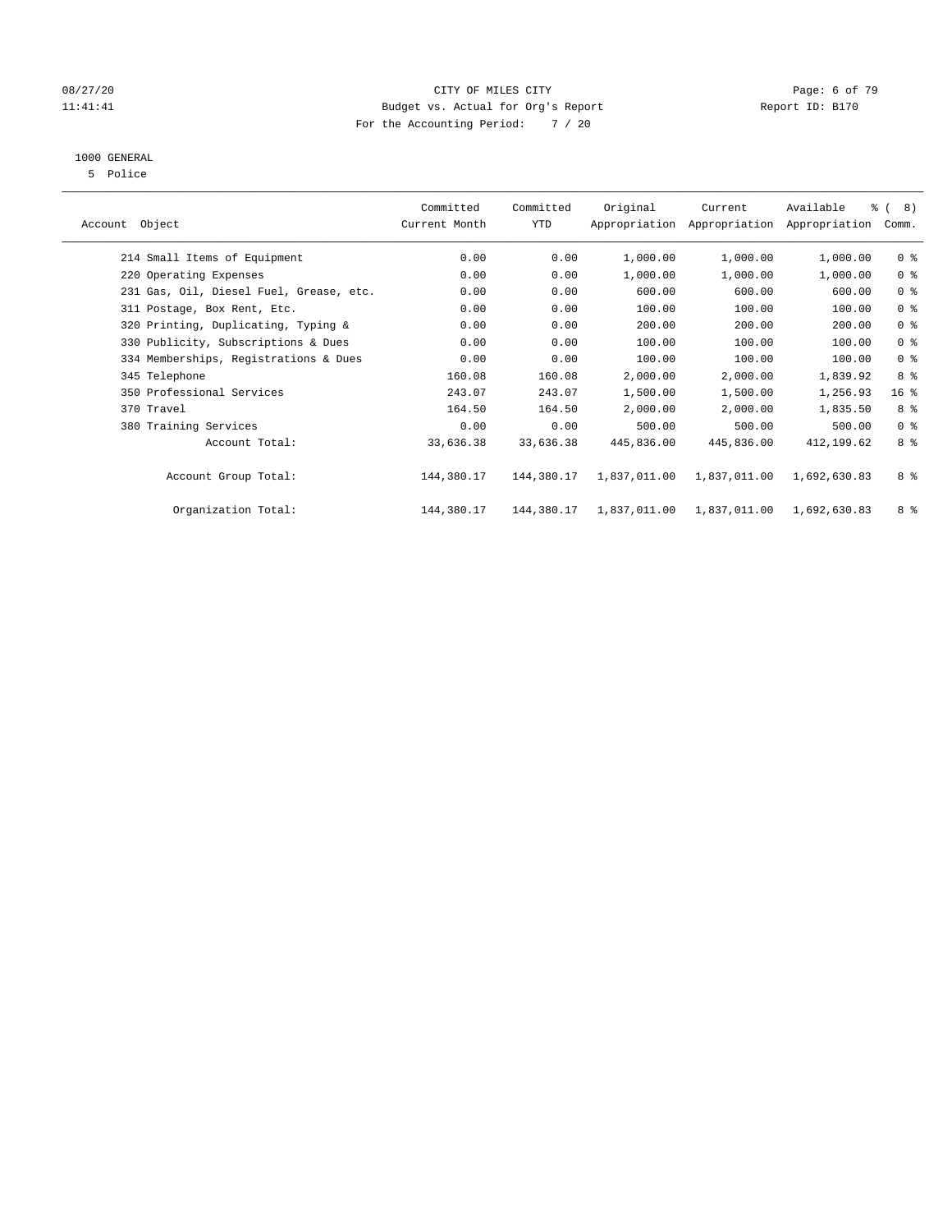CITY OF MILES CITY
Budget vs. Actual for Org's Report
For the Accounting Period: 7 / 20

08/27/20
11:41:41

Report ID: B170

1000 GENERAL
5 Police

| Account Object | Committed Current Month | Committed YTD | Original Appropriation | Current Appropriation | Available Appropriation | % ( 8) Comm. |
|---|---|---|---|---|---|---|
| 214 Small Items of Equipment | 0.00 | 0.00 | 1,000.00 | 1,000.00 | 1,000.00 | 0 % |
| 220 Operating Expenses | 0.00 | 0.00 | 1,000.00 | 1,000.00 | 1,000.00 | 0 % |
| 231 Gas, Oil, Diesel Fuel, Grease, etc. | 0.00 | 0.00 | 600.00 | 600.00 | 600.00 | 0 % |
| 311 Postage, Box Rent, Etc. | 0.00 | 0.00 | 100.00 | 100.00 | 100.00 | 0 % |
| 320 Printing, Duplicating, Typing & | 0.00 | 0.00 | 200.00 | 200.00 | 200.00 | 0 % |
| 330 Publicity, Subscriptions & Dues | 0.00 | 0.00 | 100.00 | 100.00 | 100.00 | 0 % |
| 334 Memberships, Registrations & Dues | 0.00 | 0.00 | 100.00 | 100.00 | 100.00 | 0 % |
| 345 Telephone | 160.08 | 160.08 | 2,000.00 | 2,000.00 | 1,839.92 | 8 % |
| 350 Professional Services | 243.07 | 243.07 | 1,500.00 | 1,500.00 | 1,256.93 | 16 % |
| 370 Travel | 164.50 | 164.50 | 2,000.00 | 2,000.00 | 1,835.50 | 8 % |
| 380 Training Services | 0.00 | 0.00 | 500.00 | 500.00 | 500.00 | 0 % |
| Account Total: | 33,636.38 | 33,636.38 | 445,836.00 | 445,836.00 | 412,199.62 | 8 % |
| Account Group Total: | 144,380.17 | 144,380.17 | 1,837,011.00 | 1,837,011.00 | 1,692,630.83 | 8 % |
| Organization Total: | 144,380.17 | 144,380.17 | 1,837,011.00 | 1,837,011.00 | 1,692,630.83 | 8 % |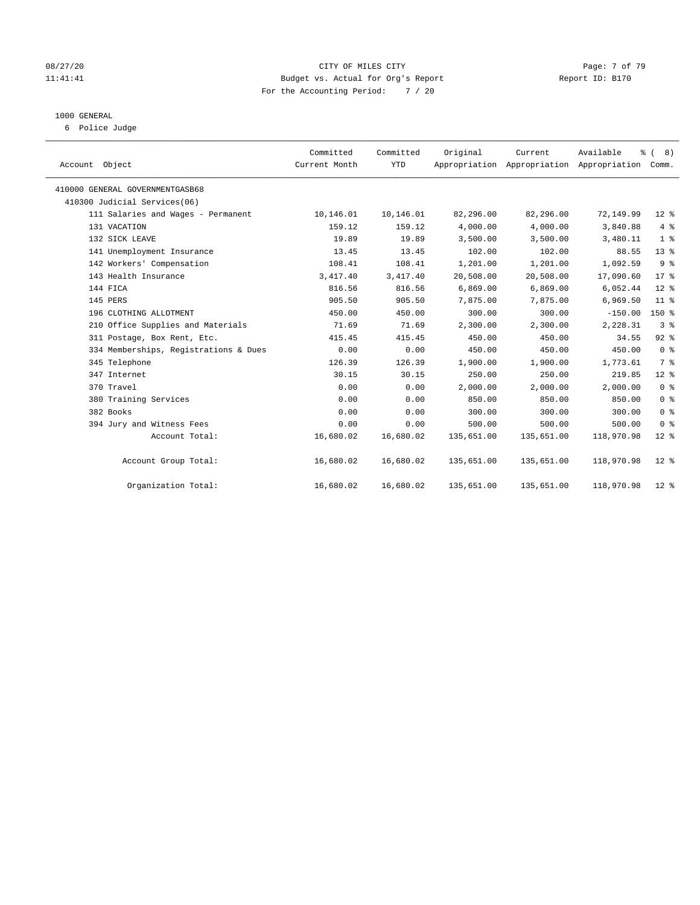08/27/20 CITY OF MILES CITY
11:41:41 Budget vs. Actual for Org's Report Report ID: B170
For the Accounting Period: 7 / 20

1000 GENERAL
6 Police Judge

| Account Object | Committed Current Month | Committed YTD | Original Appropriation | Current Appropriation | Available Appropriation | % ( 8) Comm. |
|---|---|---|---|---|---|---|
| 410000 GENERAL GOVERNMENTGASB68 | | | | | | |
| 410300 Judicial Services(06) | | | | | | |
| 111 Salaries and Wages - Permanent | 10,146.01 | 10,146.01 | 82,296.00 | 82,296.00 | 72,149.99 | 12 % |
| 131 VACATION | 159.12 | 159.12 | 4,000.00 | 4,000.00 | 3,840.88 | 4 % |
| 132 SICK LEAVE | 19.89 | 19.89 | 3,500.00 | 3,500.00 | 3,480.11 | 1 % |
| 141 Unemployment Insurance | 13.45 | 13.45 | 102.00 | 102.00 | 88.55 | 13 % |
| 142 Workers' Compensation | 108.41 | 108.41 | 1,201.00 | 1,201.00 | 1,092.59 | 9 % |
| 143 Health Insurance | 3,417.40 | 3,417.40 | 20,508.00 | 20,508.00 | 17,090.60 | 17 % |
| 144 FICA | 816.56 | 816.56 | 6,869.00 | 6,869.00 | 6,052.44 | 12 % |
| 145 PERS | 905.50 | 905.50 | 7,875.00 | 7,875.00 | 6,969.50 | 11 % |
| 196 CLOTHING ALLOTMENT | 450.00 | 450.00 | 300.00 | 300.00 | -150.00 | 150 % |
| 210 Office Supplies and Materials | 71.69 | 71.69 | 2,300.00 | 2,300.00 | 2,228.31 | 3 % |
| 311 Postage, Box Rent, Etc. | 415.45 | 415.45 | 450.00 | 450.00 | 34.55 | 92 % |
| 334 Memberships, Registrations & Dues | 0.00 | 0.00 | 450.00 | 450.00 | 450.00 | 0 % |
| 345 Telephone | 126.39 | 126.39 | 1,900.00 | 1,900.00 | 1,773.61 | 7 % |
| 347 Internet | 30.15 | 30.15 | 250.00 | 250.00 | 219.85 | 12 % |
| 370 Travel | 0.00 | 0.00 | 2,000.00 | 2,000.00 | 2,000.00 | 0 % |
| 380 Training Services | 0.00 | 0.00 | 850.00 | 850.00 | 850.00 | 0 % |
| 382 Books | 0.00 | 0.00 | 300.00 | 300.00 | 300.00 | 0 % |
| 394 Jury and Witness Fees | 0.00 | 0.00 | 500.00 | 500.00 | 500.00 | 0 % |
| Account Total: | 16,680.02 | 16,680.02 | 135,651.00 | 135,651.00 | 118,970.98 | 12 % |
| Account Group Total: | 16,680.02 | 16,680.02 | 135,651.00 | 135,651.00 | 118,970.98 | 12 % |
| Organization Total: | 16,680.02 | 16,680.02 | 135,651.00 | 135,651.00 | 118,970.98 | 12 % |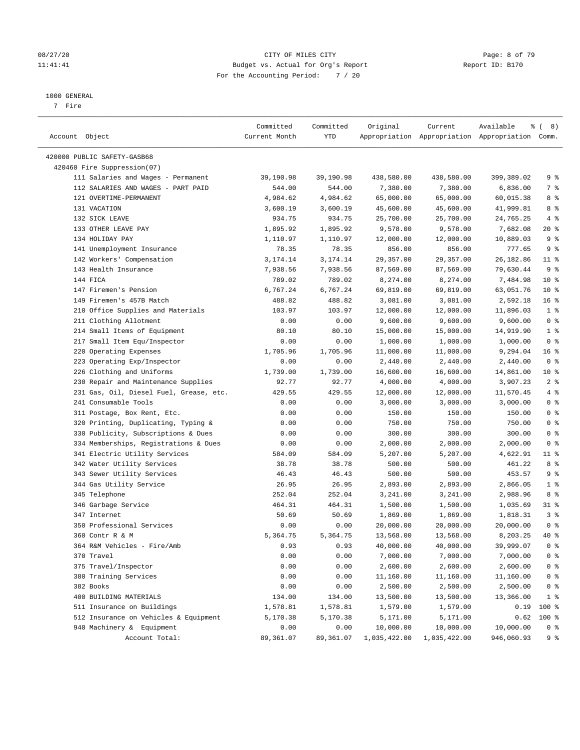CITY OF MILES CITY
Budget vs. Actual for Org's Report
For the Accounting Period: 7 / 20

1000 GENERAL
7 Fire

| Account Object | Committed Current Month | Committed YTD | Original Appropriation | Current Appropriation | Available Appropriation | % ( 8) Comm. |
|---|---|---|---|---|---|---|
| 420000 PUBLIC SAFETY-GASB68 | | | | | | |
| 420460 Fire Suppression(07) | | | | | | |
| 111 Salaries and Wages - Permanent | 39,190.98 | 39,190.98 | 438,580.00 | 438,580.00 | 399,389.02 | 9 % |
| 112 SALARIES AND WAGES - PART PAID | 544.00 | 544.00 | 7,380.00 | 7,380.00 | 6,836.00 | 7 % |
| 121 OVERTIME-PERMANENT | 4,984.62 | 4,984.62 | 65,000.00 | 65,000.00 | 60,015.38 | 8 % |
| 131 VACATION | 3,600.19 | 3,600.19 | 45,600.00 | 45,600.00 | 41,999.81 | 8 % |
| 132 SICK LEAVE | 934.75 | 934.75 | 25,700.00 | 25,700.00 | 24,765.25 | 4 % |
| 133 OTHER LEAVE PAY | 1,895.92 | 1,895.92 | 9,578.00 | 9,578.00 | 7,682.08 | 20 % |
| 134 HOLIDAY PAY | 1,110.97 | 1,110.97 | 12,000.00 | 12,000.00 | 10,889.03 | 9 % |
| 141 Unemployment Insurance | 78.35 | 78.35 | 856.00 | 856.00 | 777.65 | 9 % |
| 142 Workers' Compensation | 3,174.14 | 3,174.14 | 29,357.00 | 29,357.00 | 26,182.86 | 11 % |
| 143 Health Insurance | 7,938.56 | 7,938.56 | 87,569.00 | 87,569.00 | 79,630.44 | 9 % |
| 144 FICA | 789.02 | 789.02 | 8,274.00 | 8,274.00 | 7,484.98 | 10 % |
| 147 Firemen's Pension | 6,767.24 | 6,767.24 | 69,819.00 | 69,819.00 | 63,051.76 | 10 % |
| 149 Firemen's 457B Match | 488.82 | 488.82 | 3,081.00 | 3,081.00 | 2,592.18 | 16 % |
| 210 Office Supplies and Materials | 103.97 | 103.97 | 12,000.00 | 12,000.00 | 11,896.03 | 1 % |
| 211 Clothing Allotment | 0.00 | 0.00 | 9,600.00 | 9,600.00 | 9,600.00 | 0 % |
| 214 Small Items of Equipment | 80.10 | 80.10 | 15,000.00 | 15,000.00 | 14,919.90 | 1 % |
| 217 Small Item Equ/Inspector | 0.00 | 0.00 | 1,000.00 | 1,000.00 | 1,000.00 | 0 % |
| 220 Operating Expenses | 1,705.96 | 1,705.96 | 11,000.00 | 11,000.00 | 9,294.04 | 16 % |
| 223 Operating Exp/Inspector | 0.00 | 0.00 | 2,440.00 | 2,440.00 | 2,440.00 | 0 % |
| 226 Clothing and Uniforms | 1,739.00 | 1,739.00 | 16,600.00 | 16,600.00 | 14,861.00 | 10 % |
| 230 Repair and Maintenance Supplies | 92.77 | 92.77 | 4,000.00 | 4,000.00 | 3,907.23 | 2 % |
| 231 Gas, Oil, Diesel Fuel, Grease, etc. | 429.55 | 429.55 | 12,000.00 | 12,000.00 | 11,570.45 | 4 % |
| 241 Consumable Tools | 0.00 | 0.00 | 3,000.00 | 3,000.00 | 3,000.00 | 0 % |
| 311 Postage, Box Rent, Etc. | 0.00 | 0.00 | 150.00 | 150.00 | 150.00 | 0 % |
| 320 Printing, Duplicating, Typing & | 0.00 | 0.00 | 750.00 | 750.00 | 750.00 | 0 % |
| 330 Publicity, Subscriptions & Dues | 0.00 | 0.00 | 300.00 | 300.00 | 300.00 | 0 % |
| 334 Memberships, Registrations & Dues | 0.00 | 0.00 | 2,000.00 | 2,000.00 | 2,000.00 | 0 % |
| 341 Electric Utility Services | 584.09 | 584.09 | 5,207.00 | 5,207.00 | 4,622.91 | 11 % |
| 342 Water Utility Services | 38.78 | 38.78 | 500.00 | 500.00 | 461.22 | 8 % |
| 343 Sewer Utility Services | 46.43 | 46.43 | 500.00 | 500.00 | 453.57 | 9 % |
| 344 Gas Utility Service | 26.95 | 26.95 | 2,893.00 | 2,893.00 | 2,866.05 | 1 % |
| 345 Telephone | 252.04 | 252.04 | 3,241.00 | 3,241.00 | 2,988.96 | 8 % |
| 346 Garbage Service | 464.31 | 464.31 | 1,500.00 | 1,500.00 | 1,035.69 | 31 % |
| 347 Internet | 50.69 | 50.69 | 1,869.00 | 1,869.00 | 1,818.31 | 3 % |
| 350 Professional Services | 0.00 | 0.00 | 20,000.00 | 20,000.00 | 20,000.00 | 0 % |
| 360 Contr R & M | 5,364.75 | 5,364.75 | 13,568.00 | 13,568.00 | 8,203.25 | 40 % |
| 364 R&M Vehicles - Fire/Amb | 0.93 | 0.93 | 40,000.00 | 40,000.00 | 39,999.07 | 0 % |
| 370 Travel | 0.00 | 0.00 | 7,000.00 | 7,000.00 | 7,000.00 | 0 % |
| 375 Travel/Inspector | 0.00 | 0.00 | 2,600.00 | 2,600.00 | 2,600.00 | 0 % |
| 380 Training Services | 0.00 | 0.00 | 11,160.00 | 11,160.00 | 11,160.00 | 0 % |
| 382 Books | 0.00 | 0.00 | 2,500.00 | 2,500.00 | 2,500.00 | 0 % |
| 400 BUILDING MATERIALS | 134.00 | 134.00 | 13,500.00 | 13,500.00 | 13,366.00 | 1 % |
| 511 Insurance on Buildings | 1,578.81 | 1,578.81 | 1,579.00 | 1,579.00 | 0.19 | 100 % |
| 512 Insurance on Vehicles & Equipment | 5,170.38 | 5,170.38 | 5,171.00 | 5,171.00 | 0.62 | 100 % |
| 940 Machinery & Equipment | 0.00 | 0.00 | 10,000.00 | 10,000.00 | 10,000.00 | 0 % |
| Account Total: | 89,361.07 | 89,361.07 | 1,035,422.00 | 1,035,422.00 | 946,060.93 | 9 % |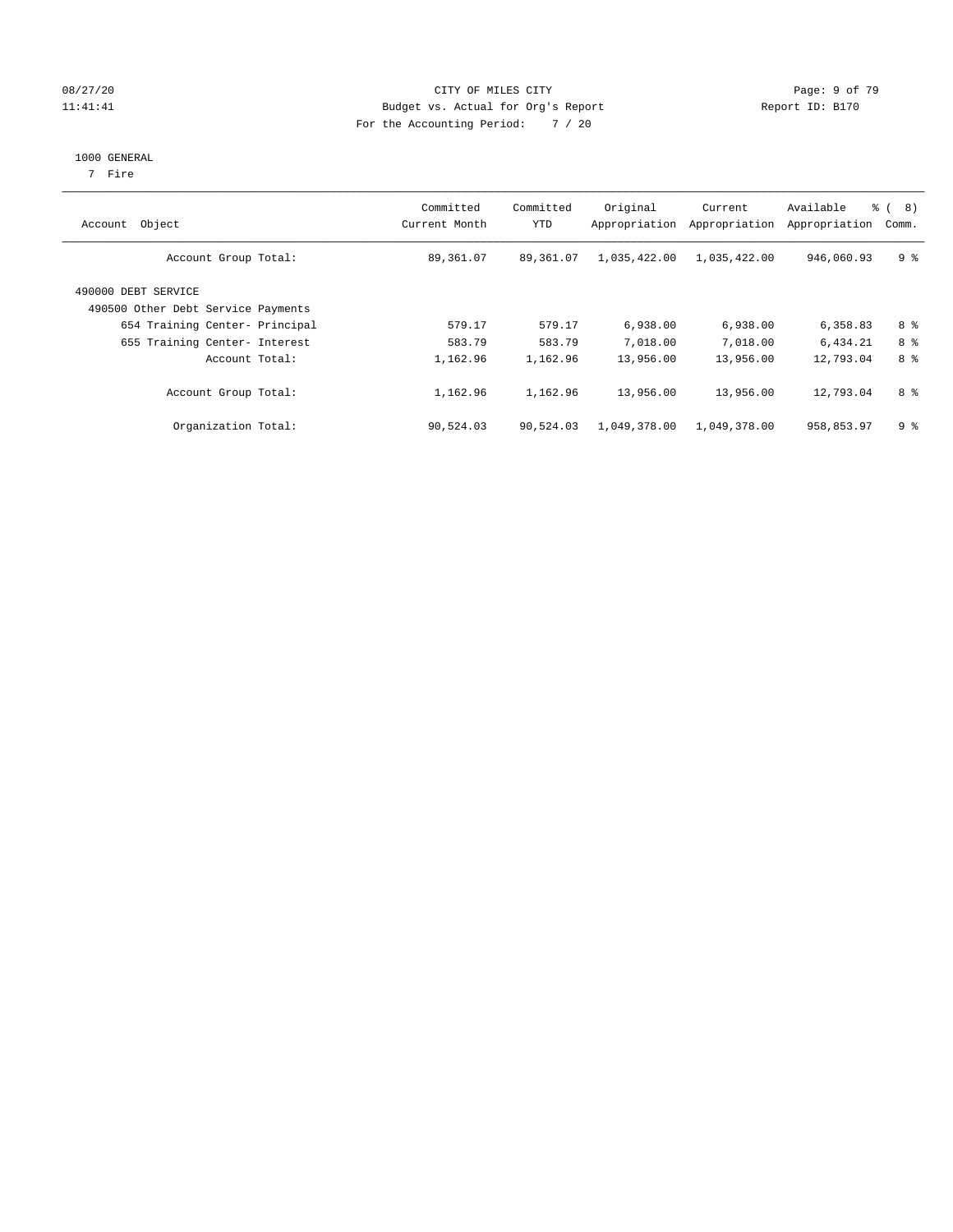CITY OF MILES CITY
Budget vs. Actual for Org's Report
For the Accounting Period: 7 / 20

08/27/20
11:41:41

Report ID: B170

1000 GENERAL
7 Fire

| Account Object | Committed Current Month | Committed YTD | Original Appropriation | Current Appropriation | Available Appropriation | % ( 8) Comm. |
|---|---|---|---|---|---|---|
| Account Group Total: | 89,361.07 | 89,361.07 | 1,035,422.00 | 1,035,422.00 | 946,060.93 | 9 % |
| 490000 DEBT SERVICE | | | | | | |
| 490500 Other Debt Service Payments | | | | | | |
| 654 Training Center- Principal | 579.17 | 579.17 | 6,938.00 | 6,938.00 | 6,358.83 | 8 % |
| 655 Training Center- Interest | 583.79 | 583.79 | 7,018.00 | 7,018.00 | 6,434.21 | 8 % |
| Account Total: | 1,162.96 | 1,162.96 | 13,956.00 | 13,956.00 | 12,793.04 | 8 % |
| Account Group Total: | 1,162.96 | 1,162.96 | 13,956.00 | 13,956.00 | 12,793.04 | 8 % |
| Organization Total: | 90,524.03 | 90,524.03 | 1,049,378.00 | 1,049,378.00 | 958,853.97 | 9 % |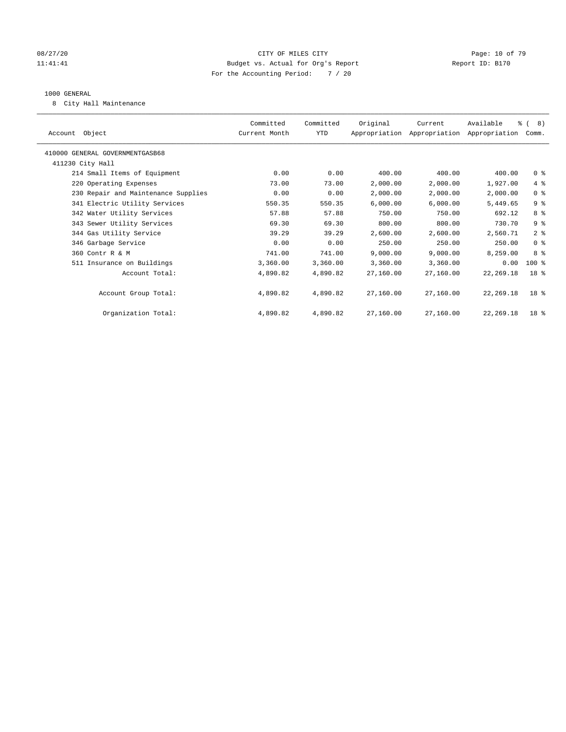CITY OF MILES CITY
Budget vs. Actual for Org's Report
For the Accounting Period: 7 / 20

08/27/20
11:41:41

Report ID: B170

## 1000 GENERAL

8 City Hall Maintenance

| Account Object | Committed Current Month | Committed YTD | Original Appropriation | Current Appropriation | Available Appropriation | % ( 8) Comm. |
|---|---|---|---|---|---|---|
| 410000 GENERAL GOVERNMENTGASB68 | | | | | | |
| 411230 City Hall | | | | | | |
| 214 Small Items of Equipment | 0.00 | 0.00 | 400.00 | 400.00 | 400.00 | 0 % |
| 220 Operating Expenses | 73.00 | 73.00 | 2,000.00 | 2,000.00 | 1,927.00 | 4 % |
| 230 Repair and Maintenance Supplies | 0.00 | 0.00 | 2,000.00 | 2,000.00 | 2,000.00 | 0 % |
| 341 Electric Utility Services | 550.35 | 550.35 | 6,000.00 | 6,000.00 | 5,449.65 | 9 % |
| 342 Water Utility Services | 57.88 | 57.88 | 750.00 | 750.00 | 692.12 | 8 % |
| 343 Sewer Utility Services | 69.30 | 69.30 | 800.00 | 800.00 | 730.70 | 9 % |
| 344 Gas Utility Service | 39.29 | 39.29 | 2,600.00 | 2,600.00 | 2,560.71 | 2 % |
| 346 Garbage Service | 0.00 | 0.00 | 250.00 | 250.00 | 250.00 | 0 % |
| 360 Contr R & M | 741.00 | 741.00 | 9,000.00 | 9,000.00 | 8,259.00 | 8 % |
| 511 Insurance on Buildings | 3,360.00 | 3,360.00 | 3,360.00 | 3,360.00 | 0.00 | 100 % |
| Account Total: | 4,890.82 | 4,890.82 | 27,160.00 | 27,160.00 | 22,269.18 | 18 % |
| Account Group Total: | 4,890.82 | 4,890.82 | 27,160.00 | 27,160.00 | 22,269.18 | 18 % |
| Organization Total: | 4,890.82 | 4,890.82 | 27,160.00 | 27,160.00 | 22,269.18 | 18 % |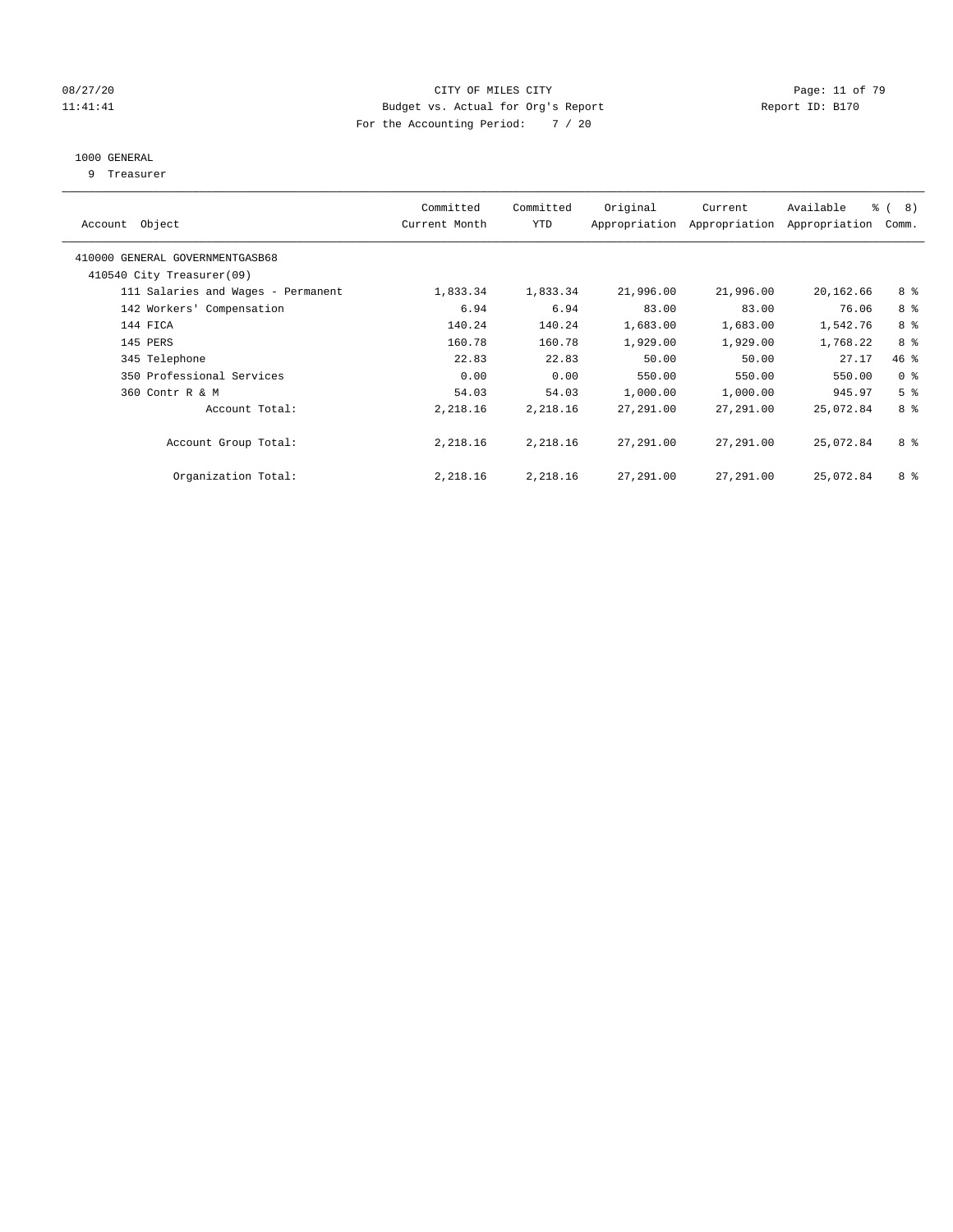CITY OF MILES CITY
Budget vs. Actual for Org's Report
For the Accounting Period: 7 / 20

Report ID: B170

08/27/20
11:41:41

## 1000 GENERAL

9 Treasurer

| Account Object | Committed Current Month | Committed YTD | Original Appropriation | Current Appropriation | Available Appropriation | % ( 8) Comm. |
|---|---|---|---|---|---|---|
| 410000 GENERAL GOVERNMENTGASB68 | | | | | | |
| 410540 City Treasurer(09) | | | | | | |
| 111 Salaries and Wages - Permanent | 1,833.34 | 1,833.34 | 21,996.00 | 21,996.00 | 20,162.66 | 8 % |
| 142 Workers' Compensation | 6.94 | 6.94 | 83.00 | 83.00 | 76.06 | 8 % |
| 144 FICA | 140.24 | 140.24 | 1,683.00 | 1,683.00 | 1,542.76 | 8 % |
| 145 PERS | 160.78 | 160.78 | 1,929.00 | 1,929.00 | 1,768.22 | 8 % |
| 345 Telephone | 22.83 | 22.83 | 50.00 | 50.00 | 27.17 | 46 % |
| 350 Professional Services | 0.00 | 0.00 | 550.00 | 550.00 | 550.00 | 0 % |
| 360 Contr R & M | 54.03 | 54.03 | 1,000.00 | 1,000.00 | 945.97 | 5 % |
| Account Total: | 2,218.16 | 2,218.16 | 27,291.00 | 27,291.00 | 25,072.84 | 8 % |
| Account Group Total: | 2,218.16 | 2,218.16 | 27,291.00 | 27,291.00 | 25,072.84 | 8 % |
| Organization Total: | 2,218.16 | 2,218.16 | 27,291.00 | 27,291.00 | 25,072.84 | 8 % |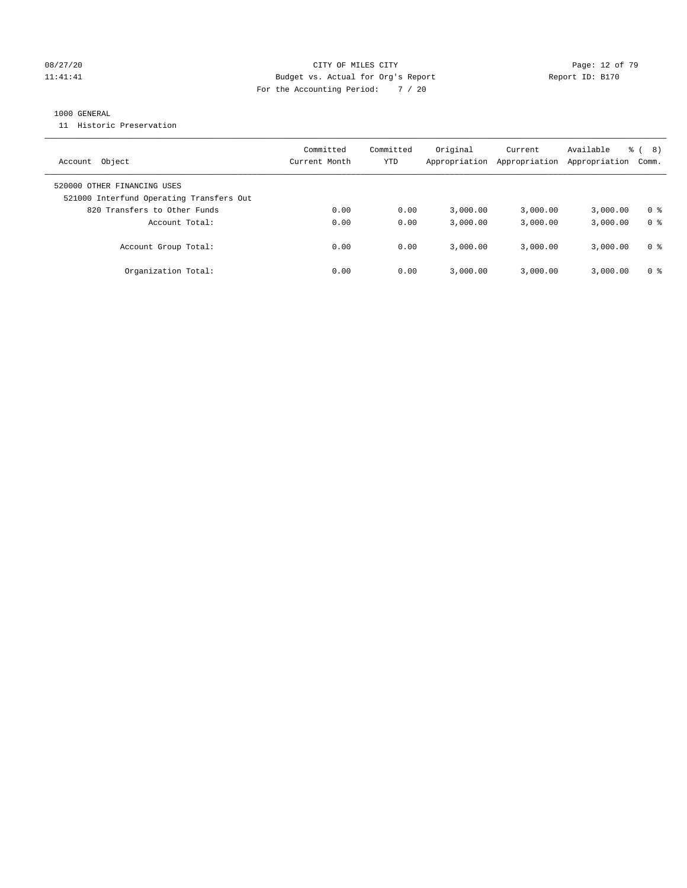CITY OF MILES CITY
Budget vs. Actual for Org's Report
For the Accounting Period: 7 / 20

08/27/20
11:41:41

Report ID: B170

1000 GENERAL
11 Historic Preservation

| Account Object | Committed Current Month | Committed YTD | Original Appropriation | Current Appropriation | Available Appropriation | % ( 8) Comm. |
|---|---|---|---|---|---|---|
| 520000 OTHER FINANCING USES | | | | | | |
| 521000 Interfund Operating Transfers Out | | | | | | |
| 820 Transfers to Other Funds | 0.00 | 0.00 | 3,000.00 | 3,000.00 | 3,000.00 | 0 % |
| Account Total: | 0.00 | 0.00 | 3,000.00 | 3,000.00 | 3,000.00 | 0 % |
| Account Group Total: | 0.00 | 0.00 | 3,000.00 | 3,000.00 | 3,000.00 | 0 % |
| Organization Total: | 0.00 | 0.00 | 3,000.00 | 3,000.00 | 3,000.00 | 0 % |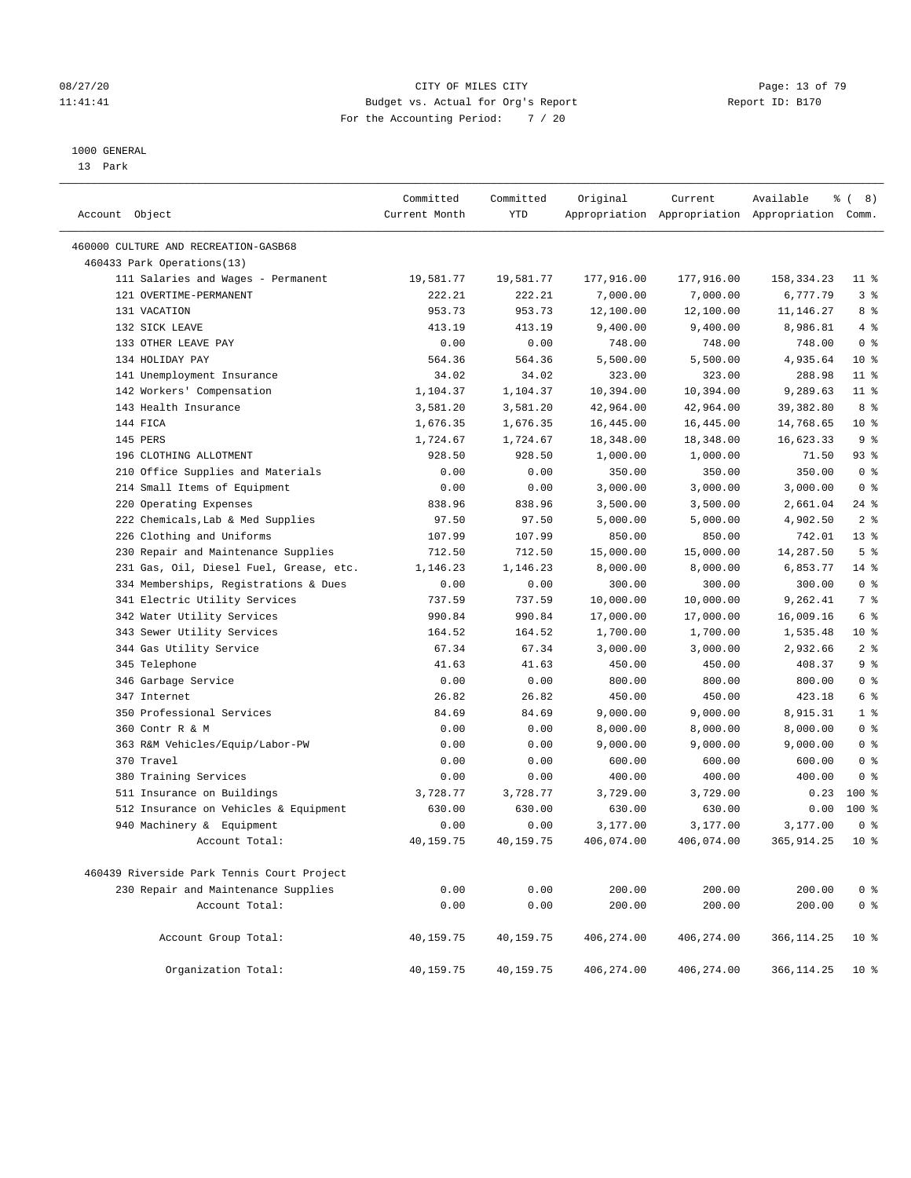CITY OF MILES CITY
Budget vs. Actual for Org's Report
For the Accounting Period: 7 / 20

1000 GENERAL
13 Park

| Account Object | Committed Current Month | Committed YTD | Original Appropriation | Current Appropriation | Available Appropriation | % ( 8) Comm. |
|---|---|---|---|---|---|---|
| 460000 CULTURE AND RECREATION-GASB68 | | | | | | |
| 460433 Park Operations(13) | | | | | | |
| 111 Salaries and Wages - Permanent | 19,581.77 | 19,581.77 | 177,916.00 | 177,916.00 | 158,334.23 | 11 % |
| 121 OVERTIME-PERMANENT | 222.21 | 222.21 | 7,000.00 | 7,000.00 | 6,777.79 | 3 % |
| 131 VACATION | 953.73 | 953.73 | 12,100.00 | 12,100.00 | 11,146.27 | 8 % |
| 132 SICK LEAVE | 413.19 | 413.19 | 9,400.00 | 9,400.00 | 8,986.81 | 4 % |
| 133 OTHER LEAVE PAY | 0.00 | 0.00 | 748.00 | 748.00 | 748.00 | 0 % |
| 134 HOLIDAY PAY | 564.36 | 564.36 | 5,500.00 | 5,500.00 | 4,935.64 | 10 % |
| 141 Unemployment Insurance | 34.02 | 34.02 | 323.00 | 323.00 | 288.98 | 11 % |
| 142 Workers' Compensation | 1,104.37 | 1,104.37 | 10,394.00 | 10,394.00 | 9,289.63 | 11 % |
| 143 Health Insurance | 3,581.20 | 3,581.20 | 42,964.00 | 42,964.00 | 39,382.80 | 8 % |
| 144 FICA | 1,676.35 | 1,676.35 | 16,445.00 | 16,445.00 | 14,768.65 | 10 % |
| 145 PERS | 1,724.67 | 1,724.67 | 18,348.00 | 18,348.00 | 16,623.33 | 9 % |
| 196 CLOTHING ALLOTMENT | 928.50 | 928.50 | 1,000.00 | 1,000.00 | 71.50 | 93 % |
| 210 Office Supplies and Materials | 0.00 | 0.00 | 350.00 | 350.00 | 350.00 | 0 % |
| 214 Small Items of Equipment | 0.00 | 0.00 | 3,000.00 | 3,000.00 | 3,000.00 | 0 % |
| 220 Operating Expenses | 838.96 | 838.96 | 3,500.00 | 3,500.00 | 2,661.04 | 24 % |
| 222 Chemicals,Lab & Med Supplies | 97.50 | 97.50 | 5,000.00 | 5,000.00 | 4,902.50 | 2 % |
| 226 Clothing and Uniforms | 107.99 | 107.99 | 850.00 | 850.00 | 742.01 | 13 % |
| 230 Repair and Maintenance Supplies | 712.50 | 712.50 | 15,000.00 | 15,000.00 | 14,287.50 | 5 % |
| 231 Gas, Oil, Diesel Fuel, Grease, etc. | 1,146.23 | 1,146.23 | 8,000.00 | 8,000.00 | 6,853.77 | 14 % |
| 334 Memberships, Registrations & Dues | 0.00 | 0.00 | 300.00 | 300.00 | 300.00 | 0 % |
| 341 Electric Utility Services | 737.59 | 737.59 | 10,000.00 | 10,000.00 | 9,262.41 | 7 % |
| 342 Water Utility Services | 990.84 | 990.84 | 17,000.00 | 17,000.00 | 16,009.16 | 6 % |
| 343 Sewer Utility Services | 164.52 | 164.52 | 1,700.00 | 1,700.00 | 1,535.48 | 10 % |
| 344 Gas Utility Service | 67.34 | 67.34 | 3,000.00 | 3,000.00 | 2,932.66 | 2 % |
| 345 Telephone | 41.63 | 41.63 | 450.00 | 450.00 | 408.37 | 9 % |
| 346 Garbage Service | 0.00 | 0.00 | 800.00 | 800.00 | 800.00 | 0 % |
| 347 Internet | 26.82 | 26.82 | 450.00 | 450.00 | 423.18 | 6 % |
| 350 Professional Services | 84.69 | 84.69 | 9,000.00 | 9,000.00 | 8,915.31 | 1 % |
| 360 Contr R & M | 0.00 | 0.00 | 8,000.00 | 8,000.00 | 8,000.00 | 0 % |
| 363 R&M Vehicles/Equip/Labor-PW | 0.00 | 0.00 | 9,000.00 | 9,000.00 | 9,000.00 | 0 % |
| 370 Travel | 0.00 | 0.00 | 600.00 | 600.00 | 600.00 | 0 % |
| 380 Training Services | 0.00 | 0.00 | 400.00 | 400.00 | 400.00 | 0 % |
| 511 Insurance on Buildings | 3,728.77 | 3,728.77 | 3,729.00 | 3,729.00 | 0.23 | 100 % |
| 512 Insurance on Vehicles & Equipment | 630.00 | 630.00 | 630.00 | 630.00 | 0.00 | 100 % |
| 940 Machinery & Equipment | 0.00 | 0.00 | 3,177.00 | 3,177.00 | 3,177.00 | 0 % |
| Account Total: | 40,159.75 | 40,159.75 | 406,074.00 | 406,074.00 | 365,914.25 | 10 % |
| 460439 Riverside Park Tennis Court Project | | | | | | |
| 230 Repair and Maintenance Supplies | 0.00 | 0.00 | 200.00 | 200.00 | 200.00 | 0 % |
| Account Total: | 0.00 | 0.00 | 200.00 | 200.00 | 200.00 | 0 % |
| Account Group Total: | 40,159.75 | 40,159.75 | 406,274.00 | 406,274.00 | 366,114.25 | 10 % |
| Organization Total: | 40,159.75 | 40,159.75 | 406,274.00 | 406,274.00 | 366,114.25 | 10 % |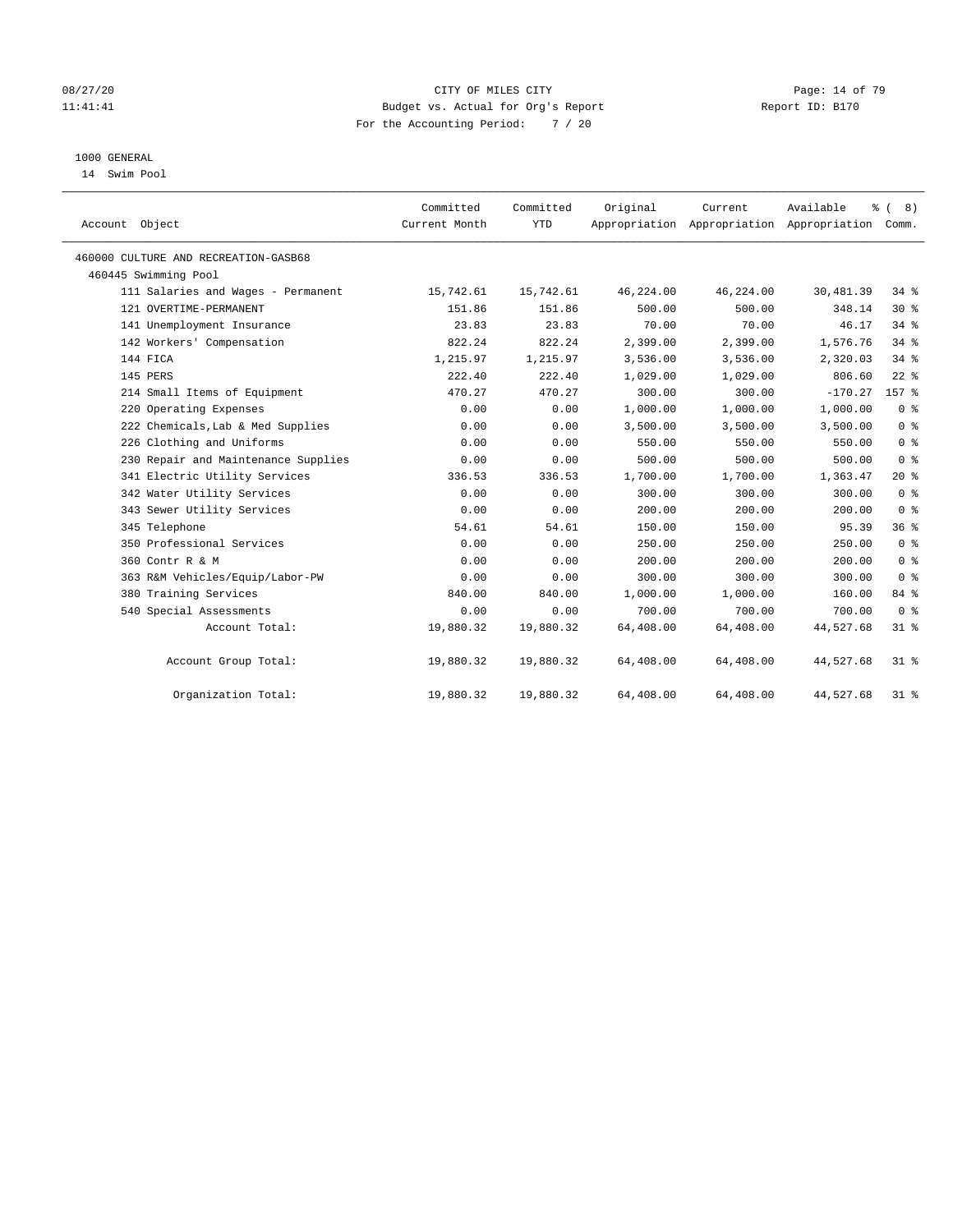CITY OF MILES CITY
Budget vs. Actual for Org's Report
For the Accounting Period: 7 / 20

08/27/20
11:41:41

Report ID: B170

1000 GENERAL
14 Swim Pool

| Account Object | Committed Current Month | Committed YTD | Original Appropriation | Current Appropriation | Available Appropriation | % ( 8) Comm. |
|---|---|---|---|---|---|---|
| 460000 CULTURE AND RECREATION-GASB68 | | | | | | |
| 460445 Swimming Pool | | | | | | |
| 111 Salaries and Wages - Permanent | 15,742.61 | 15,742.61 | 46,224.00 | 46,224.00 | 30,481.39 | 34 % |
| 121 OVERTIME-PERMANENT | 151.86 | 151.86 | 500.00 | 500.00 | 348.14 | 30 % |
| 141 Unemployment Insurance | 23.83 | 23.83 | 70.00 | 70.00 | 46.17 | 34 % |
| 142 Workers' Compensation | 822.24 | 822.24 | 2,399.00 | 2,399.00 | 1,576.76 | 34 % |
| 144 FICA | 1,215.97 | 1,215.97 | 3,536.00 | 3,536.00 | 2,320.03 | 34 % |
| 145 PERS | 222.40 | 222.40 | 1,029.00 | 1,029.00 | 806.60 | 22 % |
| 214 Small Items of Equipment | 470.27 | 470.27 | 300.00 | 300.00 | -170.27 | 157 % |
| 220 Operating Expenses | 0.00 | 0.00 | 1,000.00 | 1,000.00 | 1,000.00 | 0 % |
| 222 Chemicals,Lab & Med Supplies | 0.00 | 0.00 | 3,500.00 | 3,500.00 | 3,500.00 | 0 % |
| 226 Clothing and Uniforms | 0.00 | 0.00 | 550.00 | 550.00 | 550.00 | 0 % |
| 230 Repair and Maintenance Supplies | 0.00 | 0.00 | 500.00 | 500.00 | 500.00 | 0 % |
| 341 Electric Utility Services | 336.53 | 336.53 | 1,700.00 | 1,700.00 | 1,363.47 | 20 % |
| 342 Water Utility Services | 0.00 | 0.00 | 300.00 | 300.00 | 300.00 | 0 % |
| 343 Sewer Utility Services | 0.00 | 0.00 | 200.00 | 200.00 | 200.00 | 0 % |
| 345 Telephone | 54.61 | 54.61 | 150.00 | 150.00 | 95.39 | 36 % |
| 350 Professional Services | 0.00 | 0.00 | 250.00 | 250.00 | 250.00 | 0 % |
| 360 Contr R & M | 0.00 | 0.00 | 200.00 | 200.00 | 200.00 | 0 % |
| 363 R&M Vehicles/Equip/Labor-PW | 0.00 | 0.00 | 300.00 | 300.00 | 300.00 | 0 % |
| 380 Training Services | 840.00 | 840.00 | 1,000.00 | 1,000.00 | 160.00 | 84 % |
| 540 Special Assessments | 0.00 | 0.00 | 700.00 | 700.00 | 700.00 | 0 % |
| Account Total: | 19,880.32 | 19,880.32 | 64,408.00 | 64,408.00 | 44,527.68 | 31 % |
| Account Group Total: | 19,880.32 | 19,880.32 | 64,408.00 | 64,408.00 | 44,527.68 | 31 % |
| Organization Total: | 19,880.32 | 19,880.32 | 64,408.00 | 64,408.00 | 44,527.68 | 31 % |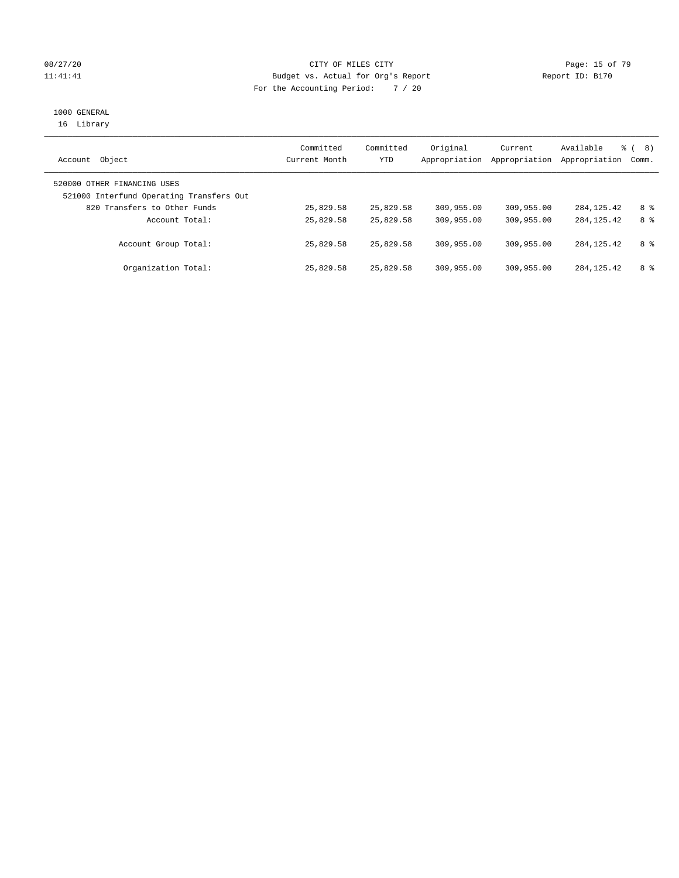CITY OF MILES CITY
Budget vs. Actual for Org's Report
For the Accounting Period: 7 / 20

08/27/20
11:41:41

Report ID: B170

1000 GENERAL
16 Library

| Account Object | Committed Current Month | Committed YTD | Original Appropriation | Current Appropriation | Available Appropriation | % ( 8) Comm. |
|---|---|---|---|---|---|---|
| 520000 OTHER FINANCING USES | | | | | | |
| 521000 Interfund Operating Transfers Out | | | | | | |
| 820 Transfers to Other Funds | 25,829.58 | 25,829.58 | 309,955.00 | 309,955.00 | 284,125.42 | 8 % |
| Account Total: | 25,829.58 | 25,829.58 | 309,955.00 | 309,955.00 | 284,125.42 | 8 % |
| Account Group Total: | 25,829.58 | 25,829.58 | 309,955.00 | 309,955.00 | 284,125.42 | 8 % |
| Organization Total: | 25,829.58 | 25,829.58 | 309,955.00 | 309,955.00 | 284,125.42 | 8 % |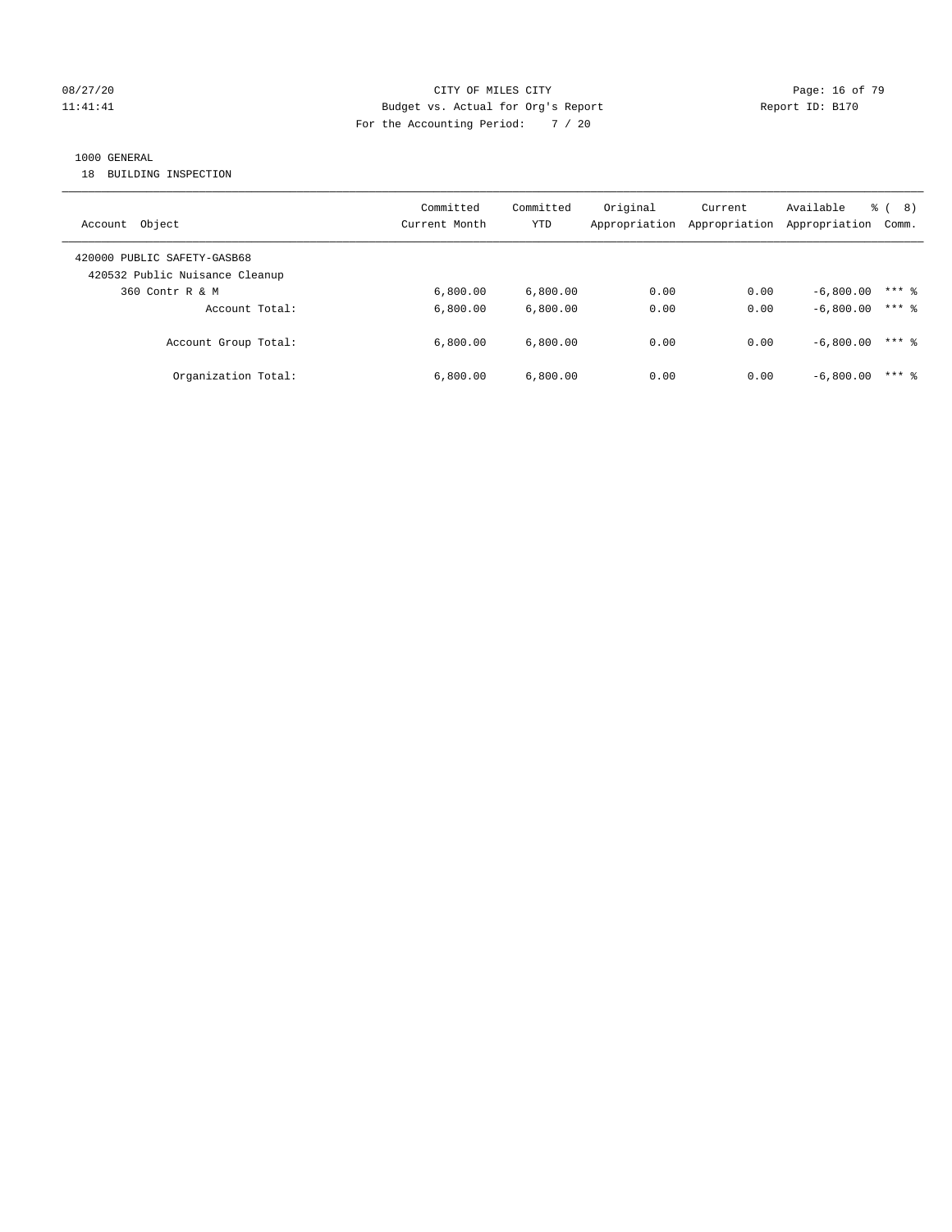CITY OF MILES CITY
Budget vs. Actual for Org's Report
For the Accounting Period: 7 / 20

08/27/20
11:41:41

Report ID: B170

1000 GENERAL
18 BUILDING INSPECTION

| Account Object | Committed Current Month | Committed YTD | Original Appropriation | Current Appropriation | Available Appropriation | % ( 8) Comm. |
|---|---|---|---|---|---|---|
| 420000 PUBLIC SAFETY-GASB68 | | | | | | |
| 420532 Public Nuisance Cleanup | | | | | | |
| 360 Contr R & M | 6,800.00 | 6,800.00 | 0.00 | 0.00 | -6,800.00 | *** % |
| Account Total: | 6,800.00 | 6,800.00 | 0.00 | 0.00 | -6,800.00 | *** % |
| Account Group Total: | 6,800.00 | 6,800.00 | 0.00 | 0.00 | -6,800.00 | *** % |
| Organization Total: | 6,800.00 | 6,800.00 | 0.00 | 0.00 | -6,800.00 | *** % |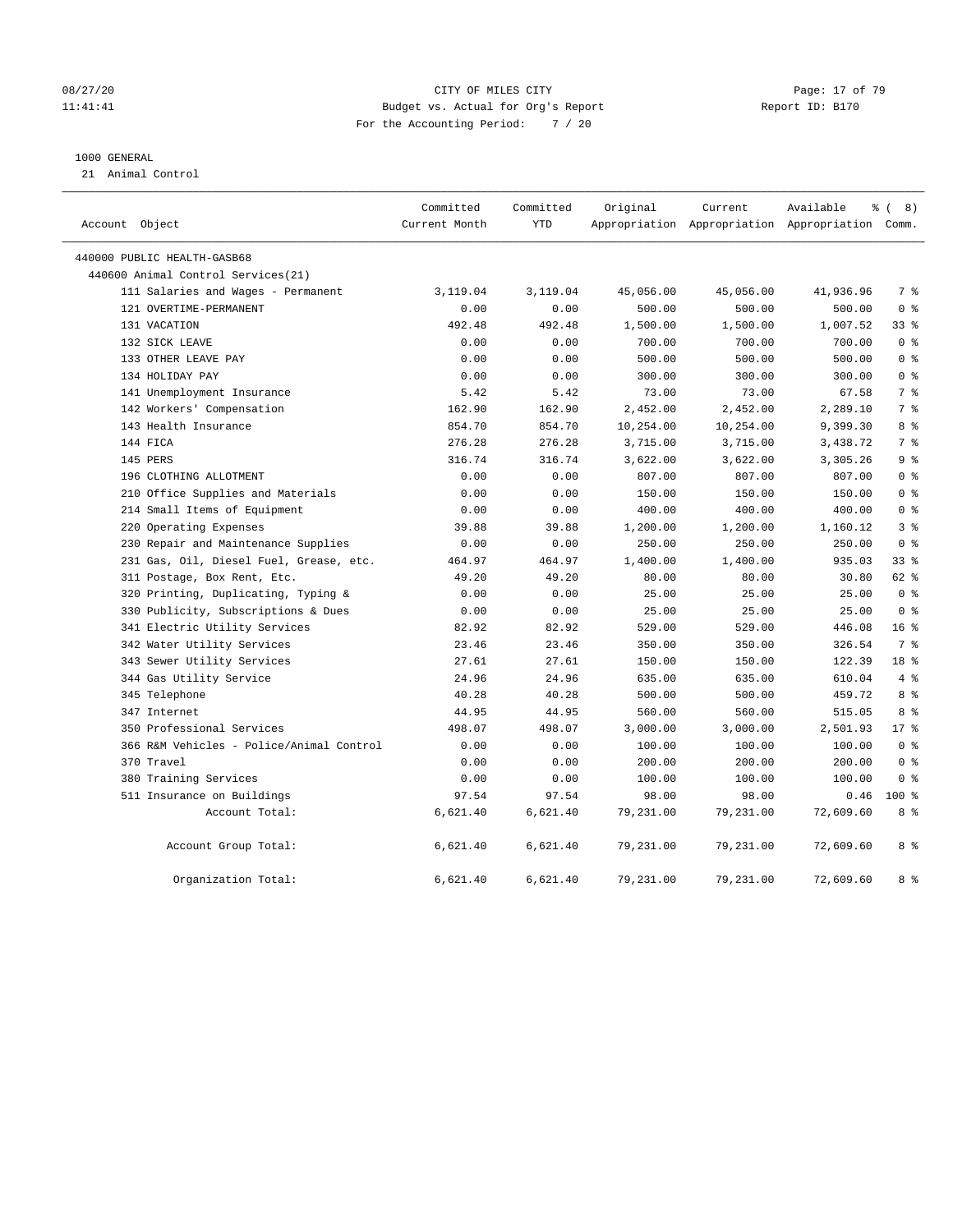CITY OF MILES CITY
Budget vs. Actual for Org's Report
For the Accounting Period: 7 / 20

08/27/20
11:41:41

Report ID: B170

1000 GENERAL
21 Animal Control

| Account Object | Committed Current Month | Committed YTD | Original Appropriation | Current Appropriation | Available Appropriation | % ( 8) Comm. |
|---|---|---|---|---|---|---|
| 440000 PUBLIC HEALTH-GASB68 | | | | | | |
| 440600 Animal Control Services(21) | | | | | | |
| 111 Salaries and Wages - Permanent | 3,119.04 | 3,119.04 | 45,056.00 | 45,056.00 | 41,936.96 | 7 % |
| 121 OVERTIME-PERMANENT | 0.00 | 0.00 | 500.00 | 500.00 | 500.00 | 0 % |
| 131 VACATION | 492.48 | 492.48 | 1,500.00 | 1,500.00 | 1,007.52 | 33 % |
| 132 SICK LEAVE | 0.00 | 0.00 | 700.00 | 700.00 | 700.00 | 0 % |
| 133 OTHER LEAVE PAY | 0.00 | 0.00 | 500.00 | 500.00 | 500.00 | 0 % |
| 134 HOLIDAY PAY | 0.00 | 0.00 | 300.00 | 300.00 | 300.00 | 0 % |
| 141 Unemployment Insurance | 5.42 | 5.42 | 73.00 | 73.00 | 67.58 | 7 % |
| 142 Workers' Compensation | 162.90 | 162.90 | 2,452.00 | 2,452.00 | 2,289.10 | 7 % |
| 143 Health Insurance | 854.70 | 854.70 | 10,254.00 | 10,254.00 | 9,399.30 | 8 % |
| 144 FICA | 276.28 | 276.28 | 3,715.00 | 3,715.00 | 3,438.72 | 7 % |
| 145 PERS | 316.74 | 316.74 | 3,622.00 | 3,622.00 | 3,305.26 | 9 % |
| 196 CLOTHING ALLOTMENT | 0.00 | 0.00 | 807.00 | 807.00 | 807.00 | 0 % |
| 210 Office Supplies and Materials | 0.00 | 0.00 | 150.00 | 150.00 | 150.00 | 0 % |
| 214 Small Items of Equipment | 0.00 | 0.00 | 400.00 | 400.00 | 400.00 | 0 % |
| 220 Operating Expenses | 39.88 | 39.88 | 1,200.00 | 1,200.00 | 1,160.12 | 3 % |
| 230 Repair and Maintenance Supplies | 0.00 | 0.00 | 250.00 | 250.00 | 250.00 | 0 % |
| 231 Gas, Oil, Diesel Fuel, Grease, etc. | 464.97 | 464.97 | 1,400.00 | 1,400.00 | 935.03 | 33 % |
| 311 Postage, Box Rent, Etc. | 49.20 | 49.20 | 80.00 | 80.00 | 30.80 | 62 % |
| 320 Printing, Duplicating, Typing & | 0.00 | 0.00 | 25.00 | 25.00 | 25.00 | 0 % |
| 330 Publicity, Subscriptions & Dues | 0.00 | 0.00 | 25.00 | 25.00 | 25.00 | 0 % |
| 341 Electric Utility Services | 82.92 | 82.92 | 529.00 | 529.00 | 446.08 | 16 % |
| 342 Water Utility Services | 23.46 | 23.46 | 350.00 | 350.00 | 326.54 | 7 % |
| 343 Sewer Utility Services | 27.61 | 27.61 | 150.00 | 150.00 | 122.39 | 18 % |
| 344 Gas Utility Service | 24.96 | 24.96 | 635.00 | 635.00 | 610.04 | 4 % |
| 345 Telephone | 40.28 | 40.28 | 500.00 | 500.00 | 459.72 | 8 % |
| 347 Internet | 44.95 | 44.95 | 560.00 | 560.00 | 515.05 | 8 % |
| 350 Professional Services | 498.07 | 498.07 | 3,000.00 | 3,000.00 | 2,501.93 | 17 % |
| 366 R&M Vehicles - Police/Animal Control | 0.00 | 0.00 | 100.00 | 100.00 | 100.00 | 0 % |
| 370 Travel | 0.00 | 0.00 | 200.00 | 200.00 | 200.00 | 0 % |
| 380 Training Services | 0.00 | 0.00 | 100.00 | 100.00 | 100.00 | 0 % |
| 511 Insurance on Buildings | 97.54 | 97.54 | 98.00 | 98.00 | 0.46 | 100 % |
| Account Total: | 6,621.40 | 6,621.40 | 79,231.00 | 79,231.00 | 72,609.60 | 8 % |
| Account Group Total: | 6,621.40 | 6,621.40 | 79,231.00 | 79,231.00 | 72,609.60 | 8 % |
| Organization Total: | 6,621.40 | 6,621.40 | 79,231.00 | 79,231.00 | 72,609.60 | 8 % |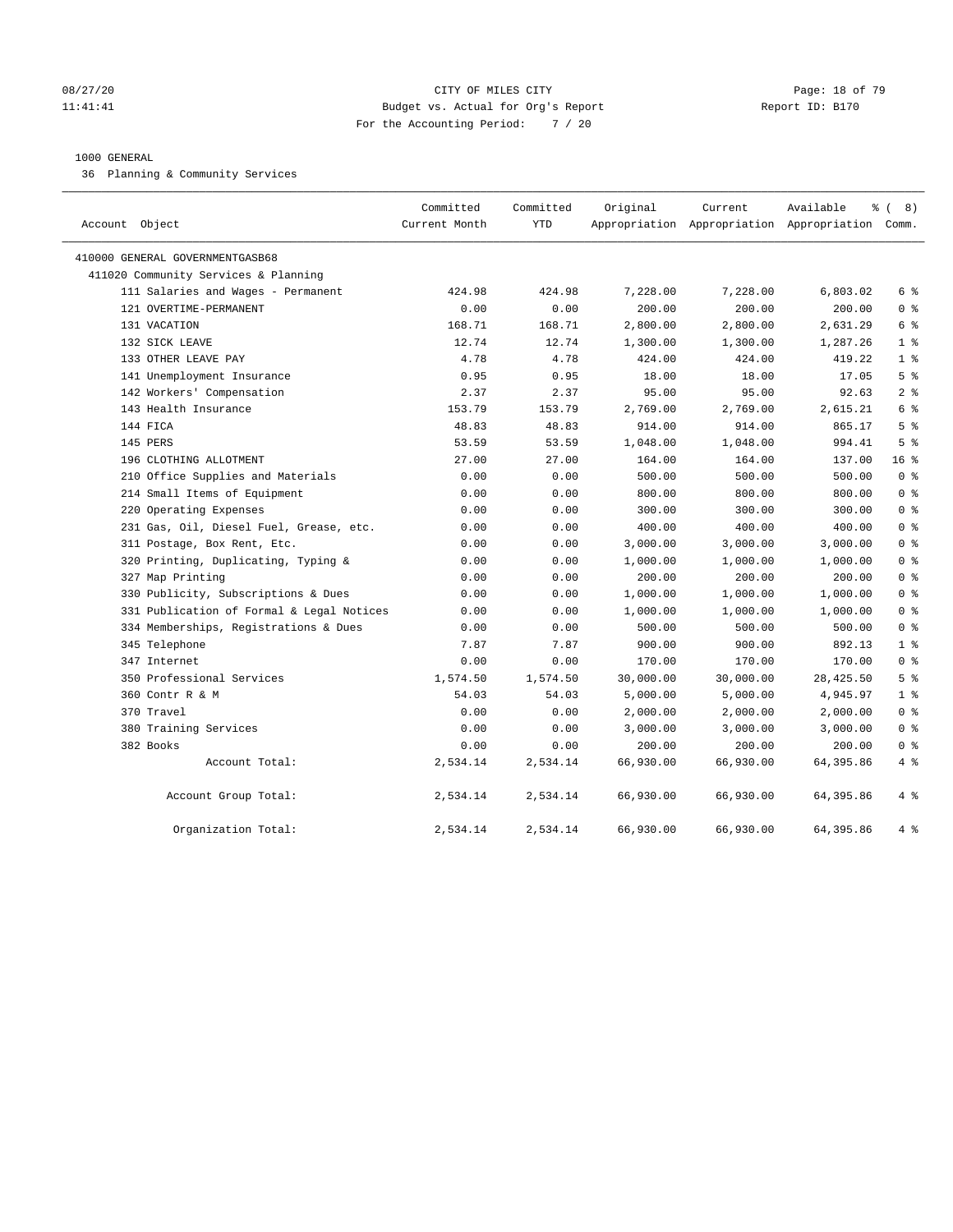CITY OF MILES CITY
Budget vs. Actual for Org's Report
For the Accounting Period: 7 / 20

08/27/20
11:41:41

Report ID: B170

1000 GENERAL
36 Planning & Community Services

| Account Object | Committed Current Month | Committed YTD | Original Appropriation | Current Appropriation | Available Appropriation | % ( 8) Comm. |
|---|---|---|---|---|---|---|
| 410000 GENERAL GOVERNMENTGASB68 | | | | | | |
| 411020 Community Services & Planning | | | | | | |
| 111 Salaries and Wages - Permanent | 424.98 | 424.98 | 7,228.00 | 7,228.00 | 6,803.02 | 6 % |
| 121 OVERTIME-PERMANENT | 0.00 | 0.00 | 200.00 | 200.00 | 200.00 | 0 % |
| 131 VACATION | 168.71 | 168.71 | 2,800.00 | 2,800.00 | 2,631.29 | 6 % |
| 132 SICK LEAVE | 12.74 | 12.74 | 1,300.00 | 1,300.00 | 1,287.26 | 1 % |
| 133 OTHER LEAVE PAY | 4.78 | 4.78 | 424.00 | 424.00 | 419.22 | 1 % |
| 141 Unemployment Insurance | 0.95 | 0.95 | 18.00 | 18.00 | 17.05 | 5 % |
| 142 Workers' Compensation | 2.37 | 2.37 | 95.00 | 95.00 | 92.63 | 2 % |
| 143 Health Insurance | 153.79 | 153.79 | 2,769.00 | 2,769.00 | 2,615.21 | 6 % |
| 144 FICA | 48.83 | 48.83 | 914.00 | 914.00 | 865.17 | 5 % |
| 145 PERS | 53.59 | 53.59 | 1,048.00 | 1,048.00 | 994.41 | 5 % |
| 196 CLOTHING ALLOTMENT | 27.00 | 27.00 | 164.00 | 164.00 | 137.00 | 16 % |
| 210 Office Supplies and Materials | 0.00 | 0.00 | 500.00 | 500.00 | 500.00 | 0 % |
| 214 Small Items of Equipment | 0.00 | 0.00 | 800.00 | 800.00 | 800.00 | 0 % |
| 220 Operating Expenses | 0.00 | 0.00 | 300.00 | 300.00 | 300.00 | 0 % |
| 231 Gas, Oil, Diesel Fuel, Grease, etc. | 0.00 | 0.00 | 400.00 | 400.00 | 400.00 | 0 % |
| 311 Postage, Box Rent, Etc. | 0.00 | 0.00 | 3,000.00 | 3,000.00 | 3,000.00 | 0 % |
| 320 Printing, Duplicating, Typing & | 0.00 | 0.00 | 1,000.00 | 1,000.00 | 1,000.00 | 0 % |
| 327 Map Printing | 0.00 | 0.00 | 200.00 | 200.00 | 200.00 | 0 % |
| 330 Publicity, Subscriptions & Dues | 0.00 | 0.00 | 1,000.00 | 1,000.00 | 1,000.00 | 0 % |
| 331 Publication of Formal & Legal Notices | 0.00 | 0.00 | 1,000.00 | 1,000.00 | 1,000.00 | 0 % |
| 334 Memberships, Registrations & Dues | 0.00 | 0.00 | 500.00 | 500.00 | 500.00 | 0 % |
| 345 Telephone | 7.87 | 7.87 | 900.00 | 900.00 | 892.13 | 1 % |
| 347 Internet | 0.00 | 0.00 | 170.00 | 170.00 | 170.00 | 0 % |
| 350 Professional Services | 1,574.50 | 1,574.50 | 30,000.00 | 30,000.00 | 28,425.50 | 5 % |
| 360 Contr R & M | 54.03 | 54.03 | 5,000.00 | 5,000.00 | 4,945.97 | 1 % |
| 370 Travel | 0.00 | 0.00 | 2,000.00 | 2,000.00 | 2,000.00 | 0 % |
| 380 Training Services | 0.00 | 0.00 | 3,000.00 | 3,000.00 | 3,000.00 | 0 % |
| 382 Books | 0.00 | 0.00 | 200.00 | 200.00 | 200.00 | 0 % |
| Account Total: | 2,534.14 | 2,534.14 | 66,930.00 | 66,930.00 | 64,395.86 | 4 % |
| Account Group Total: | 2,534.14 | 2,534.14 | 66,930.00 | 66,930.00 | 64,395.86 | 4 % |
| Organization Total: | 2,534.14 | 2,534.14 | 66,930.00 | 66,930.00 | 64,395.86 | 4 % |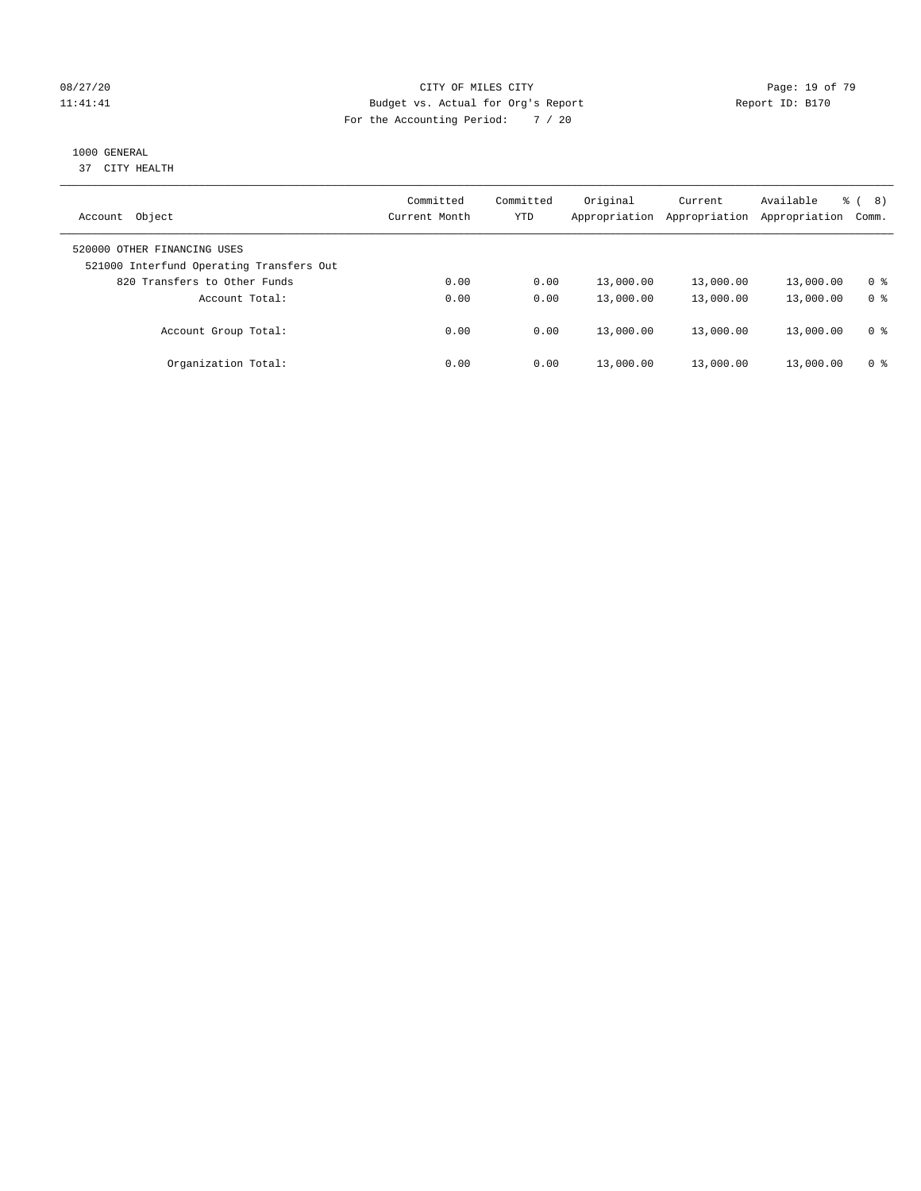CITY OF MILES CITY
Budget vs. Actual for Org's Report
For the Accounting Period: 7 / 20

08/27/20
11:41:41

Report ID: B170

1000 GENERAL
37 CITY HEALTH

| Account Object | Committed Current Month | Committed YTD | Original Appropriation | Current Appropriation | Available Appropriation | % ( 8) Comm. |
|---|---|---|---|---|---|---|
| 520000 OTHER FINANCING USES | | | | | | |
| 521000 Interfund Operating Transfers Out | | | | | | |
| 820 Transfers to Other Funds | 0.00 | 0.00 | 13,000.00 | 13,000.00 | 13,000.00 | 0 % |
| Account Total: | 0.00 | 0.00 | 13,000.00 | 13,000.00 | 13,000.00 | 0 % |
| Account Group Total: | 0.00 | 0.00 | 13,000.00 | 13,000.00 | 13,000.00 | 0 % |
| Organization Total: | 0.00 | 0.00 | 13,000.00 | 13,000.00 | 13,000.00 | 0 % |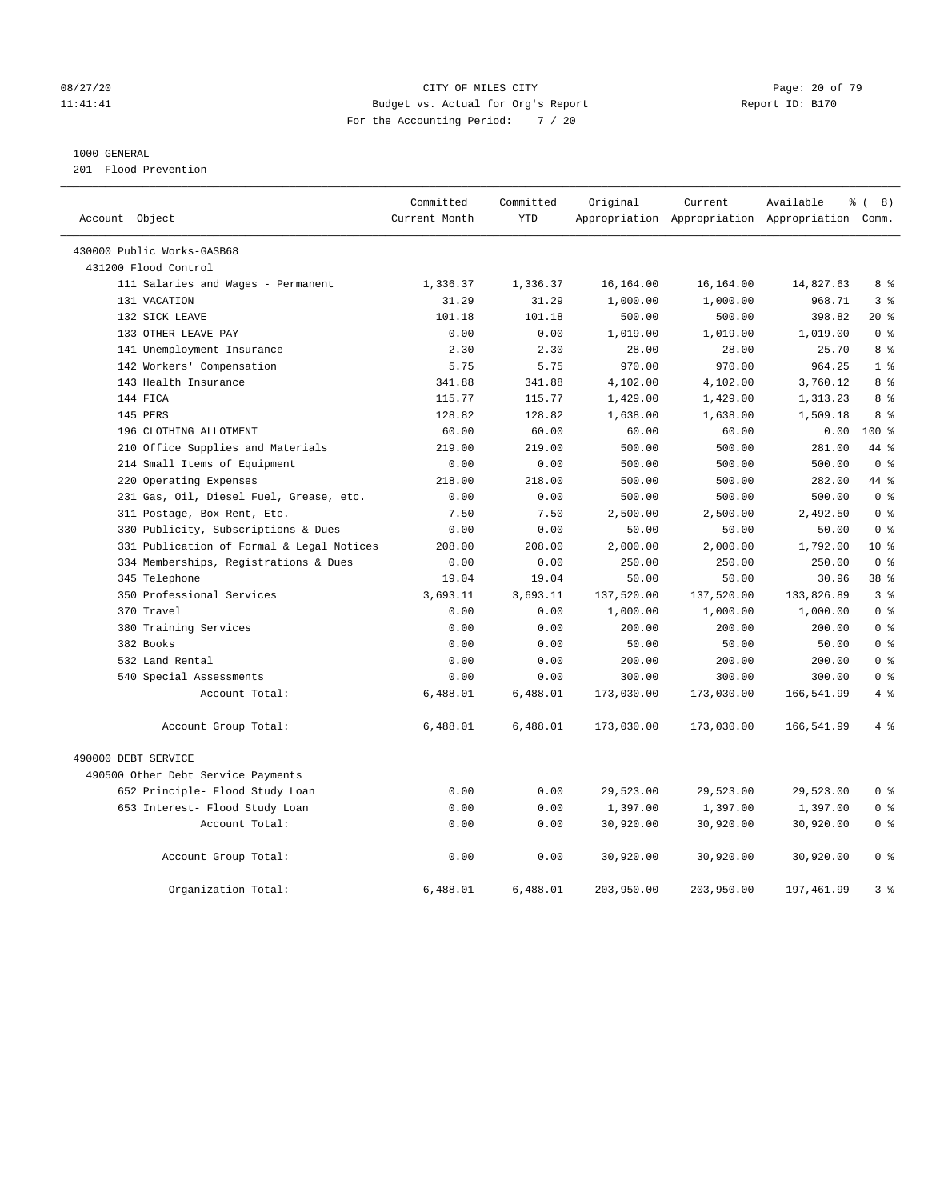CITY OF MILES CITY
Budget vs. Actual for Org's Report
For the Accounting Period: 7 / 20

08/27/20
11:41:41

Report ID: B170

1000 GENERAL
201 Flood Prevention

| Account Object | Committed Current Month | Committed YTD | Original Appropriation | Current Appropriation | Available Appropriation | % ( 8) Comm. |
|---|---|---|---|---|---|---|
| 430000 Public Works-GASB68 | | | | | | |
| 431200 Flood Control | | | | | | |
| 111 Salaries and Wages - Permanent | 1,336.37 | 1,336.37 | 16,164.00 | 16,164.00 | 14,827.63 | 8 % |
| 131 VACATION | 31.29 | 31.29 | 1,000.00 | 1,000.00 | 968.71 | 3 % |
| 132 SICK LEAVE | 101.18 | 101.18 | 500.00 | 500.00 | 398.82 | 20 % |
| 133 OTHER LEAVE PAY | 0.00 | 0.00 | 1,019.00 | 1,019.00 | 1,019.00 | 0 % |
| 141 Unemployment Insurance | 2.30 | 2.30 | 28.00 | 28.00 | 25.70 | 8 % |
| 142 Workers' Compensation | 5.75 | 5.75 | 970.00 | 970.00 | 964.25 | 1 % |
| 143 Health Insurance | 341.88 | 341.88 | 4,102.00 | 4,102.00 | 3,760.12 | 8 % |
| 144 FICA | 115.77 | 115.77 | 1,429.00 | 1,429.00 | 1,313.23 | 8 % |
| 145 PERS | 128.82 | 128.82 | 1,638.00 | 1,638.00 | 1,509.18 | 8 % |
| 196 CLOTHING ALLOTMENT | 60.00 | 60.00 | 60.00 | 60.00 | 0.00 | 100 % |
| 210 Office Supplies and Materials | 219.00 | 219.00 | 500.00 | 500.00 | 281.00 | 44 % |
| 214 Small Items of Equipment | 0.00 | 0.00 | 500.00 | 500.00 | 500.00 | 0 % |
| 220 Operating Expenses | 218.00 | 218.00 | 500.00 | 500.00 | 282.00 | 44 % |
| 231 Gas, Oil, Diesel Fuel, Grease, etc. | 0.00 | 0.00 | 500.00 | 500.00 | 500.00 | 0 % |
| 311 Postage, Box Rent, Etc. | 7.50 | 7.50 | 2,500.00 | 2,500.00 | 2,492.50 | 0 % |
| 330 Publicity, Subscriptions & Dues | 0.00 | 0.00 | 50.00 | 50.00 | 50.00 | 0 % |
| 331 Publication of Formal & Legal Notices | 208.00 | 208.00 | 2,000.00 | 2,000.00 | 1,792.00 | 10 % |
| 334 Memberships, Registrations & Dues | 0.00 | 0.00 | 250.00 | 250.00 | 250.00 | 0 % |
| 345 Telephone | 19.04 | 19.04 | 50.00 | 50.00 | 30.96 | 38 % |
| 350 Professional Services | 3,693.11 | 3,693.11 | 137,520.00 | 137,520.00 | 133,826.89 | 3 % |
| 370 Travel | 0.00 | 0.00 | 1,000.00 | 1,000.00 | 1,000.00 | 0 % |
| 380 Training Services | 0.00 | 0.00 | 200.00 | 200.00 | 200.00 | 0 % |
| 382 Books | 0.00 | 0.00 | 50.00 | 50.00 | 50.00 | 0 % |
| 532 Land Rental | 0.00 | 0.00 | 200.00 | 200.00 | 200.00 | 0 % |
| 540 Special Assessments | 0.00 | 0.00 | 300.00 | 300.00 | 300.00 | 0 % |
| Account Total: | 6,488.01 | 6,488.01 | 173,030.00 | 173,030.00 | 166,541.99 | 4 % |
| Account Group Total: | 6,488.01 | 6,488.01 | 173,030.00 | 173,030.00 | 166,541.99 | 4 % |
| 490000 DEBT SERVICE | | | | | | |
| 490500 Other Debt Service Payments | | | | | | |
| 652 Principle- Flood Study Loan | 0.00 | 0.00 | 29,523.00 | 29,523.00 | 29,523.00 | 0 % |
| 653 Interest- Flood Study Loan | 0.00 | 0.00 | 1,397.00 | 1,397.00 | 1,397.00 | 0 % |
| Account Total: | 0.00 | 0.00 | 30,920.00 | 30,920.00 | 30,920.00 | 0 % |
| Account Group Total: | 0.00 | 0.00 | 30,920.00 | 30,920.00 | 30,920.00 | 0 % |
| Organization Total: | 6,488.01 | 6,488.01 | 203,950.00 | 203,950.00 | 197,461.99 | 3 % |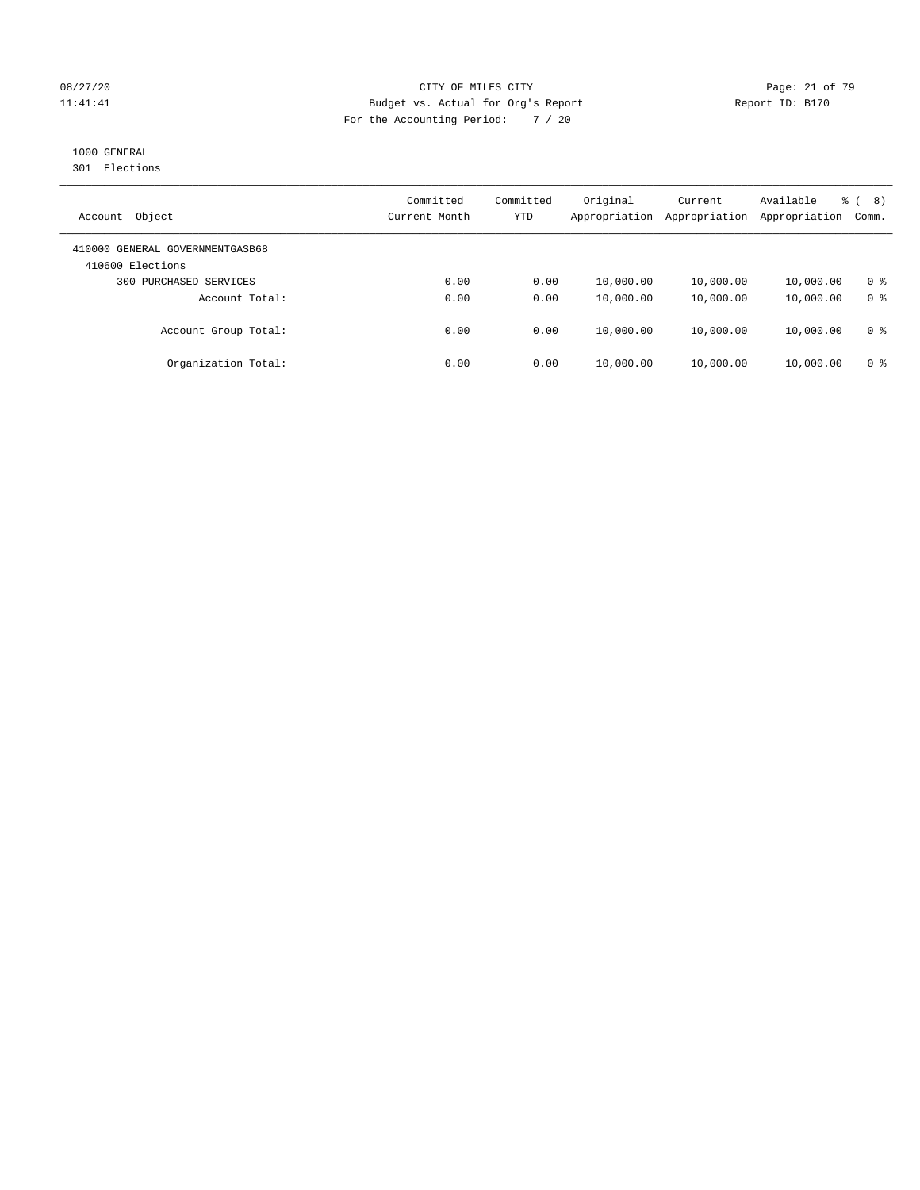CITY OF MILES CITY
Budget vs. Actual for Org's Report
For the Accounting Period: 7 / 20

08/27/20
11:41:41

Report ID: B170

1000 GENERAL
301 Elections

| Account Object | Committed Current Month | Committed YTD | Original Appropriation | Current Appropriation | Available Appropriation | % ( 8) Comm. |
|---|---|---|---|---|---|---|
| 410000 GENERAL GOVERNMENTGASB68 | | | | | | |
| 410600 Elections | | | | | | |
| 300 PURCHASED SERVICES | 0.00 | 0.00 | 10,000.00 | 10,000.00 | 10,000.00 | 0 % |
| Account Total: | 0.00 | 0.00 | 10,000.00 | 10,000.00 | 10,000.00 | 0 % |
| Account Group Total: | 0.00 | 0.00 | 10,000.00 | 10,000.00 | 10,000.00 | 0 % |
| Organization Total: | 0.00 | 0.00 | 10,000.00 | 10,000.00 | 10,000.00 | 0 % |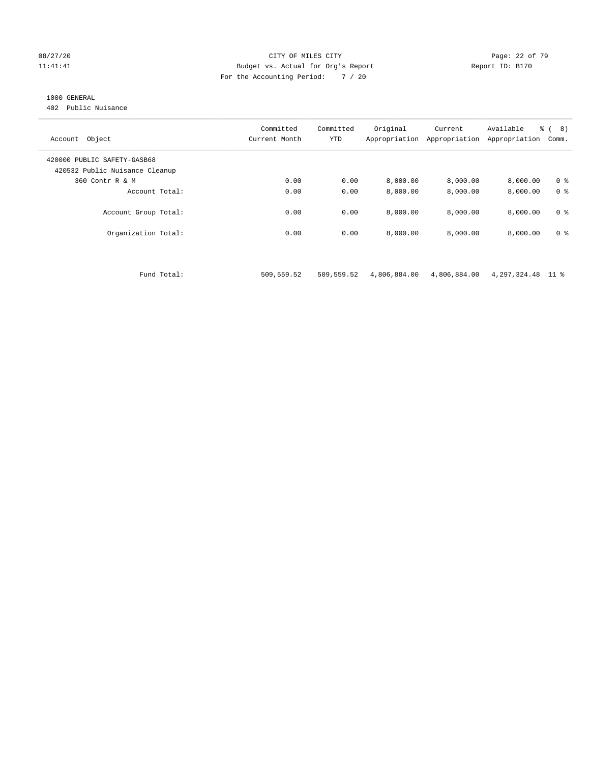CITY OF MILES CITY
Budget vs. Actual for Org's Report
For the Accounting Period: 7 / 20

08/27/20
11:41:41

Report ID: B170

1000 GENERAL
402 Public Nuisance

| Account Object | Committed Current Month | Committed YTD | Original Appropriation | Current Appropriation | Available Appropriation | % ( 8) Comm. |
|---|---|---|---|---|---|---|
| 420000 PUBLIC SAFETY-GASB68 | | | | | | |
| 420532 Public Nuisance Cleanup | | | | | | |
| 360 Contr R & M | 0.00 | 0.00 | 8,000.00 | 8,000.00 | 8,000.00 | 0 % |
| Account Total: | 0.00 | 0.00 | 8,000.00 | 8,000.00 | 8,000.00 | 0 % |
| Account Group Total: | 0.00 | 0.00 | 8,000.00 | 8,000.00 | 8,000.00 | 0 % |
| Organization Total: | 0.00 | 0.00 | 8,000.00 | 8,000.00 | 8,000.00 | 0 % |
| Fund Total: | 509,559.52 | 509,559.52 | 4,806,884.00 | 4,806,884.00 | 4,297,324.48 | 11 % |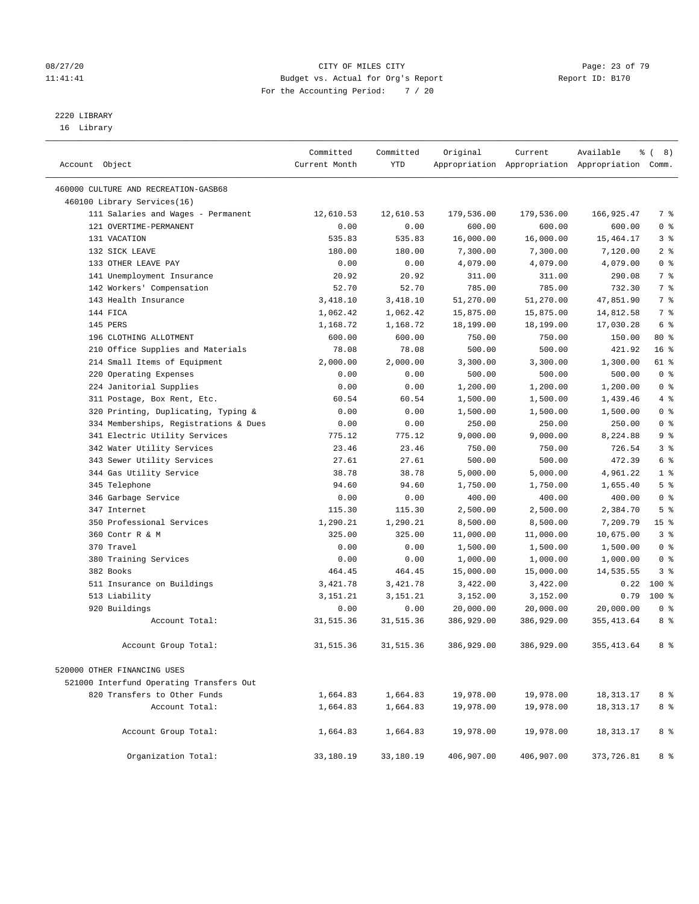08/27/20 CITY OF MILES CITY
11:41:41 Budget vs. Actual for Org's Report Report ID: B170
For the Accounting Period: 7 / 20

2220 LIBRARY
16 Library

| Account Object | Committed Current Month | Committed YTD | Original Appropriation | Current Appropriation | Available Appropriation | % ( 8) Comm. |
|---|---|---|---|---|---|---|
| 460000 CULTURE AND RECREATION-GASB68 | | | | | | |
| 460100 Library Services(16) | | | | | | |
| 111 Salaries and Wages - Permanent | 12,610.53 | 12,610.53 | 179,536.00 | 179,536.00 | 166,925.47 | 7 % |
| 121 OVERTIME-PERMANENT | 0.00 | 0.00 | 600.00 | 600.00 | 600.00 | 0 % |
| 131 VACATION | 535.83 | 535.83 | 16,000.00 | 16,000.00 | 15,464.17 | 3 % |
| 132 SICK LEAVE | 180.00 | 180.00 | 7,300.00 | 7,300.00 | 7,120.00 | 2 % |
| 133 OTHER LEAVE PAY | 0.00 | 0.00 | 4,079.00 | 4,079.00 | 4,079.00 | 0 % |
| 141 Unemployment Insurance | 20.92 | 20.92 | 311.00 | 311.00 | 290.08 | 7 % |
| 142 Workers' Compensation | 52.70 | 52.70 | 785.00 | 785.00 | 732.30 | 7 % |
| 143 Health Insurance | 3,418.10 | 3,418.10 | 51,270.00 | 51,270.00 | 47,851.90 | 7 % |
| 144 FICA | 1,062.42 | 1,062.42 | 15,875.00 | 15,875.00 | 14,812.58 | 7 % |
| 145 PERS | 1,168.72 | 1,168.72 | 18,199.00 | 18,199.00 | 17,030.28 | 6 % |
| 196 CLOTHING ALLOTMENT | 600.00 | 600.00 | 750.00 | 750.00 | 150.00 | 80 % |
| 210 Office Supplies and Materials | 78.08 | 78.08 | 500.00 | 500.00 | 421.92 | 16 % |
| 214 Small Items of Equipment | 2,000.00 | 2,000.00 | 3,300.00 | 3,300.00 | 1,300.00 | 61 % |
| 220 Operating Expenses | 0.00 | 0.00 | 500.00 | 500.00 | 500.00 | 0 % |
| 224 Janitorial Supplies | 0.00 | 0.00 | 1,200.00 | 1,200.00 | 1,200.00 | 0 % |
| 311 Postage, Box Rent, Etc. | 60.54 | 60.54 | 1,500.00 | 1,500.00 | 1,439.46 | 4 % |
| 320 Printing, Duplicating, Typing & | 0.00 | 0.00 | 1,500.00 | 1,500.00 | 1,500.00 | 0 % |
| 334 Memberships, Registrations & Dues | 0.00 | 0.00 | 250.00 | 250.00 | 250.00 | 0 % |
| 341 Electric Utility Services | 775.12 | 775.12 | 9,000.00 | 9,000.00 | 8,224.88 | 9 % |
| 342 Water Utility Services | 23.46 | 23.46 | 750.00 | 750.00 | 726.54 | 3 % |
| 343 Sewer Utility Services | 27.61 | 27.61 | 500.00 | 500.00 | 472.39 | 6 % |
| 344 Gas Utility Service | 38.78 | 38.78 | 5,000.00 | 5,000.00 | 4,961.22 | 1 % |
| 345 Telephone | 94.60 | 94.60 | 1,750.00 | 1,750.00 | 1,655.40 | 5 % |
| 346 Garbage Service | 0.00 | 0.00 | 400.00 | 400.00 | 400.00 | 0 % |
| 347 Internet | 115.30 | 115.30 | 2,500.00 | 2,500.00 | 2,384.70 | 5 % |
| 350 Professional Services | 1,290.21 | 1,290.21 | 8,500.00 | 8,500.00 | 7,209.79 | 15 % |
| 360 Contr R & M | 325.00 | 325.00 | 11,000.00 | 11,000.00 | 10,675.00 | 3 % |
| 370 Travel | 0.00 | 0.00 | 1,500.00 | 1,500.00 | 1,500.00 | 0 % |
| 380 Training Services | 0.00 | 0.00 | 1,000.00 | 1,000.00 | 1,000.00 | 0 % |
| 382 Books | 464.45 | 464.45 | 15,000.00 | 15,000.00 | 14,535.55 | 3 % |
| 511 Insurance on Buildings | 3,421.78 | 3,421.78 | 3,422.00 | 3,422.00 | 0.22 | 100 % |
| 513 Liability | 3,151.21 | 3,151.21 | 3,152.00 | 3,152.00 | 0.79 | 100 % |
| 920 Buildings | 0.00 | 0.00 | 20,000.00 | 20,000.00 | 20,000.00 | 0 % |
| Account Total: | 31,515.36 | 31,515.36 | 386,929.00 | 386,929.00 | 355,413.64 | 8 % |
| Account Group Total: | 31,515.36 | 31,515.36 | 386,929.00 | 386,929.00 | 355,413.64 | 8 % |
| 520000 OTHER FINANCING USES | | | | | | |
| 521000 Interfund Operating Transfers Out | | | | | | |
| 820 Transfers to Other Funds | 1,664.83 | 1,664.83 | 19,978.00 | 19,978.00 | 18,313.17 | 8 % |
| Account Total: | 1,664.83 | 1,664.83 | 19,978.00 | 19,978.00 | 18,313.17 | 8 % |
| Account Group Total: | 1,664.83 | 1,664.83 | 19,978.00 | 19,978.00 | 18,313.17 | 8 % |
| Organization Total: | 33,180.19 | 33,180.19 | 406,907.00 | 406,907.00 | 373,726.81 | 8 % |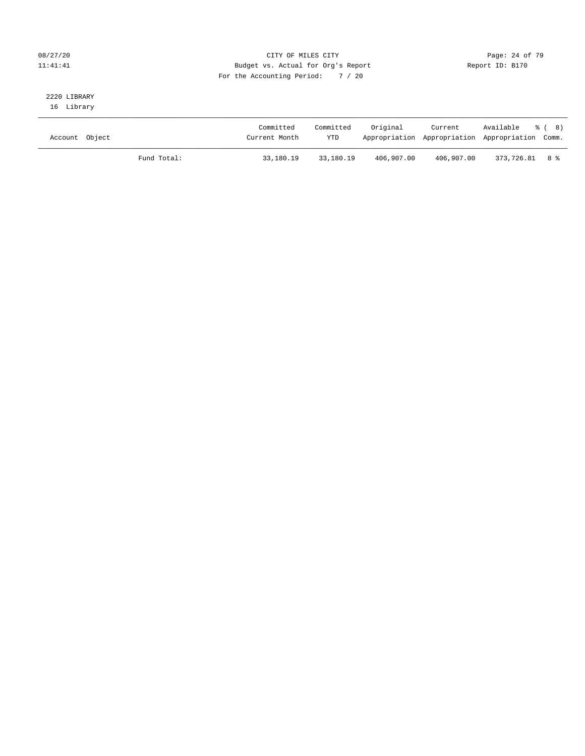CITY OF MILES CITY
Budget vs. Actual for Org's Report
For the Accounting Period: 7 / 20

08/27/20
11:41:41

Report ID: B170

2220 LIBRARY
16 Library

| Account Object | | Committed Current Month | Committed YTD | Original Appropriation | Current Appropriation | Available Appropriation | % ( 8) Comm. |
|---|---|---|---|---|---|---|---|
| | Fund Total: | 33,180.19 | 33,180.19 | 406,907.00 | 406,907.00 | 373,726.81 | 8 % |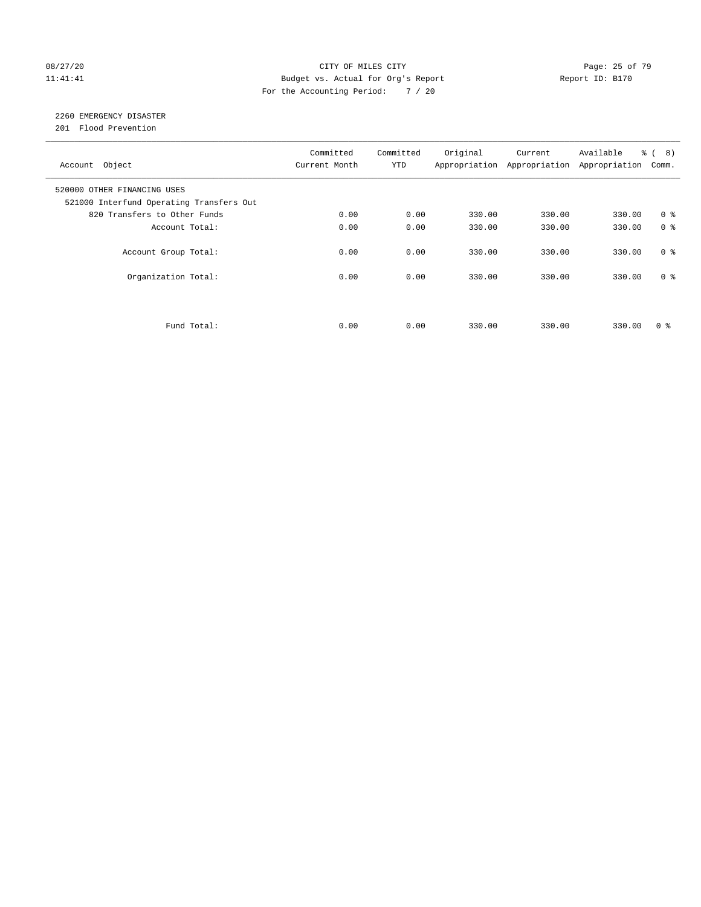CITY OF MILES CITY
Budget vs. Actual for Org's Report
For the Accounting Period: 7 / 20

08/27/20
11:41:41

Report ID: B170

## 2260 EMERGENCY DISASTER

201 Flood Prevention

| Account Object | Committed Current Month | Committed YTD | Original Appropriation | Current Appropriation | Available Appropriation | % ( 8) Comm. |
|---|---|---|---|---|---|---|
| 520000 OTHER FINANCING USES | | | | | | |
| 521000 Interfund Operating Transfers Out | | | | | | |
| 820 Transfers to Other Funds | 0.00 | 0.00 | 330.00 | 330.00 | 330.00 | 0 % |
| Account Total: | 0.00 | 0.00 | 330.00 | 330.00 | 330.00 | 0 % |
| Account Group Total: | 0.00 | 0.00 | 330.00 | 330.00 | 330.00 | 0 % |
| Organization Total: | 0.00 | 0.00 | 330.00 | 330.00 | 330.00 | 0 % |
| Fund Total: | 0.00 | 0.00 | 330.00 | 330.00 | 330.00 | 0 % |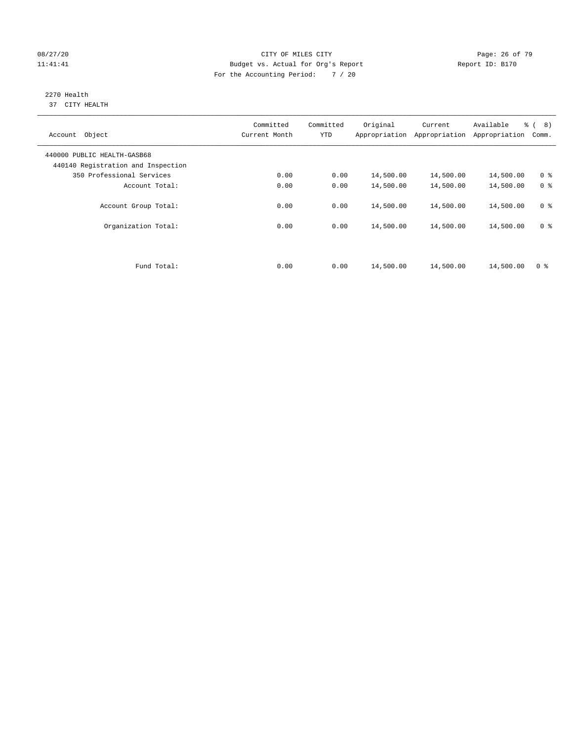CITY OF MILES CITY
Budget vs. Actual for Org's Report
For the Accounting Period: 7 / 20

08/27/20
11:41:41

Report ID: B170

2270 Health
37 CITY HEALTH

| Account Object | Committed Current Month | Committed YTD | Original Appropriation | Current Appropriation | Available Appropriation | % ( 8) Comm. |
|---|---|---|---|---|---|---|
| 440000 PUBLIC HEALTH-GASB68 | | | | | | |
| 440140 Registration and Inspection | | | | | | |
| 350 Professional Services | 0.00 | 0.00 | 14,500.00 | 14,500.00 | 14,500.00 | 0 % |
| Account Total: | 0.00 | 0.00 | 14,500.00 | 14,500.00 | 14,500.00 | 0 % |
| Account Group Total: | 0.00 | 0.00 | 14,500.00 | 14,500.00 | 14,500.00 | 0 % |
| Organization Total: | 0.00 | 0.00 | 14,500.00 | 14,500.00 | 14,500.00 | 0 % |
| Fund Total: | 0.00 | 0.00 | 14,500.00 | 14,500.00 | 14,500.00 | 0 % |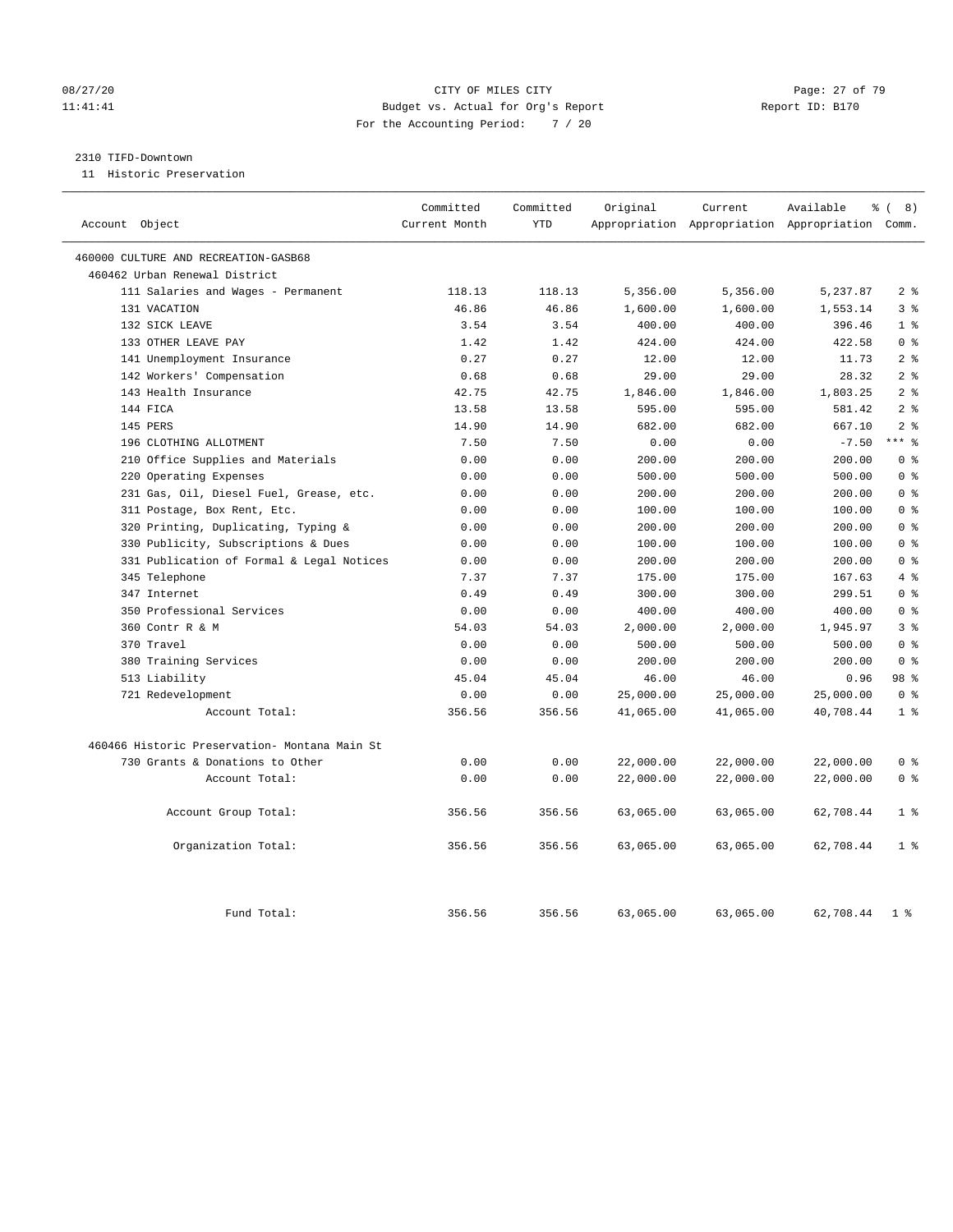CITY OF MILES CITY
Budget vs. Actual for Org's Report
For the Accounting Period: 7 / 20

08/27/20
11:41:41

Report ID: B170

2310 TIFD-Downtown
11 Historic Preservation

| Account Object | Committed Current Month | Committed YTD | Original Appropriation | Current Appropriation | Available Appropriation | % ( 8) Comm. |
|---|---|---|---|---|---|---|
| 460000 CULTURE AND RECREATION-GASB68 | | | | | | |
| 460462 Urban Renewal District | | | | | | |
| 111 Salaries and Wages - Permanent | 118.13 | 118.13 | 5,356.00 | 5,356.00 | 5,237.87 | 2 % |
| 131 VACATION | 46.86 | 46.86 | 1,600.00 | 1,600.00 | 1,553.14 | 3 % |
| 132 SICK LEAVE | 3.54 | 3.54 | 400.00 | 400.00 | 396.46 | 1 % |
| 133 OTHER LEAVE PAY | 1.42 | 1.42 | 424.00 | 424.00 | 422.58 | 0 % |
| 141 Unemployment Insurance | 0.27 | 0.27 | 12.00 | 12.00 | 11.73 | 2 % |
| 142 Workers' Compensation | 0.68 | 0.68 | 29.00 | 29.00 | 28.32 | 2 % |
| 143 Health Insurance | 42.75 | 42.75 | 1,846.00 | 1,846.00 | 1,803.25 | 2 % |
| 144 FICA | 13.58 | 13.58 | 595.00 | 595.00 | 581.42 | 2 % |
| 145 PERS | 14.90 | 14.90 | 682.00 | 682.00 | 667.10 | 2 % |
| 196 CLOTHING ALLOTMENT | 7.50 | 7.50 | 0.00 | 0.00 | -7.50 | *** % |
| 210 Office Supplies and Materials | 0.00 | 0.00 | 200.00 | 200.00 | 200.00 | 0 % |
| 220 Operating Expenses | 0.00 | 0.00 | 500.00 | 500.00 | 500.00 | 0 % |
| 231 Gas, Oil, Diesel Fuel, Grease, etc. | 0.00 | 0.00 | 200.00 | 200.00 | 200.00 | 0 % |
| 311 Postage, Box Rent, Etc. | 0.00 | 0.00 | 100.00 | 100.00 | 100.00 | 0 % |
| 320 Printing, Duplicating, Typing & | 0.00 | 0.00 | 200.00 | 200.00 | 200.00 | 0 % |
| 330 Publicity, Subscriptions & Dues | 0.00 | 0.00 | 100.00 | 100.00 | 100.00 | 0 % |
| 331 Publication of Formal & Legal Notices | 0.00 | 0.00 | 200.00 | 200.00 | 200.00 | 0 % |
| 345 Telephone | 7.37 | 7.37 | 175.00 | 175.00 | 167.63 | 4 % |
| 347 Internet | 0.49 | 0.49 | 300.00 | 300.00 | 299.51 | 0 % |
| 350 Professional Services | 0.00 | 0.00 | 400.00 | 400.00 | 400.00 | 0 % |
| 360 Contr R & M | 54.03 | 54.03 | 2,000.00 | 2,000.00 | 1,945.97 | 3 % |
| 370 Travel | 0.00 | 0.00 | 500.00 | 500.00 | 500.00 | 0 % |
| 380 Training Services | 0.00 | 0.00 | 200.00 | 200.00 | 200.00 | 0 % |
| 513 Liability | 45.04 | 45.04 | 46.00 | 46.00 | 0.96 | 98 % |
| 721 Redevelopment | 0.00 | 0.00 | 25,000.00 | 25,000.00 | 25,000.00 | 0 % |
| Account Total: | 356.56 | 356.56 | 41,065.00 | 41,065.00 | 40,708.44 | 1 % |
| 460466 Historic Preservation- Montana Main St | | | | | | |
| 730 Grants & Donations to Other | 0.00 | 0.00 | 22,000.00 | 22,000.00 | 22,000.00 | 0 % |
| Account Total: | 0.00 | 0.00 | 22,000.00 | 22,000.00 | 22,000.00 | 0 % |
| Account Group Total: | 356.56 | 356.56 | 63,065.00 | 63,065.00 | 62,708.44 | 1 % |
| Organization Total: | 356.56 | 356.56 | 63,065.00 | 63,065.00 | 62,708.44 | 1 % |
| Fund Total: | 356.56 | 356.56 | 63,065.00 | 63,065.00 | 62,708.44 | 1 % |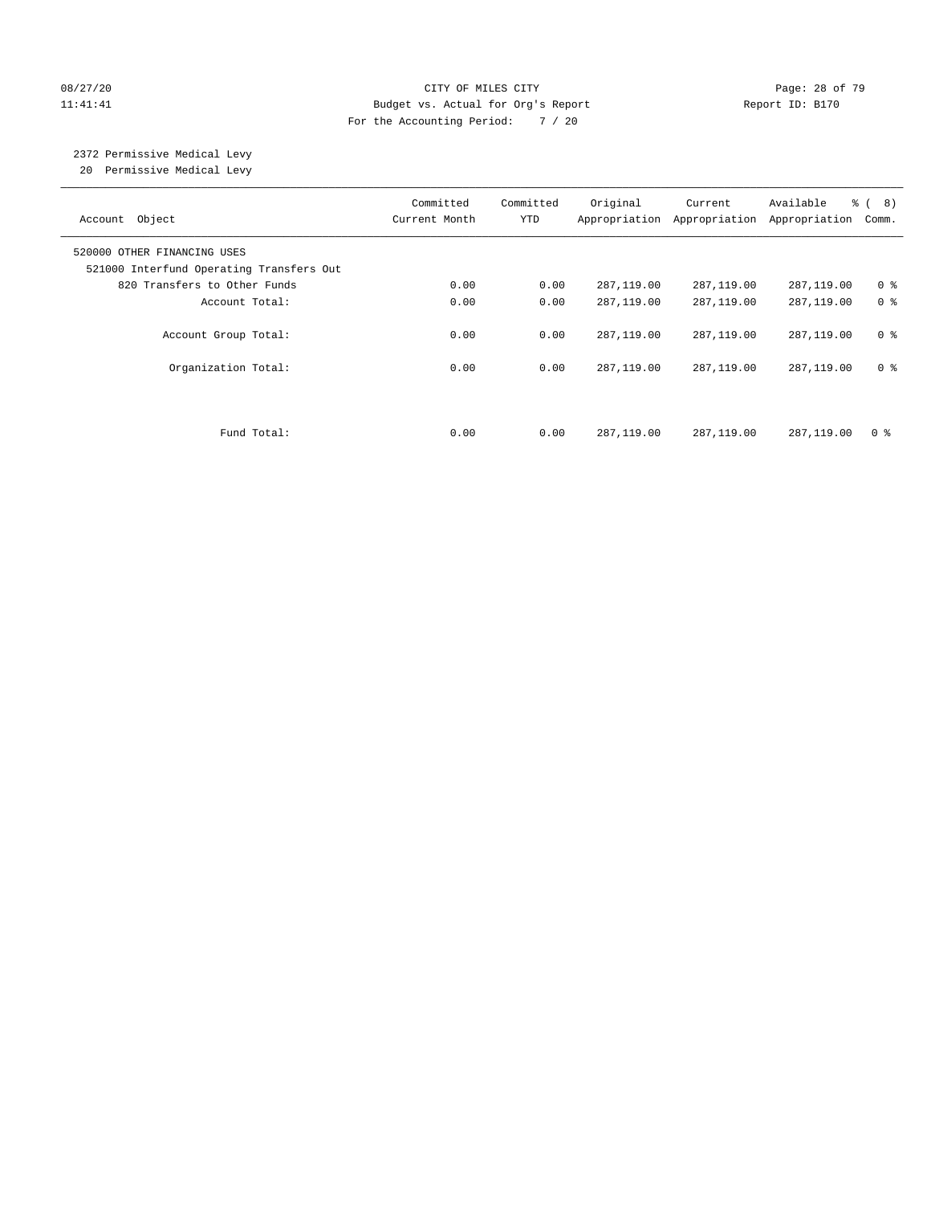CITY OF MILES CITY
Budget vs. Actual for Org's Report
For the Accounting Period: 7 / 20

08/27/20
11:41:41

Report ID: B170

2372 Permissive Medical Levy
20 Permissive Medical Levy

| Account Object | Committed Current Month | Committed YTD | Original Appropriation | Current Appropriation | Available Appropriation | % ( 8) Comm. |
|---|---|---|---|---|---|---|
| 520000 OTHER FINANCING USES | | | | | | |
| 521000 Interfund Operating Transfers Out | | | | | | |
| 820 Transfers to Other Funds | 0.00 | 0.00 | 287,119.00 | 287,119.00 | 287,119.00 | 0 % |
| Account Total: | 0.00 | 0.00 | 287,119.00 | 287,119.00 | 287,119.00 | 0 % |
| Account Group Total: | 0.00 | 0.00 | 287,119.00 | 287,119.00 | 287,119.00 | 0 % |
| Organization Total: | 0.00 | 0.00 | 287,119.00 | 287,119.00 | 287,119.00 | 0 % |
| Fund Total: | 0.00 | 0.00 | 287,119.00 | 287,119.00 | 287,119.00 | 0 % |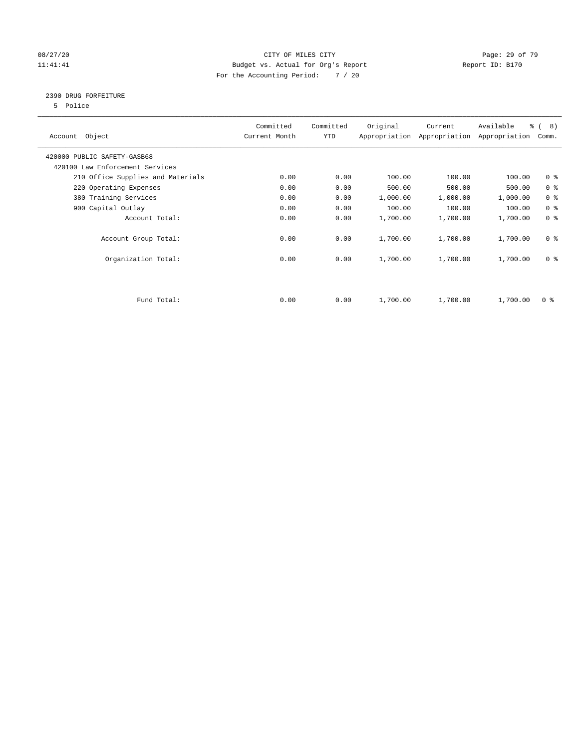CITY OF MILES CITY
Budget vs. Actual for Org's Report
For the Accounting Period: 7 / 20

08/27/20
11:41:41

Report ID: B170

## 2390 DRUG FORFEITURE

5 Police

| Account Object | Committed Current Month | Committed YTD | Original Appropriation | Current Appropriation | Available Appropriation | % ( 8) Comm. |
|---|---|---|---|---|---|---|
| 420000 PUBLIC SAFETY-GASB68 | | | | | | |
| 420100 Law Enforcement Services | | | | | | |
| 210 Office Supplies and Materials | 0.00 | 0.00 | 100.00 | 100.00 | 100.00 | 0 % |
| 220 Operating Expenses | 0.00 | 0.00 | 500.00 | 500.00 | 500.00 | 0 % |
| 380 Training Services | 0.00 | 0.00 | 1,000.00 | 1,000.00 | 1,000.00 | 0 % |
| 900 Capital Outlay | 0.00 | 0.00 | 100.00 | 100.00 | 100.00 | 0 % |
| Account Total: | 0.00 | 0.00 | 1,700.00 | 1,700.00 | 1,700.00 | 0 % |
| Account Group Total: | 0.00 | 0.00 | 1,700.00 | 1,700.00 | 1,700.00 | 0 % |
| Organization Total: | 0.00 | 0.00 | 1,700.00 | 1,700.00 | 1,700.00 | 0 % |
| Fund Total: | 0.00 | 0.00 | 1,700.00 | 1,700.00 | 1,700.00 | 0 % |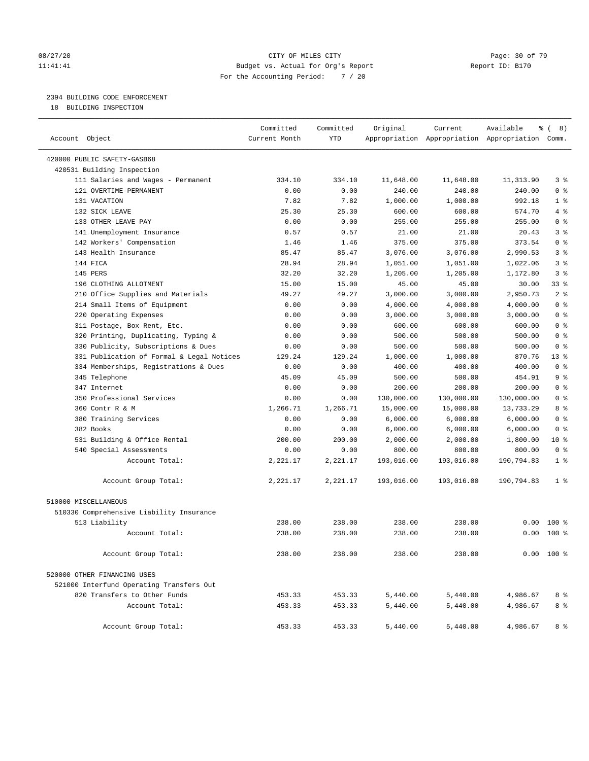08/27/20 CITY OF MILES CITY
11:41:41 Budget vs. Actual for Org's Report Report ID: B170
For the Accounting Period: 7 / 20

## 2394 BUILDING CODE ENFORCEMENT

18 BUILDING INSPECTION

| Account Object | Committed Current Month | Committed YTD | Original Appropriation | Current Appropriation | Available Appropriation | % ( 8) Comm. |
|---|---|---|---|---|---|---|
| 420000 PUBLIC SAFETY-GASB68 | | | | | | |
| 420531 Building Inspection | | | | | | |
| 111 Salaries and Wages - Permanent | 334.10 | 334.10 | 11,648.00 | 11,648.00 | 11,313.90 | 3 % |
| 121 OVERTIME-PERMANENT | 0.00 | 0.00 | 240.00 | 240.00 | 240.00 | 0 % |
| 131 VACATION | 7.82 | 7.82 | 1,000.00 | 1,000.00 | 992.18 | 1 % |
| 132 SICK LEAVE | 25.30 | 25.30 | 600.00 | 600.00 | 574.70 | 4 % |
| 133 OTHER LEAVE PAY | 0.00 | 0.00 | 255.00 | 255.00 | 255.00 | 0 % |
| 141 Unemployment Insurance | 0.57 | 0.57 | 21.00 | 21.00 | 20.43 | 3 % |
| 142 Workers' Compensation | 1.46 | 1.46 | 375.00 | 375.00 | 373.54 | 0 % |
| 143 Health Insurance | 85.47 | 85.47 | 3,076.00 | 3,076.00 | 2,990.53 | 3 % |
| 144 FICA | 28.94 | 28.94 | 1,051.00 | 1,051.00 | 1,022.06 | 3 % |
| 145 PERS | 32.20 | 32.20 | 1,205.00 | 1,205.00 | 1,172.80 | 3 % |
| 196 CLOTHING ALLOTMENT | 15.00 | 15.00 | 45.00 | 45.00 | 30.00 | 33 % |
| 210 Office Supplies and Materials | 49.27 | 49.27 | 3,000.00 | 3,000.00 | 2,950.73 | 2 % |
| 214 Small Items of Equipment | 0.00 | 0.00 | 4,000.00 | 4,000.00 | 4,000.00 | 0 % |
| 220 Operating Expenses | 0.00 | 0.00 | 3,000.00 | 3,000.00 | 3,000.00 | 0 % |
| 311 Postage, Box Rent, Etc. | 0.00 | 0.00 | 600.00 | 600.00 | 600.00 | 0 % |
| 320 Printing, Duplicating, Typing & | 0.00 | 0.00 | 500.00 | 500.00 | 500.00 | 0 % |
| 330 Publicity, Subscriptions & Dues | 0.00 | 0.00 | 500.00 | 500.00 | 500.00 | 0 % |
| 331 Publication of Formal & Legal Notices | 129.24 | 129.24 | 1,000.00 | 1,000.00 | 870.76 | 13 % |
| 334 Memberships, Registrations & Dues | 0.00 | 0.00 | 400.00 | 400.00 | 400.00 | 0 % |
| 345 Telephone | 45.09 | 45.09 | 500.00 | 500.00 | 454.91 | 9 % |
| 347 Internet | 0.00 | 0.00 | 200.00 | 200.00 | 200.00 | 0 % |
| 350 Professional Services | 0.00 | 0.00 | 130,000.00 | 130,000.00 | 130,000.00 | 0 % |
| 360 Contr R & M | 1,266.71 | 1,266.71 | 15,000.00 | 15,000.00 | 13,733.29 | 8 % |
| 380 Training Services | 0.00 | 0.00 | 6,000.00 | 6,000.00 | 6,000.00 | 0 % |
| 382 Books | 0.00 | 0.00 | 6,000.00 | 6,000.00 | 6,000.00 | 0 % |
| 531 Building & Office Rental | 200.00 | 200.00 | 2,000.00 | 2,000.00 | 1,800.00 | 10 % |
| 540 Special Assessments | 0.00 | 0.00 | 800.00 | 800.00 | 800.00 | 0 % |
| Account Total: | 2,221.17 | 2,221.17 | 193,016.00 | 193,016.00 | 190,794.83 | 1 % |
| Account Group Total: | 2,221.17 | 2,221.17 | 193,016.00 | 193,016.00 | 190,794.83 | 1 % |
| 510000 MISCELLANEOUS | | | | | | |
| 510330 Comprehensive Liability Insurance | | | | | | |
| 513 Liability | 238.00 | 238.00 | 238.00 | 238.00 | 0.00 | 100 % |
| Account Total: | 238.00 | 238.00 | 238.00 | 238.00 | 0.00 | 100 % |
| Account Group Total: | 238.00 | 238.00 | 238.00 | 238.00 | 0.00 | 100 % |
| 520000 OTHER FINANCING USES | | | | | | |
| 521000 Interfund Operating Transfers Out | | | | | | |
| 820 Transfers to Other Funds | 453.33 | 453.33 | 5,440.00 | 5,440.00 | 4,986.67 | 8 % |
| Account Total: | 453.33 | 453.33 | 5,440.00 | 5,440.00 | 4,986.67 | 8 % |
| Account Group Total: | 453.33 | 453.33 | 5,440.00 | 5,440.00 | 4,986.67 | 8 % |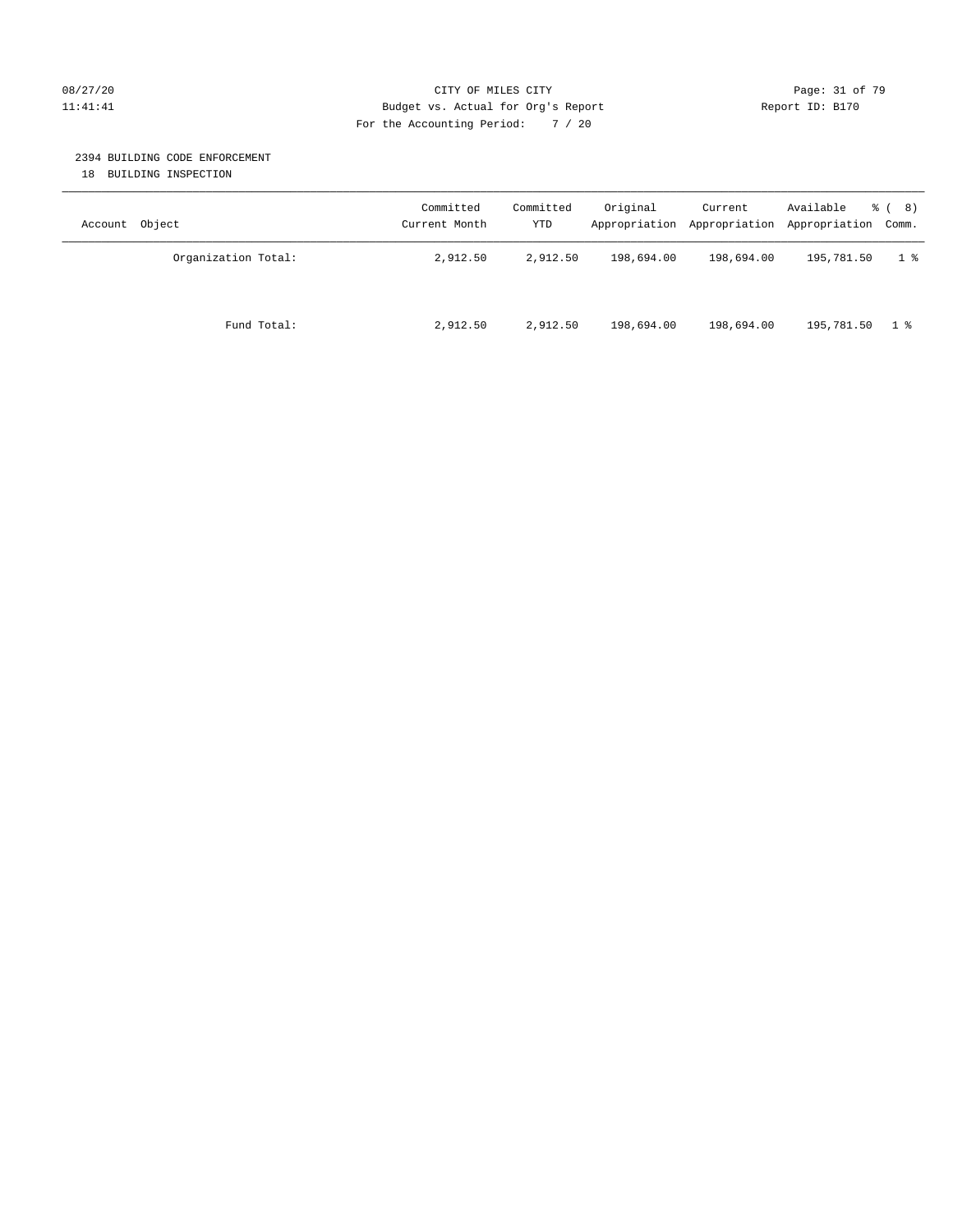CITY OF MILES CITY

Budget vs. Actual for Org's Report

For the Accounting Period: 7 / 20

08/27/20 11:41:41 — Report ID: B170

## 2394 BUILDING CODE ENFORCEMENT

18 BUILDING INSPECTION

| Account Object | Committed Current Month | Committed YTD | Original Appropriation | Current Appropriation | Available Appropriation | % ( 8) Comm. |
|---|---|---|---|---|---|---|
| Organization Total: | 2,912.50 | 2,912.50 | 198,694.00 | 198,694.00 | 195,781.50 | 1 % |
| Fund Total: | 2,912.50 | 2,912.50 | 198,694.00 | 198,694.00 | 195,781.50 | 1 % |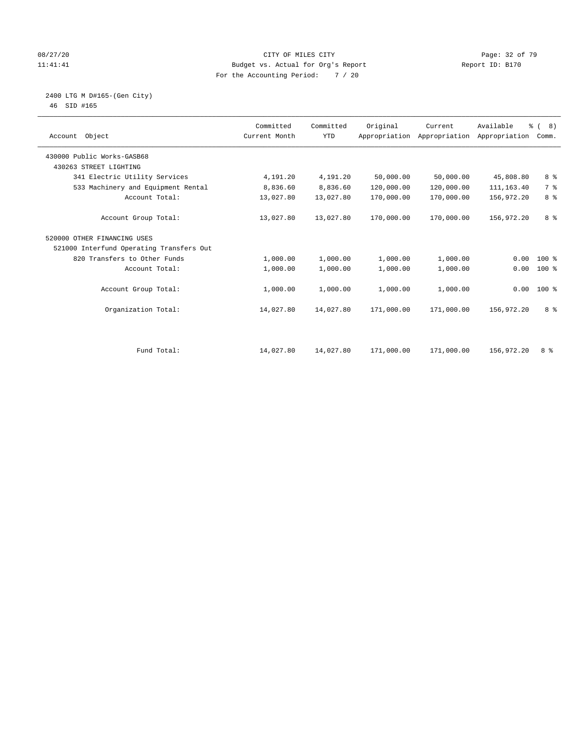CITY OF MILES CITY
Budget vs. Actual for Org's Report
For the Accounting Period: 7 / 20

08/27/20
11:41:41

Report ID: B170

2400 LTG M D#165-(Gen City)
46 SID #165

| Account Object | Committed Current Month | Committed YTD | Original Appropriation | Current Appropriation | Available Appropriation | % ( 8) Comm. |
|---|---|---|---|---|---|---|
| 430000 Public Works-GASB68 | | | | | | |
| 430263 STREET LIGHTING | | | | | | |
| 341 Electric Utility Services | 4,191.20 | 4,191.20 | 50,000.00 | 50,000.00 | 45,808.80 | 8 % |
| 533 Machinery and Equipment Rental | 8,836.60 | 8,836.60 | 120,000.00 | 120,000.00 | 111,163.40 | 7 % |
| Account Total: | 13,027.80 | 13,027.80 | 170,000.00 | 170,000.00 | 156,972.20 | 8 % |
| Account Group Total: | 13,027.80 | 13,027.80 | 170,000.00 | 170,000.00 | 156,972.20 | 8 % |
| 520000 OTHER FINANCING USES | | | | | | |
| 521000 Interfund Operating Transfers Out | | | | | | |
| 820 Transfers to Other Funds | 1,000.00 | 1,000.00 | 1,000.00 | 1,000.00 | 0.00 | 100 % |
| Account Total: | 1,000.00 | 1,000.00 | 1,000.00 | 1,000.00 | 0.00 | 100 % |
| Account Group Total: | 1,000.00 | 1,000.00 | 1,000.00 | 1,000.00 | 0.00 | 100 % |
| Organization Total: | 14,027.80 | 14,027.80 | 171,000.00 | 171,000.00 | 156,972.20 | 8 % |
| Fund Total: | 14,027.80 | 14,027.80 | 171,000.00 | 171,000.00 | 156,972.20 | 8 % |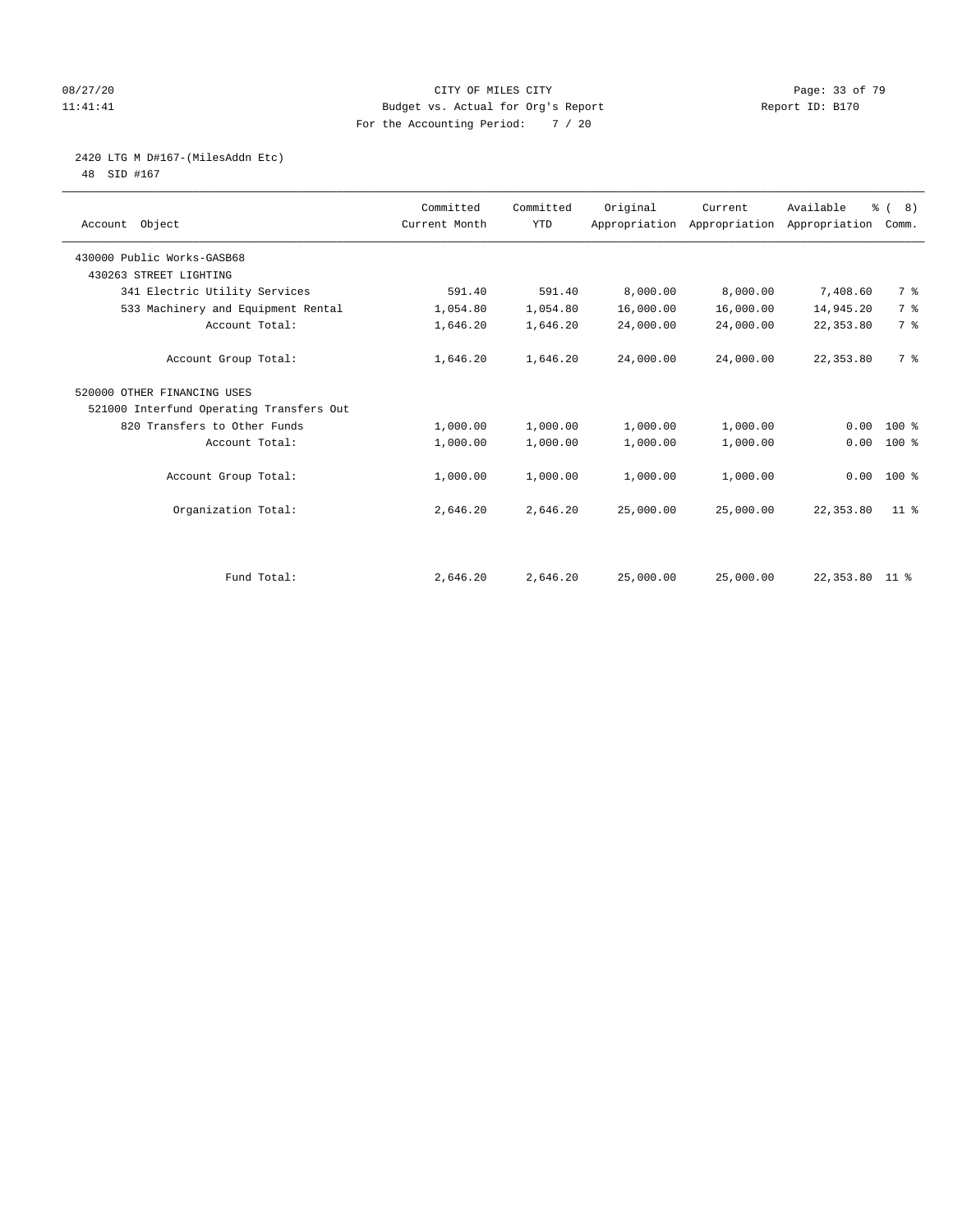CITY OF MILES CITY
Budget vs. Actual for Org's Report
For the Accounting Period: 7 / 20

2420 LTG M D#167-(MilesAddn Etc)
48 SID #167

| Account Object | Committed Current Month | Committed YTD | Original Appropriation | Current Appropriation | Available Appropriation | % ( 8) Comm. |
|---|---|---|---|---|---|---|
| 430000 Public Works-GASB68 | | | | | | |
| 430263 STREET LIGHTING | | | | | | |
| 341 Electric Utility Services | 591.40 | 591.40 | 8,000.00 | 8,000.00 | 7,408.60 | 7 % |
| 533 Machinery and Equipment Rental | 1,054.80 | 1,054.80 | 16,000.00 | 16,000.00 | 14,945.20 | 7 % |
| Account Total: | 1,646.20 | 1,646.20 | 24,000.00 | 24,000.00 | 22,353.80 | 7 % |
| Account Group Total: | 1,646.20 | 1,646.20 | 24,000.00 | 24,000.00 | 22,353.80 | 7 % |
| 520000 OTHER FINANCING USES | | | | | | |
| 521000 Interfund Operating Transfers Out | | | | | | |
| 820 Transfers to Other Funds | 1,000.00 | 1,000.00 | 1,000.00 | 1,000.00 | 0.00 | 100 % |
| Account Total: | 1,000.00 | 1,000.00 | 1,000.00 | 1,000.00 | 0.00 | 100 % |
| Account Group Total: | 1,000.00 | 1,000.00 | 1,000.00 | 1,000.00 | 0.00 | 100 % |
| Organization Total: | 2,646.20 | 2,646.20 | 25,000.00 | 25,000.00 | 22,353.80 | 11 % |
| Fund Total: | 2,646.20 | 2,646.20 | 25,000.00 | 25,000.00 | 22,353.80 | 11 % |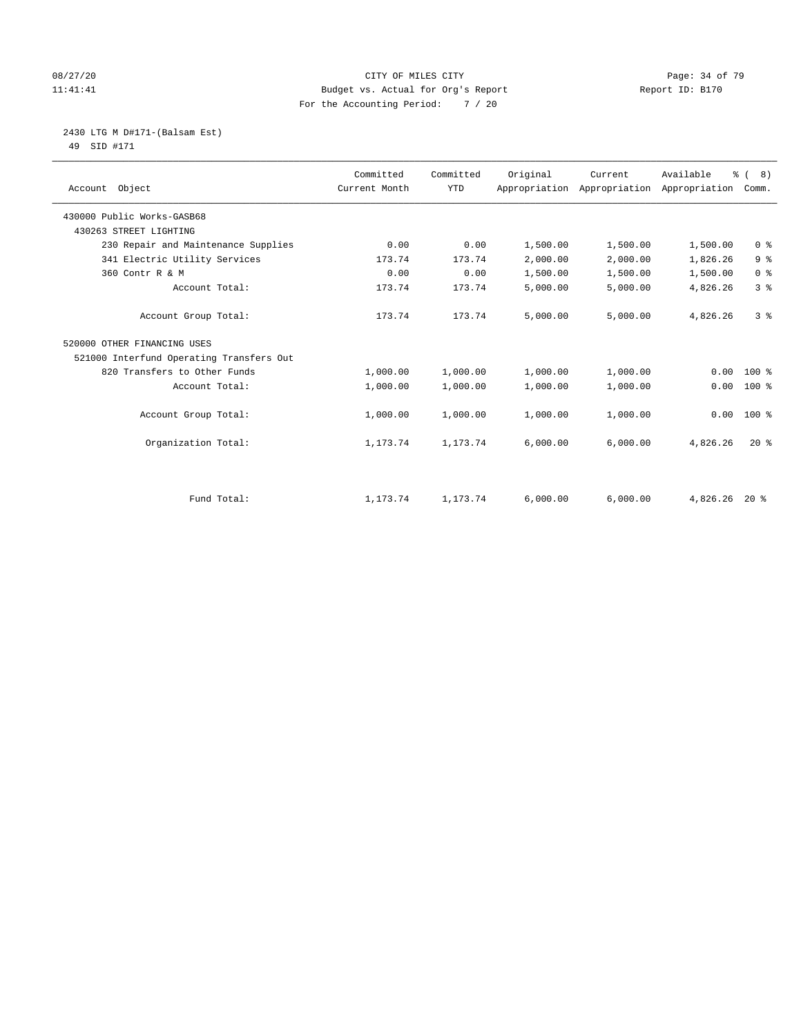CITY OF MILES CITY
Budget vs. Actual for Org's Report
For the Accounting Period: 7 / 20

08/27/20
11:41:41

Report ID: B170

2430 LTG M D#171-(Balsam Est)
49 SID #171

| Account Object | Committed Current Month | Committed YTD | Original Appropriation | Current Appropriation | Available Appropriation | % ( 8) Comm. |
|---|---|---|---|---|---|---|
| 430000 Public Works-GASB68 | | | | | | |
| 430263 STREET LIGHTING | | | | | | |
| 230 Repair and Maintenance Supplies | 0.00 | 0.00 | 1,500.00 | 1,500.00 | 1,500.00 | 0 % |
| 341 Electric Utility Services | 173.74 | 173.74 | 2,000.00 | 2,000.00 | 1,826.26 | 9 % |
| 360 Contr R & M | 0.00 | 0.00 | 1,500.00 | 1,500.00 | 1,500.00 | 0 % |
| Account Total: | 173.74 | 173.74 | 5,000.00 | 5,000.00 | 4,826.26 | 3 % |
| Account Group Total: | 173.74 | 173.74 | 5,000.00 | 5,000.00 | 4,826.26 | 3 % |
| 520000 OTHER FINANCING USES | | | | | | |
| 521000 Interfund Operating Transfers Out | | | | | | |
| 820 Transfers to Other Funds | 1,000.00 | 1,000.00 | 1,000.00 | 1,000.00 | 0.00 | 100 % |
| Account Total: | 1,000.00 | 1,000.00 | 1,000.00 | 1,000.00 | 0.00 | 100 % |
| Account Group Total: | 1,000.00 | 1,000.00 | 1,000.00 | 1,000.00 | 0.00 | 100 % |
| Organization Total: | 1,173.74 | 1,173.74 | 6,000.00 | 6,000.00 | 4,826.26 | 20 % |
| Fund Total: | 1,173.74 | 1,173.74 | 6,000.00 | 6,000.00 | 4,826.26 | 20 % |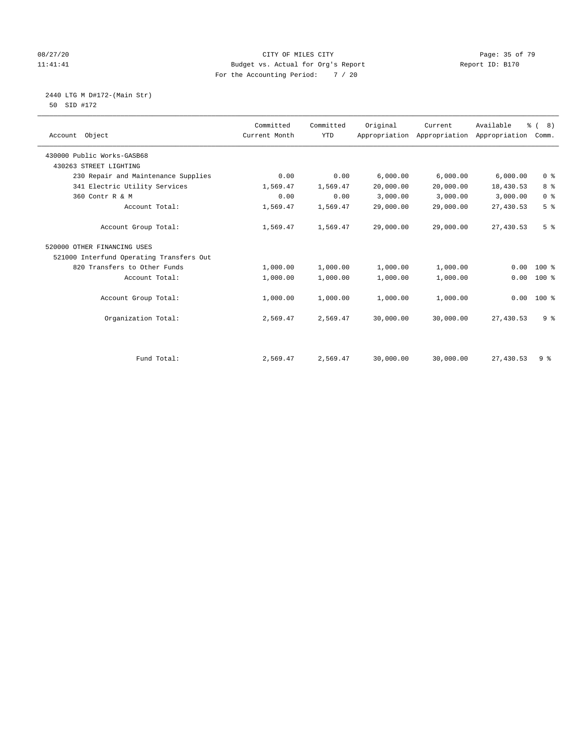CITY OF MILES CITY
Budget vs. Actual for Org's Report
For the Accounting Period: 7 / 20

08/27/20
11:41:41

Report ID: B170

2440 LTG M D#172-(Main Str)
50 SID #172

| Account Object | Committed Current Month | Committed YTD | Original Appropriation | Current Appropriation | Available Appropriation | % ( 8) Comm. |
|---|---|---|---|---|---|---|
| 430000 Public Works-GASB68 | | | | | | |
| 430263 STREET LIGHTING | | | | | | |
| 230 Repair and Maintenance Supplies | 0.00 | 0.00 | 6,000.00 | 6,000.00 | 6,000.00 | 0 % |
| 341 Electric Utility Services | 1,569.47 | 1,569.47 | 20,000.00 | 20,000.00 | 18,430.53 | 8 % |
| 360 Contr R & M | 0.00 | 0.00 | 3,000.00 | 3,000.00 | 3,000.00 | 0 % |
| Account Total: | 1,569.47 | 1,569.47 | 29,000.00 | 29,000.00 | 27,430.53 | 5 % |
| Account Group Total: | 1,569.47 | 1,569.47 | 29,000.00 | 29,000.00 | 27,430.53 | 5 % |
| 520000 OTHER FINANCING USES | | | | | | |
| 521000 Interfund Operating Transfers Out | | | | | | |
| 820 Transfers to Other Funds | 1,000.00 | 1,000.00 | 1,000.00 | 1,000.00 | 0.00 | 100 % |
| Account Total: | 1,000.00 | 1,000.00 | 1,000.00 | 1,000.00 | 0.00 | 100 % |
| Account Group Total: | 1,000.00 | 1,000.00 | 1,000.00 | 1,000.00 | 0.00 | 100 % |
| Organization Total: | 2,569.47 | 2,569.47 | 30,000.00 | 30,000.00 | 27,430.53 | 9 % |
| Fund Total: | 2,569.47 | 2,569.47 | 30,000.00 | 30,000.00 | 27,430.53 | 9 % |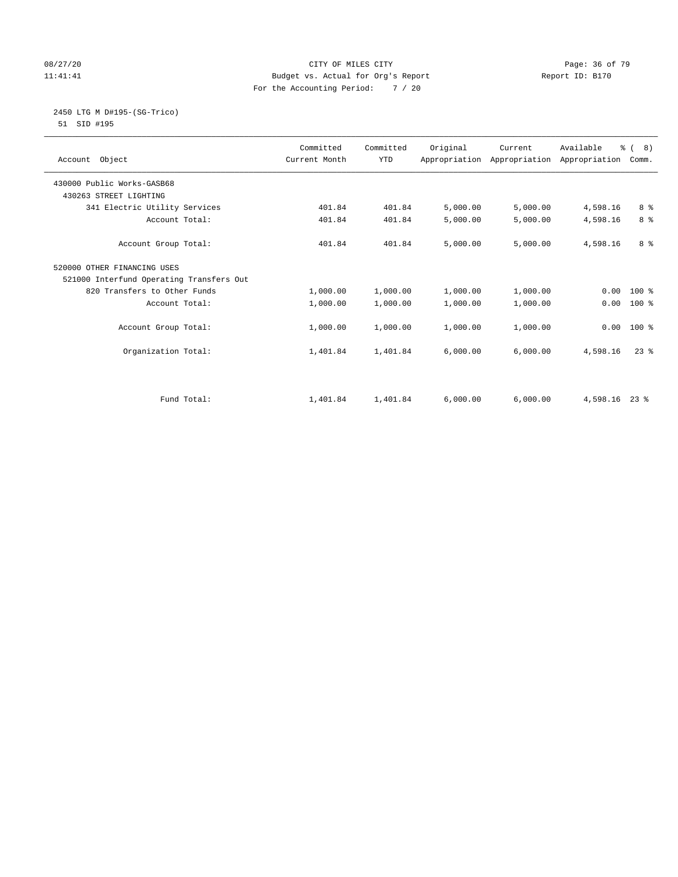CITY OF MILES CITY
Budget vs. Actual for Org's Report
For the Accounting Period: 7 / 20

08/27/20
11:41:41

Report ID: B170

2450 LTG M D#195-(SG-Trico)
51 SID #195

| Account Object | Committed Current Month | Committed YTD | Original Appropriation | Current Appropriation | Available Appropriation | % ( 8) Comm. |
|---|---|---|---|---|---|---|
| 430000 Public Works-GASB68 | | | | | | |
| 430263 STREET LIGHTING | | | | | | |
| 341 Electric Utility Services | 401.84 | 401.84 | 5,000.00 | 5,000.00 | 4,598.16 | 8 % |
| Account Total: | 401.84 | 401.84 | 5,000.00 | 5,000.00 | 4,598.16 | 8 % |
| Account Group Total: | 401.84 | 401.84 | 5,000.00 | 5,000.00 | 4,598.16 | 8 % |
| 520000 OTHER FINANCING USES | | | | | | |
| 521000 Interfund Operating Transfers Out | | | | | | |
| 820 Transfers to Other Funds | 1,000.00 | 1,000.00 | 1,000.00 | 1,000.00 | 0.00 | 100 % |
| Account Total: | 1,000.00 | 1,000.00 | 1,000.00 | 1,000.00 | 0.00 | 100 % |
| Account Group Total: | 1,000.00 | 1,000.00 | 1,000.00 | 1,000.00 | 0.00 | 100 % |
| Organization Total: | 1,401.84 | 1,401.84 | 6,000.00 | 6,000.00 | 4,598.16 | 23 % |
| Fund Total: | 1,401.84 | 1,401.84 | 6,000.00 | 6,000.00 | 4,598.16 | 23 % |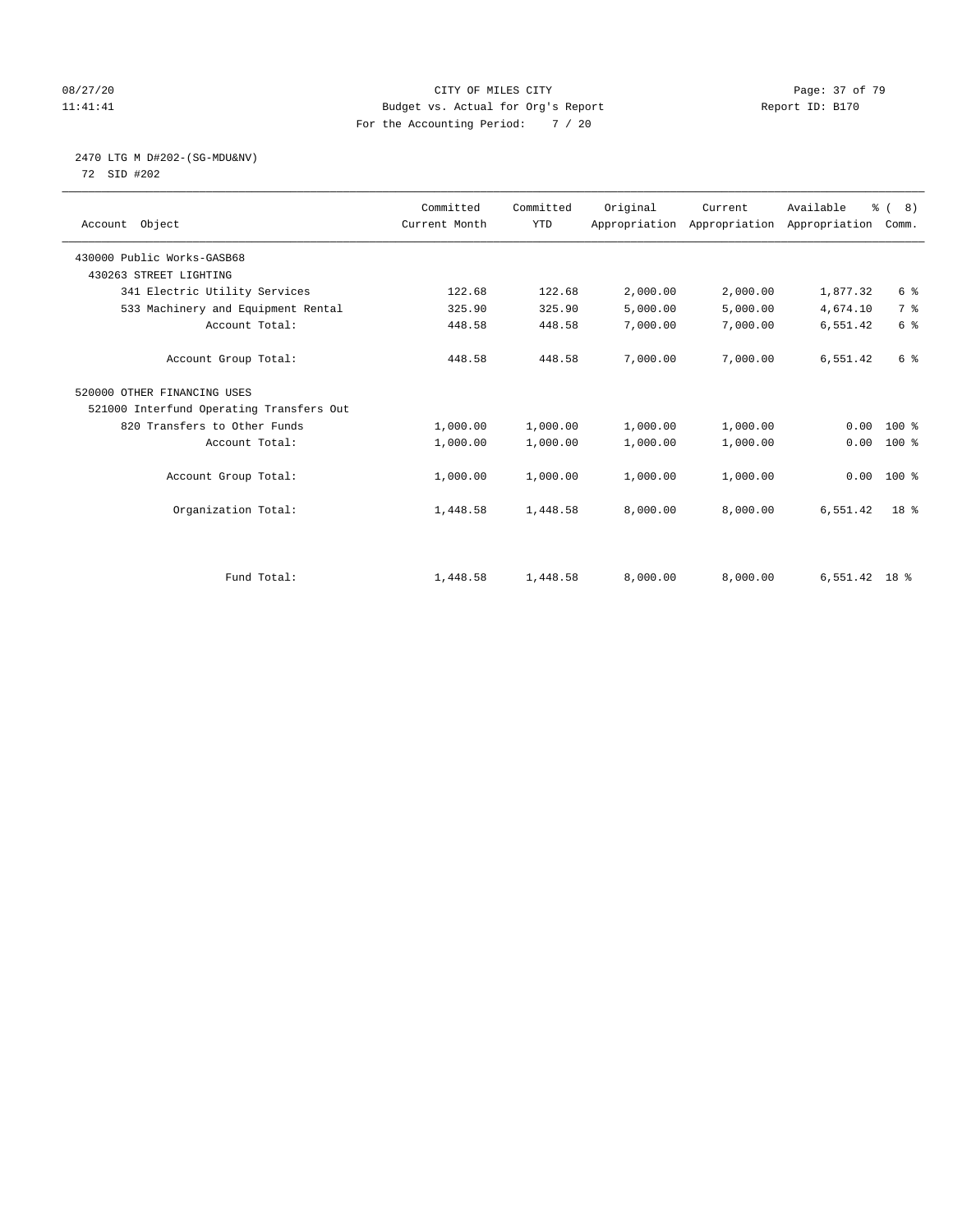# CITY OF MILES CITY

Budget vs. Actual for Org's Report

For the Accounting Period: 7 / 20

08/27/20 11:41:41 — Report ID: B170

## 2470 LTG M D#202-(SG-MDU&NV)

72 SID #202

| Account Object | Committed Current Month | Committed YTD | Original Appropriation | Current Appropriation | Available Appropriation | % ( 8) Comm. |
|---|---|---|---|---|---|---|
| 430000 Public Works-GASB68 | | | | | | |
| 430263 STREET LIGHTING | | | | | | |
| 341 Electric Utility Services | 122.68 | 122.68 | 2,000.00 | 2,000.00 | 1,877.32 | 6 % |
| 533 Machinery and Equipment Rental | 325.90 | 325.90 | 5,000.00 | 5,000.00 | 4,674.10 | 7 % |
| Account Total: | 448.58 | 448.58 | 7,000.00 | 7,000.00 | 6,551.42 | 6 % |
| Account Group Total: | 448.58 | 448.58 | 7,000.00 | 7,000.00 | 6,551.42 | 6 % |
| 520000 OTHER FINANCING USES | | | | | | |
| 521000 Interfund Operating Transfers Out | | | | | | |
| 820 Transfers to Other Funds | 1,000.00 | 1,000.00 | 1,000.00 | 1,000.00 | 0.00 | 100 % |
| Account Total: | 1,000.00 | 1,000.00 | 1,000.00 | 1,000.00 | 0.00 | 100 % |
| Account Group Total: | 1,000.00 | 1,000.00 | 1,000.00 | 1,000.00 | 0.00 | 100 % |
| Organization Total: | 1,448.58 | 1,448.58 | 8,000.00 | 8,000.00 | 6,551.42 | 18 % |
| Fund Total: | 1,448.58 | 1,448.58 | 8,000.00 | 8,000.00 | 6,551.42 | 18 % |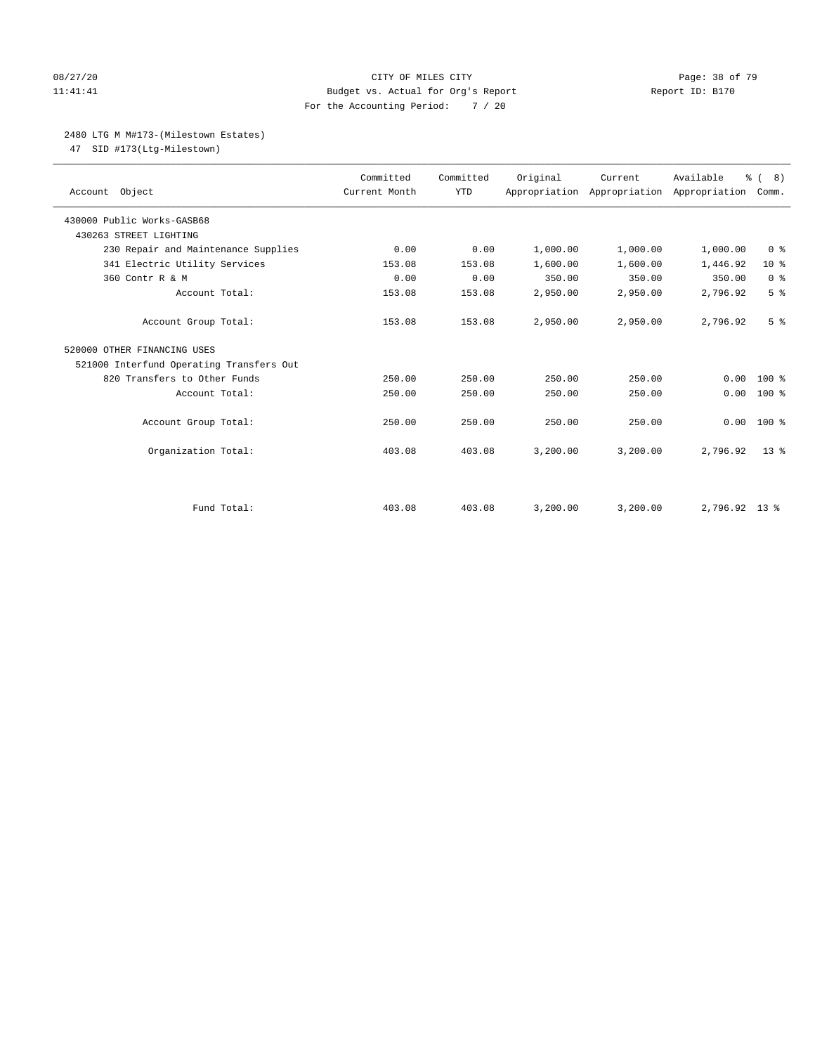CITY OF MILES CITY
Budget vs. Actual for Org's Report
For the Accounting Period: 7 / 20

08/27/20
11:41:41

Report ID: B170

2480 LTG M M#173-(Milestown Estates)
47 SID #173(Ltg-Milestown)

| Account Object | Committed Current Month | Committed YTD | Original Appropriation | Current Appropriation | Available Appropriation | % ( 8) Comm. |
|---|---|---|---|---|---|---|
| 430000 Public Works-GASB68 | | | | | | |
| 430263 STREET LIGHTING | | | | | | |
| 230 Repair and Maintenance Supplies | 0.00 | 0.00 | 1,000.00 | 1,000.00 | 1,000.00 | 0 % |
| 341 Electric Utility Services | 153.08 | 153.08 | 1,600.00 | 1,600.00 | 1,446.92 | 10 % |
| 360 Contr R & M | 0.00 | 0.00 | 350.00 | 350.00 | 350.00 | 0 % |
| Account Total: | 153.08 | 153.08 | 2,950.00 | 2,950.00 | 2,796.92 | 5 % |
| Account Group Total: | 153.08 | 153.08 | 2,950.00 | 2,950.00 | 2,796.92 | 5 % |
| 520000 OTHER FINANCING USES | | | | | | |
| 521000 Interfund Operating Transfers Out | | | | | | |
| 820 Transfers to Other Funds | 250.00 | 250.00 | 250.00 | 250.00 | 0.00 | 100 % |
| Account Total: | 250.00 | 250.00 | 250.00 | 250.00 | 0.00 | 100 % |
| Account Group Total: | 250.00 | 250.00 | 250.00 | 250.00 | 0.00 | 100 % |
| Organization Total: | 403.08 | 403.08 | 3,200.00 | 3,200.00 | 2,796.92 | 13 % |
| Fund Total: | 403.08 | 403.08 | 3,200.00 | 3,200.00 | 2,796.92 | 13 % |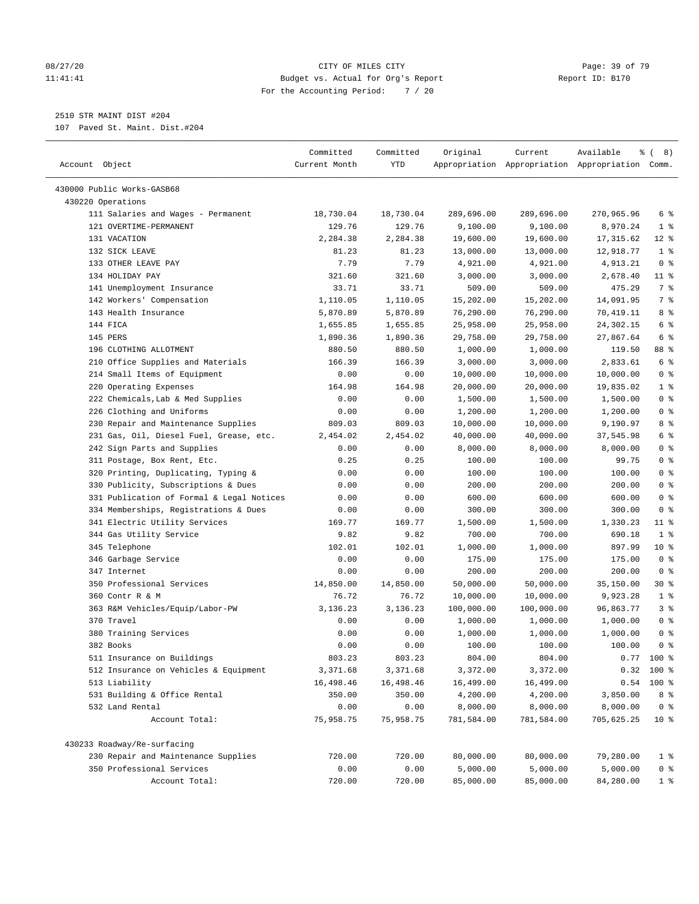CITY OF MILES CITY
Budget vs. Actual for Org's Report
For the Accounting Period: 7 / 20

2510 STR MAINT DIST #204
107 Paved St. Maint. Dist.#204

| Account Object | Committed Current Month | Committed YTD | Original Appropriation | Current Appropriation | Available Appropriation | % ( 8) Comm. |
|---|---|---|---|---|---|---|
| 430000 Public Works-GASB68 | | | | | | |
| 430220 Operations | | | | | | |
| 111 Salaries and Wages - Permanent | 18,730.04 | 18,730.04 | 289,696.00 | 289,696.00 | 270,965.96 | 6 % |
| 121 OVERTIME-PERMANENT | 129.76 | 129.76 | 9,100.00 | 9,100.00 | 8,970.24 | 1 % |
| 131 VACATION | 2,284.38 | 2,284.38 | 19,600.00 | 19,600.00 | 17,315.62 | 12 % |
| 132 SICK LEAVE | 81.23 | 81.23 | 13,000.00 | 13,000.00 | 12,918.77 | 1 % |
| 133 OTHER LEAVE PAY | 7.79 | 7.79 | 4,921.00 | 4,921.00 | 4,913.21 | 0 % |
| 134 HOLIDAY PAY | 321.60 | 321.60 | 3,000.00 | 3,000.00 | 2,678.40 | 11 % |
| 141 Unemployment Insurance | 33.71 | 33.71 | 509.00 | 509.00 | 475.29 | 7 % |
| 142 Workers' Compensation | 1,110.05 | 1,110.05 | 15,202.00 | 15,202.00 | 14,091.95 | 7 % |
| 143 Health Insurance | 5,870.89 | 5,870.89 | 76,290.00 | 76,290.00 | 70,419.11 | 8 % |
| 144 FICA | 1,655.85 | 1,655.85 | 25,958.00 | 25,958.00 | 24,302.15 | 6 % |
| 145 PERS | 1,890.36 | 1,890.36 | 29,758.00 | 29,758.00 | 27,867.64 | 6 % |
| 196 CLOTHING ALLOTMENT | 880.50 | 880.50 | 1,000.00 | 1,000.00 | 119.50 | 88 % |
| 210 Office Supplies and Materials | 166.39 | 166.39 | 3,000.00 | 3,000.00 | 2,833.61 | 6 % |
| 214 Small Items of Equipment | 0.00 | 0.00 | 10,000.00 | 10,000.00 | 10,000.00 | 0 % |
| 220 Operating Expenses | 164.98 | 164.98 | 20,000.00 | 20,000.00 | 19,835.02 | 1 % |
| 222 Chemicals,Lab & Med Supplies | 0.00 | 0.00 | 1,500.00 | 1,500.00 | 1,500.00 | 0 % |
| 226 Clothing and Uniforms | 0.00 | 0.00 | 1,200.00 | 1,200.00 | 1,200.00 | 0 % |
| 230 Repair and Maintenance Supplies | 809.03 | 809.03 | 10,000.00 | 10,000.00 | 9,190.97 | 8 % |
| 231 Gas, Oil, Diesel Fuel, Grease, etc. | 2,454.02 | 2,454.02 | 40,000.00 | 40,000.00 | 37,545.98 | 6 % |
| 242 Sign Parts and Supplies | 0.00 | 0.00 | 8,000.00 | 8,000.00 | 8,000.00 | 0 % |
| 311 Postage, Box Rent, Etc. | 0.25 | 0.25 | 100.00 | 100.00 | 99.75 | 0 % |
| 320 Printing, Duplicating, Typing & | 0.00 | 0.00 | 100.00 | 100.00 | 100.00 | 0 % |
| 330 Publicity, Subscriptions & Dues | 0.00 | 0.00 | 200.00 | 200.00 | 200.00 | 0 % |
| 331 Publication of Formal & Legal Notices | 0.00 | 0.00 | 600.00 | 600.00 | 600.00 | 0 % |
| 334 Memberships, Registrations & Dues | 0.00 | 0.00 | 300.00 | 300.00 | 300.00 | 0 % |
| 341 Electric Utility Services | 169.77 | 169.77 | 1,500.00 | 1,500.00 | 1,330.23 | 11 % |
| 344 Gas Utility Service | 9.82 | 9.82 | 700.00 | 700.00 | 690.18 | 1 % |
| 345 Telephone | 102.01 | 102.01 | 1,000.00 | 1,000.00 | 897.99 | 10 % |
| 346 Garbage Service | 0.00 | 0.00 | 175.00 | 175.00 | 175.00 | 0 % |
| 347 Internet | 0.00 | 0.00 | 200.00 | 200.00 | 200.00 | 0 % |
| 350 Professional Services | 14,850.00 | 14,850.00 | 50,000.00 | 50,000.00 | 35,150.00 | 30 % |
| 360 Contr R & M | 76.72 | 76.72 | 10,000.00 | 10,000.00 | 9,923.28 | 1 % |
| 363 R&M Vehicles/Equip/Labor-PW | 3,136.23 | 3,136.23 | 100,000.00 | 100,000.00 | 96,863.77 | 3 % |
| 370 Travel | 0.00 | 0.00 | 1,000.00 | 1,000.00 | 1,000.00 | 0 % |
| 380 Training Services | 0.00 | 0.00 | 1,000.00 | 1,000.00 | 1,000.00 | 0 % |
| 382 Books | 0.00 | 0.00 | 100.00 | 100.00 | 100.00 | 0 % |
| 511 Insurance on Buildings | 803.23 | 803.23 | 804.00 | 804.00 | 0.77 | 100 % |
| 512 Insurance on Vehicles & Equipment | 3,371.68 | 3,371.68 | 3,372.00 | 3,372.00 | 0.32 | 100 % |
| 513 Liability | 16,498.46 | 16,498.46 | 16,499.00 | 16,499.00 | 0.54 | 100 % |
| 531 Building & Office Rental | 350.00 | 350.00 | 4,200.00 | 4,200.00 | 3,850.00 | 8 % |
| 532 Land Rental | 0.00 | 0.00 | 8,000.00 | 8,000.00 | 8,000.00 | 0 % |
| Account Total: | 75,958.75 | 75,958.75 | 781,584.00 | 781,584.00 | 705,625.25 | 10 % |
| 430233 Roadway/Re-surfacing | | | | | | |
| 230 Repair and Maintenance Supplies | 720.00 | 720.00 | 80,000.00 | 80,000.00 | 79,280.00 | 1 % |
| 350 Professional Services | 0.00 | 0.00 | 5,000.00 | 5,000.00 | 5,000.00 | 0 % |
| Account Total: | 720.00 | 720.00 | 85,000.00 | 85,000.00 | 84,280.00 | 1 % |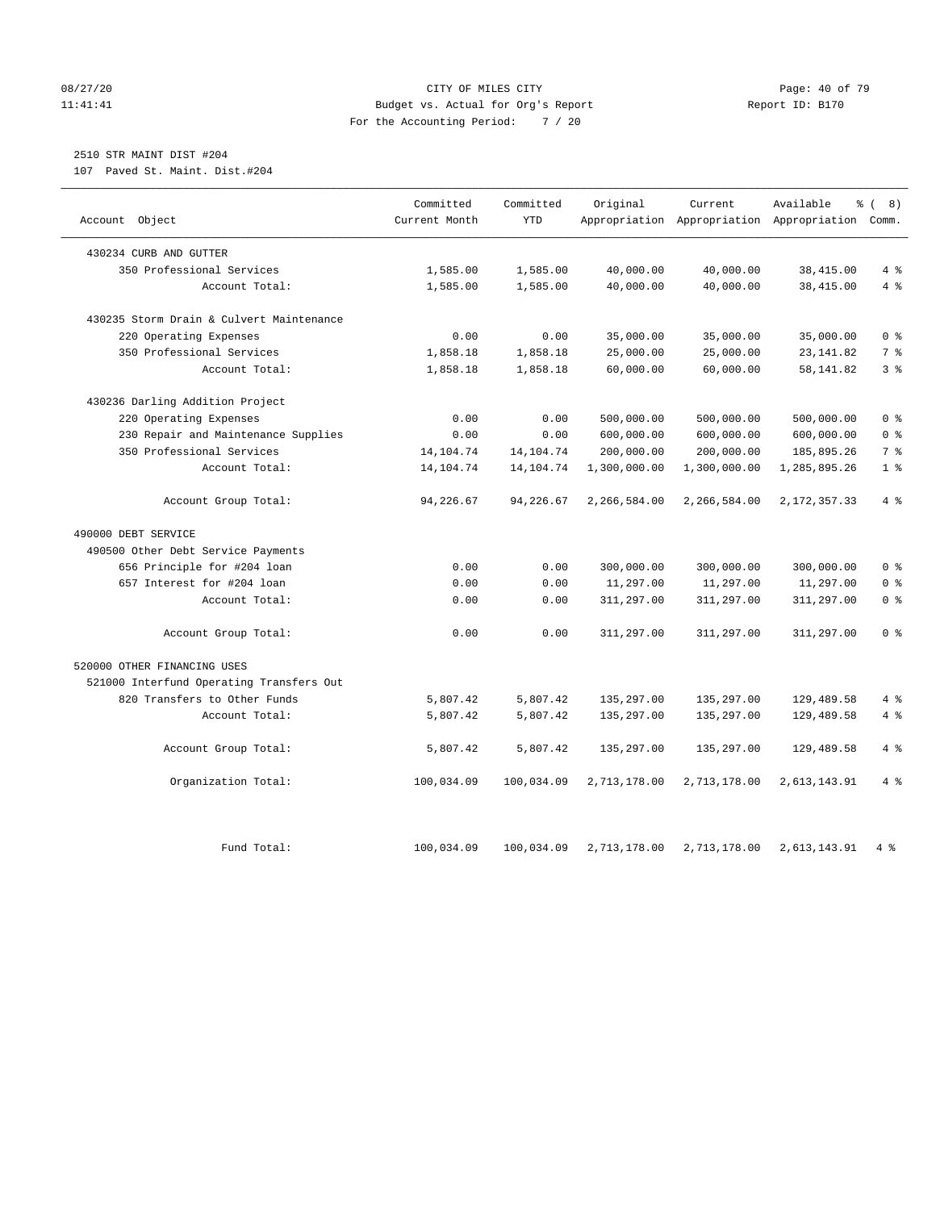CITY OF MILES CITY
Budget vs. Actual for Org's Report
For the Accounting Period: 7 / 20

08/27/20
11:41:41

Report ID: B170

2510 STR MAINT DIST #204
107 Paved St. Maint. Dist.#204

| Account Object | Committed Current Month | Committed YTD | Original Appropriation | Current Appropriation | Available Appropriation | % ( 8) Comm. |
|---|---|---|---|---|---|---|
| 430234 CURB AND GUTTER | | | | | | |
| 350 Professional Services | 1,585.00 | 1,585.00 | 40,000.00 | 40,000.00 | 38,415.00 | 4 % |
| Account Total: | 1,585.00 | 1,585.00 | 40,000.00 | 40,000.00 | 38,415.00 | 4 % |
| 430235 Storm Drain & Culvert Maintenance | | | | | | |
| 220 Operating Expenses | 0.00 | 0.00 | 35,000.00 | 35,000.00 | 35,000.00 | 0 % |
| 350 Professional Services | 1,858.18 | 1,858.18 | 25,000.00 | 25,000.00 | 23,141.82 | 7 % |
| Account Total: | 1,858.18 | 1,858.18 | 60,000.00 | 60,000.00 | 58,141.82 | 3 % |
| 430236 Darling Addition Project | | | | | | |
| 220 Operating Expenses | 0.00 | 0.00 | 500,000.00 | 500,000.00 | 500,000.00 | 0 % |
| 230 Repair and Maintenance Supplies | 0.00 | 0.00 | 600,000.00 | 600,000.00 | 600,000.00 | 0 % |
| 350 Professional Services | 14,104.74 | 14,104.74 | 200,000.00 | 200,000.00 | 185,895.26 | 7 % |
| Account Total: | 14,104.74 | 14,104.74 | 1,300,000.00 | 1,300,000.00 | 1,285,895.26 | 1 % |
| Account Group Total: | 94,226.67 | 94,226.67 | 2,266,584.00 | 2,266,584.00 | 2,172,357.33 | 4 % |
| 490000 DEBT SERVICE | | | | | | |
| 490500 Other Debt Service Payments | | | | | | |
| 656 Principle for #204 loan | 0.00 | 0.00 | 300,000.00 | 300,000.00 | 300,000.00 | 0 % |
| 657 Interest for #204 loan | 0.00 | 0.00 | 11,297.00 | 11,297.00 | 11,297.00 | 0 % |
| Account Total: | 0.00 | 0.00 | 311,297.00 | 311,297.00 | 311,297.00 | 0 % |
| Account Group Total: | 0.00 | 0.00 | 311,297.00 | 311,297.00 | 311,297.00 | 0 % |
| 520000 OTHER FINANCING USES | | | | | | |
| 521000 Interfund Operating Transfers Out | | | | | | |
| 820 Transfers to Other Funds | 5,807.42 | 5,807.42 | 135,297.00 | 135,297.00 | 129,489.58 | 4 % |
| Account Total: | 5,807.42 | 5,807.42 | 135,297.00 | 135,297.00 | 129,489.58 | 4 % |
| Account Group Total: | 5,807.42 | 5,807.42 | 135,297.00 | 135,297.00 | 129,489.58 | 4 % |
| Organization Total: | 100,034.09 | 100,034.09 | 2,713,178.00 | 2,713,178.00 | 2,613,143.91 | 4 % |
| Fund Total: | 100,034.09 | 100,034.09 | 2,713,178.00 | 2,713,178.00 | 2,613,143.91 | 4 % |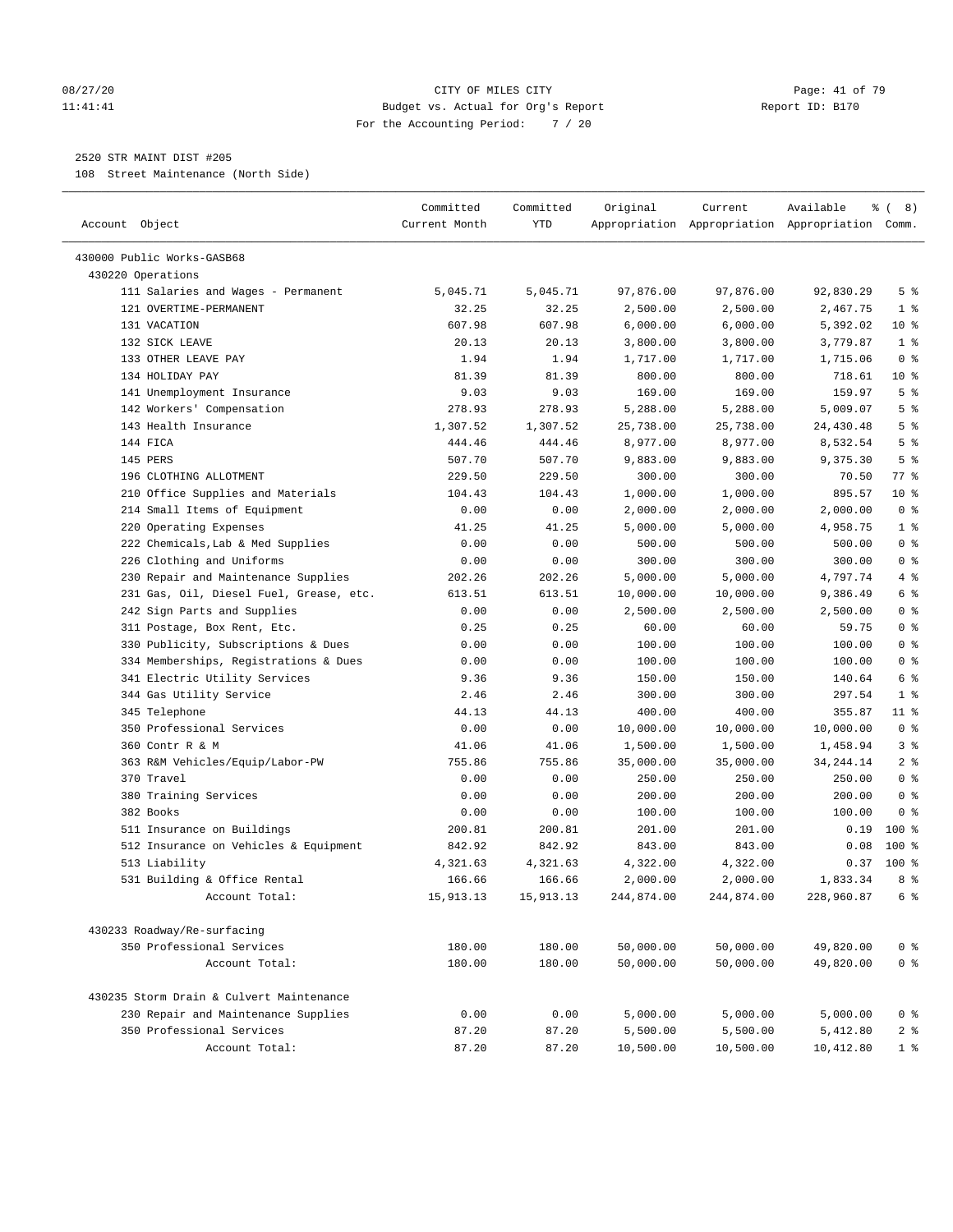CITY OF MILES CITY
Budget vs. Actual for Org's Report
For the Accounting Period: 7 / 20

## 2520 STR MAINT DIST #205

108 Street Maintenance (North Side)

| Account Object | Committed Current Month | Committed YTD | Original Appropriation | Current Appropriation | Available Appropriation | % ( 8) Comm. |
|---|---|---|---|---|---|---|
| 430000 Public Works-GASB68 | | | | | | |
| 430220 Operations | | | | | | |
| 111 Salaries and Wages - Permanent | 5,045.71 | 5,045.71 | 97,876.00 | 97,876.00 | 92,830.29 | 5 % |
| 121 OVERTIME-PERMANENT | 32.25 | 32.25 | 2,500.00 | 2,500.00 | 2,467.75 | 1 % |
| 131 VACATION | 607.98 | 607.98 | 6,000.00 | 6,000.00 | 5,392.02 | 10 % |
| 132 SICK LEAVE | 20.13 | 20.13 | 3,800.00 | 3,800.00 | 3,779.87 | 1 % |
| 133 OTHER LEAVE PAY | 1.94 | 1.94 | 1,717.00 | 1,717.00 | 1,715.06 | 0 % |
| 134 HOLIDAY PAY | 81.39 | 81.39 | 800.00 | 800.00 | 718.61 | 10 % |
| 141 Unemployment Insurance | 9.03 | 9.03 | 169.00 | 169.00 | 159.97 | 5 % |
| 142 Workers' Compensation | 278.93 | 278.93 | 5,288.00 | 5,288.00 | 5,009.07 | 5 % |
| 143 Health Insurance | 1,307.52 | 1,307.52 | 25,738.00 | 25,738.00 | 24,430.48 | 5 % |
| 144 FICA | 444.46 | 444.46 | 8,977.00 | 8,977.00 | 8,532.54 | 5 % |
| 145 PERS | 507.70 | 507.70 | 9,883.00 | 9,883.00 | 9,375.30 | 5 % |
| 196 CLOTHING ALLOTMENT | 229.50 | 229.50 | 300.00 | 300.00 | 70.50 | 77 % |
| 210 Office Supplies and Materials | 104.43 | 104.43 | 1,000.00 | 1,000.00 | 895.57 | 10 % |
| 214 Small Items of Equipment | 0.00 | 0.00 | 2,000.00 | 2,000.00 | 2,000.00 | 0 % |
| 220 Operating Expenses | 41.25 | 41.25 | 5,000.00 | 5,000.00 | 4,958.75 | 1 % |
| 222 Chemicals,Lab & Med Supplies | 0.00 | 0.00 | 500.00 | 500.00 | 500.00 | 0 % |
| 226 Clothing and Uniforms | 0.00 | 0.00 | 300.00 | 300.00 | 300.00 | 0 % |
| 230 Repair and Maintenance Supplies | 202.26 | 202.26 | 5,000.00 | 5,000.00 | 4,797.74 | 4 % |
| 231 Gas, Oil, Diesel Fuel, Grease, etc. | 613.51 | 613.51 | 10,000.00 | 10,000.00 | 9,386.49 | 6 % |
| 242 Sign Parts and Supplies | 0.00 | 0.00 | 2,500.00 | 2,500.00 | 2,500.00 | 0 % |
| 311 Postage, Box Rent, Etc. | 0.25 | 0.25 | 60.00 | 60.00 | 59.75 | 0 % |
| 330 Publicity, Subscriptions & Dues | 0.00 | 0.00 | 100.00 | 100.00 | 100.00 | 0 % |
| 334 Memberships, Registrations & Dues | 0.00 | 0.00 | 100.00 | 100.00 | 100.00 | 0 % |
| 341 Electric Utility Services | 9.36 | 9.36 | 150.00 | 150.00 | 140.64 | 6 % |
| 344 Gas Utility Service | 2.46 | 2.46 | 300.00 | 300.00 | 297.54 | 1 % |
| 345 Telephone | 44.13 | 44.13 | 400.00 | 400.00 | 355.87 | 11 % |
| 350 Professional Services | 0.00 | 0.00 | 10,000.00 | 10,000.00 | 10,000.00 | 0 % |
| 360 Contr R & M | 41.06 | 41.06 | 1,500.00 | 1,500.00 | 1,458.94 | 3 % |
| 363 R&M Vehicles/Equip/Labor-PW | 755.86 | 755.86 | 35,000.00 | 35,000.00 | 34,244.14 | 2 % |
| 370 Travel | 0.00 | 0.00 | 250.00 | 250.00 | 250.00 | 0 % |
| 380 Training Services | 0.00 | 0.00 | 200.00 | 200.00 | 200.00 | 0 % |
| 382 Books | 0.00 | 0.00 | 100.00 | 100.00 | 100.00 | 0 % |
| 511 Insurance on Buildings | 200.81 | 200.81 | 201.00 | 201.00 | 0.19 | 100 % |
| 512 Insurance on Vehicles & Equipment | 842.92 | 842.92 | 843.00 | 843.00 | 0.08 | 100 % |
| 513 Liability | 4,321.63 | 4,321.63 | 4,322.00 | 4,322.00 | 0.37 | 100 % |
| 531 Building & Office Rental | 166.66 | 166.66 | 2,000.00 | 2,000.00 | 1,833.34 | 8 % |
| Account Total: | 15,913.13 | 15,913.13 | 244,874.00 | 244,874.00 | 228,960.87 | 6 % |
| 430233 Roadway/Re-surfacing | | | | | | |
| 350 Professional Services | 180.00 | 180.00 | 50,000.00 | 50,000.00 | 49,820.00 | 0 % |
| Account Total: | 180.00 | 180.00 | 50,000.00 | 50,000.00 | 49,820.00 | 0 % |
| 430235 Storm Drain & Culvert Maintenance | | | | | | |
| 230 Repair and Maintenance Supplies | 0.00 | 0.00 | 5,000.00 | 5,000.00 | 5,000.00 | 0 % |
| 350 Professional Services | 87.20 | 87.20 | 5,500.00 | 5,500.00 | 5,412.80 | 2 % |
| Account Total: | 87.20 | 87.20 | 10,500.00 | 10,500.00 | 10,412.80 | 1 % |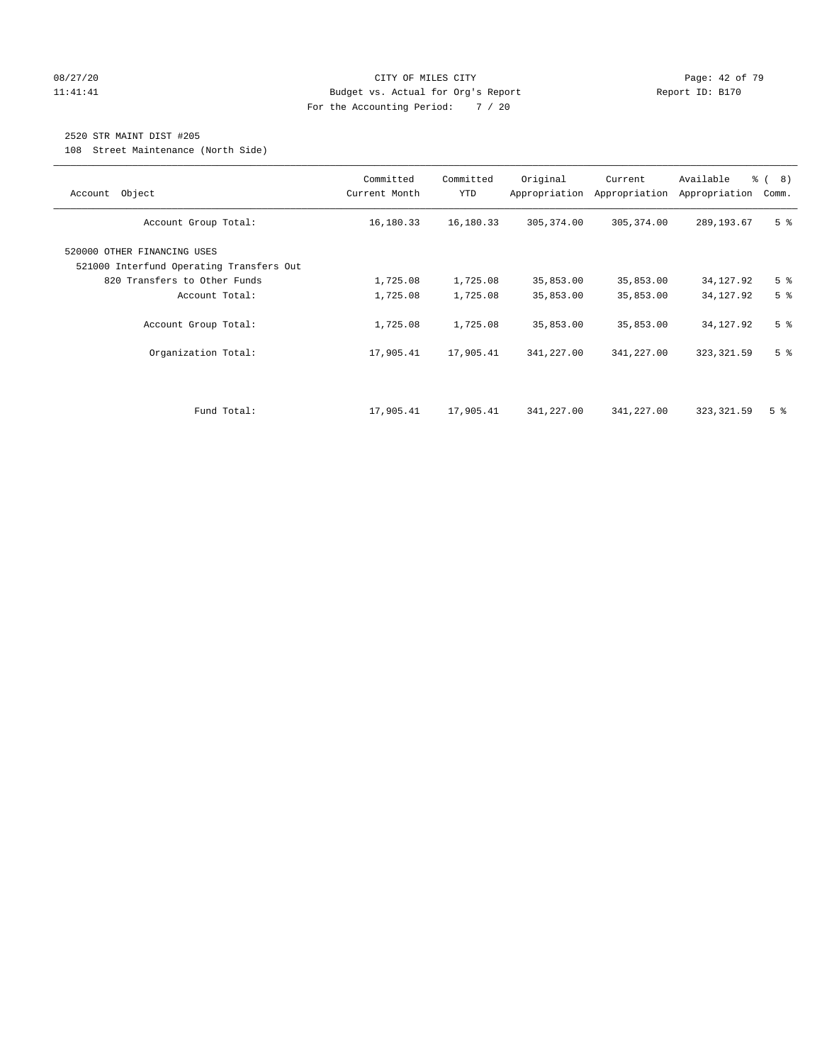CITY OF MILES CITY
Budget vs. Actual for Org's Report
For the Accounting Period: 7 / 20

08/27/20
11:41:41

Report ID: B170

2520 STR MAINT DIST #205

108 Street Maintenance (North Side)

| Account Object | Committed Current Month | Committed YTD | Original Appropriation | Current Appropriation | Available Appropriation | % ( 8) Comm. |
|---|---|---|---|---|---|---|
| Account Group Total: | 16,180.33 | 16,180.33 | 305,374.00 | 305,374.00 | 289,193.67 | 5 % |
| 520000 OTHER FINANCING USES | | | | | | |
| 521000 Interfund Operating Transfers Out | | | | | | |
| 820 Transfers to Other Funds | 1,725.08 | 1,725.08 | 35,853.00 | 35,853.00 | 34,127.92 | 5 % |
| Account Total: | 1,725.08 | 1,725.08 | 35,853.00 | 35,853.00 | 34,127.92 | 5 % |
| Account Group Total: | 1,725.08 | 1,725.08 | 35,853.00 | 35,853.00 | 34,127.92 | 5 % |
| Organization Total: | 17,905.41 | 17,905.41 | 341,227.00 | 341,227.00 | 323,321.59 | 5 % |
| Fund Total: | 17,905.41 | 17,905.41 | 341,227.00 | 341,227.00 | 323,321.59 | 5 % |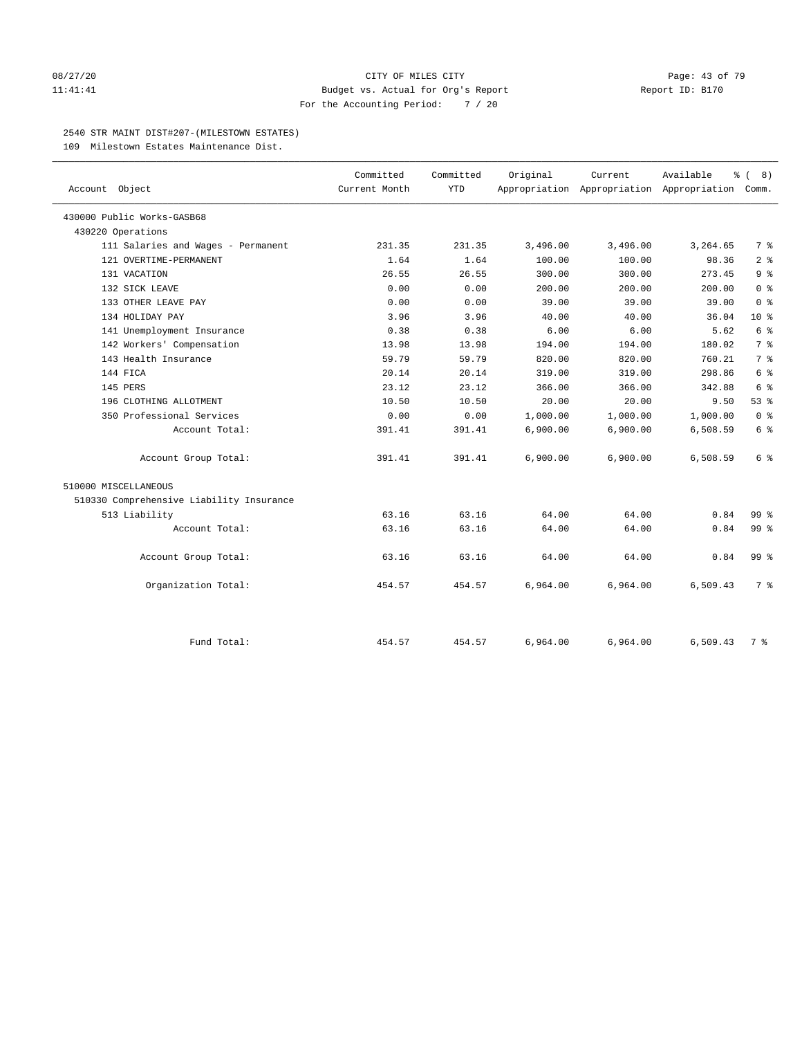CITY OF MILES CITY
Budget vs. Actual for Org's Report
For the Accounting Period: 7 / 20

08/27/20
11:41:41

Report ID: B170

## 2540 STR MAINT DIST#207-(MILESTOWN ESTATES)

109 Milestown Estates Maintenance Dist.

| Account Object | Committed Current Month | Committed YTD | Original Appropriation | Current Appropriation | Available Appropriation | % ( 8) Comm. |
|---|---|---|---|---|---|---|
| 430000 Public Works-GASB68 | | | | | | |
| 430220 Operations | | | | | | |
| 111 Salaries and Wages - Permanent | 231.35 | 231.35 | 3,496.00 | 3,496.00 | 3,264.65 | 7 % |
| 121 OVERTIME-PERMANENT | 1.64 | 1.64 | 100.00 | 100.00 | 98.36 | 2 % |
| 131 VACATION | 26.55 | 26.55 | 300.00 | 300.00 | 273.45 | 9 % |
| 132 SICK LEAVE | 0.00 | 0.00 | 200.00 | 200.00 | 200.00 | 0 % |
| 133 OTHER LEAVE PAY | 0.00 | 0.00 | 39.00 | 39.00 | 39.00 | 0 % |
| 134 HOLIDAY PAY | 3.96 | 3.96 | 40.00 | 40.00 | 36.04 | 10 % |
| 141 Unemployment Insurance | 0.38 | 0.38 | 6.00 | 6.00 | 5.62 | 6 % |
| 142 Workers' Compensation | 13.98 | 13.98 | 194.00 | 194.00 | 180.02 | 7 % |
| 143 Health Insurance | 59.79 | 59.79 | 820.00 | 820.00 | 760.21 | 7 % |
| 144 FICA | 20.14 | 20.14 | 319.00 | 319.00 | 298.86 | 6 % |
| 145 PERS | 23.12 | 23.12 | 366.00 | 366.00 | 342.88 | 6 % |
| 196 CLOTHING ALLOTMENT | 10.50 | 10.50 | 20.00 | 20.00 | 9.50 | 53 % |
| 350 Professional Services | 0.00 | 0.00 | 1,000.00 | 1,000.00 | 1,000.00 | 0 % |
| Account Total: | 391.41 | 391.41 | 6,900.00 | 6,900.00 | 6,508.59 | 6 % |
| Account Group Total: | 391.41 | 391.41 | 6,900.00 | 6,900.00 | 6,508.59 | 6 % |
| 510000 MISCELLANEOUS | | | | | | |
| 510330 Comprehensive Liability Insurance | | | | | | |
| 513 Liability | 63.16 | 63.16 | 64.00 | 64.00 | 0.84 | 99 % |
| Account Total: | 63.16 | 63.16 | 64.00 | 64.00 | 0.84 | 99 % |
| Account Group Total: | 63.16 | 63.16 | 64.00 | 64.00 | 0.84 | 99 % |
| Organization Total: | 454.57 | 454.57 | 6,964.00 | 6,964.00 | 6,509.43 | 7 % |
| Fund Total: | 454.57 | 454.57 | 6,964.00 | 6,964.00 | 6,509.43 | 7 % |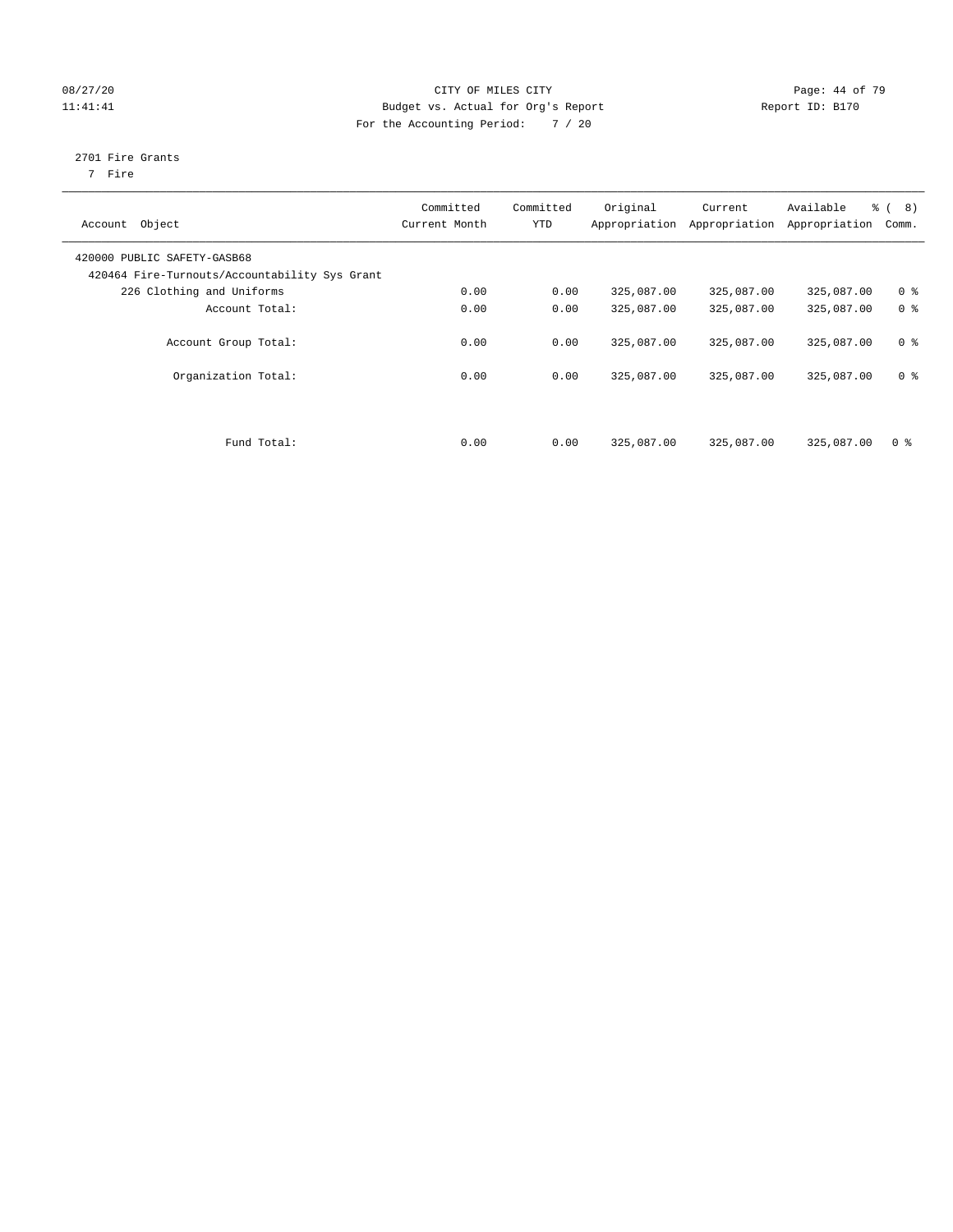CITY OF MILES CITY
Budget vs. Actual for Org's Report
For the Accounting Period: 7 / 20

08/27/20 11:41:41 — Report ID: B170

2701 Fire Grants
7 Fire

| Account Object | Committed Current Month | Committed YTD | Original Appropriation | Current Appropriation | Available Appropriation | % ( 8) Comm. |
|---|---|---|---|---|---|---|
| 420000 PUBLIC SAFETY-GASB68 | | | | | | |
| 420464 Fire-Turnouts/Accountability Sys Grant | | | | | | |
| 226 Clothing and Uniforms | 0.00 | 0.00 | 325,087.00 | 325,087.00 | 325,087.00 | 0 % |
| Account Total: | 0.00 | 0.00 | 325,087.00 | 325,087.00 | 325,087.00 | 0 % |
| Account Group Total: | 0.00 | 0.00 | 325,087.00 | 325,087.00 | 325,087.00 | 0 % |
| Organization Total: | 0.00 | 0.00 | 325,087.00 | 325,087.00 | 325,087.00 | 0 % |
| Fund Total: | 0.00 | 0.00 | 325,087.00 | 325,087.00 | 325,087.00 | 0 % |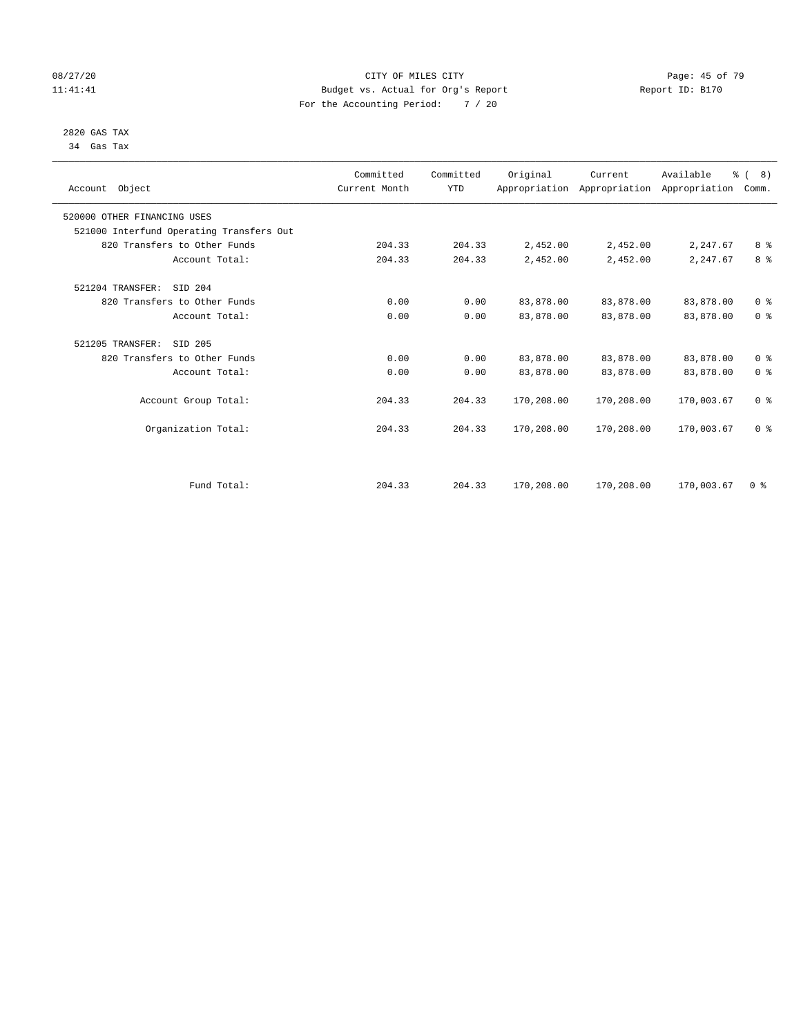08/27/20 CITY OF MILES CITY
11:41:41 Budget vs. Actual for Org's Report Report ID: B170
For the Accounting Period: 7 / 20

2820 GAS TAX
34 Gas Tax

| Account Object | Committed Current Month | Committed YTD | Original Appropriation | Current Appropriation | Available Appropriation | % ( 8) Comm. |
|---|---|---|---|---|---|---|
| 520000 OTHER FINANCING USES | | | | | | |
| 521000 Interfund Operating Transfers Out | | | | | | |
| 820 Transfers to Other Funds | 204.33 | 204.33 | 2,452.00 | 2,452.00 | 2,247.67 | 8 % |
| Account Total: | 204.33 | 204.33 | 2,452.00 | 2,452.00 | 2,247.67 | 8 % |
| 521204 TRANSFER: SID 204 | | | | | | |
| 820 Transfers to Other Funds | 0.00 | 0.00 | 83,878.00 | 83,878.00 | 83,878.00 | 0 % |
| Account Total: | 0.00 | 0.00 | 83,878.00 | 83,878.00 | 83,878.00 | 0 % |
| 521205 TRANSFER: SID 205 | | | | | | |
| 820 Transfers to Other Funds | 0.00 | 0.00 | 83,878.00 | 83,878.00 | 83,878.00 | 0 % |
| Account Total: | 0.00 | 0.00 | 83,878.00 | 83,878.00 | 83,878.00 | 0 % |
| Account Group Total: | 204.33 | 204.33 | 170,208.00 | 170,208.00 | 170,003.67 | 0 % |
| Organization Total: | 204.33 | 204.33 | 170,208.00 | 170,208.00 | 170,003.67 | 0 % |
| Fund Total: | 204.33 | 204.33 | 170,208.00 | 170,208.00 | 170,003.67 | 0 % |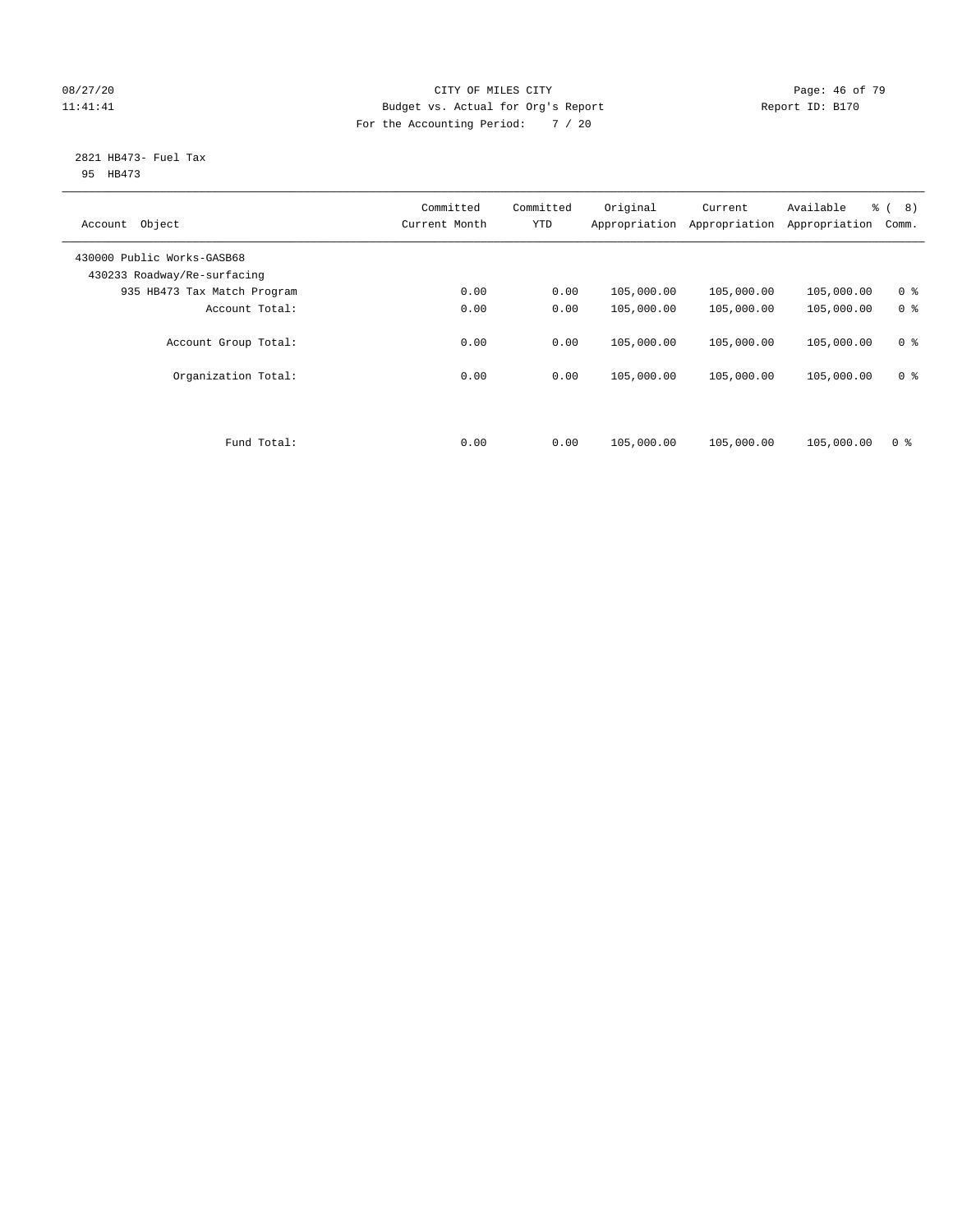CITY OF MILES CITY
Budget vs. Actual for Org's Report
For the Accounting Period: 7 / 20

08/27/20
11:41:41

Report ID: B170

2821 HB473- Fuel Tax
95 HB473

| Account Object | Committed Current Month | Committed YTD | Original Appropriation | Current Appropriation | Available Appropriation | % ( 8) Comm. |
|---|---|---|---|---|---|---|
| 430000 Public Works-GASB68 | | | | | | |
| 430233 Roadway/Re-surfacing | | | | | | |
| 935 HB473 Tax Match Program | 0.00 | 0.00 | 105,000.00 | 105,000.00 | 105,000.00 | 0 % |
| Account Total: | 0.00 | 0.00 | 105,000.00 | 105,000.00 | 105,000.00 | 0 % |
| Account Group Total: | 0.00 | 0.00 | 105,000.00 | 105,000.00 | 105,000.00 | 0 % |
| Organization Total: | 0.00 | 0.00 | 105,000.00 | 105,000.00 | 105,000.00 | 0 % |
| Fund Total: | 0.00 | 0.00 | 105,000.00 | 105,000.00 | 105,000.00 | 0 % |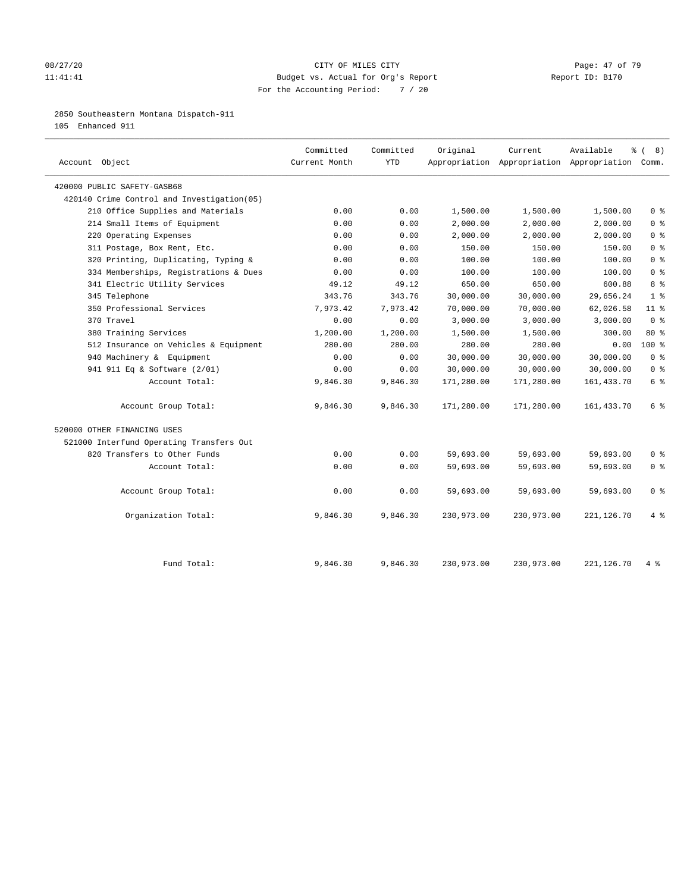CITY OF MILES CITY

Budget vs. Actual for Org's Report

For the Accounting Period: 7 / 20

2850 Southeastern Montana Dispatch-911

105 Enhanced 911

| Account Object | Committed Current Month | Committed YTD | Original Appropriation | Current Appropriation | Available Appropriation | % ( 8) Comm. |
|---|---|---|---|---|---|---|
| 420000 PUBLIC SAFETY-GASB68 | | | | | | |
| 420140 Crime Control and Investigation(05) | | | | | | |
| 210 Office Supplies and Materials | 0.00 | 0.00 | 1,500.00 | 1,500.00 | 1,500.00 | 0 % |
| 214 Small Items of Equipment | 0.00 | 0.00 | 2,000.00 | 2,000.00 | 2,000.00 | 0 % |
| 220 Operating Expenses | 0.00 | 0.00 | 2,000.00 | 2,000.00 | 2,000.00 | 0 % |
| 311 Postage, Box Rent, Etc. | 0.00 | 0.00 | 150.00 | 150.00 | 150.00 | 0 % |
| 320 Printing, Duplicating, Typing & | 0.00 | 0.00 | 100.00 | 100.00 | 100.00 | 0 % |
| 334 Memberships, Registrations & Dues | 0.00 | 0.00 | 100.00 | 100.00 | 100.00 | 0 % |
| 341 Electric Utility Services | 49.12 | 49.12 | 650.00 | 650.00 | 600.88 | 8 % |
| 345 Telephone | 343.76 | 343.76 | 30,000.00 | 30,000.00 | 29,656.24 | 1 % |
| 350 Professional Services | 7,973.42 | 7,973.42 | 70,000.00 | 70,000.00 | 62,026.58 | 11 % |
| 370 Travel | 0.00 | 0.00 | 3,000.00 | 3,000.00 | 3,000.00 | 0 % |
| 380 Training Services | 1,200.00 | 1,200.00 | 1,500.00 | 1,500.00 | 300.00 | 80 % |
| 512 Insurance on Vehicles & Equipment | 280.00 | 280.00 | 280.00 | 280.00 | 0.00 | 100 % |
| 940 Machinery & Equipment | 0.00 | 0.00 | 30,000.00 | 30,000.00 | 30,000.00 | 0 % |
| 941 911 Eq & Software (2/01) | 0.00 | 0.00 | 30,000.00 | 30,000.00 | 30,000.00 | 0 % |
| Account Total: | 9,846.30 | 9,846.30 | 171,280.00 | 171,280.00 | 161,433.70 | 6 % |
| Account Group Total: | 9,846.30 | 9,846.30 | 171,280.00 | 171,280.00 | 161,433.70 | 6 % |
| 520000 OTHER FINANCING USES | | | | | | |
| 521000 Interfund Operating Transfers Out | | | | | | |
| 820 Transfers to Other Funds | 0.00 | 0.00 | 59,693.00 | 59,693.00 | 59,693.00 | 0 % |
| Account Total: | 0.00 | 0.00 | 59,693.00 | 59,693.00 | 59,693.00 | 0 % |
| Account Group Total: | 0.00 | 0.00 | 59,693.00 | 59,693.00 | 59,693.00 | 0 % |
| Organization Total: | 9,846.30 | 9,846.30 | 230,973.00 | 230,973.00 | 221,126.70 | 4 % |
| Fund Total: | 9,846.30 | 9,846.30 | 230,973.00 | 230,973.00 | 221,126.70 | 4 % |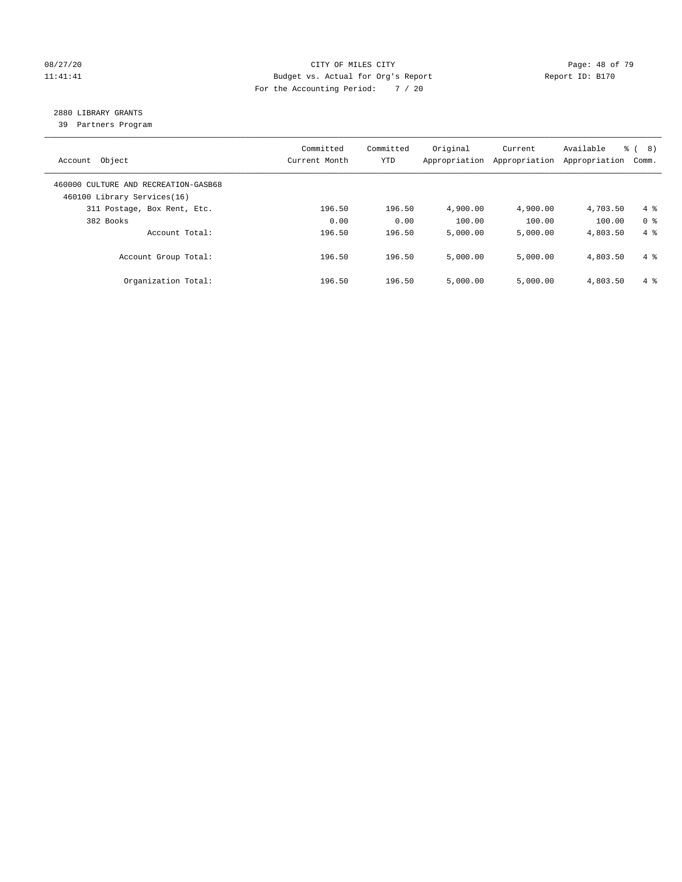CITY OF MILES CITY
Budget vs. Actual for Org's Report
For the Accounting Period: 7 / 20

08/27/20
11:41:41

Report ID: B170

## 2880 LIBRARY GRANTS

39 Partners Program

| Account Object | Committed Current Month | Committed YTD | Original Appropriation | Current Appropriation | Available Appropriation | % ( 8) Comm. |
|---|---|---|---|---|---|---|
| 460000 CULTURE AND RECREATION-GASB68 | | | | | | |
| 460100 Library Services(16) | | | | | | |
| 311 Postage, Box Rent, Etc. | 196.50 | 196.50 | 4,900.00 | 4,900.00 | 4,703.50 | 4 % |
| 382 Books | 0.00 | 0.00 | 100.00 | 100.00 | 100.00 | 0 % |
| Account Total: | 196.50 | 196.50 | 5,000.00 | 5,000.00 | 4,803.50 | 4 % |
| Account Group Total: | 196.50 | 196.50 | 5,000.00 | 5,000.00 | 4,803.50 | 4 % |
| Organization Total: | 196.50 | 196.50 | 5,000.00 | 5,000.00 | 4,803.50 | 4 % |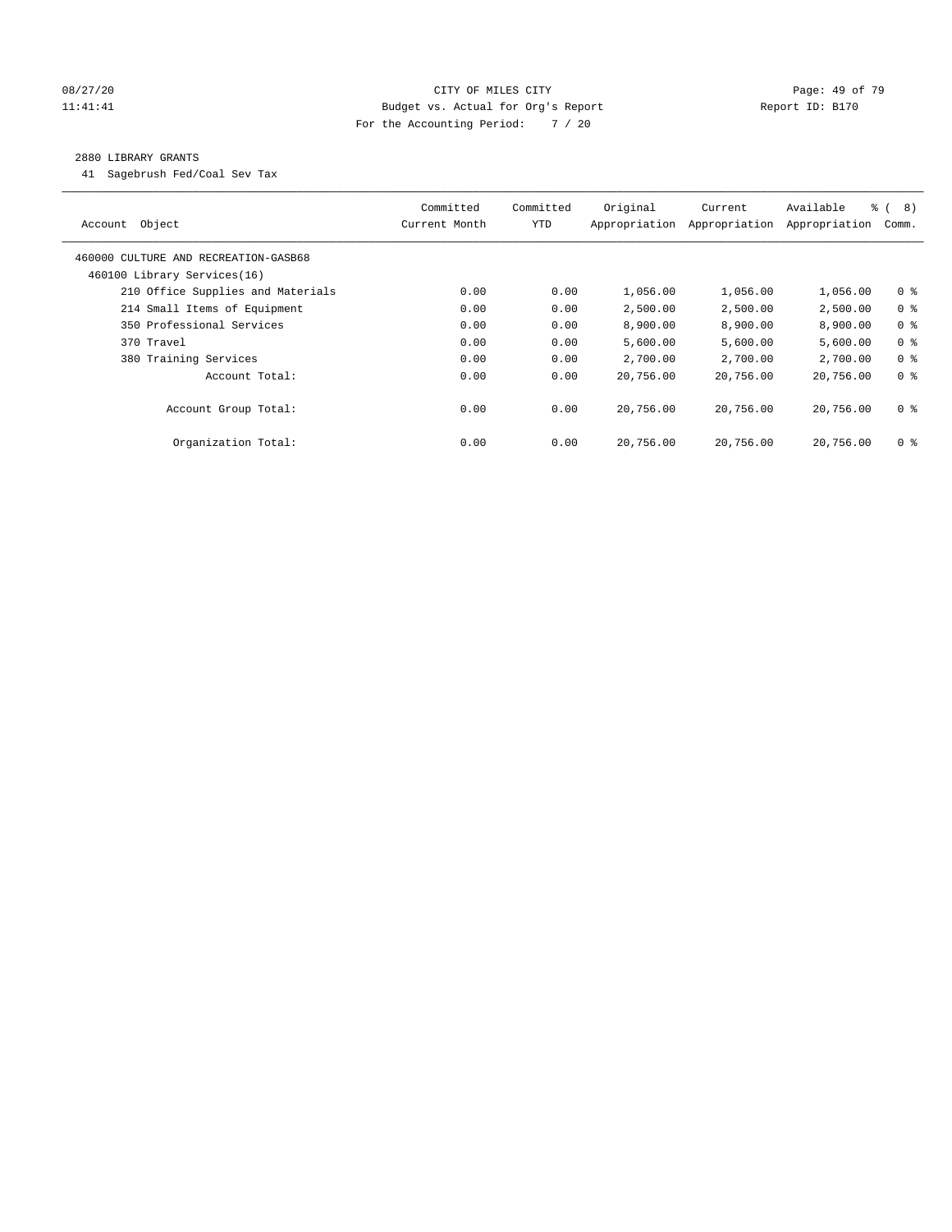CITY OF MILES CITY
Budget vs. Actual for Org's Report
For the Accounting Period: 7 / 20

08/27/20
11:41:41

Report ID: B170

## 2880 LIBRARY GRANTS

41 Sagebrush Fed/Coal Sev Tax

| Account Object | Committed Current Month | Committed YTD | Original Appropriation | Current Appropriation | Available Appropriation | % ( 8) Comm. |
|---|---|---|---|---|---|---|
| 460000 CULTURE AND RECREATION-GASB68 | | | | | | |
| 460100 Library Services(16) | | | | | | |
| 210 Office Supplies and Materials | 0.00 | 0.00 | 1,056.00 | 1,056.00 | 1,056.00 | 0 % |
| 214 Small Items of Equipment | 0.00 | 0.00 | 2,500.00 | 2,500.00 | 2,500.00 | 0 % |
| 350 Professional Services | 0.00 | 0.00 | 8,900.00 | 8,900.00 | 8,900.00 | 0 % |
| 370 Travel | 0.00 | 0.00 | 5,600.00 | 5,600.00 | 5,600.00 | 0 % |
| 380 Training Services | 0.00 | 0.00 | 2,700.00 | 2,700.00 | 2,700.00 | 0 % |
| Account Total: | 0.00 | 0.00 | 20,756.00 | 20,756.00 | 20,756.00 | 0 % |
| Account Group Total: | 0.00 | 0.00 | 20,756.00 | 20,756.00 | 20,756.00 | 0 % |
| Organization Total: | 0.00 | 0.00 | 20,756.00 | 20,756.00 | 20,756.00 | 0 % |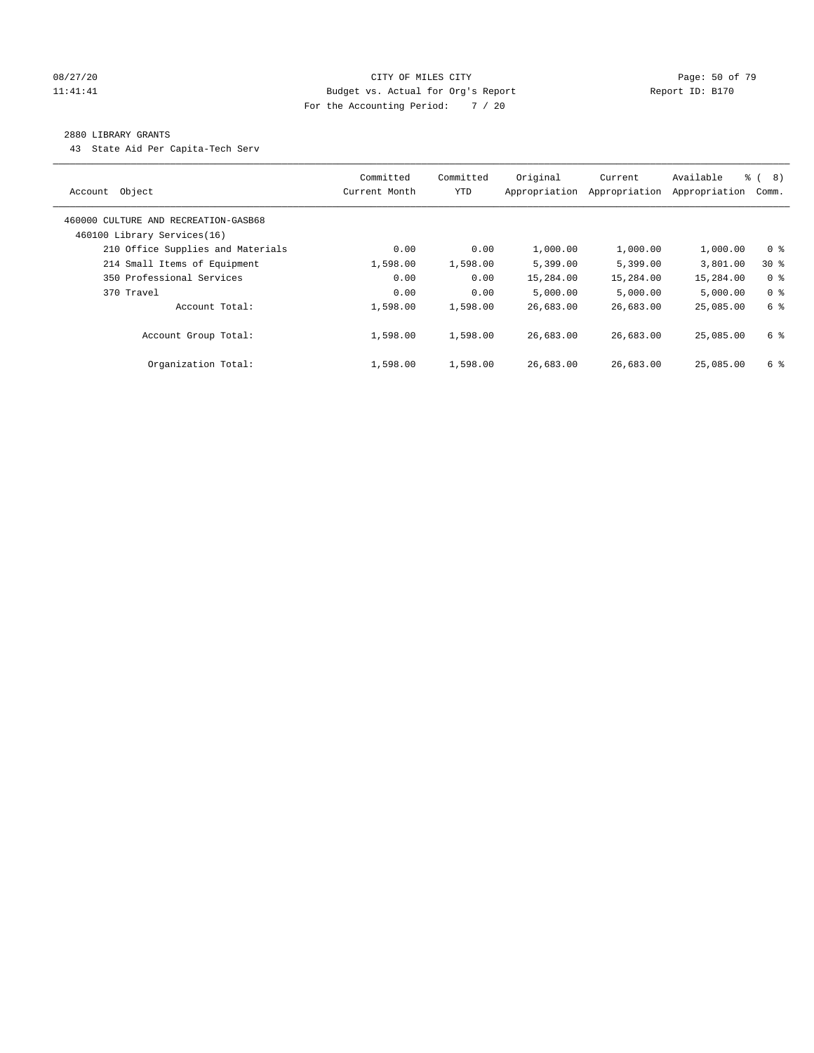CITY OF MILES CITY

Budget vs. Actual for Org's Report

For the Accounting Period: 7 / 20

08/27/20
11:41:41

Report ID: B170

## 2880 LIBRARY GRANTS

43 State Aid Per Capita-Tech Serv

| Account Object | Committed Current Month | Committed YTD | Original Appropriation | Current Appropriation | Available Appropriation | % ( 8) Comm. |
|---|---|---|---|---|---|---|
| 460000 CULTURE AND RECREATION-GASB68 | | | | | | |
| 460100 Library Services(16) | | | | | | |
| 210 Office Supplies and Materials | 0.00 | 0.00 | 1,000.00 | 1,000.00 | 1,000.00 | 0 % |
| 214 Small Items of Equipment | 1,598.00 | 1,598.00 | 5,399.00 | 5,399.00 | 3,801.00 | 30 % |
| 350 Professional Services | 0.00 | 0.00 | 15,284.00 | 15,284.00 | 15,284.00 | 0 % |
| 370 Travel | 0.00 | 0.00 | 5,000.00 | 5,000.00 | 5,000.00 | 0 % |
| Account Total: | 1,598.00 | 1,598.00 | 26,683.00 | 26,683.00 | 25,085.00 | 6 % |
| Account Group Total: | 1,598.00 | 1,598.00 | 26,683.00 | 26,683.00 | 25,085.00 | 6 % |
| Organization Total: | 1,598.00 | 1,598.00 | 26,683.00 | 26,683.00 | 25,085.00 | 6 % |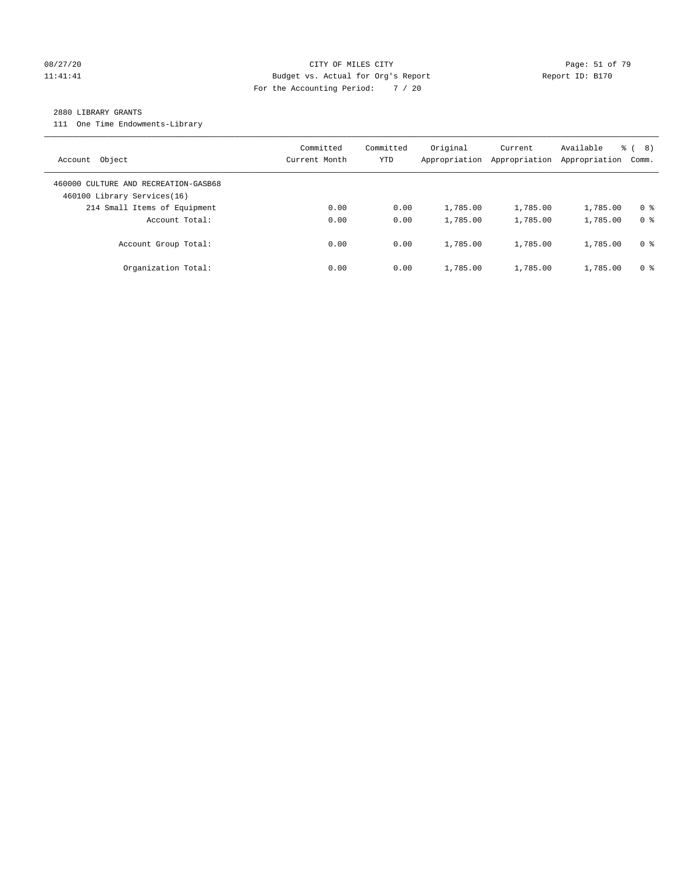CITY OF MILES CITY
Budget vs. Actual for Org's Report
For the Accounting Period: 7 / 20

08/27/20 11:41:41 Report ID: B170

2880 LIBRARY GRANTS

111 One Time Endowments-Library

| Account Object | Committed Current Month | Committed YTD | Original Appropriation | Current Appropriation | Available Appropriation | % ( 8) Comm. |
|---|---|---|---|---|---|---|
| 460000 CULTURE AND RECREATION-GASB68 | | | | | | |
| 460100 Library Services(16) | | | | | | |
| 214 Small Items of Equipment | 0.00 | 0.00 | 1,785.00 | 1,785.00 | 1,785.00 | 0 % |
| Account Total: | 0.00 | 0.00 | 1,785.00 | 1,785.00 | 1,785.00 | 0 % |
| Account Group Total: | 0.00 | 0.00 | 1,785.00 | 1,785.00 | 1,785.00 | 0 % |
| Organization Total: | 0.00 | 0.00 | 1,785.00 | 1,785.00 | 1,785.00 | 0 % |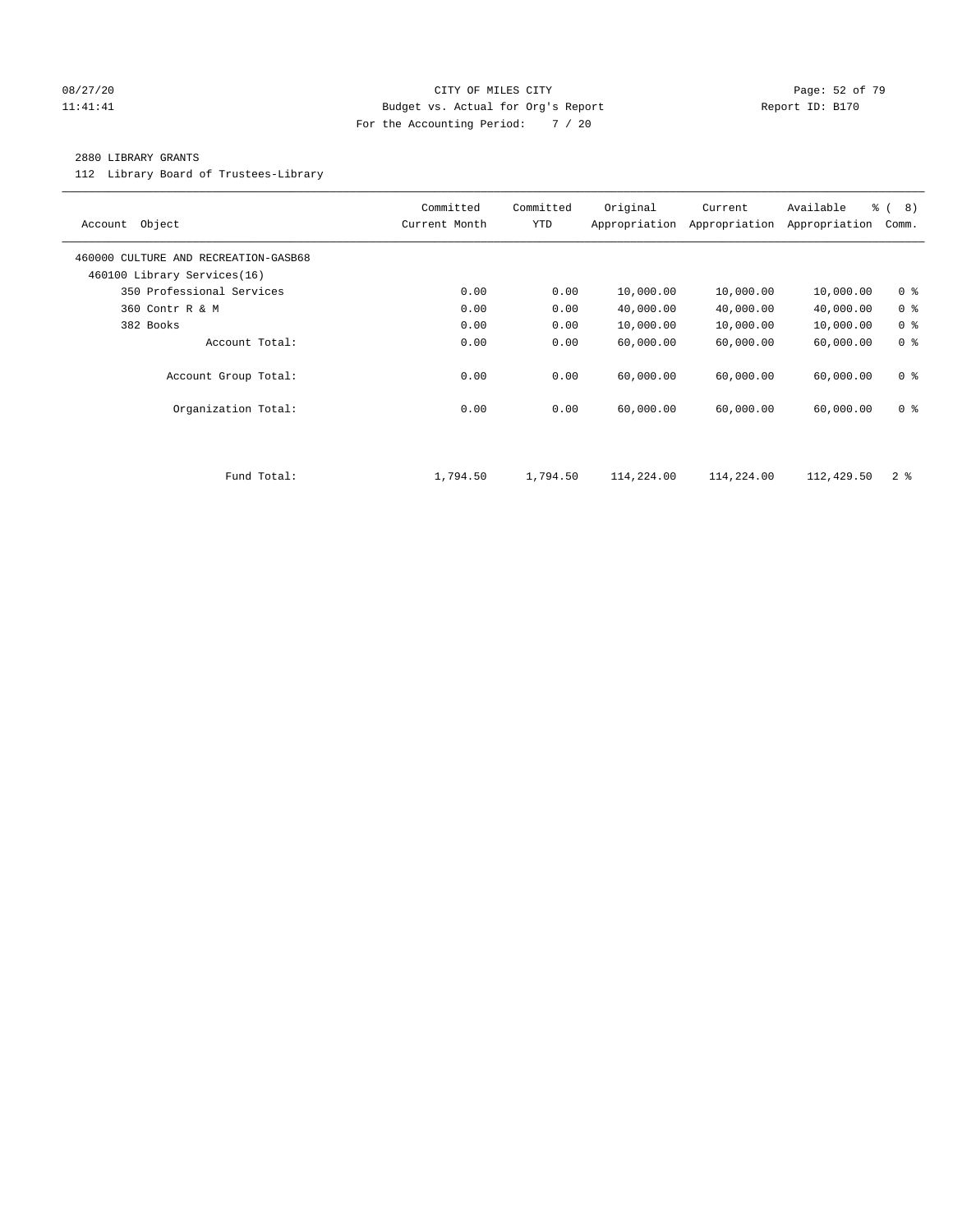CITY OF MILES CITY
Budget vs. Actual for Org's Report
For the Accounting Period: 7 / 20

08/27/20 11:41:41 — Report ID: B170

2880 LIBRARY GRANTS

112 Library Board of Trustees-Library

| Account Object | Committed Current Month | Committed YTD | Original Appropriation | Current Appropriation | Available Appropriation | % ( 8) Comm. |
|---|---|---|---|---|---|---|
| 460000 CULTURE AND RECREATION-GASB68 | | | | | | |
| 460100 Library Services(16) | | | | | | |
| 350 Professional Services | 0.00 | 0.00 | 10,000.00 | 10,000.00 | 10,000.00 | 0 % |
| 360 Contr R & M | 0.00 | 0.00 | 40,000.00 | 40,000.00 | 40,000.00 | 0 % |
| 382 Books | 0.00 | 0.00 | 10,000.00 | 10,000.00 | 10,000.00 | 0 % |
| Account Total: | 0.00 | 0.00 | 60,000.00 | 60,000.00 | 60,000.00 | 0 % |
| Account Group Total: | 0.00 | 0.00 | 60,000.00 | 60,000.00 | 60,000.00 | 0 % |
| Organization Total: | 0.00 | 0.00 | 60,000.00 | 60,000.00 | 60,000.00 | 0 % |
| Fund Total: | 1,794.50 | 1,794.50 | 114,224.00 | 114,224.00 | 112,429.50 | 2 % |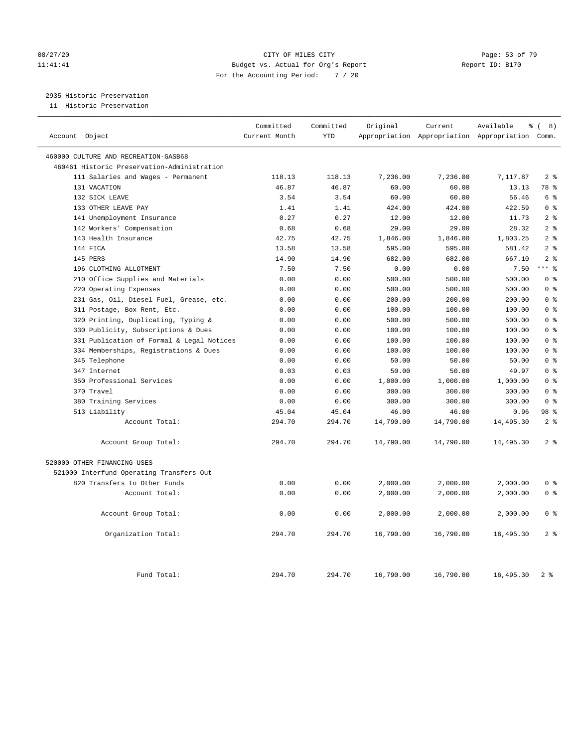CITY OF MILES CITY
Budget vs. Actual for Org's Report
For the Accounting Period: 7 / 20

08/27/20
11:41:41

Report ID: B170

2935 Historic Preservation
11 Historic Preservation

| Account Object | Committed Current Month | Committed YTD | Original Appropriation | Current Appropriation | Available Appropriation | % ( 8) Comm. |
|---|---|---|---|---|---|---|
| 460000 CULTURE AND RECREATION-GASB68 | | | | | | |
| 460461 Historic Preservation-Administration | | | | | | |
| 111 Salaries and Wages - Permanent | 118.13 | 118.13 | 7,236.00 | 7,236.00 | 7,117.87 | 2 % |
| 131 VACATION | 46.87 | 46.87 | 60.00 | 60.00 | 13.13 | 78 % |
| 132 SICK LEAVE | 3.54 | 3.54 | 60.00 | 60.00 | 56.46 | 6 % |
| 133 OTHER LEAVE PAY | 1.41 | 1.41 | 424.00 | 424.00 | 422.59 | 0 % |
| 141 Unemployment Insurance | 0.27 | 0.27 | 12.00 | 12.00 | 11.73 | 2 % |
| 142 Workers' Compensation | 0.68 | 0.68 | 29.00 | 29.00 | 28.32 | 2 % |
| 143 Health Insurance | 42.75 | 42.75 | 1,846.00 | 1,846.00 | 1,803.25 | 2 % |
| 144 FICA | 13.58 | 13.58 | 595.00 | 595.00 | 581.42 | 2 % |
| 145 PERS | 14.90 | 14.90 | 682.00 | 682.00 | 667.10 | 2 % |
| 196 CLOTHING ALLOTMENT | 7.50 | 7.50 | 0.00 | 0.00 | -7.50 | *** % |
| 210 Office Supplies and Materials | 0.00 | 0.00 | 500.00 | 500.00 | 500.00 | 0 % |
| 220 Operating Expenses | 0.00 | 0.00 | 500.00 | 500.00 | 500.00 | 0 % |
| 231 Gas, Oil, Diesel Fuel, Grease, etc. | 0.00 | 0.00 | 200.00 | 200.00 | 200.00 | 0 % |
| 311 Postage, Box Rent, Etc. | 0.00 | 0.00 | 100.00 | 100.00 | 100.00 | 0 % |
| 320 Printing, Duplicating, Typing & | 0.00 | 0.00 | 500.00 | 500.00 | 500.00 | 0 % |
| 330 Publicity, Subscriptions & Dues | 0.00 | 0.00 | 100.00 | 100.00 | 100.00 | 0 % |
| 331 Publication of Formal & Legal Notices | 0.00 | 0.00 | 100.00 | 100.00 | 100.00 | 0 % |
| 334 Memberships, Registrations & Dues | 0.00 | 0.00 | 100.00 | 100.00 | 100.00 | 0 % |
| 345 Telephone | 0.00 | 0.00 | 50.00 | 50.00 | 50.00 | 0 % |
| 347 Internet | 0.03 | 0.03 | 50.00 | 50.00 | 49.97 | 0 % |
| 350 Professional Services | 0.00 | 0.00 | 1,000.00 | 1,000.00 | 1,000.00 | 0 % |
| 370 Travel | 0.00 | 0.00 | 300.00 | 300.00 | 300.00 | 0 % |
| 380 Training Services | 0.00 | 0.00 | 300.00 | 300.00 | 300.00 | 0 % |
| 513 Liability | 45.04 | 45.04 | 46.00 | 46.00 | 0.96 | 98 % |
| Account Total: | 294.70 | 294.70 | 14,790.00 | 14,790.00 | 14,495.30 | 2 % |
| Account Group Total: | 294.70 | 294.70 | 14,790.00 | 14,790.00 | 14,495.30 | 2 % |
| 520000 OTHER FINANCING USES | | | | | | |
| 521000 Interfund Operating Transfers Out | | | | | | |
| 820 Transfers to Other Funds | 0.00 | 0.00 | 2,000.00 | 2,000.00 | 2,000.00 | 0 % |
| Account Total: | 0.00 | 0.00 | 2,000.00 | 2,000.00 | 2,000.00 | 0 % |
| Account Group Total: | 0.00 | 0.00 | 2,000.00 | 2,000.00 | 2,000.00 | 0 % |
| Organization Total: | 294.70 | 294.70 | 16,790.00 | 16,790.00 | 16,495.30 | 2 % |
| Fund Total: | 294.70 | 294.70 | 16,790.00 | 16,790.00 | 16,495.30 | 2 % |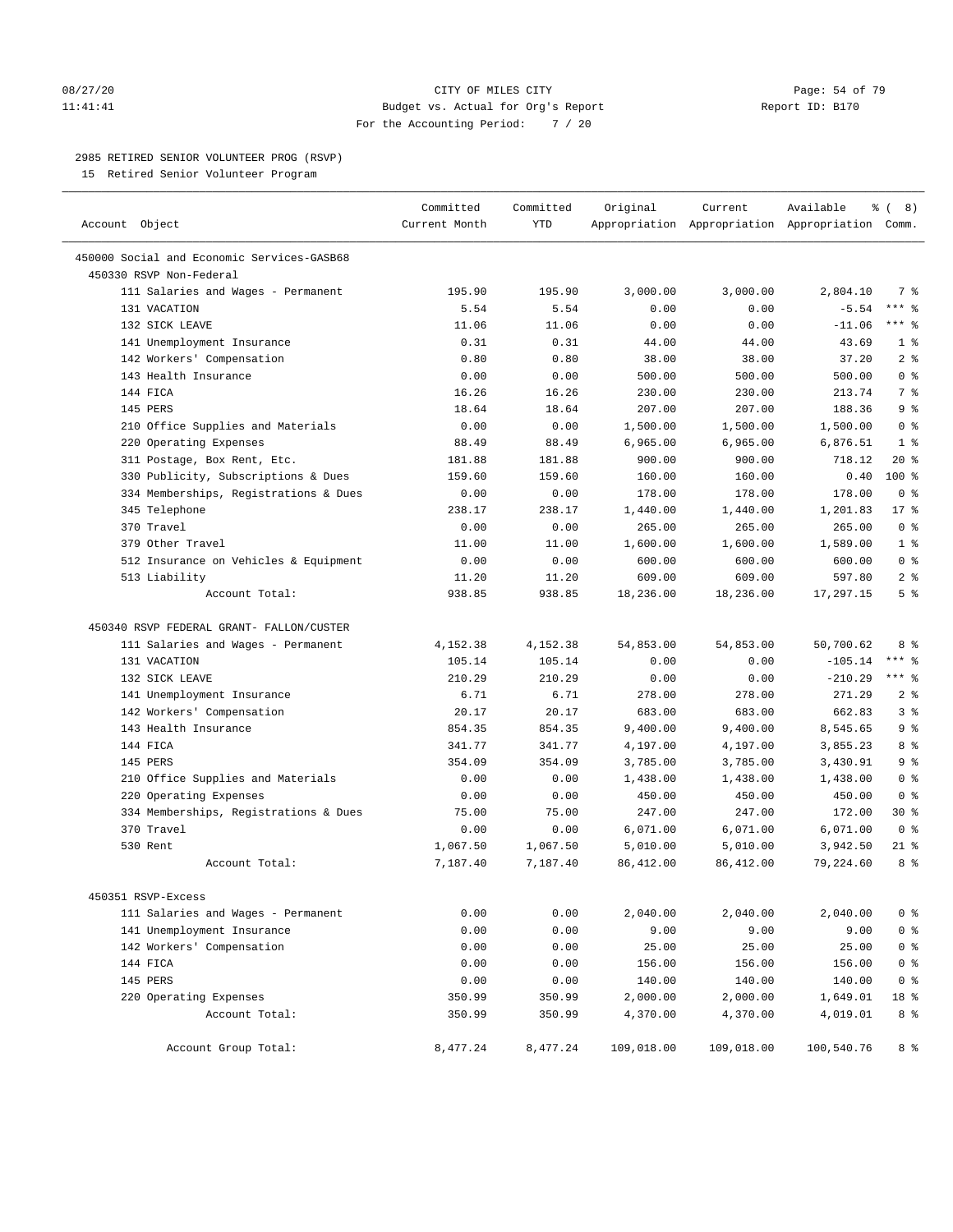2985 RETIRED SENIOR VOLUNTEER PROG (RSVP)

15 Retired Senior Volunteer Program

| Account Object | Committed Current Month | Committed YTD | Original Appropriation | Current Appropriation | Available Appropriation | % ( 8) Comm. |
|---|---|---|---|---|---|---|
| 450000 Social and Economic Services-GASB68 | | | | | | |
| 450330 RSVP Non-Federal | | | | | | |
| 111 Salaries and Wages - Permanent | 195.90 | 195.90 | 3,000.00 | 3,000.00 | 2,804.10 | 7 % |
| 131 VACATION | 5.54 | 5.54 | 0.00 | 0.00 | -5.54 | *** % |
| 132 SICK LEAVE | 11.06 | 11.06 | 0.00 | 0.00 | -11.06 | *** % |
| 141 Unemployment Insurance | 0.31 | 0.31 | 44.00 | 44.00 | 43.69 | 1 % |
| 142 Workers' Compensation | 0.80 | 0.80 | 38.00 | 38.00 | 37.20 | 2 % |
| 143 Health Insurance | 0.00 | 0.00 | 500.00 | 500.00 | 500.00 | 0 % |
| 144 FICA | 16.26 | 16.26 | 230.00 | 230.00 | 213.74 | 7 % |
| 145 PERS | 18.64 | 18.64 | 207.00 | 207.00 | 188.36 | 9 % |
| 210 Office Supplies and Materials | 0.00 | 0.00 | 1,500.00 | 1,500.00 | 1,500.00 | 0 % |
| 220 Operating Expenses | 88.49 | 88.49 | 6,965.00 | 6,965.00 | 6,876.51 | 1 % |
| 311 Postage, Box Rent, Etc. | 181.88 | 181.88 | 900.00 | 900.00 | 718.12 | 20 % |
| 330 Publicity, Subscriptions & Dues | 159.60 | 159.60 | 160.00 | 160.00 | 0.40 | 100 % |
| 334 Memberships, Registrations & Dues | 0.00 | 0.00 | 178.00 | 178.00 | 178.00 | 0 % |
| 345 Telephone | 238.17 | 238.17 | 1,440.00 | 1,440.00 | 1,201.83 | 17 % |
| 370 Travel | 0.00 | 0.00 | 265.00 | 265.00 | 265.00 | 0 % |
| 379 Other Travel | 11.00 | 11.00 | 1,600.00 | 1,600.00 | 1,589.00 | 1 % |
| 512 Insurance on Vehicles & Equipment | 0.00 | 0.00 | 600.00 | 600.00 | 600.00 | 0 % |
| 513 Liability | 11.20 | 11.20 | 609.00 | 609.00 | 597.80 | 2 % |
| Account Total: | 938.85 | 938.85 | 18,236.00 | 18,236.00 | 17,297.15 | 5 % |
| 450340 RSVP FEDERAL GRANT- FALLON/CUSTER | | | | | | |
| 111 Salaries and Wages - Permanent | 4,152.38 | 4,152.38 | 54,853.00 | 54,853.00 | 50,700.62 | 8 % |
| 131 VACATION | 105.14 | 105.14 | 0.00 | 0.00 | -105.14 | *** % |
| 132 SICK LEAVE | 210.29 | 210.29 | 0.00 | 0.00 | -210.29 | *** % |
| 141 Unemployment Insurance | 6.71 | 6.71 | 278.00 | 278.00 | 271.29 | 2 % |
| 142 Workers' Compensation | 20.17 | 20.17 | 683.00 | 683.00 | 662.83 | 3 % |
| 143 Health Insurance | 854.35 | 854.35 | 9,400.00 | 9,400.00 | 8,545.65 | 9 % |
| 144 FICA | 341.77 | 341.77 | 4,197.00 | 4,197.00 | 3,855.23 | 8 % |
| 145 PERS | 354.09 | 354.09 | 3,785.00 | 3,785.00 | 3,430.91 | 9 % |
| 210 Office Supplies and Materials | 0.00 | 0.00 | 1,438.00 | 1,438.00 | 1,438.00 | 0 % |
| 220 Operating Expenses | 0.00 | 0.00 | 450.00 | 450.00 | 450.00 | 0 % |
| 334 Memberships, Registrations & Dues | 75.00 | 75.00 | 247.00 | 247.00 | 172.00 | 30 % |
| 370 Travel | 0.00 | 0.00 | 6,071.00 | 6,071.00 | 6,071.00 | 0 % |
| 530 Rent | 1,067.50 | 1,067.50 | 5,010.00 | 5,010.00 | 3,942.50 | 21 % |
| Account Total: | 7,187.40 | 7,187.40 | 86,412.00 | 86,412.00 | 79,224.60 | 8 % |
| 450351 RSVP-Excess | | | | | | |
| 111 Salaries and Wages - Permanent | 0.00 | 0.00 | 2,040.00 | 2,040.00 | 2,040.00 | 0 % |
| 141 Unemployment Insurance | 0.00 | 0.00 | 9.00 | 9.00 | 9.00 | 0 % |
| 142 Workers' Compensation | 0.00 | 0.00 | 25.00 | 25.00 | 25.00 | 0 % |
| 144 FICA | 0.00 | 0.00 | 156.00 | 156.00 | 156.00 | 0 % |
| 145 PERS | 0.00 | 0.00 | 140.00 | 140.00 | 140.00 | 0 % |
| 220 Operating Expenses | 350.99 | 350.99 | 2,000.00 | 2,000.00 | 1,649.01 | 18 % |
| Account Total: | 350.99 | 350.99 | 4,370.00 | 4,370.00 | 4,019.01 | 8 % |
| Account Group Total: | 8,477.24 | 8,477.24 | 109,018.00 | 109,018.00 | 100,540.76 | 8 % |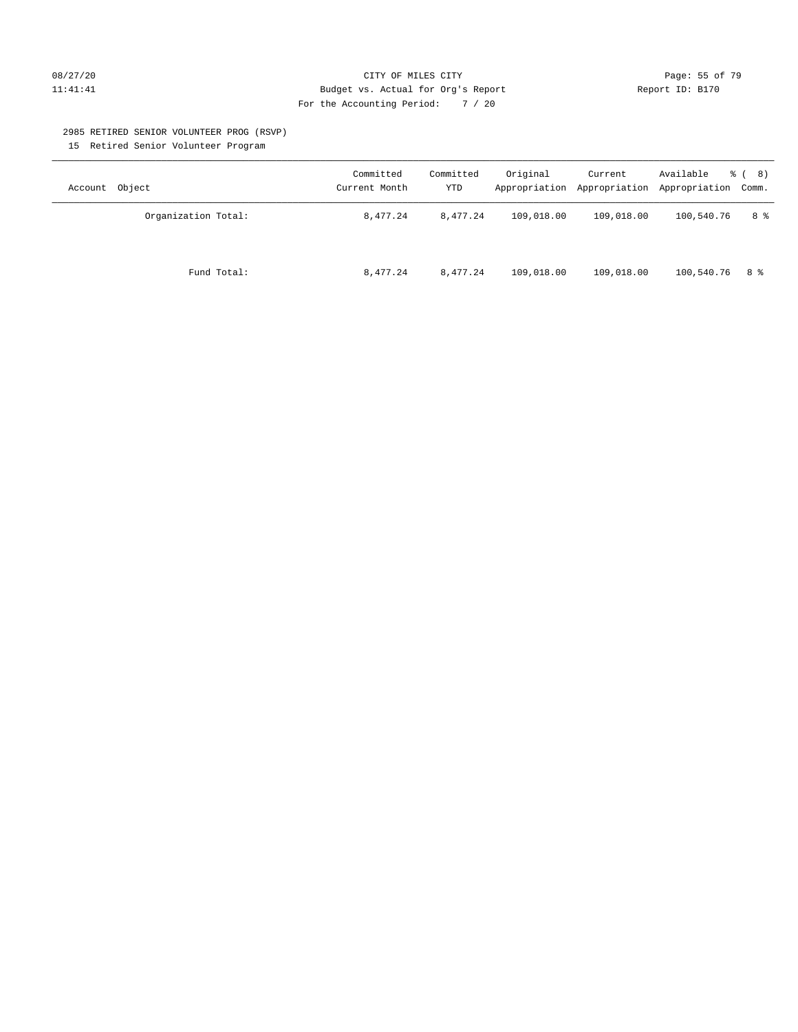CITY OF MILES CITY
Budget vs. Actual for Org's Report
For the Accounting Period: 7 / 20

08/27/20
11:41:41

Report ID: B170

## 2985 RETIRED SENIOR VOLUNTEER PROG (RSVP)

15 Retired Senior Volunteer Program

| Account Object | Committed Current Month | Committed YTD | Original Appropriation | Current Appropriation | Available Appropriation | % ( 8) Comm. |
|---|---|---|---|---|---|---|
| Organization Total: | 8,477.24 | 8,477.24 | 109,018.00 | 109,018.00 | 100,540.76 | 8 % |
| Fund Total: | 8,477.24 | 8,477.24 | 109,018.00 | 109,018.00 | 100,540.76 | 8 % |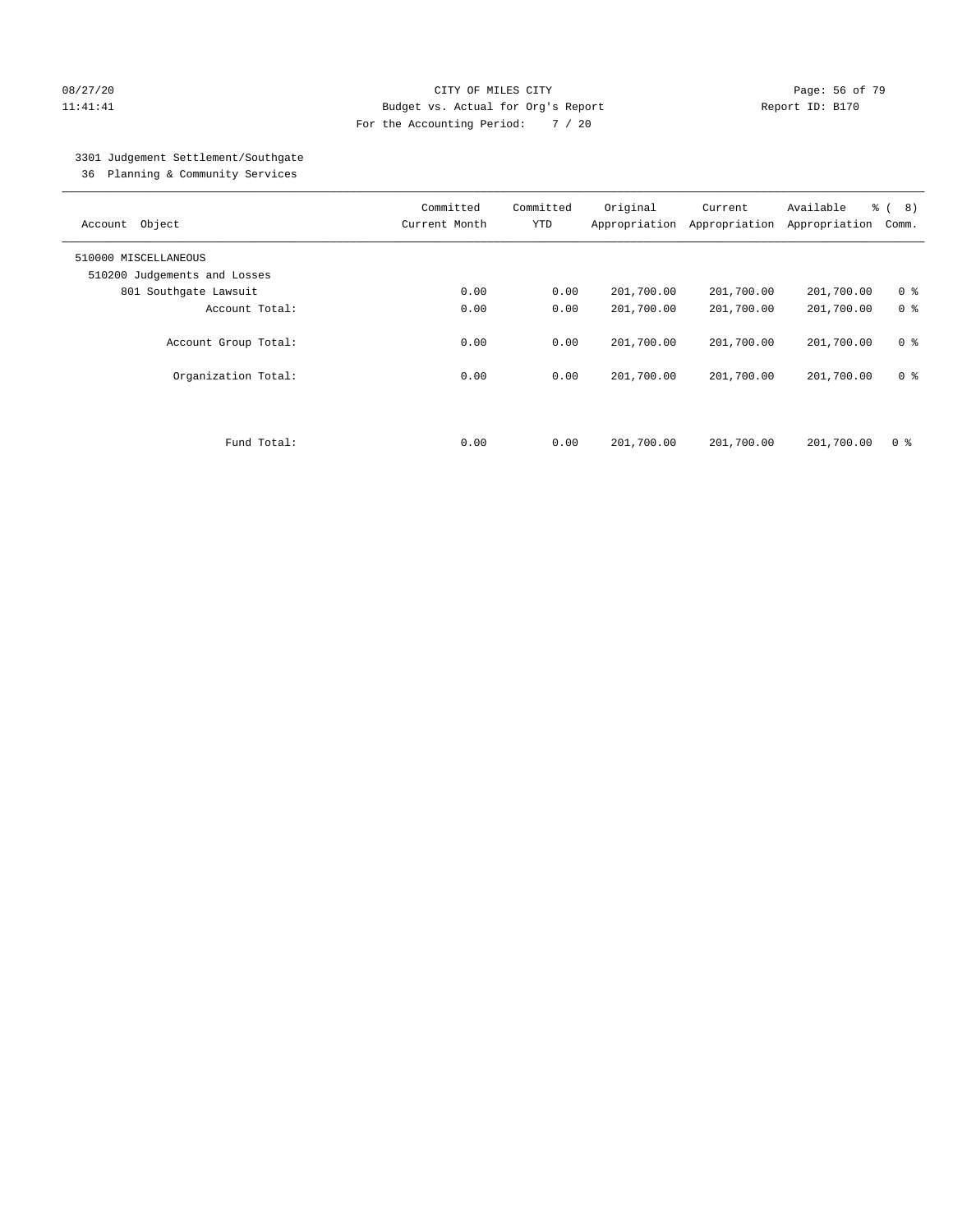CITY OF MILES CITY
Budget vs. Actual for Org's Report
For the Accounting Period: 7 / 20

08/27/20
11:41:41

Report ID: B170

3301 Judgement Settlement/Southgate
36 Planning & Community Services

| Account Object | Committed Current Month | Committed YTD | Original Appropriation | Current Appropriation | Available Appropriation | % ( 8) Comm. |
|---|---|---|---|---|---|---|
| 510000 MISCELLANEOUS | | | | | | |
| 510200 Judgements and Losses | | | | | | |
| 801 Southgate Lawsuit | 0.00 | 0.00 | 201,700.00 | 201,700.00 | 201,700.00 | 0 % |
| Account Total: | 0.00 | 0.00 | 201,700.00 | 201,700.00 | 201,700.00 | 0 % |
| Account Group Total: | 0.00 | 0.00 | 201,700.00 | 201,700.00 | 201,700.00 | 0 % |
| Organization Total: | 0.00 | 0.00 | 201,700.00 | 201,700.00 | 201,700.00 | 0 % |
| Fund Total: | 0.00 | 0.00 | 201,700.00 | 201,700.00 | 201,700.00 | 0 % |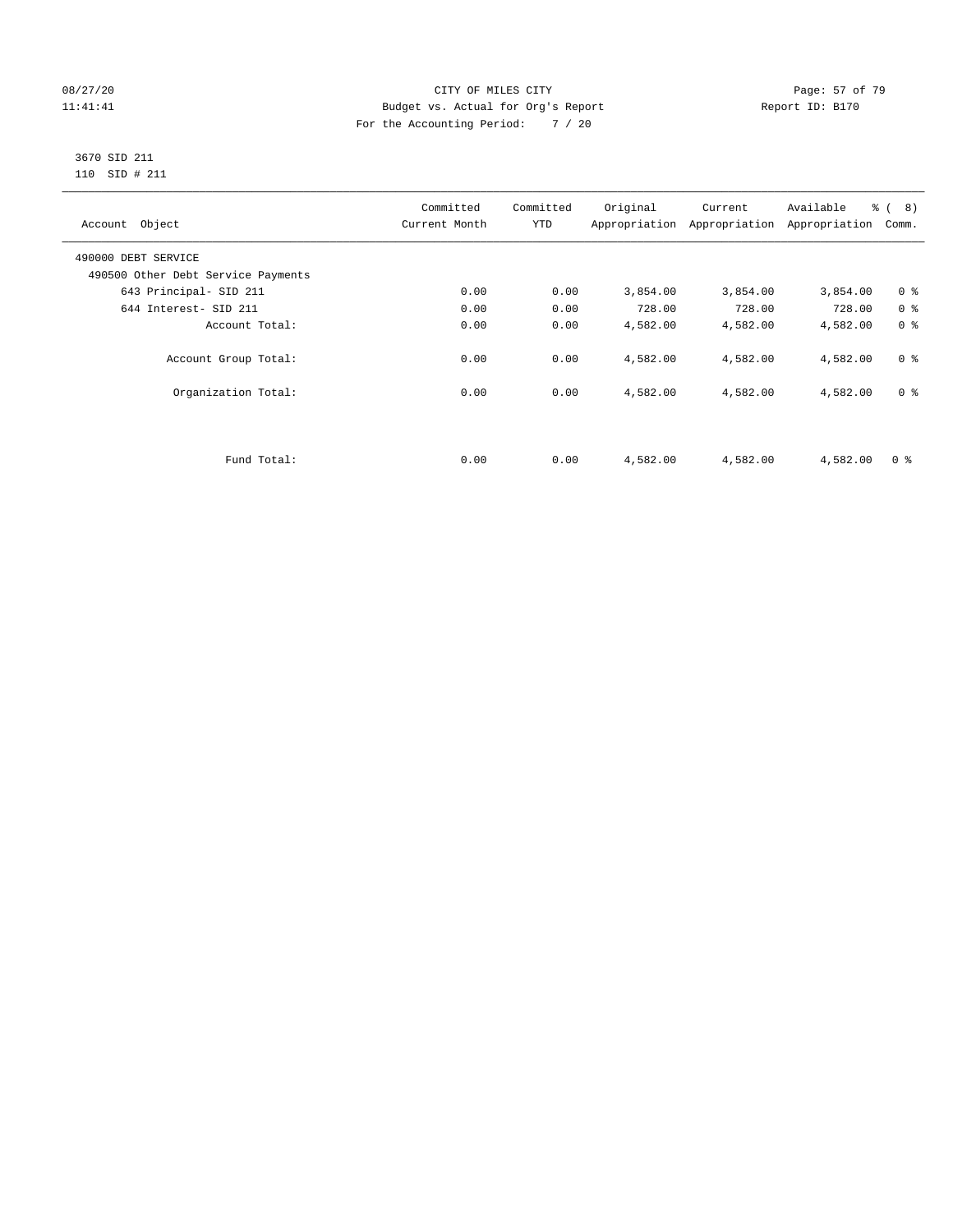CITY OF MILES CITY
Budget vs. Actual for Org's Report
For the Accounting Period: 7 / 20

08/27/20
11:41:41

Report ID: B170

3670 SID 211
110 SID # 211

| Account Object | Committed Current Month | Committed YTD | Original Appropriation | Current Appropriation | Available Appropriation | % ( 8) Comm. |
|---|---|---|---|---|---|---|
| 490000 DEBT SERVICE | | | | | | |
| 490500 Other Debt Service Payments | | | | | | |
| 643 Principal- SID 211 | 0.00 | 0.00 | 3,854.00 | 3,854.00 | 3,854.00 | 0 % |
| 644 Interest- SID 211 | 0.00 | 0.00 | 728.00 | 728.00 | 728.00 | 0 % |
| Account Total: | 0.00 | 0.00 | 4,582.00 | 4,582.00 | 4,582.00 | 0 % |
| Account Group Total: | 0.00 | 0.00 | 4,582.00 | 4,582.00 | 4,582.00 | 0 % |
| Organization Total: | 0.00 | 0.00 | 4,582.00 | 4,582.00 | 4,582.00 | 0 % |
| Fund Total: | 0.00 | 0.00 | 4,582.00 | 4,582.00 | 4,582.00 | 0 % |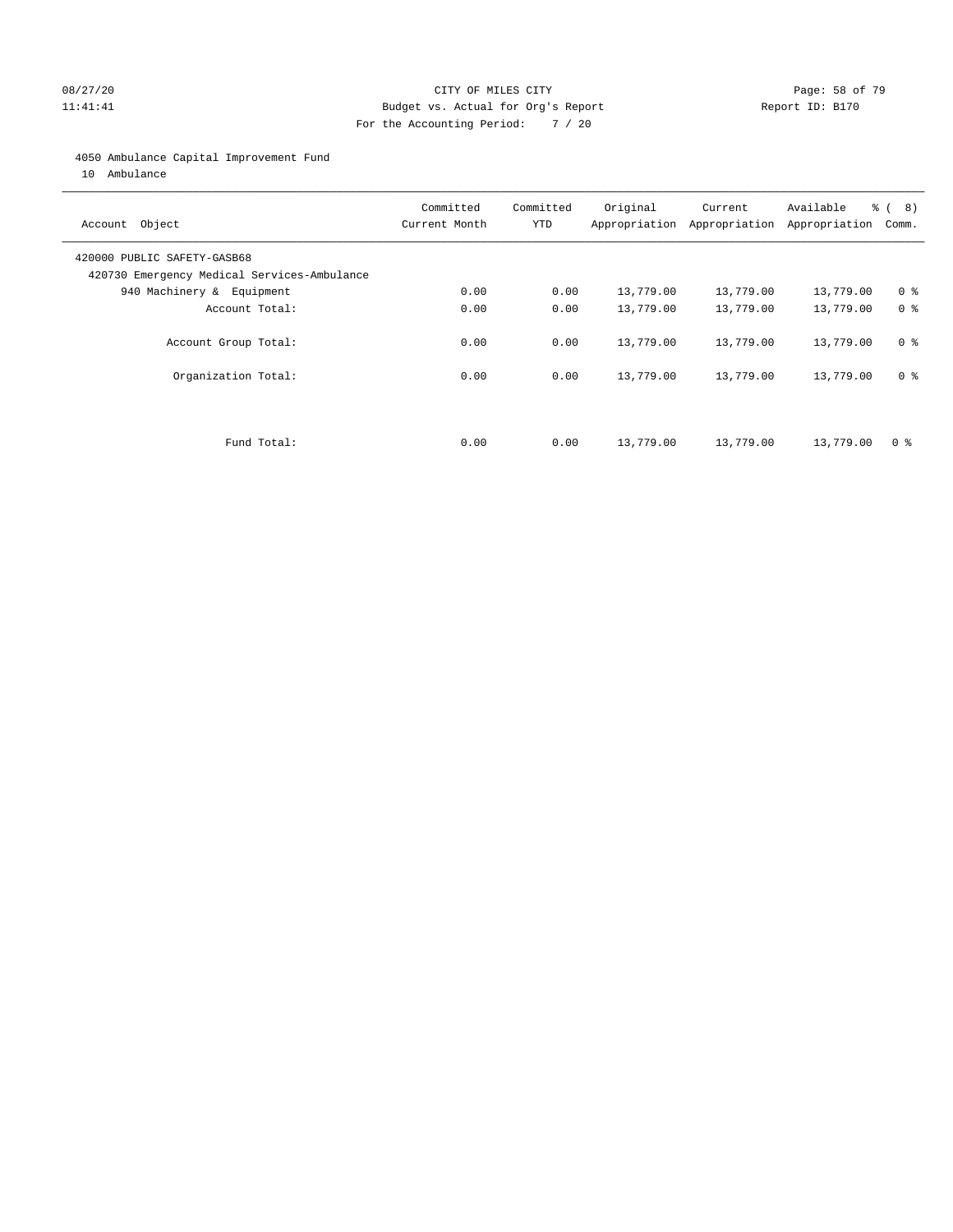CITY OF MILES CITY

Budget vs. Actual for Org's Report

For the Accounting Period: 7 / 20

08/27/20 11:41:41 — Report ID: B170

4050 Ambulance Capital Improvement Fund

10 Ambulance

| Account Object | Committed Current Month | Committed YTD | Original Appropriation | Current Appropriation | Available Appropriation | % ( 8) Comm. |
|---|---|---|---|---|---|---|
| 420000 PUBLIC SAFETY-GASB68 | | | | | | |
| 420730 Emergency Medical Services-Ambulance | | | | | | |
| 940 Machinery & Equipment | 0.00 | 0.00 | 13,779.00 | 13,779.00 | 13,779.00 | 0 % |
| Account Total: | 0.00 | 0.00 | 13,779.00 | 13,779.00 | 13,779.00 | 0 % |
| Account Group Total: | 0.00 | 0.00 | 13,779.00 | 13,779.00 | 13,779.00 | 0 % |
| Organization Total: | 0.00 | 0.00 | 13,779.00 | 13,779.00 | 13,779.00 | 0 % |
| Fund Total: | 0.00 | 0.00 | 13,779.00 | 13,779.00 | 13,779.00 | 0 % |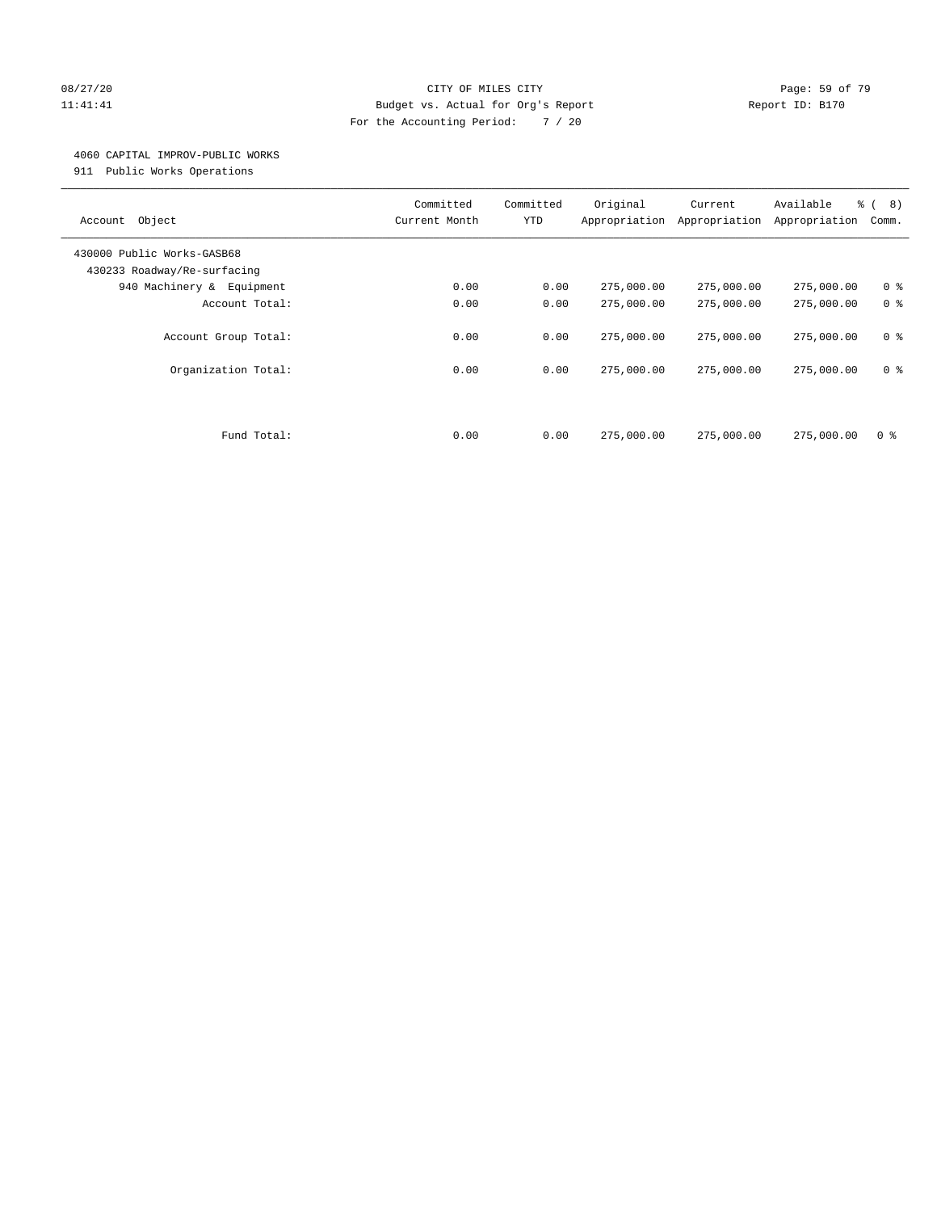CITY OF MILES CITY
Budget vs. Actual for Org's Report
For the Accounting Period: 7 / 20

08/27/20
11:41:41

Report ID: B170

4060 CAPITAL IMPROV-PUBLIC WORKS
911 Public Works Operations

| Account Object | Committed Current Month | Committed YTD | Original Appropriation | Current Appropriation | Available Appropriation | % ( 8) Comm. |
|---|---|---|---|---|---|---|
| 430000 Public Works-GASB68 | | | | | | |
| 430233 Roadway/Re-surfacing | | | | | | |
| 940 Machinery & Equipment | 0.00 | 0.00 | 275,000.00 | 275,000.00 | 275,000.00 | 0 % |
| Account Total: | 0.00 | 0.00 | 275,000.00 | 275,000.00 | 275,000.00 | 0 % |
| Account Group Total: | 0.00 | 0.00 | 275,000.00 | 275,000.00 | 275,000.00 | 0 % |
| Organization Total: | 0.00 | 0.00 | 275,000.00 | 275,000.00 | 275,000.00 | 0 % |
| Fund Total: | 0.00 | 0.00 | 275,000.00 | 275,000.00 | 275,000.00 | 0 % |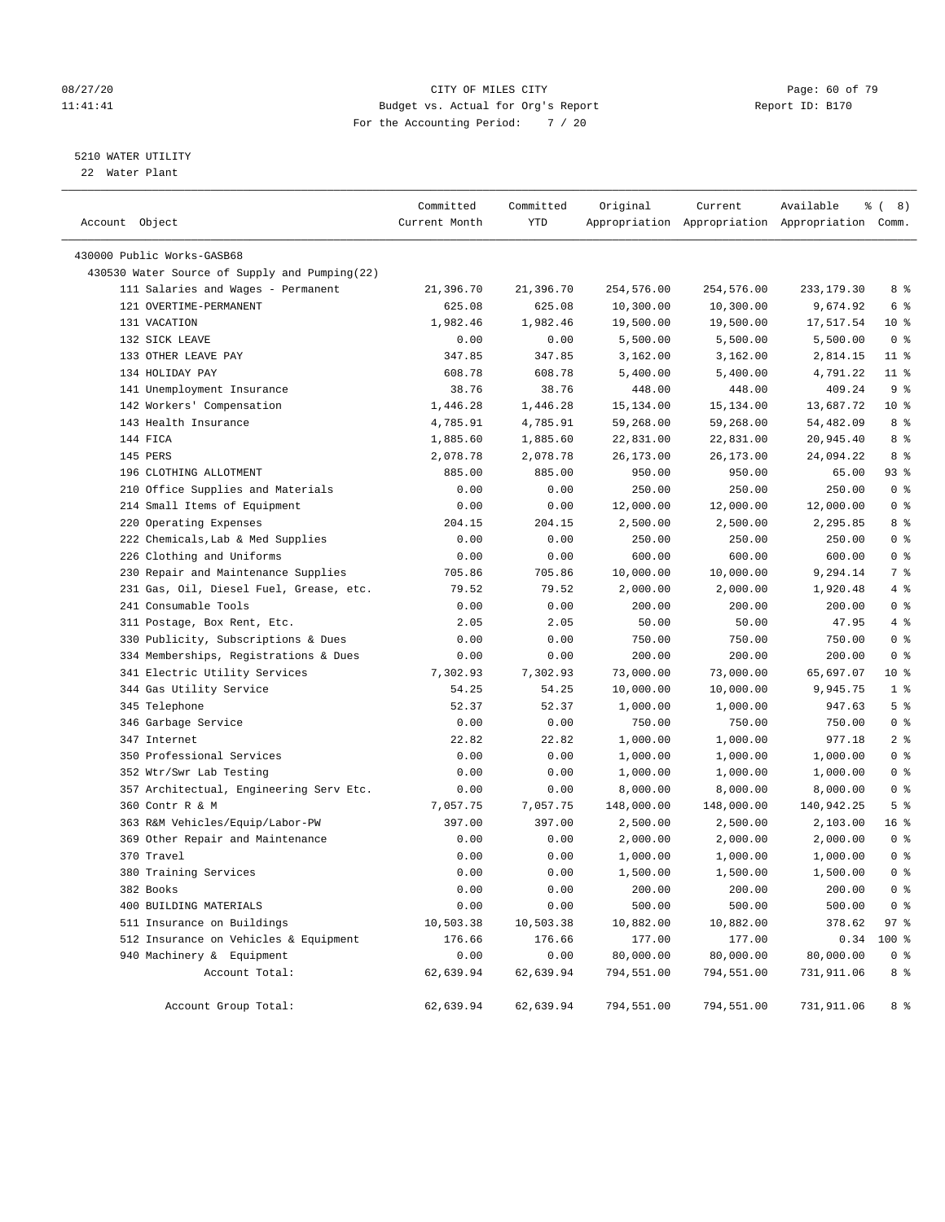CITY OF MILES CITY
Budget vs. Actual for Org's Report
For the Accounting Period: 7 / 20

08/27/20
11:41:41

Report ID: B170

## 5210 WATER UTILITY

22 Water Plant

| Account Object | Committed Current Month | Committed YTD | Original Appropriation | Current Appropriation | Available Appropriation | % ( 8) Comm. |
|---|---|---|---|---|---|---|
| 430000 Public Works-GASB68 | | | | | | |
| 430530 Water Source of Supply and Pumping(22) | | | | | | |
| 111 Salaries and Wages - Permanent | 21,396.70 | 21,396.70 | 254,576.00 | 254,576.00 | 233,179.30 | 8 % |
| 121 OVERTIME-PERMANENT | 625.08 | 625.08 | 10,300.00 | 10,300.00 | 9,674.92 | 6 % |
| 131 VACATION | 1,982.46 | 1,982.46 | 19,500.00 | 19,500.00 | 17,517.54 | 10 % |
| 132 SICK LEAVE | 0.00 | 0.00 | 5,500.00 | 5,500.00 | 5,500.00 | 0 % |
| 133 OTHER LEAVE PAY | 347.85 | 347.85 | 3,162.00 | 3,162.00 | 2,814.15 | 11 % |
| 134 HOLIDAY PAY | 608.78 | 608.78 | 5,400.00 | 5,400.00 | 4,791.22 | 11 % |
| 141 Unemployment Insurance | 38.76 | 38.76 | 448.00 | 448.00 | 409.24 | 9 % |
| 142 Workers' Compensation | 1,446.28 | 1,446.28 | 15,134.00 | 15,134.00 | 13,687.72 | 10 % |
| 143 Health Insurance | 4,785.91 | 4,785.91 | 59,268.00 | 59,268.00 | 54,482.09 | 8 % |
| 144 FICA | 1,885.60 | 1,885.60 | 22,831.00 | 22,831.00 | 20,945.40 | 8 % |
| 145 PERS | 2,078.78 | 2,078.78 | 26,173.00 | 26,173.00 | 24,094.22 | 8 % |
| 196 CLOTHING ALLOTMENT | 885.00 | 885.00 | 950.00 | 950.00 | 65.00 | 93 % |
| 210 Office Supplies and Materials | 0.00 | 0.00 | 250.00 | 250.00 | 250.00 | 0 % |
| 214 Small Items of Equipment | 0.00 | 0.00 | 12,000.00 | 12,000.00 | 12,000.00 | 0 % |
| 220 Operating Expenses | 204.15 | 204.15 | 2,500.00 | 2,500.00 | 2,295.85 | 8 % |
| 222 Chemicals,Lab & Med Supplies | 0.00 | 0.00 | 250.00 | 250.00 | 250.00 | 0 % |
| 226 Clothing and Uniforms | 0.00 | 0.00 | 600.00 | 600.00 | 600.00 | 0 % |
| 230 Repair and Maintenance Supplies | 705.86 | 705.86 | 10,000.00 | 10,000.00 | 9,294.14 | 7 % |
| 231 Gas, Oil, Diesel Fuel, Grease, etc. | 79.52 | 79.52 | 2,000.00 | 2,000.00 | 1,920.48 | 4 % |
| 241 Consumable Tools | 0.00 | 0.00 | 200.00 | 200.00 | 200.00 | 0 % |
| 311 Postage, Box Rent, Etc. | 2.05 | 2.05 | 50.00 | 50.00 | 47.95 | 4 % |
| 330 Publicity, Subscriptions & Dues | 0.00 | 0.00 | 750.00 | 750.00 | 750.00 | 0 % |
| 334 Memberships, Registrations & Dues | 0.00 | 0.00 | 200.00 | 200.00 | 200.00 | 0 % |
| 341 Electric Utility Services | 7,302.93 | 7,302.93 | 73,000.00 | 73,000.00 | 65,697.07 | 10 % |
| 344 Gas Utility Service | 54.25 | 54.25 | 10,000.00 | 10,000.00 | 9,945.75 | 1 % |
| 345 Telephone | 52.37 | 52.37 | 1,000.00 | 1,000.00 | 947.63 | 5 % |
| 346 Garbage Service | 0.00 | 0.00 | 750.00 | 750.00 | 750.00 | 0 % |
| 347 Internet | 22.82 | 22.82 | 1,000.00 | 1,000.00 | 977.18 | 2 % |
| 350 Professional Services | 0.00 | 0.00 | 1,000.00 | 1,000.00 | 1,000.00 | 0 % |
| 352 Wtr/Swr Lab Testing | 0.00 | 0.00 | 1,000.00 | 1,000.00 | 1,000.00 | 0 % |
| 357 Architectual, Engineering Serv Etc. | 0.00 | 0.00 | 8,000.00 | 8,000.00 | 8,000.00 | 0 % |
| 360 Contr R & M | 7,057.75 | 7,057.75 | 148,000.00 | 148,000.00 | 140,942.25 | 5 % |
| 363 R&M Vehicles/Equip/Labor-PW | 397.00 | 397.00 | 2,500.00 | 2,500.00 | 2,103.00 | 16 % |
| 369 Other Repair and Maintenance | 0.00 | 0.00 | 2,000.00 | 2,000.00 | 2,000.00 | 0 % |
| 370 Travel | 0.00 | 0.00 | 1,000.00 | 1,000.00 | 1,000.00 | 0 % |
| 380 Training Services | 0.00 | 0.00 | 1,500.00 | 1,500.00 | 1,500.00 | 0 % |
| 382 Books | 0.00 | 0.00 | 200.00 | 200.00 | 200.00 | 0 % |
| 400 BUILDING MATERIALS | 0.00 | 0.00 | 500.00 | 500.00 | 500.00 | 0 % |
| 511 Insurance on Buildings | 10,503.38 | 10,503.38 | 10,882.00 | 10,882.00 | 378.62 | 97 % |
| 512 Insurance on Vehicles & Equipment | 176.66 | 176.66 | 177.00 | 177.00 | 0.34 | 100 % |
| 940 Machinery & Equipment | 0.00 | 0.00 | 80,000.00 | 80,000.00 | 80,000.00 | 0 % |
| Account Total: | 62,639.94 | 62,639.94 | 794,551.00 | 794,551.00 | 731,911.06 | 8 % |
| Account Group Total: | 62,639.94 | 62,639.94 | 794,551.00 | 794,551.00 | 731,911.06 | 8 % |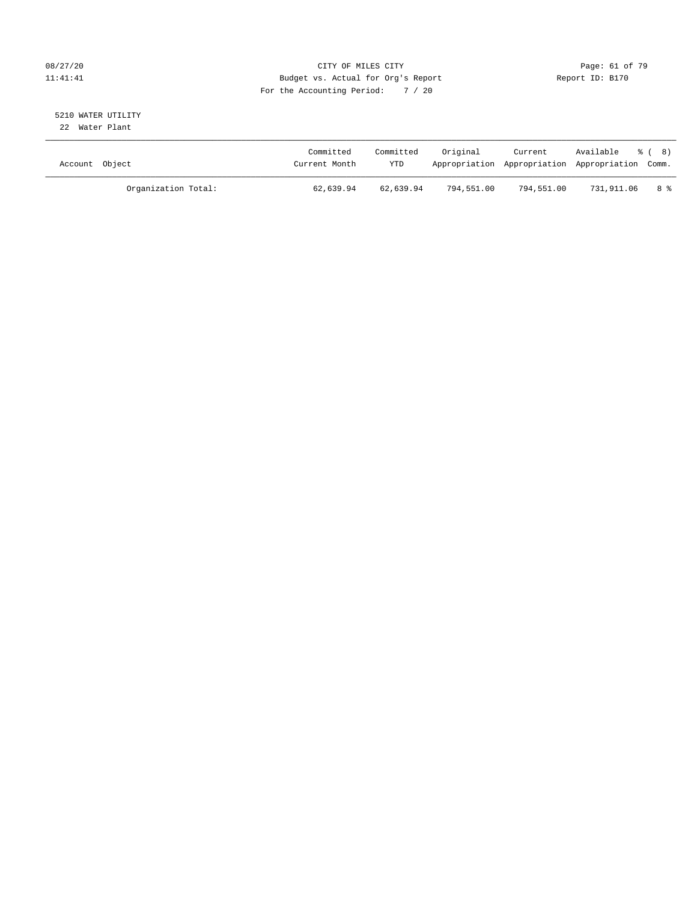CITY OF MILES CITY
Budget vs. Actual for Org's Report
For the Accounting Period: 7 / 20

08/27/20
11:41:41

Report ID: B170

5210 WATER UTILITY
22 Water Plant

| Account Object | Committed Current Month | Committed YTD | Original Appropriation | Current Appropriation | Available Appropriation | % ( 8) Comm. |
|---|---|---|---|---|---|---|
| Organization Total: | 62,639.94 | 62,639.94 | 794,551.00 | 794,551.00 | 731,911.06 | 8 % |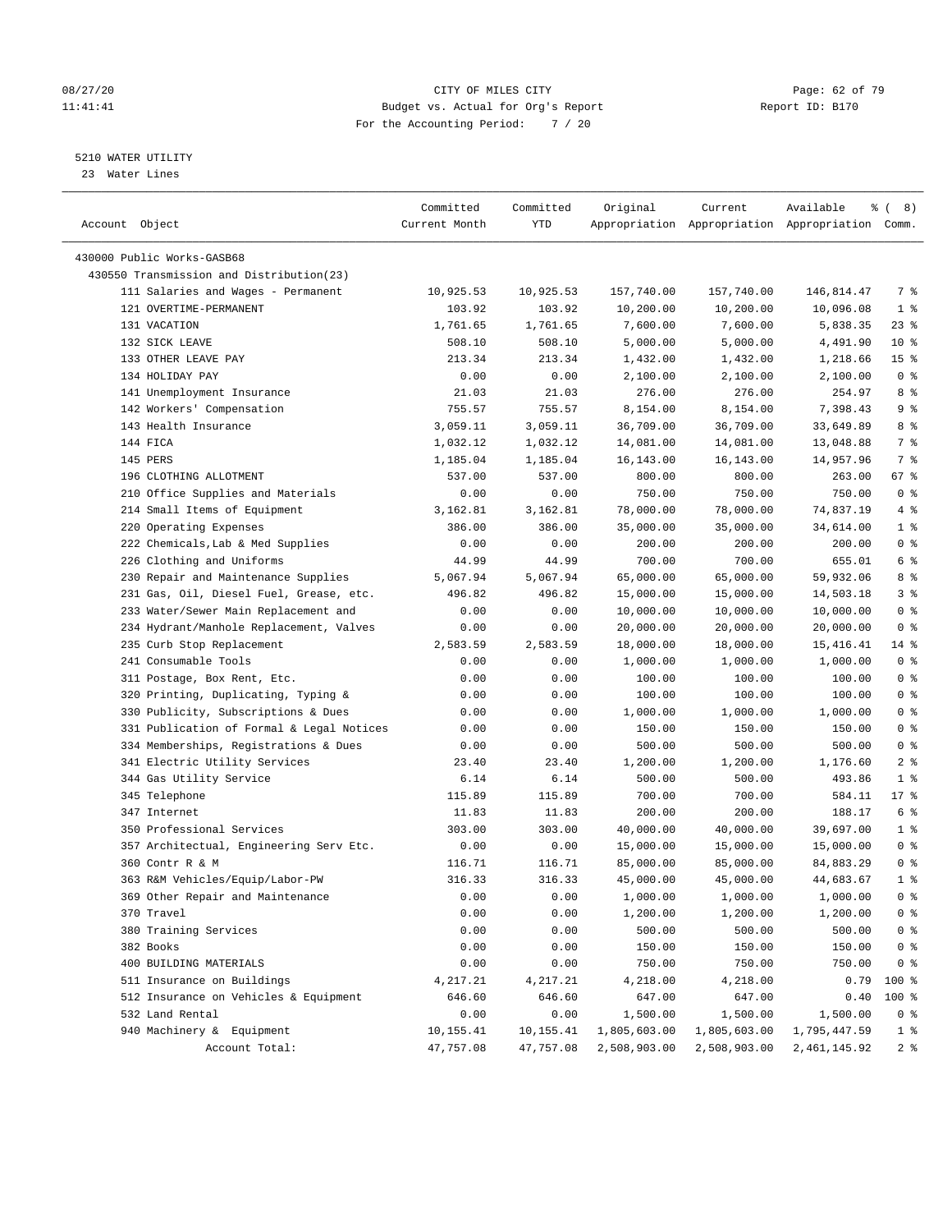CITY OF MILES CITY
Budget vs. Actual for Org's Report
For the Accounting Period: 7 / 20

08/27/20
11:41:41

Report ID: B170

5210 WATER UTILITY
23 Water Lines

| Account Object | Committed Current Month | Committed YTD | Original Appropriation | Current Appropriation | Available Appropriation | % ( 8) Comm. |
|---|---|---|---|---|---|---|
| 430000 Public Works-GASB68 | | | | | | |
| 430550 Transmission and Distribution(23) | | | | | | |
| 111 Salaries and Wages - Permanent | 10,925.53 | 10,925.53 | 157,740.00 | 157,740.00 | 146,814.47 | 7 % |
| 121 OVERTIME-PERMANENT | 103.92 | 103.92 | 10,200.00 | 10,200.00 | 10,096.08 | 1 % |
| 131 VACATION | 1,761.65 | 1,761.65 | 7,600.00 | 7,600.00 | 5,838.35 | 23 % |
| 132 SICK LEAVE | 508.10 | 508.10 | 5,000.00 | 5,000.00 | 4,491.90 | 10 % |
| 133 OTHER LEAVE PAY | 213.34 | 213.34 | 1,432.00 | 1,432.00 | 1,218.66 | 15 % |
| 134 HOLIDAY PAY | 0.00 | 0.00 | 2,100.00 | 2,100.00 | 2,100.00 | 0 % |
| 141 Unemployment Insurance | 21.03 | 21.03 | 276.00 | 276.00 | 254.97 | 8 % |
| 142 Workers' Compensation | 755.57 | 755.57 | 8,154.00 | 8,154.00 | 7,398.43 | 9 % |
| 143 Health Insurance | 3,059.11 | 3,059.11 | 36,709.00 | 36,709.00 | 33,649.89 | 8 % |
| 144 FICA | 1,032.12 | 1,032.12 | 14,081.00 | 14,081.00 | 13,048.88 | 7 % |
| 145 PERS | 1,185.04 | 1,185.04 | 16,143.00 | 16,143.00 | 14,957.96 | 7 % |
| 196 CLOTHING ALLOTMENT | 537.00 | 537.00 | 800.00 | 800.00 | 263.00 | 67 % |
| 210 Office Supplies and Materials | 0.00 | 0.00 | 750.00 | 750.00 | 750.00 | 0 % |
| 214 Small Items of Equipment | 3,162.81 | 3,162.81 | 78,000.00 | 78,000.00 | 74,837.19 | 4 % |
| 220 Operating Expenses | 386.00 | 386.00 | 35,000.00 | 35,000.00 | 34,614.00 | 1 % |
| 222 Chemicals,Lab & Med Supplies | 0.00 | 0.00 | 200.00 | 200.00 | 200.00 | 0 % |
| 226 Clothing and Uniforms | 44.99 | 44.99 | 700.00 | 700.00 | 655.01 | 6 % |
| 230 Repair and Maintenance Supplies | 5,067.94 | 5,067.94 | 65,000.00 | 65,000.00 | 59,932.06 | 8 % |
| 231 Gas, Oil, Diesel Fuel, Grease, etc. | 496.82 | 496.82 | 15,000.00 | 15,000.00 | 14,503.18 | 3 % |
| 233 Water/Sewer Main Replacement and | 0.00 | 0.00 | 10,000.00 | 10,000.00 | 10,000.00 | 0 % |
| 234 Hydrant/Manhole Replacement, Valves | 0.00 | 0.00 | 20,000.00 | 20,000.00 | 20,000.00 | 0 % |
| 235 Curb Stop Replacement | 2,583.59 | 2,583.59 | 18,000.00 | 18,000.00 | 15,416.41 | 14 % |
| 241 Consumable Tools | 0.00 | 0.00 | 1,000.00 | 1,000.00 | 1,000.00 | 0 % |
| 311 Postage, Box Rent, Etc. | 0.00 | 0.00 | 100.00 | 100.00 | 100.00 | 0 % |
| 320 Printing, Duplicating, Typing & | 0.00 | 0.00 | 100.00 | 100.00 | 100.00 | 0 % |
| 330 Publicity, Subscriptions & Dues | 0.00 | 0.00 | 1,000.00 | 1,000.00 | 1,000.00 | 0 % |
| 331 Publication of Formal & Legal Notices | 0.00 | 0.00 | 150.00 | 150.00 | 150.00 | 0 % |
| 334 Memberships, Registrations & Dues | 0.00 | 0.00 | 500.00 | 500.00 | 500.00 | 0 % |
| 341 Electric Utility Services | 23.40 | 23.40 | 1,200.00 | 1,200.00 | 1,176.60 | 2 % |
| 344 Gas Utility Service | 6.14 | 6.14 | 500.00 | 500.00 | 493.86 | 1 % |
| 345 Telephone | 115.89 | 115.89 | 700.00 | 700.00 | 584.11 | 17 % |
| 347 Internet | 11.83 | 11.83 | 200.00 | 200.00 | 188.17 | 6 % |
| 350 Professional Services | 303.00 | 303.00 | 40,000.00 | 40,000.00 | 39,697.00 | 1 % |
| 357 Architectual, Engineering Serv Etc. | 0.00 | 0.00 | 15,000.00 | 15,000.00 | 15,000.00 | 0 % |
| 360 Contr R & M | 116.71 | 116.71 | 85,000.00 | 85,000.00 | 84,883.29 | 0 % |
| 363 R&M Vehicles/Equip/Labor-PW | 316.33 | 316.33 | 45,000.00 | 45,000.00 | 44,683.67 | 1 % |
| 369 Other Repair and Maintenance | 0.00 | 0.00 | 1,000.00 | 1,000.00 | 1,000.00 | 0 % |
| 370 Travel | 0.00 | 0.00 | 1,200.00 | 1,200.00 | 1,200.00 | 0 % |
| 380 Training Services | 0.00 | 0.00 | 500.00 | 500.00 | 500.00 | 0 % |
| 382 Books | 0.00 | 0.00 | 150.00 | 150.00 | 150.00 | 0 % |
| 400 BUILDING MATERIALS | 0.00 | 0.00 | 750.00 | 750.00 | 750.00 | 0 % |
| 511 Insurance on Buildings | 4,217.21 | 4,217.21 | 4,218.00 | 4,218.00 | 0.79 | 100 % |
| 512 Insurance on Vehicles & Equipment | 646.60 | 646.60 | 647.00 | 647.00 | 0.40 | 100 % |
| 532 Land Rental | 0.00 | 0.00 | 1,500.00 | 1,500.00 | 1,500.00 | 0 % |
| 940 Machinery & Equipment | 10,155.41 | 10,155.41 | 1,805,603.00 | 1,805,603.00 | 1,795,447.59 | 1 % |
| Account Total: | 47,757.08 | 47,757.08 | 2,508,903.00 | 2,508,903.00 | 2,461,145.92 | 2 % |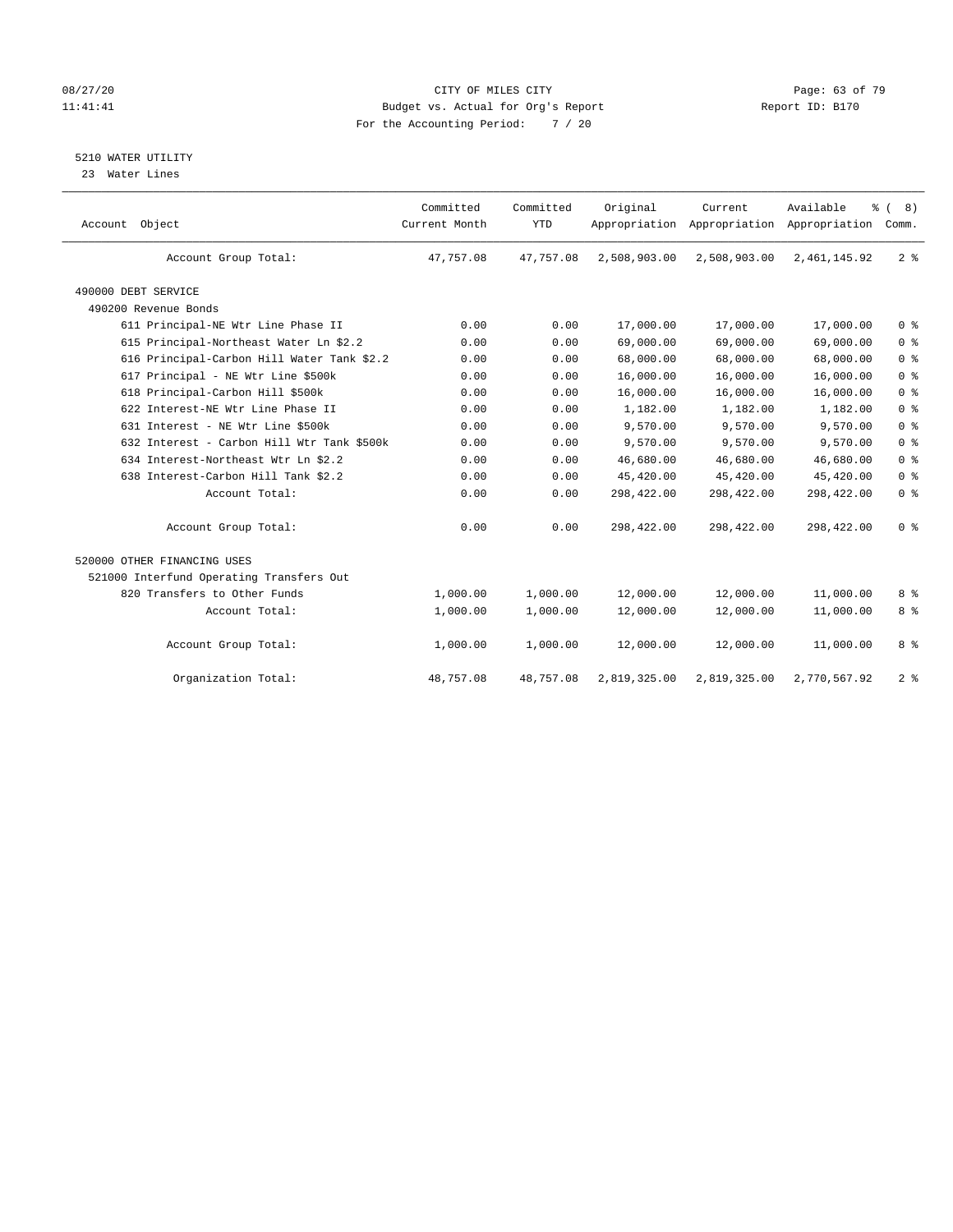CITY OF MILES CITY
Budget vs. Actual for Org's Report
For the Accounting Period: 7 / 20

08/27/20
11:41:41

Report ID: B170

## 5210 WATER UTILITY

23 Water Lines

| Account Object | Committed Current Month | Committed YTD | Original Appropriation | Current Appropriation | Available Appropriation | % ( 8) Comm. |
|---|---|---|---|---|---|---|
| Account Group Total: | 47,757.08 | 47,757.08 | 2,508,903.00 | 2,508,903.00 | 2,461,145.92 | 2 % |
| 490000 DEBT SERVICE | | | | | | |
| 490200 Revenue Bonds | | | | | | |
| 611 Principal-NE Wtr Line Phase II | 0.00 | 0.00 | 17,000.00 | 17,000.00 | 17,000.00 | 0 % |
| 615 Principal-Northeast Water Ln $2.2 | 0.00 | 0.00 | 69,000.00 | 69,000.00 | 69,000.00 | 0 % |
| 616 Principal-Carbon Hill Water Tank $2.2 | 0.00 | 0.00 | 68,000.00 | 68,000.00 | 68,000.00 | 0 % |
| 617 Principal - NE Wtr Line $500k | 0.00 | 0.00 | 16,000.00 | 16,000.00 | 16,000.00 | 0 % |
| 618 Principal-Carbon Hill $500k | 0.00 | 0.00 | 16,000.00 | 16,000.00 | 16,000.00 | 0 % |
| 622 Interest-NE Wtr Line Phase II | 0.00 | 0.00 | 1,182.00 | 1,182.00 | 1,182.00 | 0 % |
| 631 Interest - NE Wtr Line $500k | 0.00 | 0.00 | 9,570.00 | 9,570.00 | 9,570.00 | 0 % |
| 632 Interest - Carbon Hill Wtr Tank $500k | 0.00 | 0.00 | 9,570.00 | 9,570.00 | 9,570.00 | 0 % |
| 634 Interest-Northeast Wtr Ln $2.2 | 0.00 | 0.00 | 46,680.00 | 46,680.00 | 46,680.00 | 0 % |
| 638 Interest-Carbon Hill Tank $2.2 | 0.00 | 0.00 | 45,420.00 | 45,420.00 | 45,420.00 | 0 % |
| Account Total: | 0.00 | 0.00 | 298,422.00 | 298,422.00 | 298,422.00 | 0 % |
| Account Group Total: | 0.00 | 0.00 | 298,422.00 | 298,422.00 | 298,422.00 | 0 % |
| 520000 OTHER FINANCING USES | | | | | | |
| 521000 Interfund Operating Transfers Out | | | | | | |
| 820 Transfers to Other Funds | 1,000.00 | 1,000.00 | 12,000.00 | 12,000.00 | 11,000.00 | 8 % |
| Account Total: | 1,000.00 | 1,000.00 | 12,000.00 | 12,000.00 | 11,000.00 | 8 % |
| Account Group Total: | 1,000.00 | 1,000.00 | 12,000.00 | 12,000.00 | 11,000.00 | 8 % |
| Organization Total: | 48,757.08 | 48,757.08 | 2,819,325.00 | 2,819,325.00 | 2,770,567.92 | 2 % |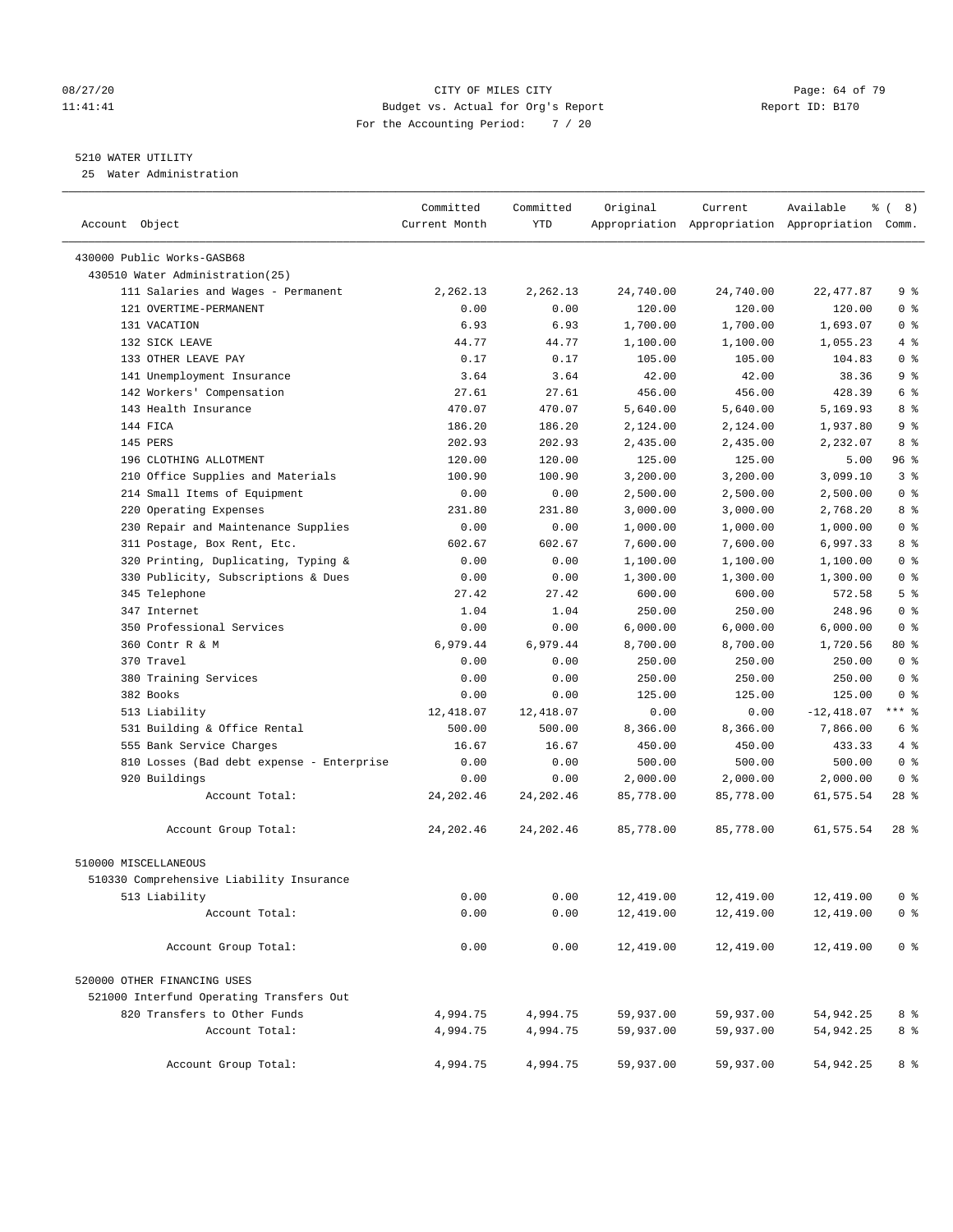CITY OF MILES CITY
Budget vs. Actual for Org's Report
For the Accounting Period: 7 / 20

08/27/20 11:41:41 Report ID: B170

5210 WATER UTILITY
25 Water Administration

| Account Object | Committed Current Month | Committed YTD | Original Appropriation | Current Appropriation | Available Appropriation | % ( 8) Comm. |
|---|---|---|---|---|---|---|
| 430000 Public Works-GASB68 | | | | | | |
| 430510 Water Administration(25) | | | | | | |
| 111 Salaries and Wages - Permanent | 2,262.13 | 2,262.13 | 24,740.00 | 24,740.00 | 22,477.87 | 9 % |
| 121 OVERTIME-PERMANENT | 0.00 | 0.00 | 120.00 | 120.00 | 120.00 | 0 % |
| 131 VACATION | 6.93 | 6.93 | 1,700.00 | 1,700.00 | 1,693.07 | 0 % |
| 132 SICK LEAVE | 44.77 | 44.77 | 1,100.00 | 1,100.00 | 1,055.23 | 4 % |
| 133 OTHER LEAVE PAY | 0.17 | 0.17 | 105.00 | 105.00 | 104.83 | 0 % |
| 141 Unemployment Insurance | 3.64 | 3.64 | 42.00 | 42.00 | 38.36 | 9 % |
| 142 Workers' Compensation | 27.61 | 27.61 | 456.00 | 456.00 | 428.39 | 6 % |
| 143 Health Insurance | 470.07 | 470.07 | 5,640.00 | 5,640.00 | 5,169.93 | 8 % |
| 144 FICA | 186.20 | 186.20 | 2,124.00 | 2,124.00 | 1,937.80 | 9 % |
| 145 PERS | 202.93 | 202.93 | 2,435.00 | 2,435.00 | 2,232.07 | 8 % |
| 196 CLOTHING ALLOTMENT | 120.00 | 120.00 | 125.00 | 125.00 | 5.00 | 96 % |
| 210 Office Supplies and Materials | 100.90 | 100.90 | 3,200.00 | 3,200.00 | 3,099.10 | 3 % |
| 214 Small Items of Equipment | 0.00 | 0.00 | 2,500.00 | 2,500.00 | 2,500.00 | 0 % |
| 220 Operating Expenses | 231.80 | 231.80 | 3,000.00 | 3,000.00 | 2,768.20 | 8 % |
| 230 Repair and Maintenance Supplies | 0.00 | 0.00 | 1,000.00 | 1,000.00 | 1,000.00 | 0 % |
| 311 Postage, Box Rent, Etc. | 602.67 | 602.67 | 7,600.00 | 7,600.00 | 6,997.33 | 8 % |
| 320 Printing, Duplicating, Typing & | 0.00 | 0.00 | 1,100.00 | 1,100.00 | 1,100.00 | 0 % |
| 330 Publicity, Subscriptions & Dues | 0.00 | 0.00 | 1,300.00 | 1,300.00 | 1,300.00 | 0 % |
| 345 Telephone | 27.42 | 27.42 | 600.00 | 600.00 | 572.58 | 5 % |
| 347 Internet | 1.04 | 1.04 | 250.00 | 250.00 | 248.96 | 0 % |
| 350 Professional Services | 0.00 | 0.00 | 6,000.00 | 6,000.00 | 6,000.00 | 0 % |
| 360 Contr R & M | 6,979.44 | 6,979.44 | 8,700.00 | 8,700.00 | 1,720.56 | 80 % |
| 370 Travel | 0.00 | 0.00 | 250.00 | 250.00 | 250.00 | 0 % |
| 380 Training Services | 0.00 | 0.00 | 250.00 | 250.00 | 250.00 | 0 % |
| 382 Books | 0.00 | 0.00 | 125.00 | 125.00 | 125.00 | 0 % |
| 513 Liability | 12,418.07 | 12,418.07 | 0.00 | 0.00 | -12,418.07 | *** % |
| 531 Building & Office Rental | 500.00 | 500.00 | 8,366.00 | 8,366.00 | 7,866.00 | 6 % |
| 555 Bank Service Charges | 16.67 | 16.67 | 450.00 | 450.00 | 433.33 | 4 % |
| 810 Losses (Bad debt expense - Enterprise | 0.00 | 0.00 | 500.00 | 500.00 | 500.00 | 0 % |
| 920 Buildings | 0.00 | 0.00 | 2,000.00 | 2,000.00 | 2,000.00 | 0 % |
| Account Total: | 24,202.46 | 24,202.46 | 85,778.00 | 85,778.00 | 61,575.54 | 28 % |
| Account Group Total: | 24,202.46 | 24,202.46 | 85,778.00 | 85,778.00 | 61,575.54 | 28 % |
| 510000 MISCELLANEOUS | | | | | | |
| 510330 Comprehensive Liability Insurance | | | | | | |
| 513 Liability | 0.00 | 0.00 | 12,419.00 | 12,419.00 | 12,419.00 | 0 % |
| Account Total: | 0.00 | 0.00 | 12,419.00 | 12,419.00 | 12,419.00 | 0 % |
| Account Group Total: | 0.00 | 0.00 | 12,419.00 | 12,419.00 | 12,419.00 | 0 % |
| 520000 OTHER FINANCING USES | | | | | | |
| 521000 Interfund Operating Transfers Out | | | | | | |
| 820 Transfers to Other Funds | 4,994.75 | 4,994.75 | 59,937.00 | 59,937.00 | 54,942.25 | 8 % |
| Account Total: | 4,994.75 | 4,994.75 | 59,937.00 | 59,937.00 | 54,942.25 | 8 % |
| Account Group Total: | 4,994.75 | 4,994.75 | 59,937.00 | 59,937.00 | 54,942.25 | 8 % |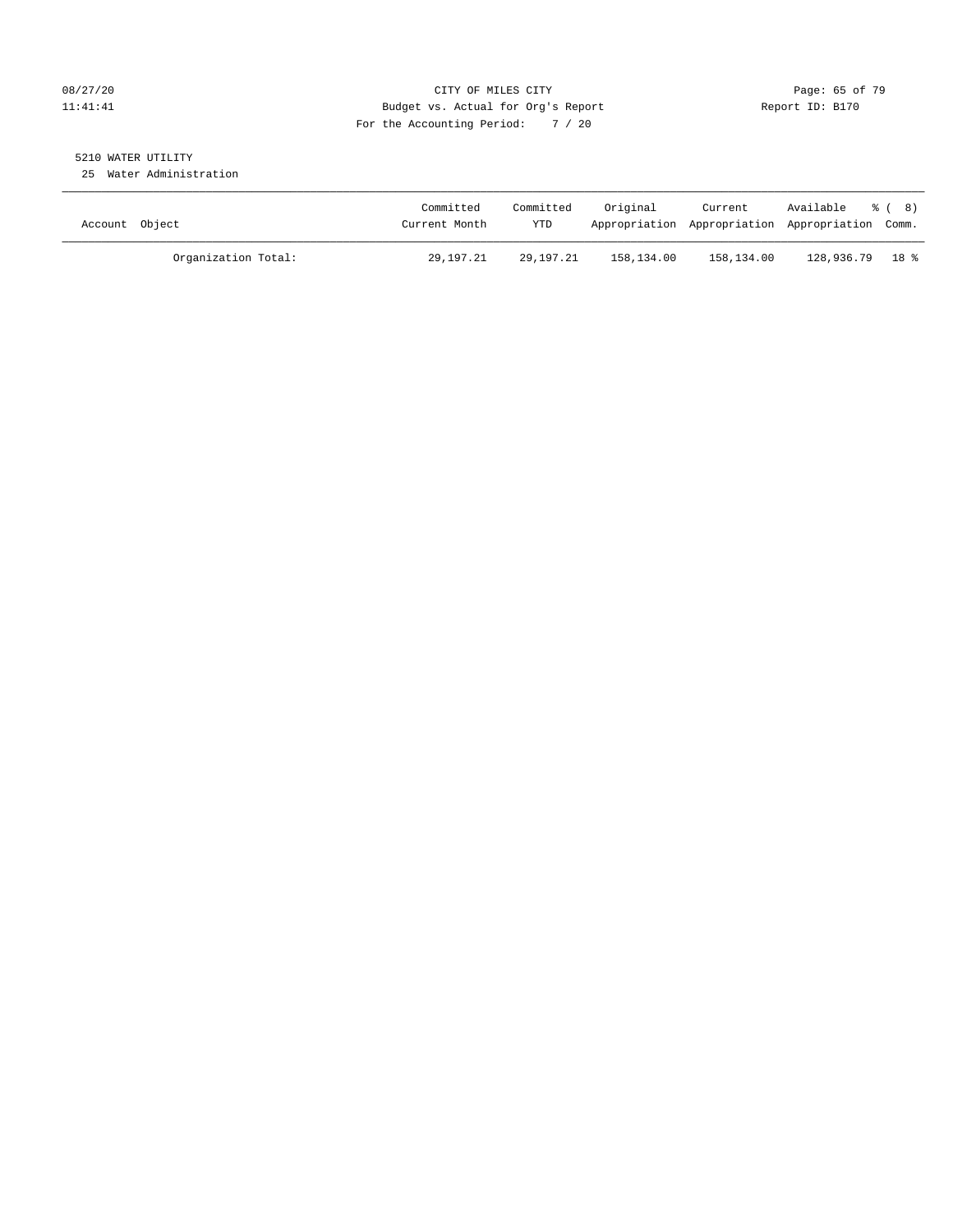CITY OF MILES CITY
Budget vs. Actual for Org's Report
For the Accounting Period: 7 / 20

08/27/20
11:41:41

Report ID: B170

5210 WATER UTILITY
25 Water Administration

| Account Object | Committed Current Month | Committed YTD | Original Appropriation | Current Appropriation | Available Appropriation | % ( 8) Comm. |
|---|---|---|---|---|---|---|
| Organization Total: | 29,197.21 | 29,197.21 | 158,134.00 | 158,134.00 | 128,936.79 | 18 % |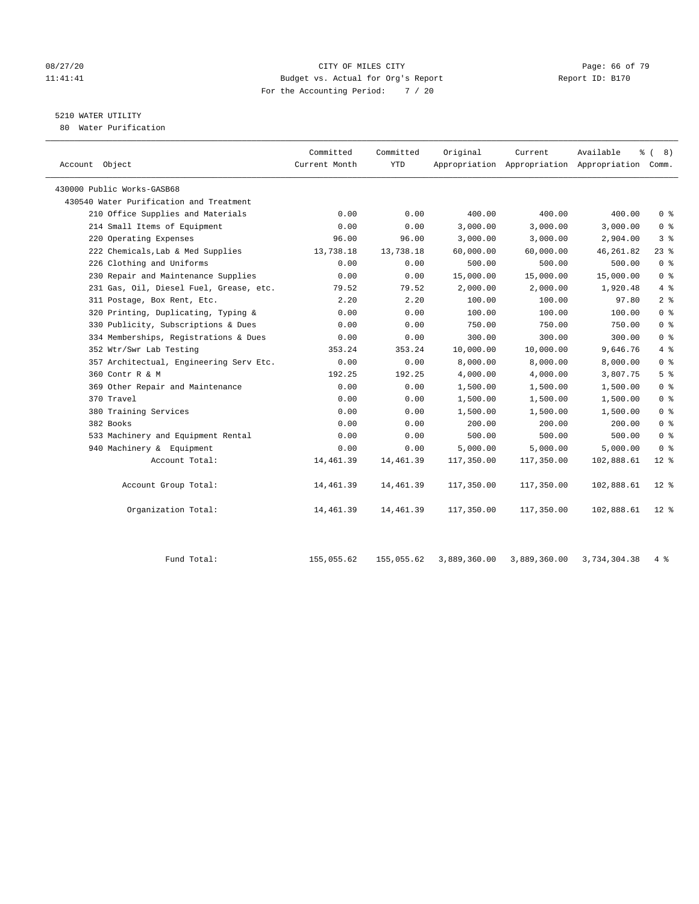CITY OF MILES CITY

Budget vs. Actual for Org's Report

For the Accounting Period: 7 / 20

5210 WATER UTILITY

80 Water Purification

| Account Object | Committed Current Month | Committed YTD | Original Appropriation | Current Appropriation | Available Appropriation | % ( 8) Comm. |
|---|---|---|---|---|---|---|
| 430000 Public Works-GASB68 | | | | | | |
| 430540 Water Purification and Treatment | | | | | | |
| 210 Office Supplies and Materials | 0.00 | 0.00 | 400.00 | 400.00 | 400.00 | 0 % |
| 214 Small Items of Equipment | 0.00 | 0.00 | 3,000.00 | 3,000.00 | 3,000.00 | 0 % |
| 220 Operating Expenses | 96.00 | 96.00 | 3,000.00 | 3,000.00 | 2,904.00 | 3 % |
| 222 Chemicals,Lab & Med Supplies | 13,738.18 | 13,738.18 | 60,000.00 | 60,000.00 | 46,261.82 | 23 % |
| 226 Clothing and Uniforms | 0.00 | 0.00 | 500.00 | 500.00 | 500.00 | 0 % |
| 230 Repair and Maintenance Supplies | 0.00 | 0.00 | 15,000.00 | 15,000.00 | 15,000.00 | 0 % |
| 231 Gas, Oil, Diesel Fuel, Grease, etc. | 79.52 | 79.52 | 2,000.00 | 2,000.00 | 1,920.48 | 4 % |
| 311 Postage, Box Rent, Etc. | 2.20 | 2.20 | 100.00 | 100.00 | 97.80 | 2 % |
| 320 Printing, Duplicating, Typing & | 0.00 | 0.00 | 100.00 | 100.00 | 100.00 | 0 % |
| 330 Publicity, Subscriptions & Dues | 0.00 | 0.00 | 750.00 | 750.00 | 750.00 | 0 % |
| 334 Memberships, Registrations & Dues | 0.00 | 0.00 | 300.00 | 300.00 | 300.00 | 0 % |
| 352 Wtr/Swr Lab Testing | 353.24 | 353.24 | 10,000.00 | 10,000.00 | 9,646.76 | 4 % |
| 357 Architectual, Engineering Serv Etc. | 0.00 | 0.00 | 8,000.00 | 8,000.00 | 8,000.00 | 0 % |
| 360 Contr R & M | 192.25 | 192.25 | 4,000.00 | 4,000.00 | 3,807.75 | 5 % |
| 369 Other Repair and Maintenance | 0.00 | 0.00 | 1,500.00 | 1,500.00 | 1,500.00 | 0 % |
| 370 Travel | 0.00 | 0.00 | 1,500.00 | 1,500.00 | 1,500.00 | 0 % |
| 380 Training Services | 0.00 | 0.00 | 1,500.00 | 1,500.00 | 1,500.00 | 0 % |
| 382 Books | 0.00 | 0.00 | 200.00 | 200.00 | 200.00 | 0 % |
| 533 Machinery and Equipment Rental | 0.00 | 0.00 | 500.00 | 500.00 | 500.00 | 0 % |
| 940 Machinery & Equipment | 0.00 | 0.00 | 5,000.00 | 5,000.00 | 5,000.00 | 0 % |
| Account Total: | 14,461.39 | 14,461.39 | 117,350.00 | 117,350.00 | 102,888.61 | 12 % |
| Account Group Total: | 14,461.39 | 14,461.39 | 117,350.00 | 117,350.00 | 102,888.61 | 12 % |
| Organization Total: | 14,461.39 | 14,461.39 | 117,350.00 | 117,350.00 | 102,888.61 | 12 % |
| Fund Total: | 155,055.62 | 155,055.62 | 3,889,360.00 | 3,889,360.00 | 3,734,304.38 | 4 % |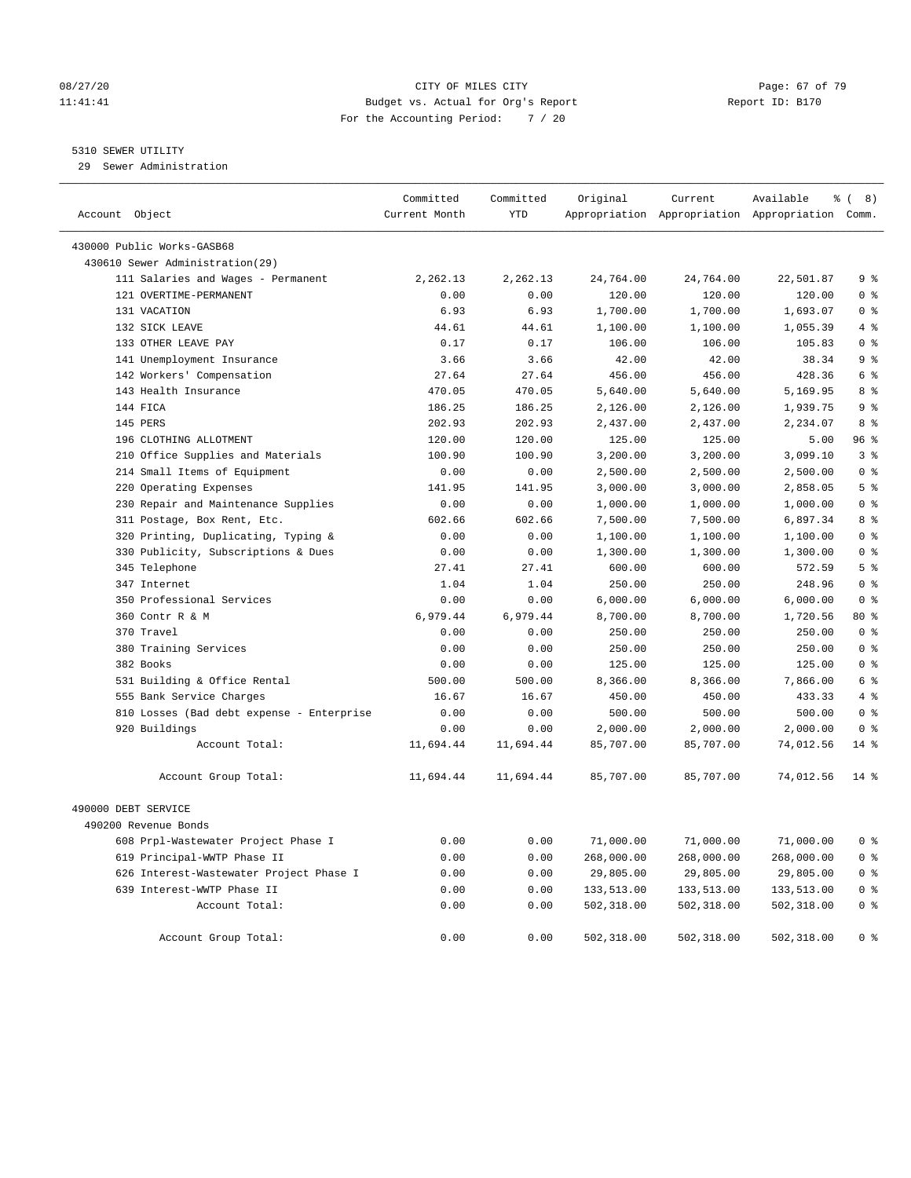08/27/20 CITY OF MILES CITY
11:41:41 Budget vs. Actual for Org's Report Report ID: B170
For the Accounting Period: 7 / 20

5310 SEWER UTILITY
29 Sewer Administration

| Account Object | Committed Current Month | Committed YTD | Original Appropriation | Current Appropriation | Available Appropriation | % ( 8) Comm. |
|---|---|---|---|---|---|---|
| 430000 Public Works-GASB68 | | | | | | |
| 430610 Sewer Administration(29) | | | | | | |
| 111 Salaries and Wages - Permanent | 2,262.13 | 2,262.13 | 24,764.00 | 24,764.00 | 22,501.87 | 9 % |
| 121 OVERTIME-PERMANENT | 0.00 | 0.00 | 120.00 | 120.00 | 120.00 | 0 % |
| 131 VACATION | 6.93 | 6.93 | 1,700.00 | 1,700.00 | 1,693.07 | 0 % |
| 132 SICK LEAVE | 44.61 | 44.61 | 1,100.00 | 1,100.00 | 1,055.39 | 4 % |
| 133 OTHER LEAVE PAY | 0.17 | 0.17 | 106.00 | 106.00 | 105.83 | 0 % |
| 141 Unemployment Insurance | 3.66 | 3.66 | 42.00 | 42.00 | 38.34 | 9 % |
| 142 Workers' Compensation | 27.64 | 27.64 | 456.00 | 456.00 | 428.36 | 6 % |
| 143 Health Insurance | 470.05 | 470.05 | 5,640.00 | 5,640.00 | 5,169.95 | 8 % |
| 144 FICA | 186.25 | 186.25 | 2,126.00 | 2,126.00 | 1,939.75 | 9 % |
| 145 PERS | 202.93 | 202.93 | 2,437.00 | 2,437.00 | 2,234.07 | 8 % |
| 196 CLOTHING ALLOTMENT | 120.00 | 120.00 | 125.00 | 125.00 | 5.00 | 96 % |
| 210 Office Supplies and Materials | 100.90 | 100.90 | 3,200.00 | 3,200.00 | 3,099.10 | 3 % |
| 214 Small Items of Equipment | 0.00 | 0.00 | 2,500.00 | 2,500.00 | 2,500.00 | 0 % |
| 220 Operating Expenses | 141.95 | 141.95 | 3,000.00 | 3,000.00 | 2,858.05 | 5 % |
| 230 Repair and Maintenance Supplies | 0.00 | 0.00 | 1,000.00 | 1,000.00 | 1,000.00 | 0 % |
| 311 Postage, Box Rent, Etc. | 602.66 | 602.66 | 7,500.00 | 7,500.00 | 6,897.34 | 8 % |
| 320 Printing, Duplicating, Typing & | 0.00 | 0.00 | 1,100.00 | 1,100.00 | 1,100.00 | 0 % |
| 330 Publicity, Subscriptions & Dues | 0.00 | 0.00 | 1,300.00 | 1,300.00 | 1,300.00 | 0 % |
| 345 Telephone | 27.41 | 27.41 | 600.00 | 600.00 | 572.59 | 5 % |
| 347 Internet | 1.04 | 1.04 | 250.00 | 250.00 | 248.96 | 0 % |
| 350 Professional Services | 0.00 | 0.00 | 6,000.00 | 6,000.00 | 6,000.00 | 0 % |
| 360 Contr R & M | 6,979.44 | 6,979.44 | 8,700.00 | 8,700.00 | 1,720.56 | 80 % |
| 370 Travel | 0.00 | 0.00 | 250.00 | 250.00 | 250.00 | 0 % |
| 380 Training Services | 0.00 | 0.00 | 250.00 | 250.00 | 250.00 | 0 % |
| 382 Books | 0.00 | 0.00 | 125.00 | 125.00 | 125.00 | 0 % |
| 531 Building & Office Rental | 500.00 | 500.00 | 8,366.00 | 8,366.00 | 7,866.00 | 6 % |
| 555 Bank Service Charges | 16.67 | 16.67 | 450.00 | 450.00 | 433.33 | 4 % |
| 810 Losses (Bad debt expense - Enterprise | 0.00 | 0.00 | 500.00 | 500.00 | 500.00 | 0 % |
| 920 Buildings | 0.00 | 0.00 | 2,000.00 | 2,000.00 | 2,000.00 | 0 % |
| Account Total: | 11,694.44 | 11,694.44 | 85,707.00 | 85,707.00 | 74,012.56 | 14 % |
| Account Group Total: | 11,694.44 | 11,694.44 | 85,707.00 | 85,707.00 | 74,012.56 | 14 % |
| 490000 DEBT SERVICE | | | | | | |
| 490200 Revenue Bonds | | | | | | |
| 608 Prpl-Wastewater Project Phase I | 0.00 | 0.00 | 71,000.00 | 71,000.00 | 71,000.00 | 0 % |
| 619 Principal-WWTP Phase II | 0.00 | 0.00 | 268,000.00 | 268,000.00 | 268,000.00 | 0 % |
| 626 Interest-Wastewater Project Phase I | 0.00 | 0.00 | 29,805.00 | 29,805.00 | 29,805.00 | 0 % |
| 639 Interest-WWTP Phase II | 0.00 | 0.00 | 133,513.00 | 133,513.00 | 133,513.00 | 0 % |
| Account Total: | 0.00 | 0.00 | 502,318.00 | 502,318.00 | 502,318.00 | 0 % |
| Account Group Total: | 0.00 | 0.00 | 502,318.00 | 502,318.00 | 502,318.00 | 0 % |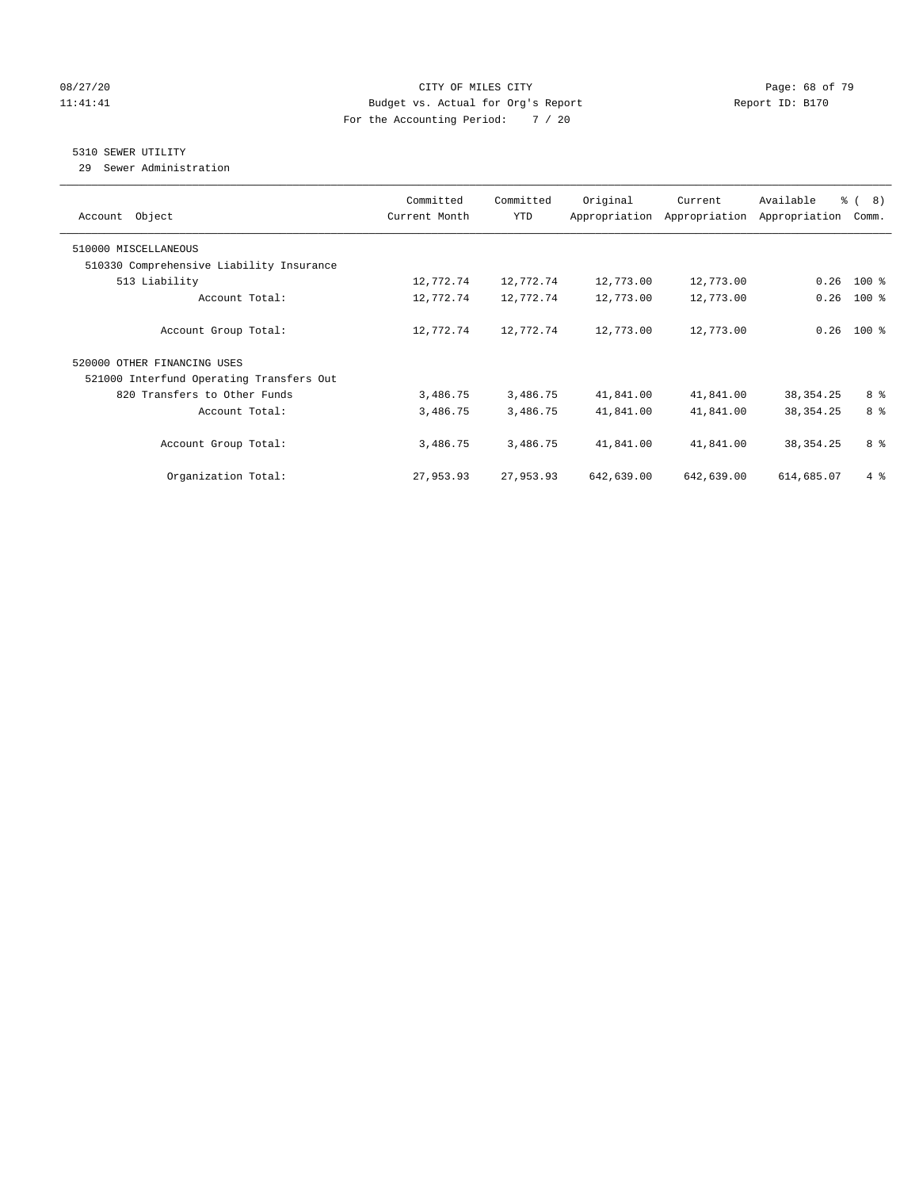CITY OF MILES CITY
Budget vs. Actual for Org's Report
For the Accounting Period: 7 / 20

08/27/20 11:41:41 — Report ID: B170

## 5310 SEWER UTILITY

29 Sewer Administration

| Account Object | Committed Current Month | Committed YTD | Original Appropriation | Current Appropriation | Available Appropriation | % ( 8) Comm. |
|---|---|---|---|---|---|---|
| 510000 MISCELLANEOUS | | | | | | |
| 510330 Comprehensive Liability Insurance | | | | | | |
| 513 Liability | 12,772.74 | 12,772.74 | 12,773.00 | 12,773.00 | 0.26 | 100 % |
| Account Total: | 12,772.74 | 12,772.74 | 12,773.00 | 12,773.00 | 0.26 | 100 % |
| Account Group Total: | 12,772.74 | 12,772.74 | 12,773.00 | 12,773.00 | 0.26 | 100 % |
| 520000 OTHER FINANCING USES | | | | | | |
| 521000 Interfund Operating Transfers Out | | | | | | |
| 820 Transfers to Other Funds | 3,486.75 | 3,486.75 | 41,841.00 | 41,841.00 | 38,354.25 | 8 % |
| Account Total: | 3,486.75 | 3,486.75 | 41,841.00 | 41,841.00 | 38,354.25 | 8 % |
| Account Group Total: | 3,486.75 | 3,486.75 | 41,841.00 | 41,841.00 | 38,354.25 | 8 % |
| Organization Total: | 27,953.93 | 27,953.93 | 642,639.00 | 642,639.00 | 614,685.07 | 4 % |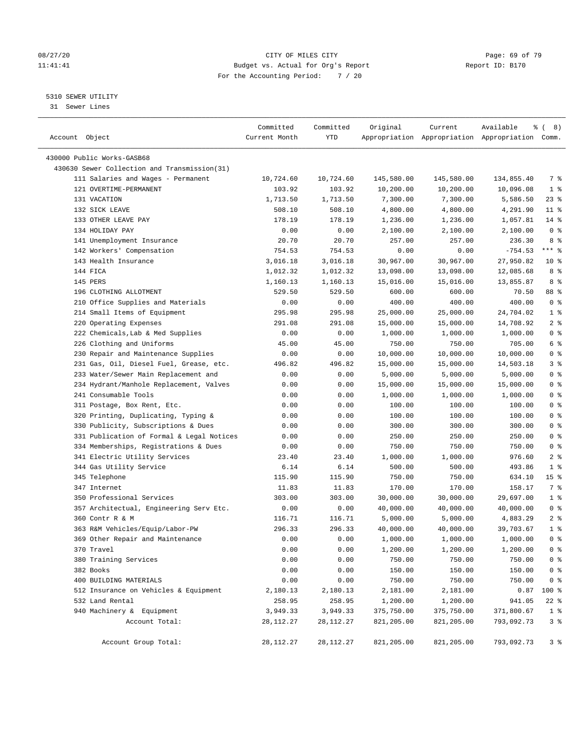CITY OF MILES CITY
Budget vs. Actual for Org's Report
For the Accounting Period: 7 / 20

08/27/20
11:41:41

Report ID: B170

5310 SEWER UTILITY
31 Sewer Lines

| Account Object | Committed Current Month | Committed YTD | Original Appropriation | Current Appropriation | Available Appropriation | % ( 8) Comm. |
|---|---|---|---|---|---|---|
| 430000 Public Works-GASB68 | | | | | | |
| 430630 Sewer Collection and Transmission(31) | | | | | | |
| 111 Salaries and Wages - Permanent | 10,724.60 | 10,724.60 | 145,580.00 | 145,580.00 | 134,855.40 | 7 % |
| 121 OVERTIME-PERMANENT | 103.92 | 103.92 | 10,200.00 | 10,200.00 | 10,096.08 | 1 % |
| 131 VACATION | 1,713.50 | 1,713.50 | 7,300.00 | 7,300.00 | 5,586.50 | 23 % |
| 132 SICK LEAVE | 508.10 | 508.10 | 4,800.00 | 4,800.00 | 4,291.90 | 11 % |
| 133 OTHER LEAVE PAY | 178.19 | 178.19 | 1,236.00 | 1,236.00 | 1,057.81 | 14 % |
| 134 HOLIDAY PAY | 0.00 | 0.00 | 2,100.00 | 2,100.00 | 2,100.00 | 0 % |
| 141 Unemployment Insurance | 20.70 | 20.70 | 257.00 | 257.00 | 236.30 | 8 % |
| 142 Workers' Compensation | 754.53 | 754.53 | 0.00 | 0.00 | -754.53 | *** % |
| 143 Health Insurance | 3,016.18 | 3,016.18 | 30,967.00 | 30,967.00 | 27,950.82 | 10 % |
| 144 FICA | 1,012.32 | 1,012.32 | 13,098.00 | 13,098.00 | 12,085.68 | 8 % |
| 145 PERS | 1,160.13 | 1,160.13 | 15,016.00 | 15,016.00 | 13,855.87 | 8 % |
| 196 CLOTHING ALLOTMENT | 529.50 | 529.50 | 600.00 | 600.00 | 70.50 | 88 % |
| 210 Office Supplies and Materials | 0.00 | 0.00 | 400.00 | 400.00 | 400.00 | 0 % |
| 214 Small Items of Equipment | 295.98 | 295.98 | 25,000.00 | 25,000.00 | 24,704.02 | 1 % |
| 220 Operating Expenses | 291.08 | 291.08 | 15,000.00 | 15,000.00 | 14,708.92 | 2 % |
| 222 Chemicals,Lab & Med Supplies | 0.00 | 0.00 | 1,000.00 | 1,000.00 | 1,000.00 | 0 % |
| 226 Clothing and Uniforms | 45.00 | 45.00 | 750.00 | 750.00 | 705.00 | 6 % |
| 230 Repair and Maintenance Supplies | 0.00 | 0.00 | 10,000.00 | 10,000.00 | 10,000.00 | 0 % |
| 231 Gas, Oil, Diesel Fuel, Grease, etc. | 496.82 | 496.82 | 15,000.00 | 15,000.00 | 14,503.18 | 3 % |
| 233 Water/Sewer Main Replacement and | 0.00 | 0.00 | 5,000.00 | 5,000.00 | 5,000.00 | 0 % |
| 234 Hydrant/Manhole Replacement, Valves | 0.00 | 0.00 | 15,000.00 | 15,000.00 | 15,000.00 | 0 % |
| 241 Consumable Tools | 0.00 | 0.00 | 1,000.00 | 1,000.00 | 1,000.00 | 0 % |
| 311 Postage, Box Rent, Etc. | 0.00 | 0.00 | 100.00 | 100.00 | 100.00 | 0 % |
| 320 Printing, Duplicating, Typing & | 0.00 | 0.00 | 100.00 | 100.00 | 100.00 | 0 % |
| 330 Publicity, Subscriptions & Dues | 0.00 | 0.00 | 300.00 | 300.00 | 300.00 | 0 % |
| 331 Publication of Formal & Legal Notices | 0.00 | 0.00 | 250.00 | 250.00 | 250.00 | 0 % |
| 334 Memberships, Registrations & Dues | 0.00 | 0.00 | 750.00 | 750.00 | 750.00 | 0 % |
| 341 Electric Utility Services | 23.40 | 23.40 | 1,000.00 | 1,000.00 | 976.60 | 2 % |
| 344 Gas Utility Service | 6.14 | 6.14 | 500.00 | 500.00 | 493.86 | 1 % |
| 345 Telephone | 115.90 | 115.90 | 750.00 | 750.00 | 634.10 | 15 % |
| 347 Internet | 11.83 | 11.83 | 170.00 | 170.00 | 158.17 | 7 % |
| 350 Professional Services | 303.00 | 303.00 | 30,000.00 | 30,000.00 | 29,697.00 | 1 % |
| 357 Architectual, Engineering Serv Etc. | 0.00 | 0.00 | 40,000.00 | 40,000.00 | 40,000.00 | 0 % |
| 360 Contr R & M | 116.71 | 116.71 | 5,000.00 | 5,000.00 | 4,883.29 | 2 % |
| 363 R&M Vehicles/Equip/Labor-PW | 296.33 | 296.33 | 40,000.00 | 40,000.00 | 39,703.67 | 1 % |
| 369 Other Repair and Maintenance | 0.00 | 0.00 | 1,000.00 | 1,000.00 | 1,000.00 | 0 % |
| 370 Travel | 0.00 | 0.00 | 1,200.00 | 1,200.00 | 1,200.00 | 0 % |
| 380 Training Services | 0.00 | 0.00 | 750.00 | 750.00 | 750.00 | 0 % |
| 382 Books | 0.00 | 0.00 | 150.00 | 150.00 | 150.00 | 0 % |
| 400 BUILDING MATERIALS | 0.00 | 0.00 | 750.00 | 750.00 | 750.00 | 0 % |
| 512 Insurance on Vehicles & Equipment | 2,180.13 | 2,180.13 | 2,181.00 | 2,181.00 | 0.87 | 100 % |
| 532 Land Rental | 258.95 | 258.95 | 1,200.00 | 1,200.00 | 941.05 | 22 % |
| 940 Machinery & Equipment | 3,949.33 | 3,949.33 | 375,750.00 | 375,750.00 | 371,800.67 | 1 % |
| Account Total: | 28,112.27 | 28,112.27 | 821,205.00 | 821,205.00 | 793,092.73 | 3 % |
| Account Group Total: | 28,112.27 | 28,112.27 | 821,205.00 | 821,205.00 | 793,092.73 | 3 % |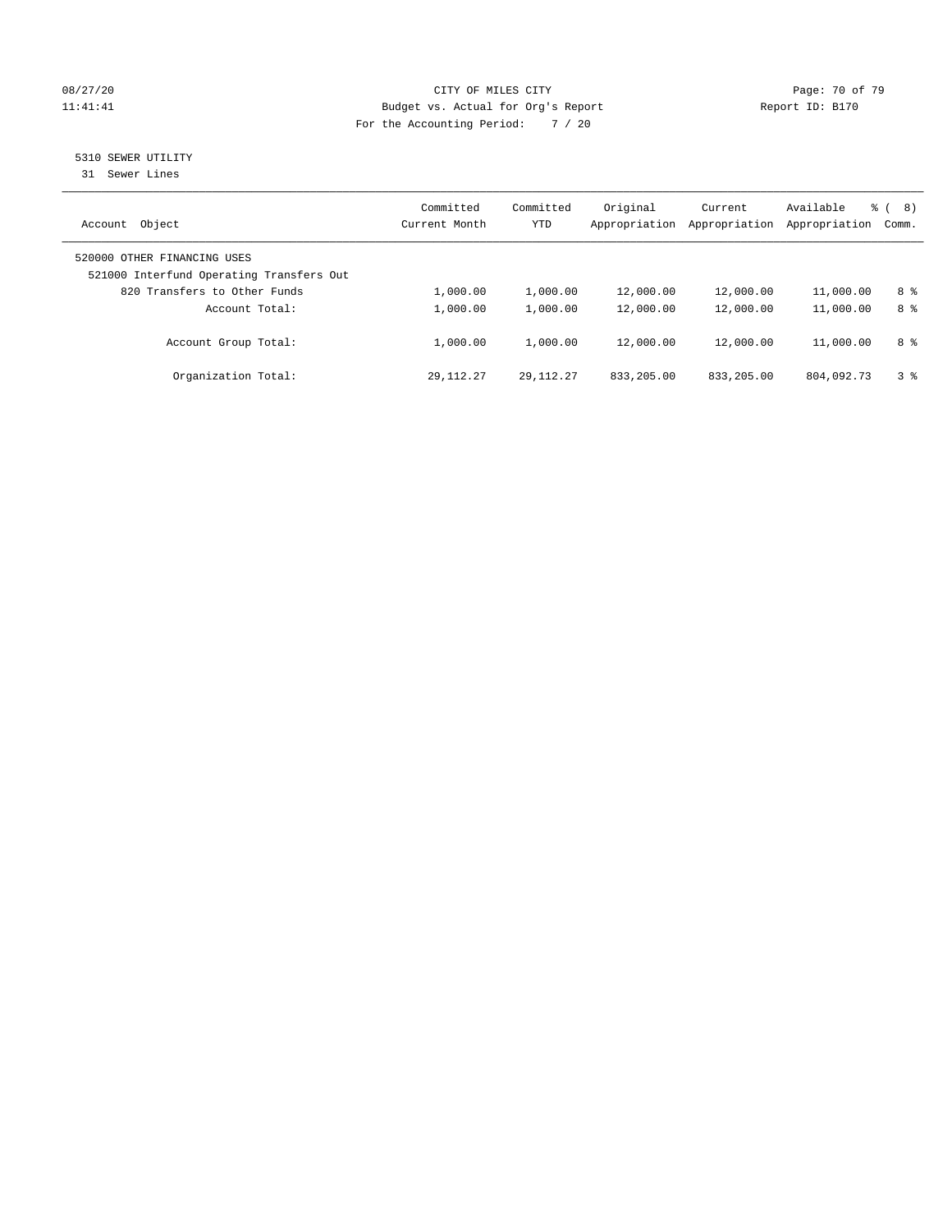CITY OF MILES CITY
Budget vs. Actual for Org's Report
For the Accounting Period: 7 / 20

08/27/20
11:41:41

Report ID: B170

## 5310 SEWER UTILITY

31 Sewer Lines

| Account Object | Committed Current Month | Committed YTD | Original Appropriation | Current Appropriation | Available Appropriation | % ( 8) Comm. |
|---|---|---|---|---|---|---|
| 520000 OTHER FINANCING USES | | | | | | |
| 521000 Interfund Operating Transfers Out | | | | | | |
| 820 Transfers to Other Funds | 1,000.00 | 1,000.00 | 12,000.00 | 12,000.00 | 11,000.00 | 8 % |
| Account Total: | 1,000.00 | 1,000.00 | 12,000.00 | 12,000.00 | 11,000.00 | 8 % |
| Account Group Total: | 1,000.00 | 1,000.00 | 12,000.00 | 12,000.00 | 11,000.00 | 8 % |
| Organization Total: | 29,112.27 | 29,112.27 | 833,205.00 | 833,205.00 | 804,092.73 | 3 % |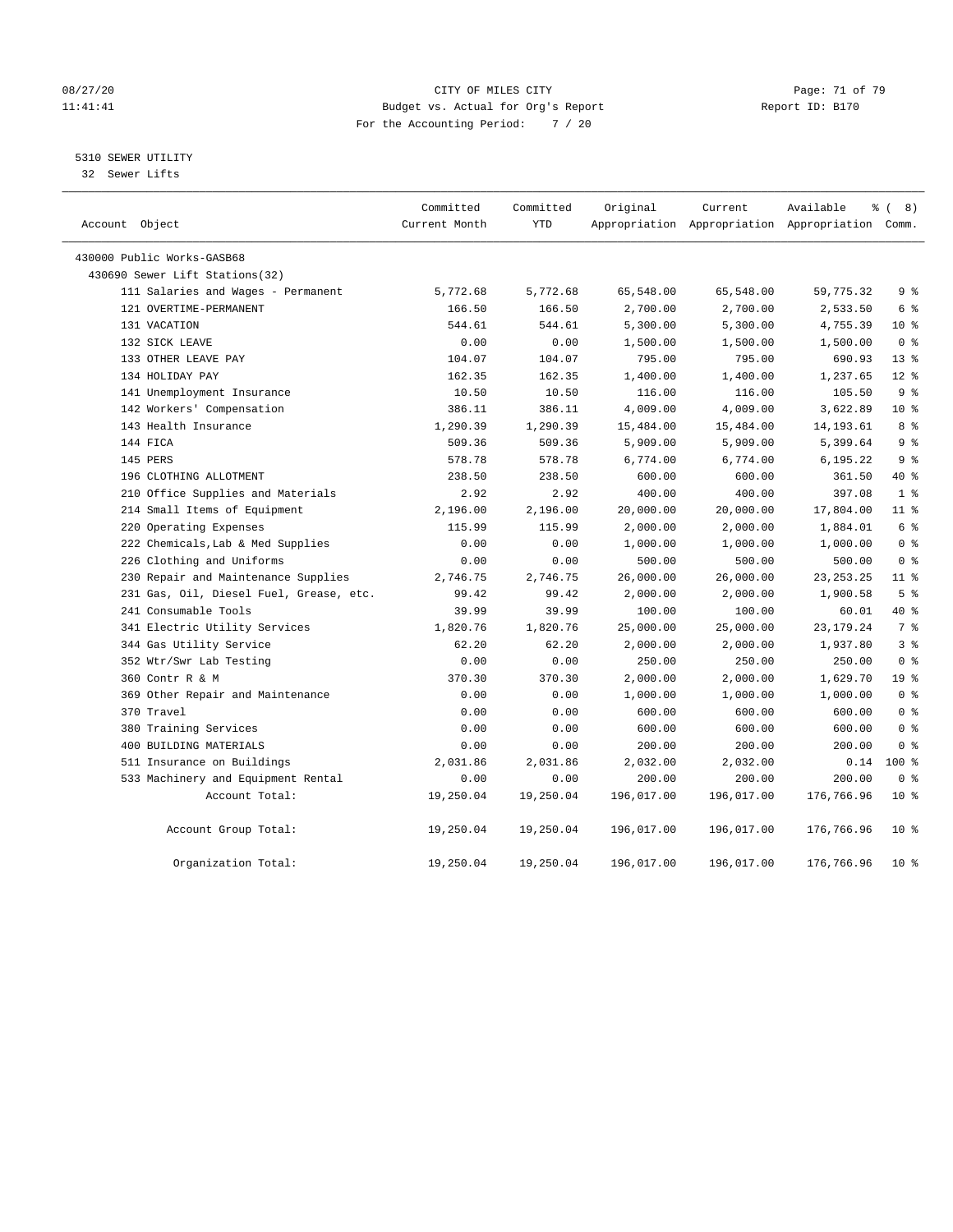# CITY OF MILES CITY

Budget vs. Actual for Org's Report

For the Accounting Period: 7 / 20

08/27/20
11:41:41

Report ID: B170

## 5310 SEWER UTILITY

32 Sewer Lifts

| Account Object | Committed Current Month | Committed YTD | Original Appropriation | Current Appropriation | Available Appropriation | % ( 8) Comm. |
|---|---|---|---|---|---|---|
| 430000 Public Works-GASB68 | | | | | | |
| 430690 Sewer Lift Stations(32) | | | | | | |
| 111 Salaries and Wages - Permanent | 5,772.68 | 5,772.68 | 65,548.00 | 65,548.00 | 59,775.32 | 9 % |
| 121 OVERTIME-PERMANENT | 166.50 | 166.50 | 2,700.00 | 2,700.00 | 2,533.50 | 6 % |
| 131 VACATION | 544.61 | 544.61 | 5,300.00 | 5,300.00 | 4,755.39 | 10 % |
| 132 SICK LEAVE | 0.00 | 0.00 | 1,500.00 | 1,500.00 | 1,500.00 | 0 % |
| 133 OTHER LEAVE PAY | 104.07 | 104.07 | 795.00 | 795.00 | 690.93 | 13 % |
| 134 HOLIDAY PAY | 162.35 | 162.35 | 1,400.00 | 1,400.00 | 1,237.65 | 12 % |
| 141 Unemployment Insurance | 10.50 | 10.50 | 116.00 | 116.00 | 105.50 | 9 % |
| 142 Workers' Compensation | 386.11 | 386.11 | 4,009.00 | 4,009.00 | 3,622.89 | 10 % |
| 143 Health Insurance | 1,290.39 | 1,290.39 | 15,484.00 | 15,484.00 | 14,193.61 | 8 % |
| 144 FICA | 509.36 | 509.36 | 5,909.00 | 5,909.00 | 5,399.64 | 9 % |
| 145 PERS | 578.78 | 578.78 | 6,774.00 | 6,774.00 | 6,195.22 | 9 % |
| 196 CLOTHING ALLOTMENT | 238.50 | 238.50 | 600.00 | 600.00 | 361.50 | 40 % |
| 210 Office Supplies and Materials | 2.92 | 2.92 | 400.00 | 400.00 | 397.08 | 1 % |
| 214 Small Items of Equipment | 2,196.00 | 2,196.00 | 20,000.00 | 20,000.00 | 17,804.00 | 11 % |
| 220 Operating Expenses | 115.99 | 115.99 | 2,000.00 | 2,000.00 | 1,884.01 | 6 % |
| 222 Chemicals,Lab & Med Supplies | 0.00 | 0.00 | 1,000.00 | 1,000.00 | 1,000.00 | 0 % |
| 226 Clothing and Uniforms | 0.00 | 0.00 | 500.00 | 500.00 | 500.00 | 0 % |
| 230 Repair and Maintenance Supplies | 2,746.75 | 2,746.75 | 26,000.00 | 26,000.00 | 23,253.25 | 11 % |
| 231 Gas, Oil, Diesel Fuel, Grease, etc. | 99.42 | 99.42 | 2,000.00 | 2,000.00 | 1,900.58 | 5 % |
| 241 Consumable Tools | 39.99 | 39.99 | 100.00 | 100.00 | 60.01 | 40 % |
| 341 Electric Utility Services | 1,820.76 | 1,820.76 | 25,000.00 | 25,000.00 | 23,179.24 | 7 % |
| 344 Gas Utility Service | 62.20 | 62.20 | 2,000.00 | 2,000.00 | 1,937.80 | 3 % |
| 352 Wtr/Swr Lab Testing | 0.00 | 0.00 | 250.00 | 250.00 | 250.00 | 0 % |
| 360 Contr R & M | 370.30 | 370.30 | 2,000.00 | 2,000.00 | 1,629.70 | 19 % |
| 369 Other Repair and Maintenance | 0.00 | 0.00 | 1,000.00 | 1,000.00 | 1,000.00 | 0 % |
| 370 Travel | 0.00 | 0.00 | 600.00 | 600.00 | 600.00 | 0 % |
| 380 Training Services | 0.00 | 0.00 | 600.00 | 600.00 | 600.00 | 0 % |
| 400 BUILDING MATERIALS | 0.00 | 0.00 | 200.00 | 200.00 | 200.00 | 0 % |
| 511 Insurance on Buildings | 2,031.86 | 2,031.86 | 2,032.00 | 2,032.00 | 0.14 | 100 % |
| 533 Machinery and Equipment Rental | 0.00 | 0.00 | 200.00 | 200.00 | 200.00 | 0 % |
| Account Total: | 19,250.04 | 19,250.04 | 196,017.00 | 196,017.00 | 176,766.96 | 10 % |
| Account Group Total: | 19,250.04 | 19,250.04 | 196,017.00 | 196,017.00 | 176,766.96 | 10 % |
| Organization Total: | 19,250.04 | 19,250.04 | 196,017.00 | 196,017.00 | 176,766.96 | 10 % |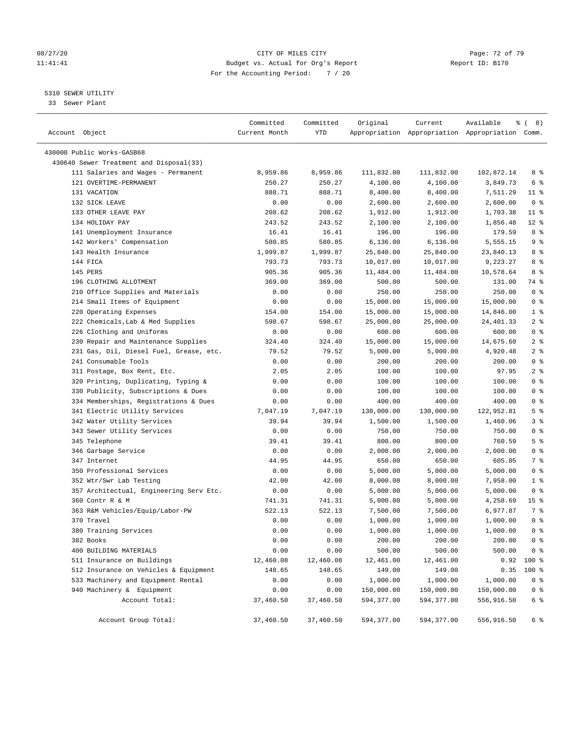CITY OF MILES CITY
Budget vs. Actual for Org's Report
For the Accounting Period: 7 / 20

08/27/20
11:41:41

Report ID: B170

5310 SEWER UTILITY
33 Sewer Plant

| Account Object | Committed Current Month | Committed YTD | Original Appropriation | Current Appropriation | Available Appropriation | % ( 8) Comm. |
|---|---|---|---|---|---|---|
| 430000 Public Works-GASB68 | | | | | | |
| 430640 Sewer Treatment and Disposal(33) | | | | | | |
| 111 Salaries and Wages - Permanent | 8,959.86 | 8,959.86 | 111,832.00 | 111,832.00 | 102,872.14 | 8 % |
| 121 OVERTIME-PERMANENT | 250.27 | 250.27 | 4,100.00 | 4,100.00 | 3,849.73 | 6 % |
| 131 VACATION | 888.71 | 888.71 | 8,400.00 | 8,400.00 | 7,511.29 | 11 % |
| 132 SICK LEAVE | 0.00 | 0.00 | 2,600.00 | 2,600.00 | 2,600.00 | 0 % |
| 133 OTHER LEAVE PAY | 208.62 | 208.62 | 1,912.00 | 1,912.00 | 1,703.38 | 11 % |
| 134 HOLIDAY PAY | 243.52 | 243.52 | 2,100.00 | 2,100.00 | 1,856.48 | 12 % |
| 141 Unemployment Insurance | 16.41 | 16.41 | 196.00 | 196.00 | 179.59 | 8 % |
| 142 Workers' Compensation | 580.85 | 580.85 | 6,136.00 | 6,136.00 | 5,555.15 | 9 % |
| 143 Health Insurance | 1,999.87 | 1,999.87 | 25,840.00 | 25,840.00 | 23,840.13 | 8 % |
| 144 FICA | 793.73 | 793.73 | 10,017.00 | 10,017.00 | 9,223.27 | 8 % |
| 145 PERS | 905.36 | 905.36 | 11,484.00 | 11,484.00 | 10,578.64 | 8 % |
| 196 CLOTHING ALLOTMENT | 369.00 | 369.00 | 500.00 | 500.00 | 131.00 | 74 % |
| 210 Office Supplies and Materials | 0.00 | 0.00 | 250.00 | 250.00 | 250.00 | 0 % |
| 214 Small Items of Equipment | 0.00 | 0.00 | 15,000.00 | 15,000.00 | 15,000.00 | 0 % |
| 220 Operating Expenses | 154.00 | 154.00 | 15,000.00 | 15,000.00 | 14,846.00 | 1 % |
| 222 Chemicals,Lab & Med Supplies | 598.67 | 598.67 | 25,000.00 | 25,000.00 | 24,401.33 | 2 % |
| 226 Clothing and Uniforms | 0.00 | 0.00 | 600.00 | 600.00 | 600.00 | 0 % |
| 230 Repair and Maintenance Supplies | 324.40 | 324.40 | 15,000.00 | 15,000.00 | 14,675.60 | 2 % |
| 231 Gas, Oil, Diesel Fuel, Grease, etc. | 79.52 | 79.52 | 5,000.00 | 5,000.00 | 4,920.48 | 2 % |
| 241 Consumable Tools | 0.00 | 0.00 | 200.00 | 200.00 | 200.00 | 0 % |
| 311 Postage, Box Rent, Etc. | 2.05 | 2.05 | 100.00 | 100.00 | 97.95 | 2 % |
| 320 Printing, Duplicating, Typing & | 0.00 | 0.00 | 100.00 | 100.00 | 100.00 | 0 % |
| 330 Publicity, Subscriptions & Dues | 0.00 | 0.00 | 100.00 | 100.00 | 100.00 | 0 % |
| 334 Memberships, Registrations & Dues | 0.00 | 0.00 | 400.00 | 400.00 | 400.00 | 0 % |
| 341 Electric Utility Services | 7,047.19 | 7,047.19 | 130,000.00 | 130,000.00 | 122,952.81 | 5 % |
| 342 Water Utility Services | 39.94 | 39.94 | 1,500.00 | 1,500.00 | 1,460.06 | 3 % |
| 343 Sewer Utility Services | 0.00 | 0.00 | 750.00 | 750.00 | 750.00 | 0 % |
| 345 Telephone | 39.41 | 39.41 | 800.00 | 800.00 | 760.59 | 5 % |
| 346 Garbage Service | 0.00 | 0.00 | 2,000.00 | 2,000.00 | 2,000.00 | 0 % |
| 347 Internet | 44.95 | 44.95 | 650.00 | 650.00 | 605.05 | 7 % |
| 350 Professional Services | 0.00 | 0.00 | 5,000.00 | 5,000.00 | 5,000.00 | 0 % |
| 352 Wtr/Swr Lab Testing | 42.00 | 42.00 | 8,000.00 | 8,000.00 | 7,958.00 | 1 % |
| 357 Architectual, Engineering Serv Etc. | 0.00 | 0.00 | 5,000.00 | 5,000.00 | 5,000.00 | 0 % |
| 360 Contr R & M | 741.31 | 741.31 | 5,000.00 | 5,000.00 | 4,258.69 | 15 % |
| 363 R&M Vehicles/Equip/Labor-PW | 522.13 | 522.13 | 7,500.00 | 7,500.00 | 6,977.87 | 7 % |
| 370 Travel | 0.00 | 0.00 | 1,000.00 | 1,000.00 | 1,000.00 | 0 % |
| 380 Training Services | 0.00 | 0.00 | 1,000.00 | 1,000.00 | 1,000.00 | 0 % |
| 382 Books | 0.00 | 0.00 | 200.00 | 200.00 | 200.00 | 0 % |
| 400 BUILDING MATERIALS | 0.00 | 0.00 | 500.00 | 500.00 | 500.00 | 0 % |
| 511 Insurance on Buildings | 12,460.08 | 12,460.08 | 12,461.00 | 12,461.00 | 0.92 | 100 % |
| 512 Insurance on Vehicles & Equipment | 148.65 | 148.65 | 149.00 | 149.00 | 0.35 | 100 % |
| 533 Machinery and Equipment Rental | 0.00 | 0.00 | 1,000.00 | 1,000.00 | 1,000.00 | 0 % |
| 940 Machinery & Equipment | 0.00 | 0.00 | 150,000.00 | 150,000.00 | 150,000.00 | 0 % |
| Account Total: | 37,460.50 | 37,460.50 | 594,377.00 | 594,377.00 | 556,916.50 | 6 % |
| Account Group Total: | 37,460.50 | 37,460.50 | 594,377.00 | 594,377.00 | 556,916.50 | 6 % |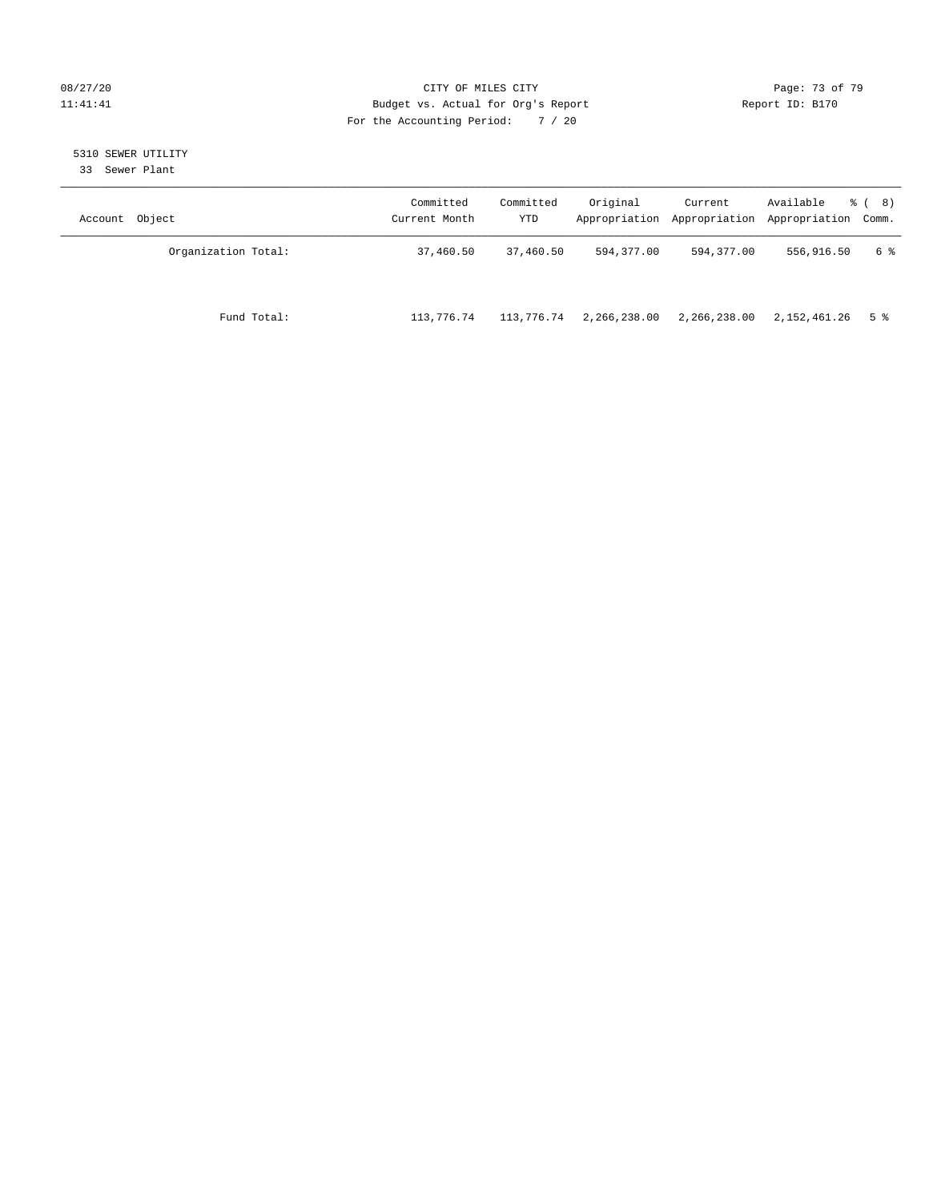CITY OF MILES CITY
Budget vs. Actual for Org's Report
For the Accounting Period: 7 / 20

5310 SEWER UTILITY
33 Sewer Plant

| Account Object | Committed Current Month | Committed YTD | Original Appropriation | Current Appropriation | Available Appropriation | % ( 8) Comm. |
|---|---|---|---|---|---|---|
| Organization Total: | 37,460.50 | 37,460.50 | 594,377.00 | 594,377.00 | 556,916.50 | 6 % |
| Fund Total: | 113,776.74 | 113,776.74 | 2,266,238.00 | 2,266,238.00 | 2,152,461.26 | 5 % |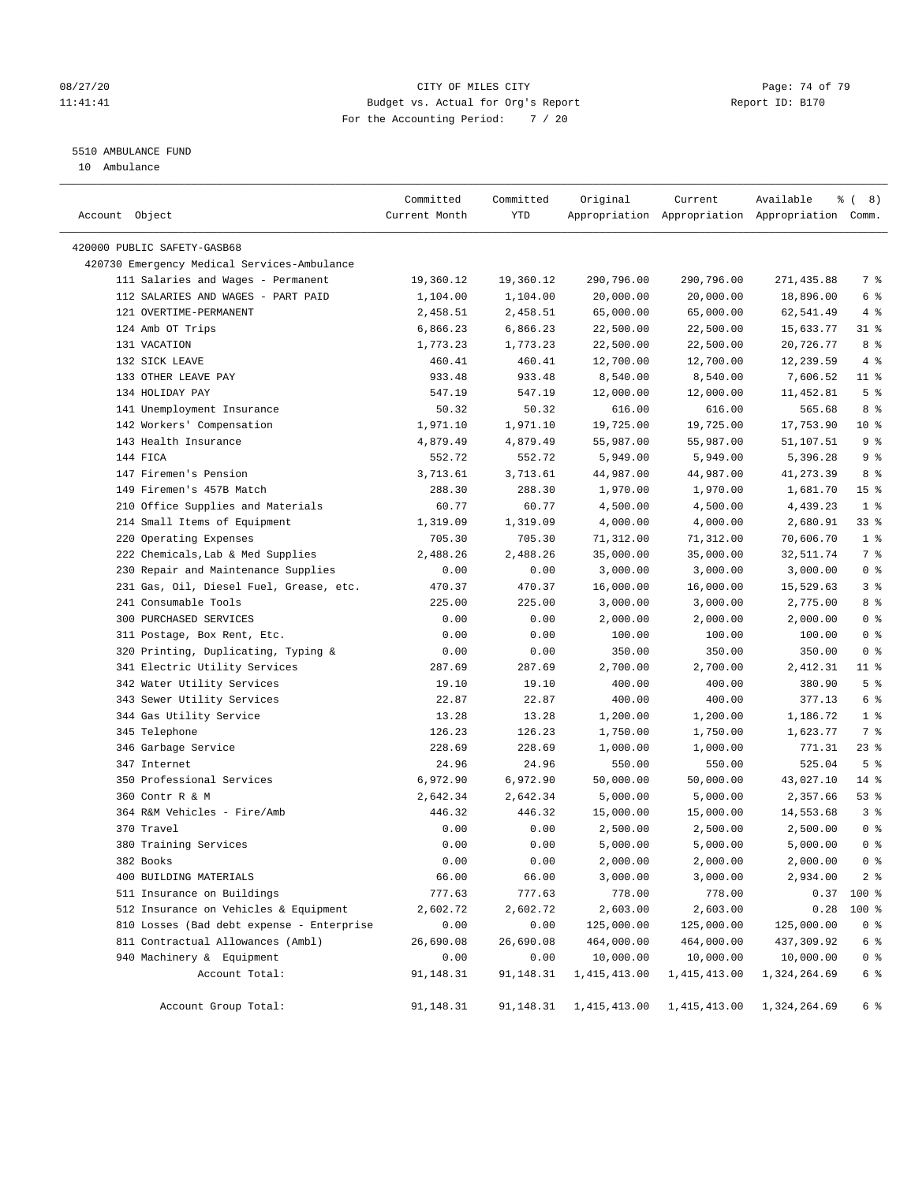CITY OF MILES CITY
Budget vs. Actual for Org's Report
For the Accounting Period: 7 / 20

08/27/20
11:41:41

Report ID: B170

5510 AMBULANCE FUND
10 Ambulance

| Account Object | Committed Current Month | Committed YTD | Original Appropriation | Current Appropriation | Available Appropriation | % ( 8) Comm. |
|---|---|---|---|---|---|---|
| 420000 PUBLIC SAFETY-GASB68 | | | | | | |
| 420730 Emergency Medical Services-Ambulance | | | | | | |
| 111 Salaries and Wages - Permanent | 19,360.12 | 19,360.12 | 290,796.00 | 290,796.00 | 271,435.88 | 7 % |
| 112 SALARIES AND WAGES - PART PAID | 1,104.00 | 1,104.00 | 20,000.00 | 20,000.00 | 18,896.00 | 6 % |
| 121 OVERTIME-PERMANENT | 2,458.51 | 2,458.51 | 65,000.00 | 65,000.00 | 62,541.49 | 4 % |
| 124 Amb OT Trips | 6,866.23 | 6,866.23 | 22,500.00 | 22,500.00 | 15,633.77 | 31 % |
| 131 VACATION | 1,773.23 | 1,773.23 | 22,500.00 | 22,500.00 | 20,726.77 | 8 % |
| 132 SICK LEAVE | 460.41 | 460.41 | 12,700.00 | 12,700.00 | 12,239.59 | 4 % |
| 133 OTHER LEAVE PAY | 933.48 | 933.48 | 8,540.00 | 8,540.00 | 7,606.52 | 11 % |
| 134 HOLIDAY PAY | 547.19 | 547.19 | 12,000.00 | 12,000.00 | 11,452.81 | 5 % |
| 141 Unemployment Insurance | 50.32 | 50.32 | 616.00 | 616.00 | 565.68 | 8 % |
| 142 Workers' Compensation | 1,971.10 | 1,971.10 | 19,725.00 | 19,725.00 | 17,753.90 | 10 % |
| 143 Health Insurance | 4,879.49 | 4,879.49 | 55,987.00 | 55,987.00 | 51,107.51 | 9 % |
| 144 FICA | 552.72 | 552.72 | 5,949.00 | 5,949.00 | 5,396.28 | 9 % |
| 147 Firemen's Pension | 3,713.61 | 3,713.61 | 44,987.00 | 44,987.00 | 41,273.39 | 8 % |
| 149 Firemen's 457B Match | 288.30 | 288.30 | 1,970.00 | 1,970.00 | 1,681.70 | 15 % |
| 210 Office Supplies and Materials | 60.77 | 60.77 | 4,500.00 | 4,500.00 | 4,439.23 | 1 % |
| 214 Small Items of Equipment | 1,319.09 | 1,319.09 | 4,000.00 | 4,000.00 | 2,680.91 | 33 % |
| 220 Operating Expenses | 705.30 | 705.30 | 71,312.00 | 71,312.00 | 70,606.70 | 1 % |
| 222 Chemicals,Lab & Med Supplies | 2,488.26 | 2,488.26 | 35,000.00 | 35,000.00 | 32,511.74 | 7 % |
| 230 Repair and Maintenance Supplies | 0.00 | 0.00 | 3,000.00 | 3,000.00 | 3,000.00 | 0 % |
| 231 Gas, Oil, Diesel Fuel, Grease, etc. | 470.37 | 470.37 | 16,000.00 | 16,000.00 | 15,529.63 | 3 % |
| 241 Consumable Tools | 225.00 | 225.00 | 3,000.00 | 3,000.00 | 2,775.00 | 8 % |
| 300 PURCHASED SERVICES | 0.00 | 0.00 | 2,000.00 | 2,000.00 | 2,000.00 | 0 % |
| 311 Postage, Box Rent, Etc. | 0.00 | 0.00 | 100.00 | 100.00 | 100.00 | 0 % |
| 320 Printing, Duplicating, Typing & | 0.00 | 0.00 | 350.00 | 350.00 | 350.00 | 0 % |
| 341 Electric Utility Services | 287.69 | 287.69 | 2,700.00 | 2,700.00 | 2,412.31 | 11 % |
| 342 Water Utility Services | 19.10 | 19.10 | 400.00 | 400.00 | 380.90 | 5 % |
| 343 Sewer Utility Services | 22.87 | 22.87 | 400.00 | 400.00 | 377.13 | 6 % |
| 344 Gas Utility Service | 13.28 | 13.28 | 1,200.00 | 1,200.00 | 1,186.72 | 1 % |
| 345 Telephone | 126.23 | 126.23 | 1,750.00 | 1,750.00 | 1,623.77 | 7 % |
| 346 Garbage Service | 228.69 | 228.69 | 1,000.00 | 1,000.00 | 771.31 | 23 % |
| 347 Internet | 24.96 | 24.96 | 550.00 | 550.00 | 525.04 | 5 % |
| 350 Professional Services | 6,972.90 | 6,972.90 | 50,000.00 | 50,000.00 | 43,027.10 | 14 % |
| 360 Contr R & M | 2,642.34 | 2,642.34 | 5,000.00 | 5,000.00 | 2,357.66 | 53 % |
| 364 R&M Vehicles - Fire/Amb | 446.32 | 446.32 | 15,000.00 | 15,000.00 | 14,553.68 | 3 % |
| 370 Travel | 0.00 | 0.00 | 2,500.00 | 2,500.00 | 2,500.00 | 0 % |
| 380 Training Services | 0.00 | 0.00 | 5,000.00 | 5,000.00 | 5,000.00 | 0 % |
| 382 Books | 0.00 | 0.00 | 2,000.00 | 2,000.00 | 2,000.00 | 0 % |
| 400 BUILDING MATERIALS | 66.00 | 66.00 | 3,000.00 | 3,000.00 | 2,934.00 | 2 % |
| 511 Insurance on Buildings | 777.63 | 777.63 | 778.00 | 778.00 | 0.37 | 100 % |
| 512 Insurance on Vehicles & Equipment | 2,602.72 | 2,602.72 | 2,603.00 | 2,603.00 | 0.28 | 100 % |
| 810 Losses (Bad debt expense - Enterprise | 0.00 | 0.00 | 125,000.00 | 125,000.00 | 125,000.00 | 0 % |
| 811 Contractual Allowances (Ambl) | 26,690.08 | 26,690.08 | 464,000.00 | 464,000.00 | 437,309.92 | 6 % |
| 940 Machinery & Equipment | 0.00 | 0.00 | 10,000.00 | 10,000.00 | 10,000.00 | 0 % |
| Account Total: | 91,148.31 | 91,148.31 | 1,415,413.00 | 1,415,413.00 | 1,324,264.69 | 6 % |
| Account Group Total: | 91,148.31 | 91,148.31 | 1,415,413.00 | 1,415,413.00 | 1,324,264.69 | 6 % |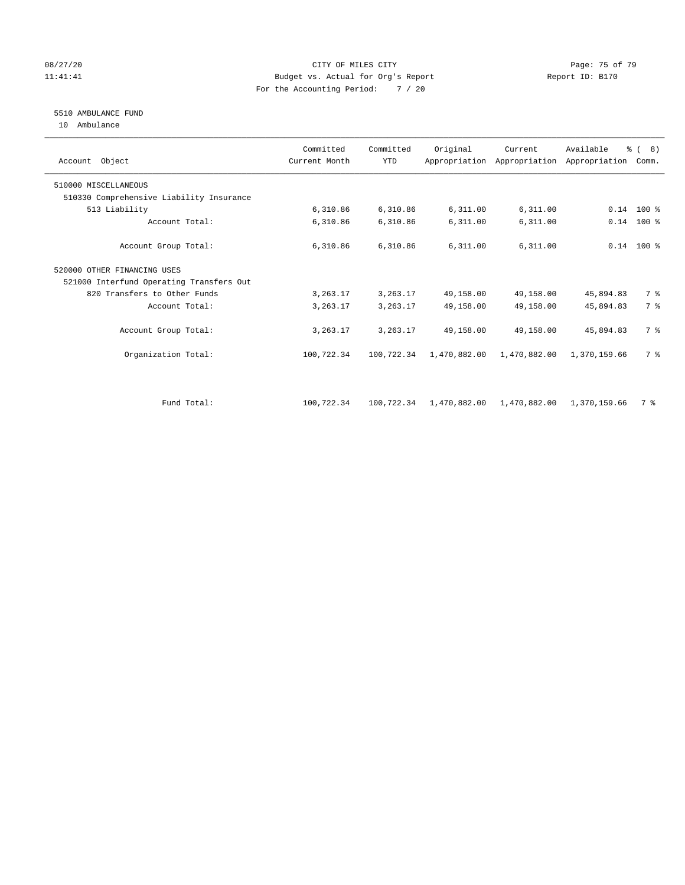CITY OF MILES CITY
Budget vs. Actual for Org's Report
For the Accounting Period: 7 / 20

08/27/20 11:41:41 — Report ID: B170

5510 AMBULANCE FUND
10 Ambulance

| Account Object | Committed Current Month | Committed YTD | Original Appropriation | Current Appropriation | Available Appropriation | % ( 8) Comm. |
|---|---|---|---|---|---|---|
| 510000 MISCELLANEOUS | | | | | | |
| 510330 Comprehensive Liability Insurance | | | | | | |
| 513 Liability | 6,310.86 | 6,310.86 | 6,311.00 | 6,311.00 | 0.14 | 100 % |
| Account Total: | 6,310.86 | 6,310.86 | 6,311.00 | 6,311.00 | 0.14 | 100 % |
| Account Group Total: | 6,310.86 | 6,310.86 | 6,311.00 | 6,311.00 | 0.14 | 100 % |
| 520000 OTHER FINANCING USES | | | | | | |
| 521000 Interfund Operating Transfers Out | | | | | | |
| 820 Transfers to Other Funds | 3,263.17 | 3,263.17 | 49,158.00 | 49,158.00 | 45,894.83 | 7 % |
| Account Total: | 3,263.17 | 3,263.17 | 49,158.00 | 49,158.00 | 45,894.83 | 7 % |
| Account Group Total: | 3,263.17 | 3,263.17 | 49,158.00 | 49,158.00 | 45,894.83 | 7 % |
| Organization Total: | 100,722.34 | 100,722.34 | 1,470,882.00 | 1,470,882.00 | 1,370,159.66 | 7 % |
| Fund Total: | 100,722.34 | 100,722.34 | 1,470,882.00 | 1,470,882.00 | 1,370,159.66 | 7 % |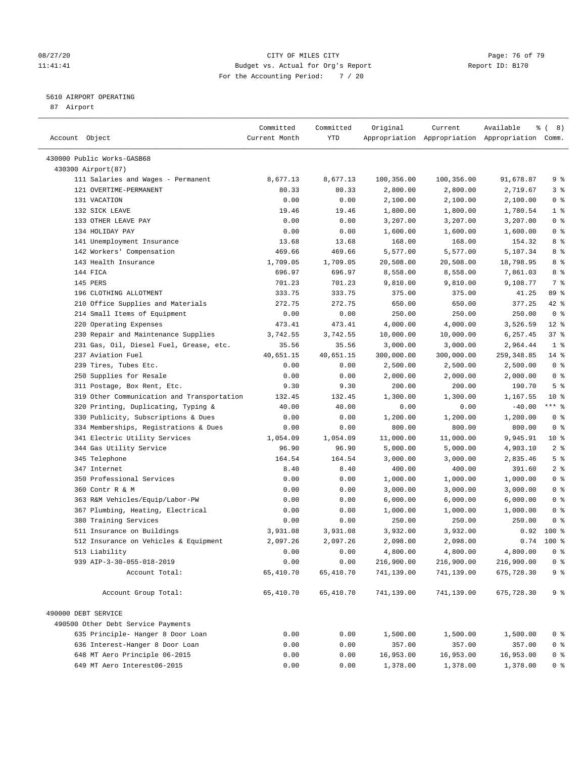CITY OF MILES CITY
Budget vs. Actual for Org's Report
For the Accounting Period: 7 / 20

08/27/20
11:41:41

Report ID: B170

5610 AIRPORT OPERATING
87 Airport

| Account Object | Committed Current Month | Committed YTD | Original Appropriation | Current Appropriation | Available Appropriation | % ( 8) Comm. |
|---|---|---|---|---|---|---|
| 430000 Public Works-GASB68 | | | | | | |
| 430300 Airport(87) | | | | | | |
| 111 Salaries and Wages - Permanent | 8,677.13 | 8,677.13 | 100,356.00 | 100,356.00 | 91,678.87 | 9 % |
| 121 OVERTIME-PERMANENT | 80.33 | 80.33 | 2,800.00 | 2,800.00 | 2,719.67 | 3 % |
| 131 VACATION | 0.00 | 0.00 | 2,100.00 | 2,100.00 | 2,100.00 | 0 % |
| 132 SICK LEAVE | 19.46 | 19.46 | 1,800.00 | 1,800.00 | 1,780.54 | 1 % |
| 133 OTHER LEAVE PAY | 0.00 | 0.00 | 3,207.00 | 3,207.00 | 3,207.00 | 0 % |
| 134 HOLIDAY PAY | 0.00 | 0.00 | 1,600.00 | 1,600.00 | 1,600.00 | 0 % |
| 141 Unemployment Insurance | 13.68 | 13.68 | 168.00 | 168.00 | 154.32 | 8 % |
| 142 Workers' Compensation | 469.66 | 469.66 | 5,577.00 | 5,577.00 | 5,107.34 | 8 % |
| 143 Health Insurance | 1,709.05 | 1,709.05 | 20,508.00 | 20,508.00 | 18,798.95 | 8 % |
| 144 FICA | 696.97 | 696.97 | 8,558.00 | 8,558.00 | 7,861.03 | 8 % |
| 145 PERS | 701.23 | 701.23 | 9,810.00 | 9,810.00 | 9,108.77 | 7 % |
| 196 CLOTHING ALLOTMENT | 333.75 | 333.75 | 375.00 | 375.00 | 41.25 | 89 % |
| 210 Office Supplies and Materials | 272.75 | 272.75 | 650.00 | 650.00 | 377.25 | 42 % |
| 214 Small Items of Equipment | 0.00 | 0.00 | 250.00 | 250.00 | 250.00 | 0 % |
| 220 Operating Expenses | 473.41 | 473.41 | 4,000.00 | 4,000.00 | 3,526.59 | 12 % |
| 230 Repair and Maintenance Supplies | 3,742.55 | 3,742.55 | 10,000.00 | 10,000.00 | 6,257.45 | 37 % |
| 231 Gas, Oil, Diesel Fuel, Grease, etc. | 35.56 | 35.56 | 3,000.00 | 3,000.00 | 2,964.44 | 1 % |
| 237 Aviation Fuel | 40,651.15 | 40,651.15 | 300,000.00 | 300,000.00 | 259,348.85 | 14 % |
| 239 Tires, Tubes Etc. | 0.00 | 0.00 | 2,500.00 | 2,500.00 | 2,500.00 | 0 % |
| 250 Supplies for Resale | 0.00 | 0.00 | 2,000.00 | 2,000.00 | 2,000.00 | 0 % |
| 311 Postage, Box Rent, Etc. | 9.30 | 9.30 | 200.00 | 200.00 | 190.70 | 5 % |
| 319 Other Communication and Transportation | 132.45 | 132.45 | 1,300.00 | 1,300.00 | 1,167.55 | 10 % |
| 320 Printing, Duplicating, Typing & | 40.00 | 40.00 | 0.00 | 0.00 | -40.00 | *** % |
| 330 Publicity, Subscriptions & Dues | 0.00 | 0.00 | 1,200.00 | 1,200.00 | 1,200.00 | 0 % |
| 334 Memberships, Registrations & Dues | 0.00 | 0.00 | 800.00 | 800.00 | 800.00 | 0 % |
| 341 Electric Utility Services | 1,054.09 | 1,054.09 | 11,000.00 | 11,000.00 | 9,945.91 | 10 % |
| 344 Gas Utility Service | 96.90 | 96.90 | 5,000.00 | 5,000.00 | 4,903.10 | 2 % |
| 345 Telephone | 164.54 | 164.54 | 3,000.00 | 3,000.00 | 2,835.46 | 5 % |
| 347 Internet | 8.40 | 8.40 | 400.00 | 400.00 | 391.60 | 2 % |
| 350 Professional Services | 0.00 | 0.00 | 1,000.00 | 1,000.00 | 1,000.00 | 0 % |
| 360 Contr R & M | 0.00 | 0.00 | 3,000.00 | 3,000.00 | 3,000.00 | 0 % |
| 363 R&M Vehicles/Equip/Labor-PW | 0.00 | 0.00 | 6,000.00 | 6,000.00 | 6,000.00 | 0 % |
| 367 Plumbing, Heating, Electrical | 0.00 | 0.00 | 1,000.00 | 1,000.00 | 1,000.00 | 0 % |
| 380 Training Services | 0.00 | 0.00 | 250.00 | 250.00 | 250.00 | 0 % |
| 511 Insurance on Buildings | 3,931.08 | 3,931.08 | 3,932.00 | 3,932.00 | 0.92 | 100 % |
| 512 Insurance on Vehicles & Equipment | 2,097.26 | 2,097.26 | 2,098.00 | 2,098.00 | 0.74 | 100 % |
| 513 Liability | 0.00 | 0.00 | 4,800.00 | 4,800.00 | 4,800.00 | 0 % |
| 939 AIP-3-30-055-018-2019 | 0.00 | 0.00 | 216,900.00 | 216,900.00 | 216,900.00 | 0 % |
| Account Total: | 65,410.70 | 65,410.70 | 741,139.00 | 741,139.00 | 675,728.30 | 9 % |
| Account Group Total: | 65,410.70 | 65,410.70 | 741,139.00 | 741,139.00 | 675,728.30 | 9 % |
| 490000 DEBT SERVICE | | | | | | |
| 490500 Other Debt Service Payments | | | | | | |
| 635 Principle- Hanger 8 Door Loan | 0.00 | 0.00 | 1,500.00 | 1,500.00 | 1,500.00 | 0 % |
| 636 Interest-Hanger 8 Door Loan | 0.00 | 0.00 | 357.00 | 357.00 | 357.00 | 0 % |
| 648 MT Aero Principle 06-2015 | 0.00 | 0.00 | 16,953.00 | 16,953.00 | 16,953.00 | 0 % |
| 649 MT Aero Interest06-2015 | 0.00 | 0.00 | 1,378.00 | 1,378.00 | 1,378.00 | 0 % |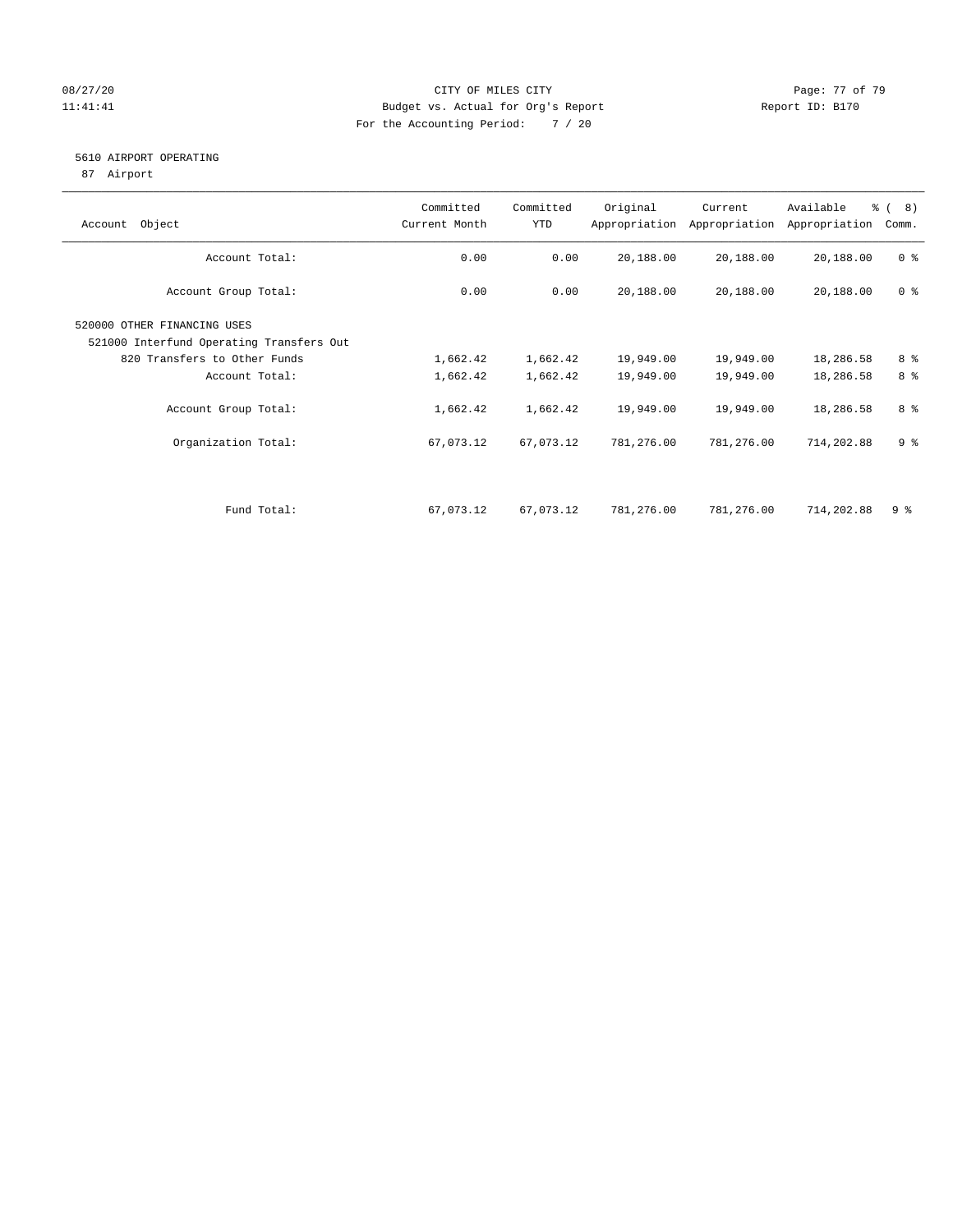## 5610 AIRPORT OPERATING

87 Airport

| Account Object | Committed Current Month | Committed YTD | Original Appropriation | Current Appropriation | Available Appropriation | % ( 8) Comm. |
|---|---|---|---|---|---|---|
| Account Total: | 0.00 | 0.00 | 20,188.00 | 20,188.00 | 20,188.00 | 0 % |
| Account Group Total: | 0.00 | 0.00 | 20,188.00 | 20,188.00 | 20,188.00 | 0 % |
| 520000 OTHER FINANCING USES | | | | | | |
| 521000 Interfund Operating Transfers Out | | | | | | |
| 820 Transfers to Other Funds | 1,662.42 | 1,662.42 | 19,949.00 | 19,949.00 | 18,286.58 | 8 % |
| Account Total: | 1,662.42 | 1,662.42 | 19,949.00 | 19,949.00 | 18,286.58 | 8 % |
| Account Group Total: | 1,662.42 | 1,662.42 | 19,949.00 | 19,949.00 | 18,286.58 | 8 % |
| Organization Total: | 67,073.12 | 67,073.12 | 781,276.00 | 781,276.00 | 714,202.88 | 9 % |
| Fund Total: | 67,073.12 | 67,073.12 | 781,276.00 | 781,276.00 | 714,202.88 | 9 % |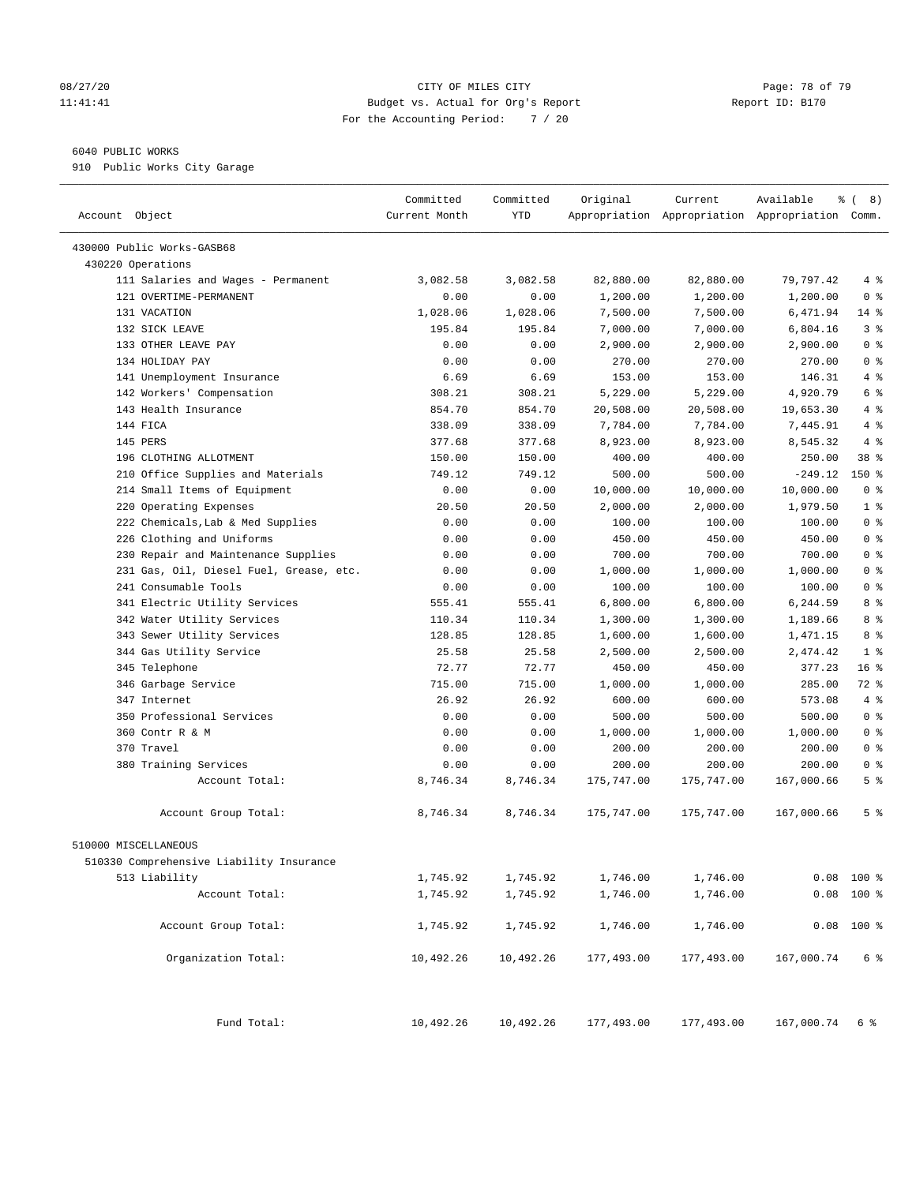CITY OF MILES CITY
Budget vs. Actual for Org's Report
For the Accounting Period: 7 / 20

08/27/20
11:41:41

Report ID: B170

6040 PUBLIC WORKS
910 Public Works City Garage

| Account Object | Committed Current Month | Committed YTD | Original Appropriation | Current Appropriation | Available Appropriation | % ( 8) Comm. |
|---|---|---|---|---|---|---|
| 430000 Public Works-GASB68 | | | | | | |
| 430220 Operations | | | | | | |
| 111 Salaries and Wages - Permanent | 3,082.58 | 3,082.58 | 82,880.00 | 82,880.00 | 79,797.42 | 4 % |
| 121 OVERTIME-PERMANENT | 0.00 | 0.00 | 1,200.00 | 1,200.00 | 1,200.00 | 0 % |
| 131 VACATION | 1,028.06 | 1,028.06 | 7,500.00 | 7,500.00 | 6,471.94 | 14 % |
| 132 SICK LEAVE | 195.84 | 195.84 | 7,000.00 | 7,000.00 | 6,804.16 | 3 % |
| 133 OTHER LEAVE PAY | 0.00 | 0.00 | 2,900.00 | 2,900.00 | 2,900.00 | 0 % |
| 134 HOLIDAY PAY | 0.00 | 0.00 | 270.00 | 270.00 | 270.00 | 0 % |
| 141 Unemployment Insurance | 6.69 | 6.69 | 153.00 | 153.00 | 146.31 | 4 % |
| 142 Workers' Compensation | 308.21 | 308.21 | 5,229.00 | 5,229.00 | 4,920.79 | 6 % |
| 143 Health Insurance | 854.70 | 854.70 | 20,508.00 | 20,508.00 | 19,653.30 | 4 % |
| 144 FICA | 338.09 | 338.09 | 7,784.00 | 7,784.00 | 7,445.91 | 4 % |
| 145 PERS | 377.68 | 377.68 | 8,923.00 | 8,923.00 | 8,545.32 | 4 % |
| 196 CLOTHING ALLOTMENT | 150.00 | 150.00 | 400.00 | 400.00 | 250.00 | 38 % |
| 210 Office Supplies and Materials | 749.12 | 749.12 | 500.00 | 500.00 | -249.12 | 150 % |
| 214 Small Items of Equipment | 0.00 | 0.00 | 10,000.00 | 10,000.00 | 10,000.00 | 0 % |
| 220 Operating Expenses | 20.50 | 20.50 | 2,000.00 | 2,000.00 | 1,979.50 | 1 % |
| 222 Chemicals,Lab & Med Supplies | 0.00 | 0.00 | 100.00 | 100.00 | 100.00 | 0 % |
| 226 Clothing and Uniforms | 0.00 | 0.00 | 450.00 | 450.00 | 450.00 | 0 % |
| 230 Repair and Maintenance Supplies | 0.00 | 0.00 | 700.00 | 700.00 | 700.00 | 0 % |
| 231 Gas, Oil, Diesel Fuel, Grease, etc. | 0.00 | 0.00 | 1,000.00 | 1,000.00 | 1,000.00 | 0 % |
| 241 Consumable Tools | 0.00 | 0.00 | 100.00 | 100.00 | 100.00 | 0 % |
| 341 Electric Utility Services | 555.41 | 555.41 | 6,800.00 | 6,800.00 | 6,244.59 | 8 % |
| 342 Water Utility Services | 110.34 | 110.34 | 1,300.00 | 1,300.00 | 1,189.66 | 8 % |
| 343 Sewer Utility Services | 128.85 | 128.85 | 1,600.00 | 1,600.00 | 1,471.15 | 8 % |
| 344 Gas Utility Service | 25.58 | 25.58 | 2,500.00 | 2,500.00 | 2,474.42 | 1 % |
| 345 Telephone | 72.77 | 72.77 | 450.00 | 450.00 | 377.23 | 16 % |
| 346 Garbage Service | 715.00 | 715.00 | 1,000.00 | 1,000.00 | 285.00 | 72 % |
| 347 Internet | 26.92 | 26.92 | 600.00 | 600.00 | 573.08 | 4 % |
| 350 Professional Services | 0.00 | 0.00 | 500.00 | 500.00 | 500.00 | 0 % |
| 360 Contr R & M | 0.00 | 0.00 | 1,000.00 | 1,000.00 | 1,000.00 | 0 % |
| 370 Travel | 0.00 | 0.00 | 200.00 | 200.00 | 200.00 | 0 % |
| 380 Training Services | 0.00 | 0.00 | 200.00 | 200.00 | 200.00 | 0 % |
| Account Total: | 8,746.34 | 8,746.34 | 175,747.00 | 175,747.00 | 167,000.66 | 5 % |
| Account Group Total: | 8,746.34 | 8,746.34 | 175,747.00 | 175,747.00 | 167,000.66 | 5 % |
| 510000 MISCELLANEOUS | | | | | | |
| 510330 Comprehensive Liability Insurance | | | | | | |
| 513 Liability | 1,745.92 | 1,745.92 | 1,746.00 | 1,746.00 | 0.08 | 100 % |
| Account Total: | 1,745.92 | 1,745.92 | 1,746.00 | 1,746.00 | 0.08 | 100 % |
| Account Group Total: | 1,745.92 | 1,745.92 | 1,746.00 | 1,746.00 | 0.08 | 100 % |
| Organization Total: | 10,492.26 | 10,492.26 | 177,493.00 | 177,493.00 | 167,000.74 | 6 % |
| Fund Total: | 10,492.26 | 10,492.26 | 177,493.00 | 177,493.00 | 167,000.74 | 6 % |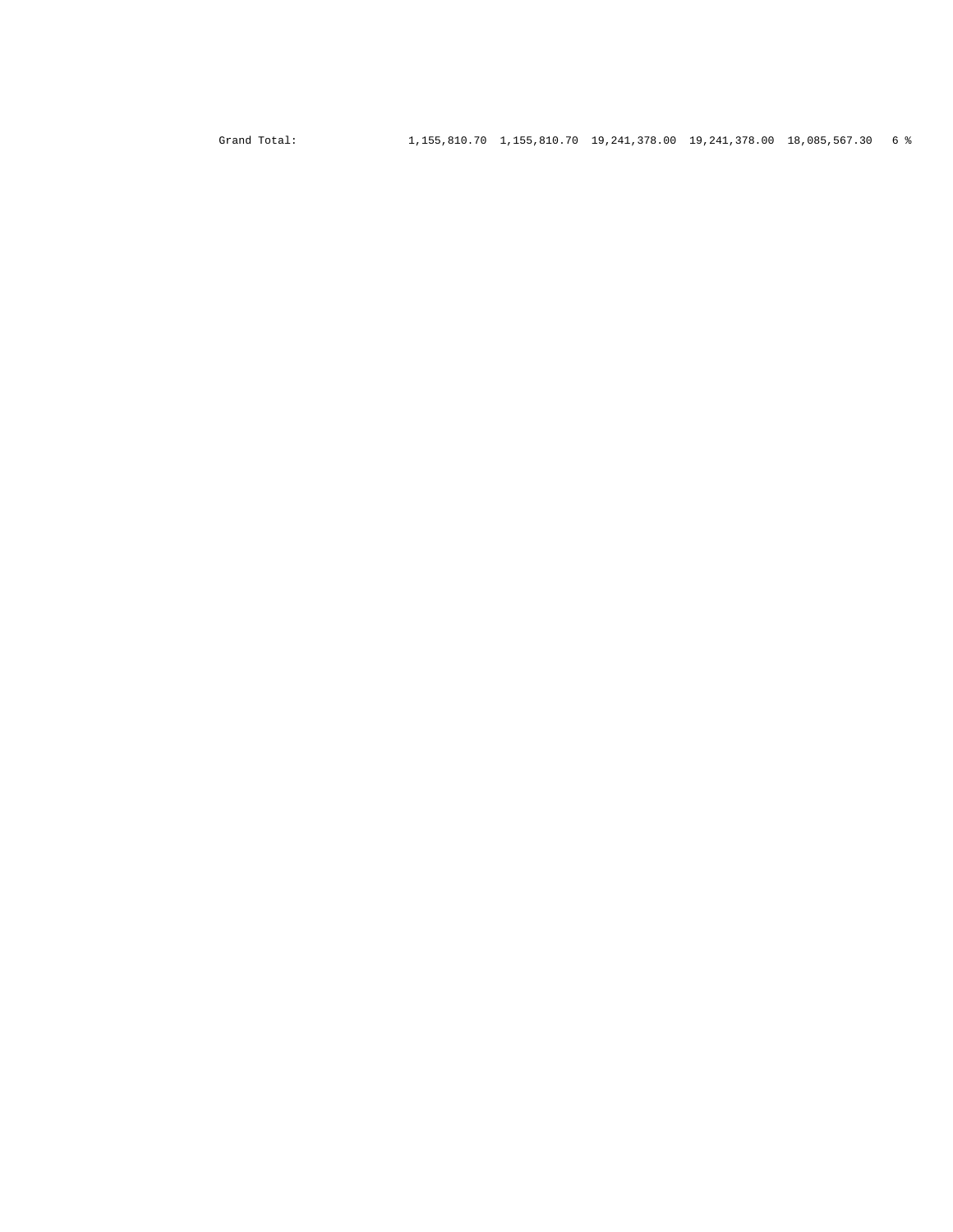| | | | | | | |
|---|---|---|---|---|---|---|
| Grand Total: | 1,155,810.70 | 1,155,810.70 | 19,241,378.00 | 19,241,378.00 | 18,085,567.30 | 6 % |